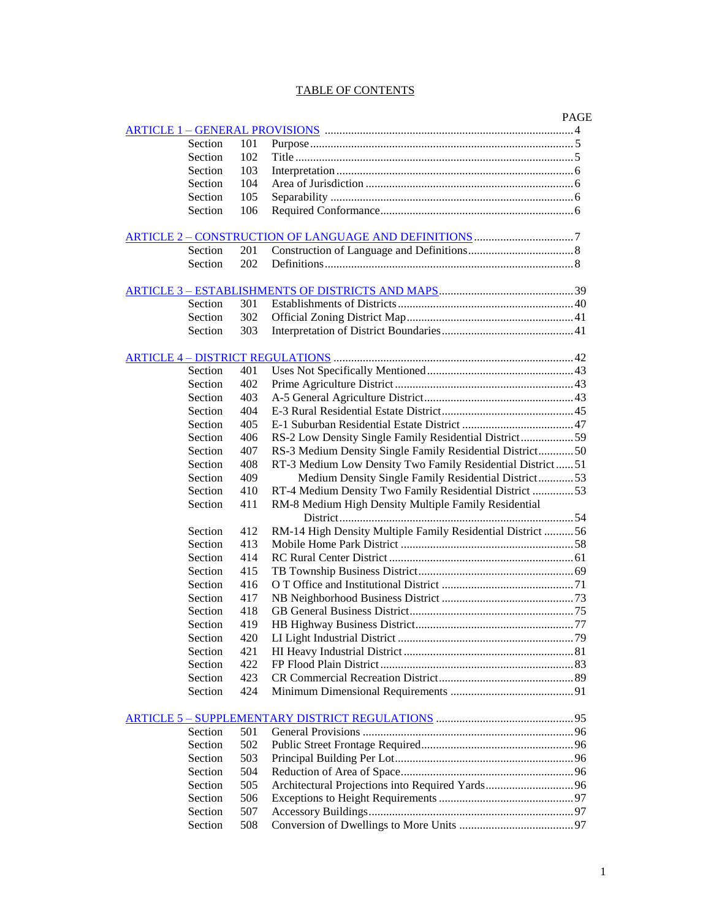# TABLE OF CONTENTS

| | | | PAGE |
|---|---|---|---|
| ARTICLE 1 – GENERAL PROVISIONS | | | 4 |
| Section | 101 | Purpose | 5 |
| Section | 102 | Title | 5 |
| Section | 103 | Interpretation | 6 |
| Section | 104 | Area of Jurisdiction | 6 |
| Section | 105 | Separability | 6 |
| Section | 106 | Required Conformance | 6 |
| ARTICLE 2 – CONSTRUCTION OF LANGUAGE AND DEFINITIONS | | | 7 |
| Section | 201 | Construction of Language and Definitions | 8 |
| Section | 202 | Definitions | 8 |
| ARTICLE 3 – ESTABLISHMENTS OF DISTRICTS AND MAPS | | | 39 |
| Section | 301 | Establishments of Districts | 40 |
| Section | 302 | Official Zoning District Map | 41 |
| Section | 303 | Interpretation of District Boundaries | 41 |
| ARTICLE 4 – DISTRICT REGULATIONS | | | 42 |
| Section | 401 | Uses Not Specifically Mentioned | 43 |
| Section | 402 | Prime Agriculture District | 43 |
| Section | 403 | A-5 General Agriculture District | 43 |
| Section | 404 | E-3 Rural Residential Estate District | 45 |
| Section | 405 | E-1 Suburban Residential Estate District | 47 |
| Section | 406 | RS-2 Low Density Single Family Residential District | 59 |
| Section | 407 | RS-3 Medium Density Single Family Residential District | 50 |
| Section | 408 | RT-3 Medium Low Density Two Family Residential District | 51 |
| Section | 409 | Medium Density Single Family Residential District | 53 |
| Section | 410 | RT-4 Medium Density Two Family Residential District | 53 |
| Section | 411 | RM-8 Medium High Density Multiple Family Residential District | 54 |
| Section | 412 | RM-14 High Density Multiple Family Residential District | 56 |
| Section | 413 | Mobile Home Park District | 58 |
| Section | 414 | RC Rural Center District | 61 |
| Section | 415 | TB Township Business District | 69 |
| Section | 416 | O T Office and Institutional District | 71 |
| Section | 417 | NB Neighborhood Business District | 73 |
| Section | 418 | GB General Business District | 75 |
| Section | 419 | HB Highway Business District | 77 |
| Section | 420 | LI Light Industrial District | 79 |
| Section | 421 | HI Heavy Industrial District | 81 |
| Section | 422 | FP Flood Plain District | 83 |
| Section | 423 | CR Commercial Recreation District | 89 |
| Section | 424 | Minimum Dimensional Requirements | 91 |
| ARTICLE 5 – SUPPLEMENTARY DISTRICT REGULATIONS | | | 95 |
| Section | 501 | General Provisions | 96 |
| Section | 502 | Public Street Frontage Required | 96 |
| Section | 503 | Principal Building Per Lot | 96 |
| Section | 504 | Reduction of Area of Space | 96 |
| Section | 505 | Architectural Projections into Required Yards | 96 |
| Section | 506 | Exceptions to Height Requirements | 97 |
| Section | 507 | Accessory Buildings | 97 |
| Section | 508 | Conversion of Dwellings to More Units | 97 |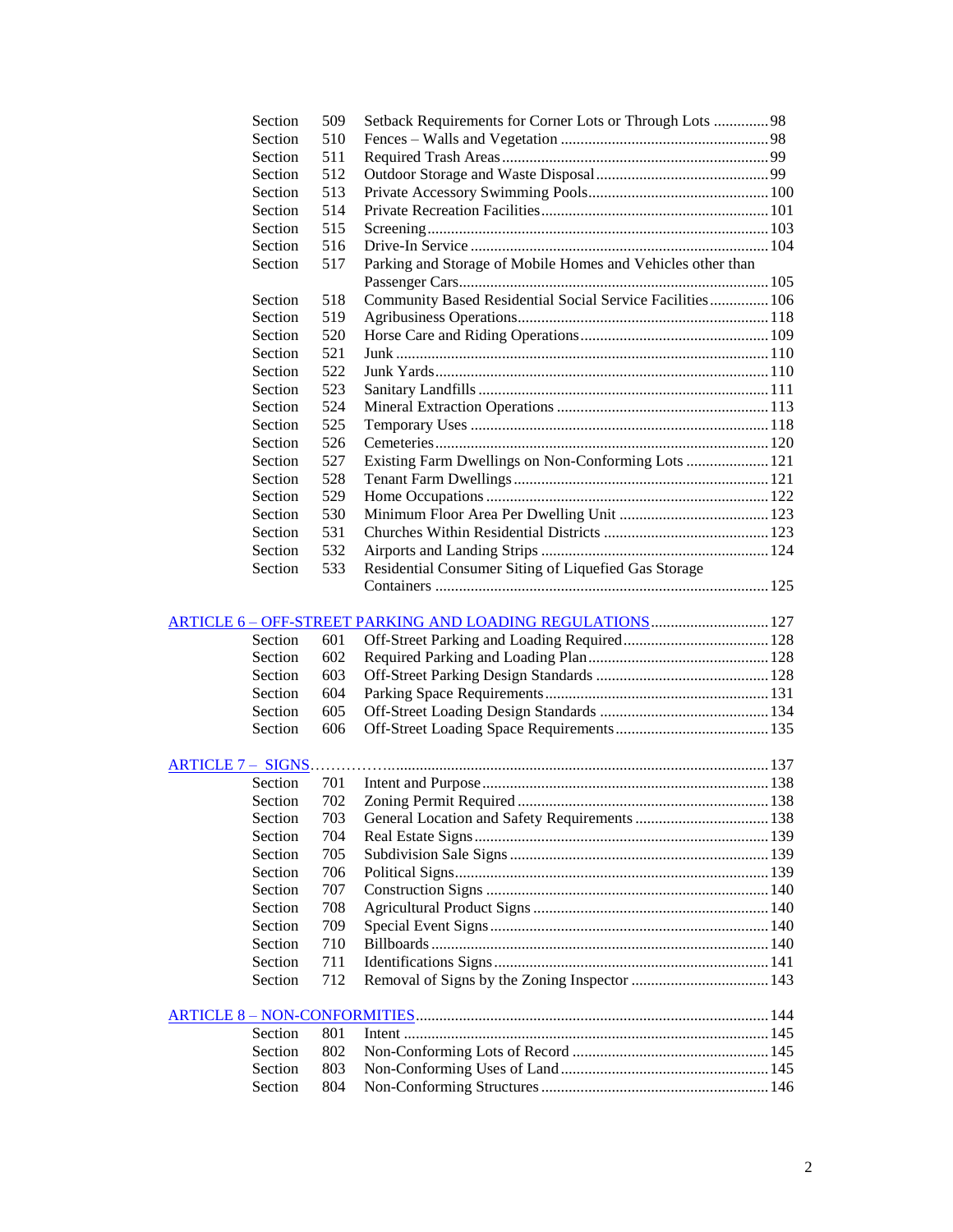| | | | |
|---|---|---|---|
| Section | 509 | Setback Requirements for Corner Lots or Through Lots | 98 |
| Section | 510 | Fences – Walls and Vegetation | 98 |
| Section | 511 | Required Trash Areas | 99 |
| Section | 512 | Outdoor Storage and Waste Disposal | 99 |
| Section | 513 | Private Accessory Swimming Pools | 100 |
| Section | 514 | Private Recreation Facilities | 101 |
| Section | 515 | Screening | 103 |
| Section | 516 | Drive-In Service | 104 |
| Section | 517 | Parking and Storage of Mobile Homes and Vehicles other than Passenger Cars | 105 |
| Section | 518 | Community Based Residential Social Service Facilities | 106 |
| Section | 519 | Agribusiness Operations | 118 |
| Section | 520 | Horse Care and Riding Operations | 109 |
| Section | 521 | Junk | 110 |
| Section | 522 | Junk Yards | 110 |
| Section | 523 | Sanitary Landfills | 111 |
| Section | 524 | Mineral Extraction Operations | 113 |
| Section | 525 | Temporary Uses | 118 |
| Section | 526 | Cemeteries | 120 |
| Section | 527 | Existing Farm Dwellings on Non-Conforming Lots | 121 |
| Section | 528 | Tenant Farm Dwellings | 121 |
| Section | 529 | Home Occupations | 122 |
| Section | 530 | Minimum Floor Area Per Dwelling Unit | 123 |
| Section | 531 | Churches Within Residential Districts | 123 |
| Section | 532 | Airports and Landing Strips | 124 |
| Section | 533 | Residential Consumer Siting of Liquefied Gas Storage Containers | 125 |

ARTICLE 6 – OFF-STREET PARKING AND LOADING REGULATIONS .......... 127

| | | | |
|---|---|---|---|
| Section | 601 | Off-Street Parking and Loading Required | 128 |
| Section | 602 | Required Parking and Loading Plan | 128 |
| Section | 603 | Off-Street Parking Design Standards | 128 |
| Section | 604 | Parking Space Requirements | 131 |
| Section | 605 | Off-Street Loading Design Standards | 134 |
| Section | 606 | Off-Street Loading Space Requirements | 135 |

ARTICLE 7 – SIGNS .......... 137

| | | | |
|---|---|---|---|
| Section | 701 | Intent and Purpose | 138 |
| Section | 702 | Zoning Permit Required | 138 |
| Section | 703 | General Location and Safety Requirements | 138 |
| Section | 704 | Real Estate Signs | 139 |
| Section | 705 | Subdivision Sale Signs | 139 |
| Section | 706 | Political Signs | 139 |
| Section | 707 | Construction Signs | 140 |
| Section | 708 | Agricultural Product Signs | 140 |
| Section | 709 | Special Event Signs | 140 |
| Section | 710 | Billboards | 140 |
| Section | 711 | Identifications Signs | 141 |
| Section | 712 | Removal of Signs by the Zoning Inspector | 143 |

ARTICLE 8 – NON-CONFORMITIES .......... 144

| | | | |
|---|---|---|---|
| Section | 801 | Intent | 145 |
| Section | 802 | Non-Conforming Lots of Record | 145 |
| Section | 803 | Non-Conforming Uses of Land | 145 |
| Section | 804 | Non-Conforming Structures | 146 |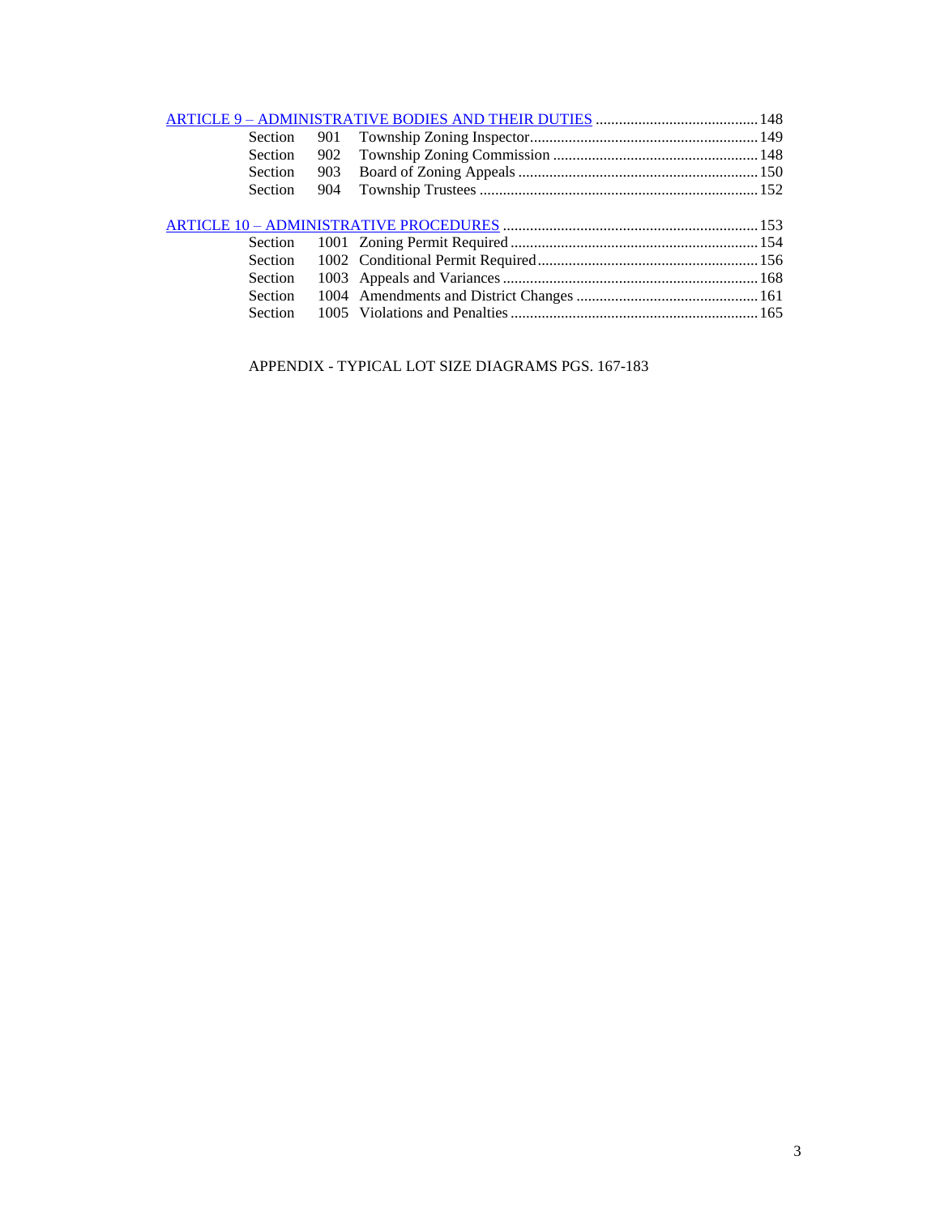[ARTICLE 9 – ADMINISTRATIVE BODIES AND THEIR DUTIES](#) .......................................... 148

| | | | |
|---|---|---|---|
| Section | 901 | Township Zoning Inspector | 149 |
| Section | 902 | Township Zoning Commission | 148 |
| Section | 903 | Board of Zoning Appeals | 150 |
| Section | 904 | Township Trustees | 152 |

[ARTICLE 10 – ADMINISTRATIVE PROCEDURES](#) .................................................................. 153

| | | | |
|---|---|---|---|
| Section | 1001 | Zoning Permit Required | 154 |
| Section | 1002 | Conditional Permit Required | 156 |
| Section | 1003 | Appeals and Variances | 168 |
| Section | 1004 | Amendments and District Changes | 161 |
| Section | 1005 | Violations and Penalties | 165 |

APPENDIX - TYPICAL LOT SIZE DIAGRAMS PGS. 167-183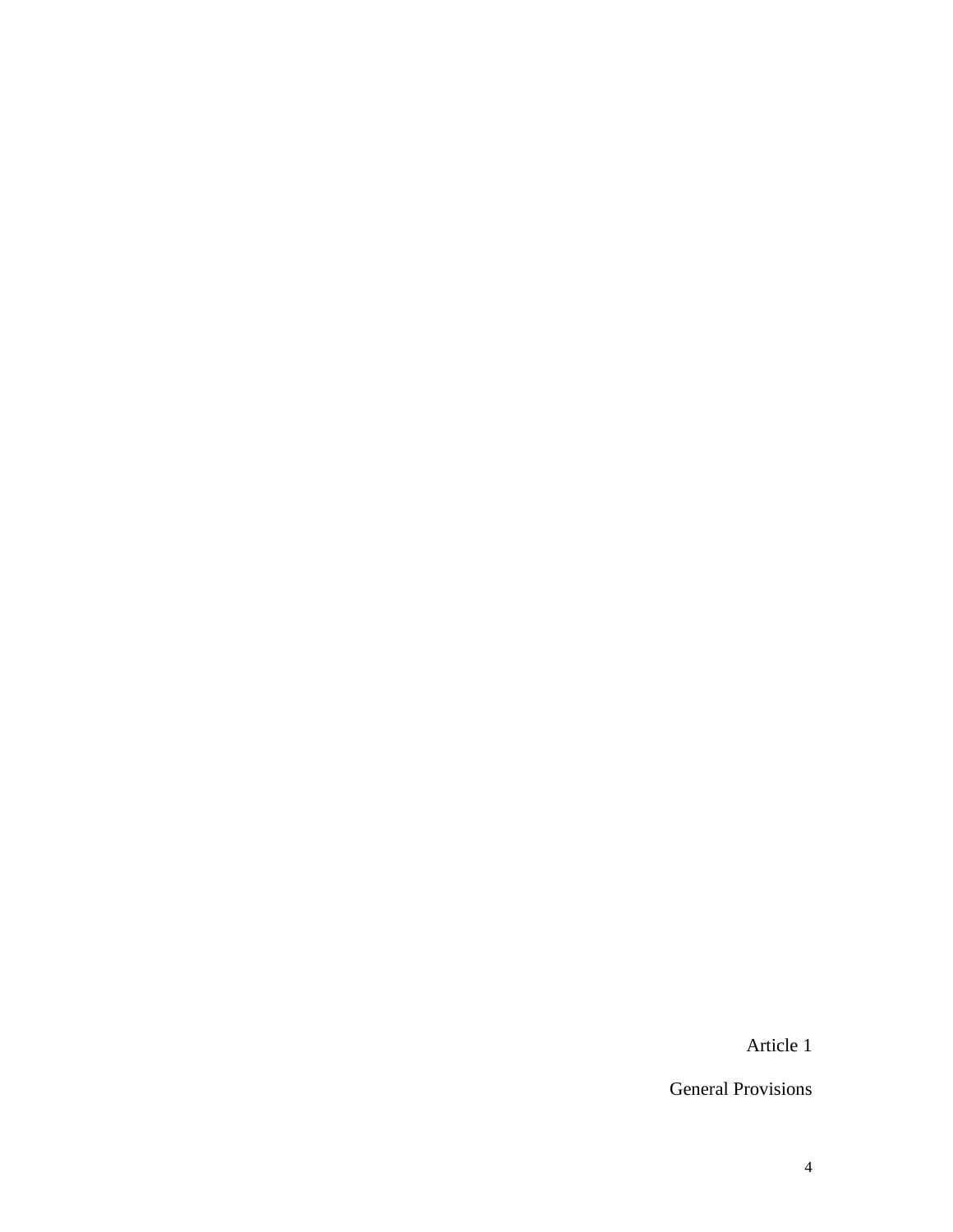# Article 1

## General Provisions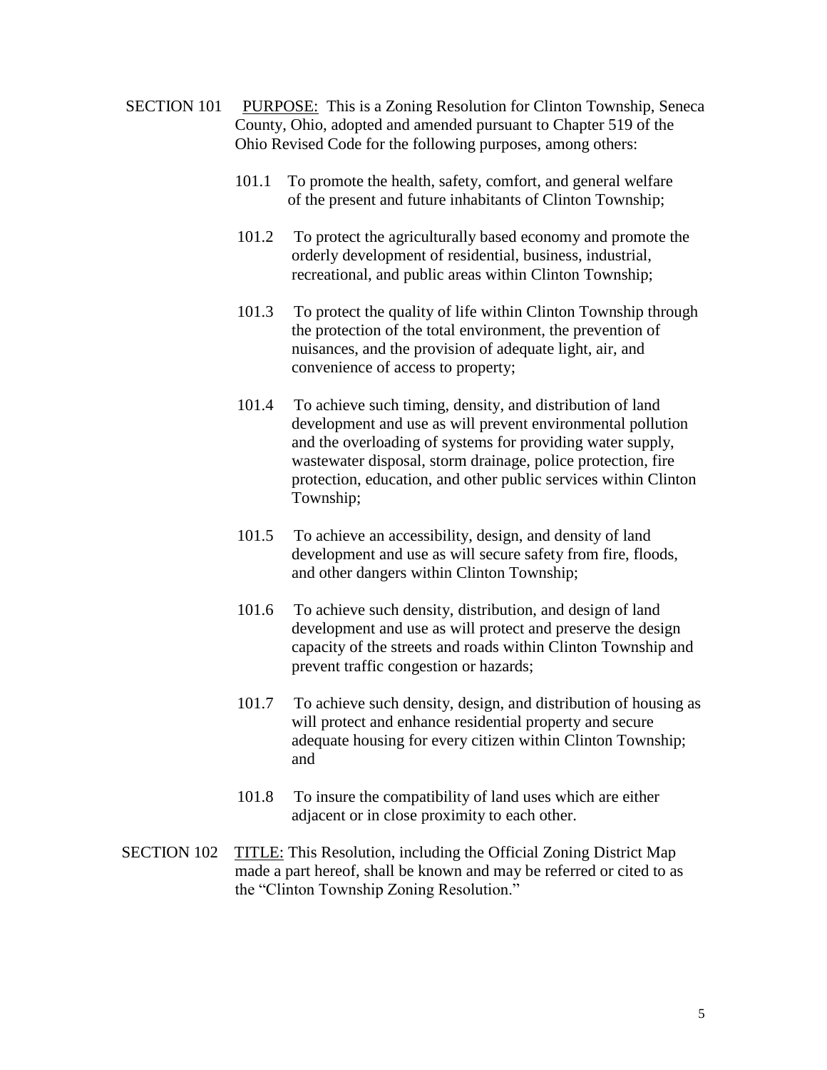SECTION 101 PURPOSE: This is a Zoning Resolution for Clinton Township, Seneca County, Ohio, adopted and amended pursuant to Chapter 519 of the Ohio Revised Code for the following purposes, among others:

101.1 To promote the health, safety, comfort, and general welfare of the present and future inhabitants of Clinton Township;

101.2 To protect the agriculturally based economy and promote the orderly development of residential, business, industrial, recreational, and public areas within Clinton Township;

101.3 To protect the quality of life within Clinton Township through the protection of the total environment, the prevention of nuisances, and the provision of adequate light, air, and convenience of access to property;

101.4 To achieve such timing, density, and distribution of land development and use as will prevent environmental pollution and the overloading of systems for providing water supply, wastewater disposal, storm drainage, police protection, fire protection, education, and other public services within Clinton Township;

101.5 To achieve an accessibility, design, and density of land development and use as will secure safety from fire, floods, and other dangers within Clinton Township;

101.6 To achieve such density, distribution, and design of land development and use as will protect and preserve the design capacity of the streets and roads within Clinton Township and prevent traffic congestion or hazards;

101.7 To achieve such density, design, and distribution of housing as will protect and enhance residential property and secure adequate housing for every citizen within Clinton Township; and

101.8 To insure the compatibility of land uses which are either adjacent or in close proximity to each other.

SECTION 102 TITLE: This Resolution, including the Official Zoning District Map made a part hereof, shall be known and may be referred or cited to as the "Clinton Township Zoning Resolution."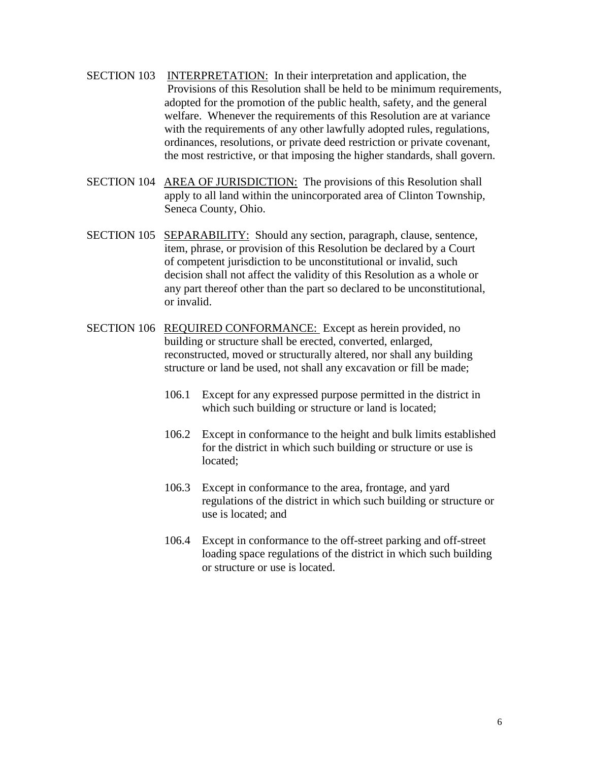SECTION 103 INTERPRETATION: In their interpretation and application, the Provisions of this Resolution shall be held to be minimum requirements, adopted for the promotion of the public health, safety, and the general welfare. Whenever the requirements of this Resolution are at variance with the requirements of any other lawfully adopted rules, regulations, ordinances, resolutions, or private deed restriction or private covenant, the most restrictive, or that imposing the higher standards, shall govern.

SECTION 104 AREA OF JURISDICTION: The provisions of this Resolution shall apply to all land within the unincorporated area of Clinton Township, Seneca County, Ohio.

SECTION 105 SEPARABILITY: Should any section, paragraph, clause, sentence, item, phrase, or provision of this Resolution be declared by a Court of competent jurisdiction to be unconstitutional or invalid, such decision shall not affect the validity of this Resolution as a whole or any part thereof other than the part so declared to be unconstitutional, or invalid.

SECTION 106 REQUIRED CONFORMANCE: Except as herein provided, no building or structure shall be erected, converted, enlarged, reconstructed, moved or structurally altered, nor shall any building structure or land be used, not shall any excavation or fill be made;

106.1 Except for any expressed purpose permitted in the district in which such building or structure or land is located;

106.2 Except in conformance to the height and bulk limits established for the district in which such building or structure or use is located;

106.3 Except in conformance to the area, frontage, and yard regulations of the district in which such building or structure or use is located; and

106.4 Except in conformance to the off-street parking and off-street loading space regulations of the district in which such building or structure or use is located.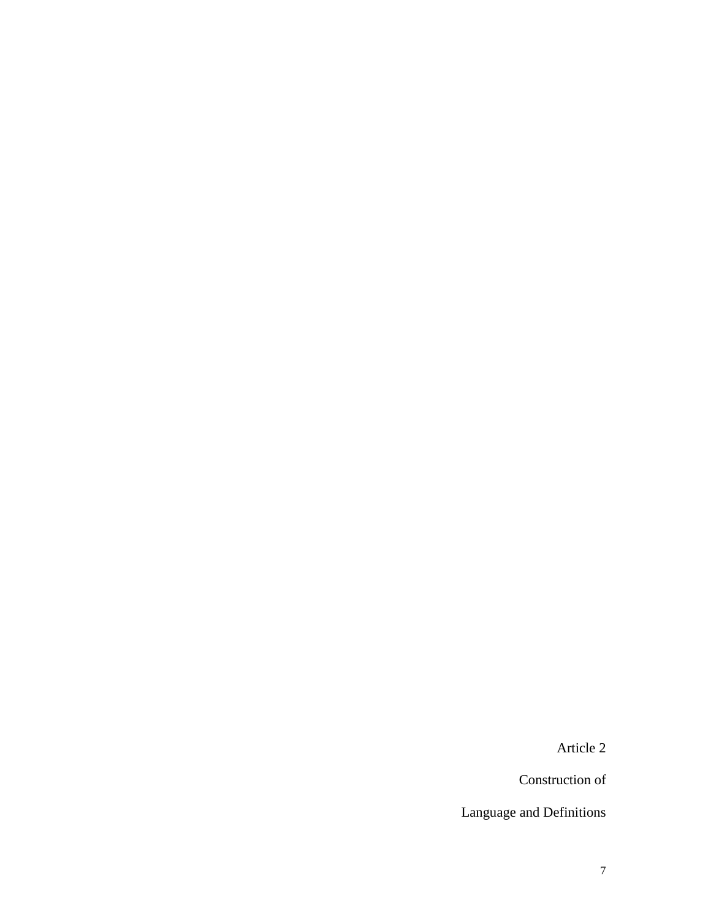# Article 2

## Construction of

## Language and Definitions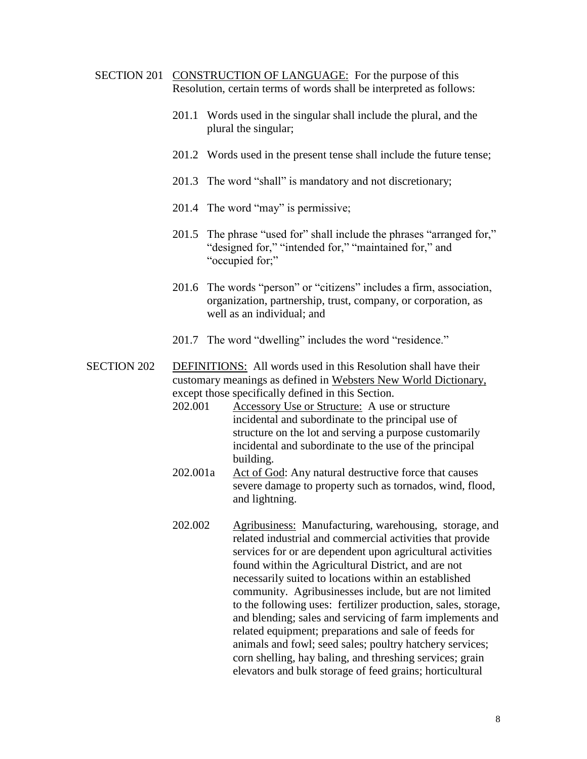SECTION 201 <u>CONSTRUCTION OF LANGUAGE:</u> For the purpose of this Resolution, certain terms of words shall be interpreted as follows:

201.1 Words used in the singular shall include the plural, and the plural the singular;

201.2 Words used in the present tense shall include the future tense;

201.3 The word "shall" is mandatory and not discretionary;

201.4 The word "may" is permissive;

201.5 The phrase "used for" shall include the phrases "arranged for," "designed for," "intended for," "maintained for," and "occupied for;"

201.6 The words "person" or "citizens" includes a firm, association, organization, partnership, trust, company, or corporation, as well as an individual; and

201.7 The word "dwelling" includes the word "residence."

SECTION 202 <u>DEFINITIONS:</u> All words used in this Resolution shall have their customary meanings as defined in <u>Websters New World Dictionary,</u> except those specifically defined in this Section.

202.001 <u>Accessory Use or Structure:</u> A use or structure incidental and subordinate to the principal use of structure on the lot and serving a purpose customarily incidental and subordinate to the use of the principal building.

202.001a <u>Act of God</u>: Any natural destructive force that causes severe damage to property such as tornados, wind, flood, and lightning.

202.002 <u>Agribusiness:</u> Manufacturing, warehousing, storage, and related industrial and commercial activities that provide services for or are dependent upon agricultural activities found within the Agricultural District, and are not necessarily suited to locations within an established community. Agribusinesses include, but are not limited to the following uses: fertilizer production, sales, storage, and blending; sales and servicing of farm implements and related equipment; preparations and sale of feeds for animals and fowl; seed sales; poultry hatchery services; corn shelling, hay baling, and threshing services; grain elevators and bulk storage of feed grains; horticultural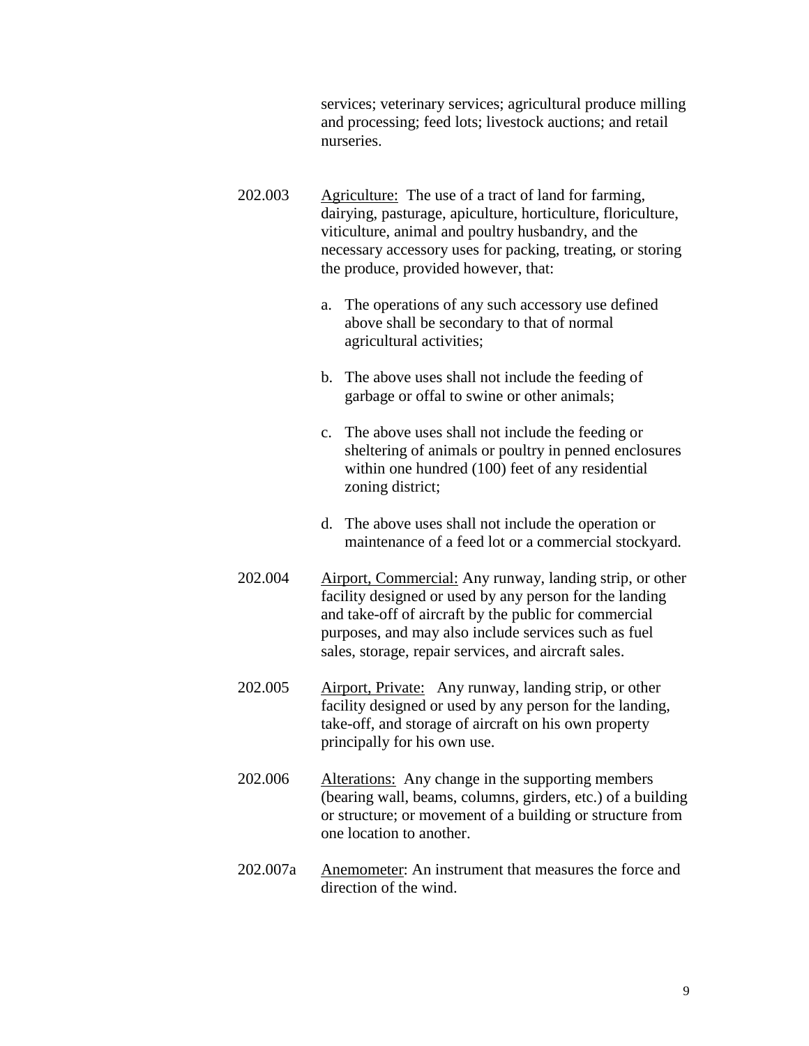services; veterinary services; agricultural produce milling and processing; feed lots; livestock auctions; and retail nurseries.

202.003 Agriculture: The use of a tract of land for farming, dairying, pasturage, apiculture, horticulture, floriculture, viticulture, animal and poultry husbandry, and the necessary accessory uses for packing, treating, or storing the produce, provided however, that:

a. The operations of any such accessory use defined above shall be secondary to that of normal agricultural activities;

b. The above uses shall not include the feeding of garbage or offal to swine or other animals;

c. The above uses shall not include the feeding or sheltering of animals or poultry in penned enclosures within one hundred (100) feet of any residential zoning district;

d. The above uses shall not include the operation or maintenance of a feed lot or a commercial stockyard.

202.004 Airport, Commercial: Any runway, landing strip, or other facility designed or used by any person for the landing and take-off of aircraft by the public for commercial purposes, and may also include services such as fuel sales, storage, repair services, and aircraft sales.

202.005 Airport, Private: Any runway, landing strip, or other facility designed or used by any person for the landing, take-off, and storage of aircraft on his own property principally for his own use.

202.006 Alterations: Any change in the supporting members (bearing wall, beams, columns, girders, etc.) of a building or structure; or movement of a building or structure from one location to another.

202.007a Anemometer: An instrument that measures the force and direction of the wind.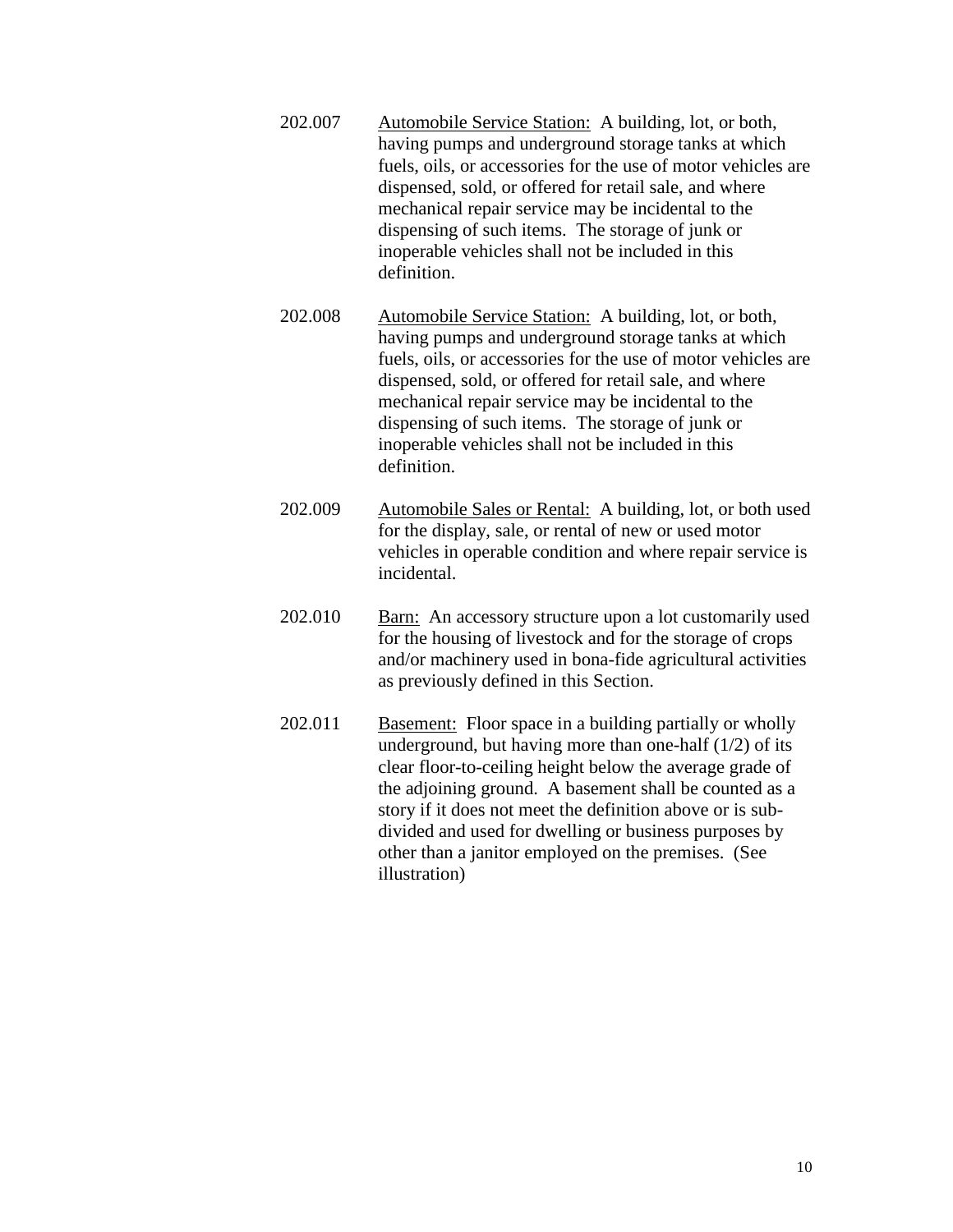202.007 Automobile Service Station: A building, lot, or both, having pumps and underground storage tanks at which fuels, oils, or accessories for the use of motor vehicles are dispensed, sold, or offered for retail sale, and where mechanical repair service may be incidental to the dispensing of such items. The storage of junk or inoperable vehicles shall not be included in this definition.

202.008 Automobile Service Station: A building, lot, or both, having pumps and underground storage tanks at which fuels, oils, or accessories for the use of motor vehicles are dispensed, sold, or offered for retail sale, and where mechanical repair service may be incidental to the dispensing of such items. The storage of junk or inoperable vehicles shall not be included in this definition.

202.009 Automobile Sales or Rental: A building, lot, or both used for the display, sale, or rental of new or used motor vehicles in operable condition and where repair service is incidental.

202.010 Barn: An accessory structure upon a lot customarily used for the housing of livestock and for the storage of crops and/or machinery used in bona-fide agricultural activities as previously defined in this Section.

202.011 Basement: Floor space in a building partially or wholly underground, but having more than one-half (1/2) of its clear floor-to-ceiling height below the average grade of the adjoining ground. A basement shall be counted as a story if it does not meet the definition above or is sub-divided and used for dwelling or business purposes by other than a janitor employed on the premises. (See illustration)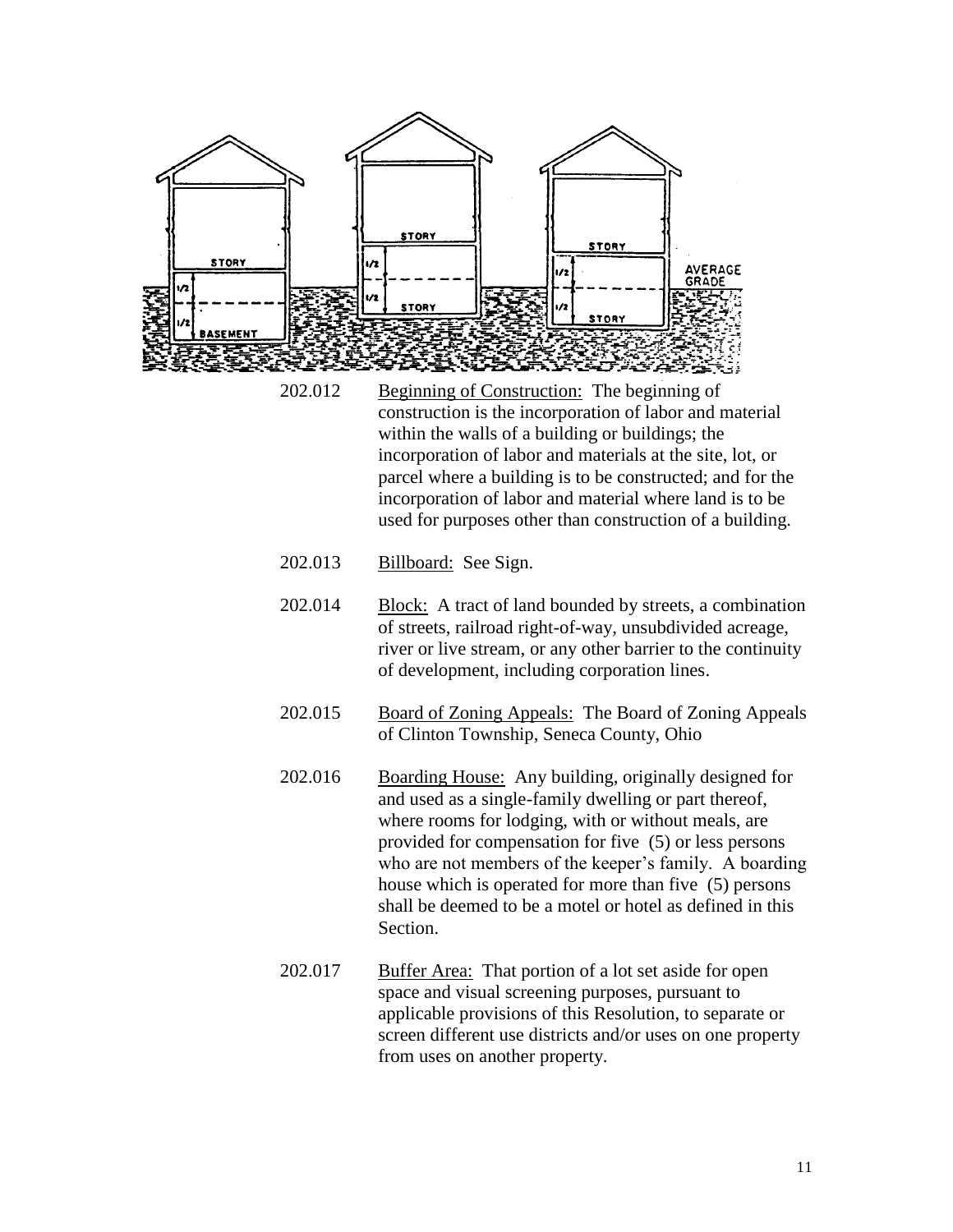202.012 Beginning of Construction: The beginning of construction is the incorporation of labor and material within the walls of a building or buildings; the incorporation of labor and materials at the site, lot, or parcel where a building is to be constructed; and for the incorporation of labor and material where land is to be used for purposes other than construction of a building.

202.013 Billboard: See Sign.

202.014 Block: A tract of land bounded by streets, a combination of streets, railroad right-of-way, unsubdivided acreage, river or live stream, or any other barrier to the continuity of development, including corporation lines.

202.015 Board of Zoning Appeals: The Board of Zoning Appeals of Clinton Township, Seneca County, Ohio

202.016 Boarding House: Any building, originally designed for and used as a single-family dwelling or part thereof, where rooms for lodging, with or without meals, are provided for compensation for five (5) or less persons who are not members of the keeper's family. A boarding house which is operated for more than five (5) persons shall be deemed to be a motel or hotel as defined in this Section.

202.017 Buffer Area: That portion of a lot set aside for open space and visual screening purposes, pursuant to applicable provisions of this Resolution, to separate or screen different use districts and/or uses on one property from uses on another property.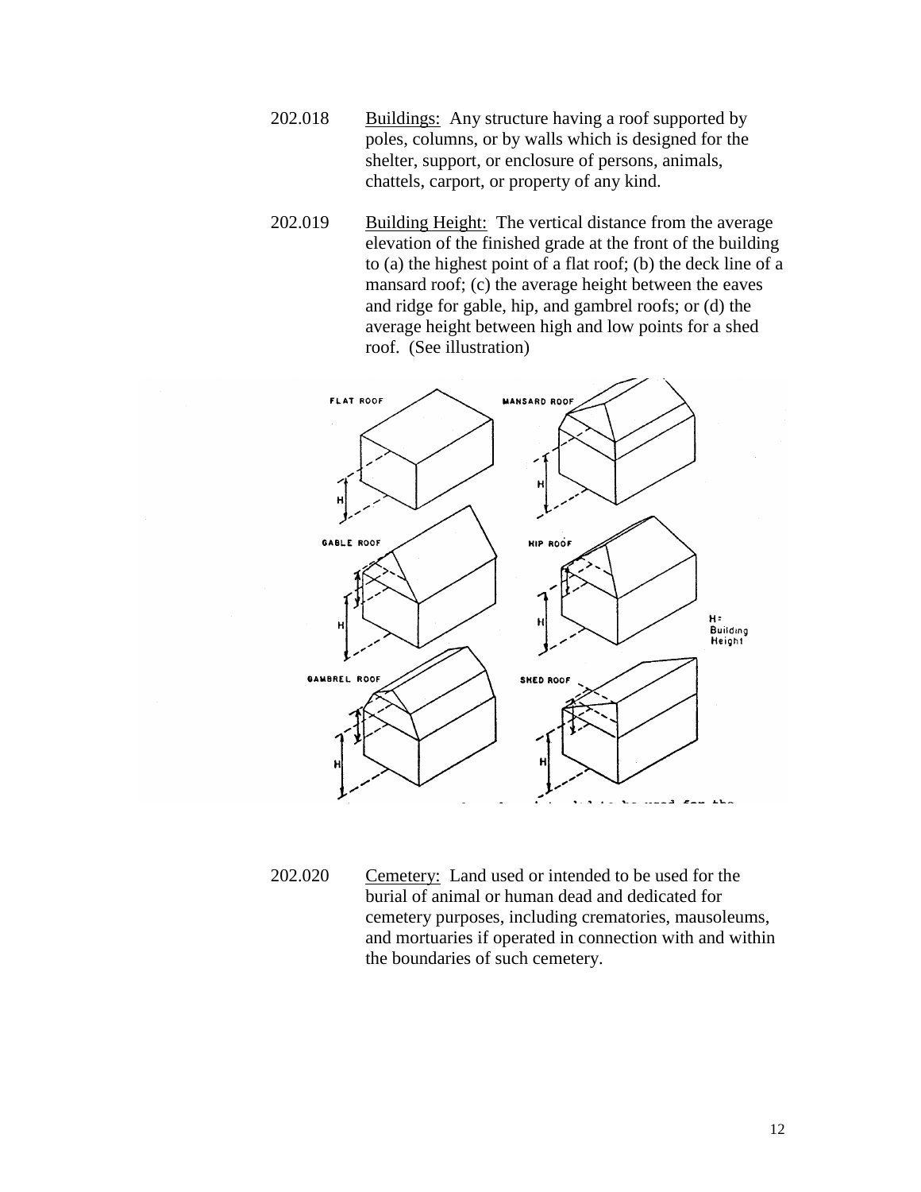202.018 Buildings: Any structure having a roof supported by poles, columns, or by walls which is designed for the shelter, support, or enclosure of persons, animals, chattels, carport, or property of any kind.

202.019 Building Height: The vertical distance from the average elevation of the finished grade at the front of the building to (a) the highest point of a flat roof; (b) the deck line of a mansard roof; (c) the average height between the eaves and ridge for gable, hip, and gambrel roofs; or (d) the average height between high and low points for a shed roof. (See illustration)

202.020 Cemetery: Land used or intended to be used for the burial of animal or human dead and dedicated for cemetery purposes, including crematories, mausoleums, and mortuaries if operated in connection with and within the boundaries of such cemetery.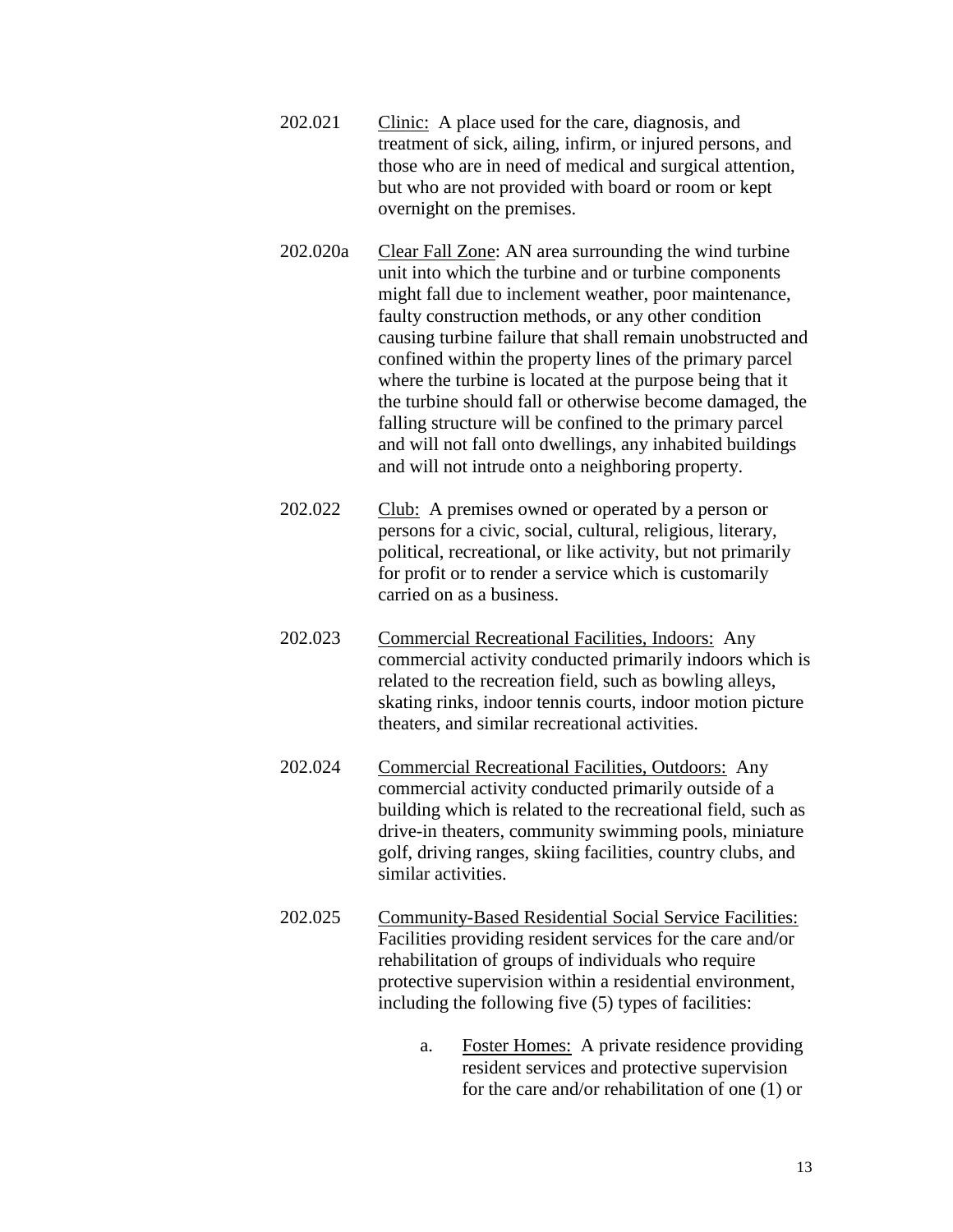202.021 <u>Clinic:</u> A place used for the care, diagnosis, and treatment of sick, ailing, infirm, or injured persons, and those who are in need of medical and surgical attention, but who are not provided with board or room or kept overnight on the premises.

202.020a <u>Clear Fall Zone</u>: AN area surrounding the wind turbine unit into which the turbine and or turbine components might fall due to inclement weather, poor maintenance, faulty construction methods, or any other condition causing turbine failure that shall remain unobstructed and confined within the property lines of the primary parcel where the turbine is located at the purpose being that it the turbine should fall or otherwise become damaged, the falling structure will be confined to the primary parcel and will not fall onto dwellings, any inhabited buildings and will not intrude onto a neighboring property.

202.022 <u>Club:</u> A premises owned or operated by a person or persons for a civic, social, cultural, religious, literary, political, recreational, or like activity, but not primarily for profit or to render a service which is customarily carried on as a business.

202.023 <u>Commercial Recreational Facilities, Indoors:</u> Any commercial activity conducted primarily indoors which is related to the recreation field, such as bowling alleys, skating rinks, indoor tennis courts, indoor motion picture theaters, and similar recreational activities.

202.024 <u>Commercial Recreational Facilities, Outdoors:</u> Any commercial activity conducted primarily outside of a building which is related to the recreational field, such as drive-in theaters, community swimming pools, miniature golf, driving ranges, skiing facilities, country clubs, and similar activities.

202.025 <u>Community-Based Residential Social Service Facilities:</u> Facilities providing resident services for the care and/or rehabilitation of groups of individuals who require protective supervision within a residential environment, including the following five (5) types of facilities:

a. <u>Foster Homes:</u> A private residence providing resident services and protective supervision for the care and/or rehabilitation of one (1) or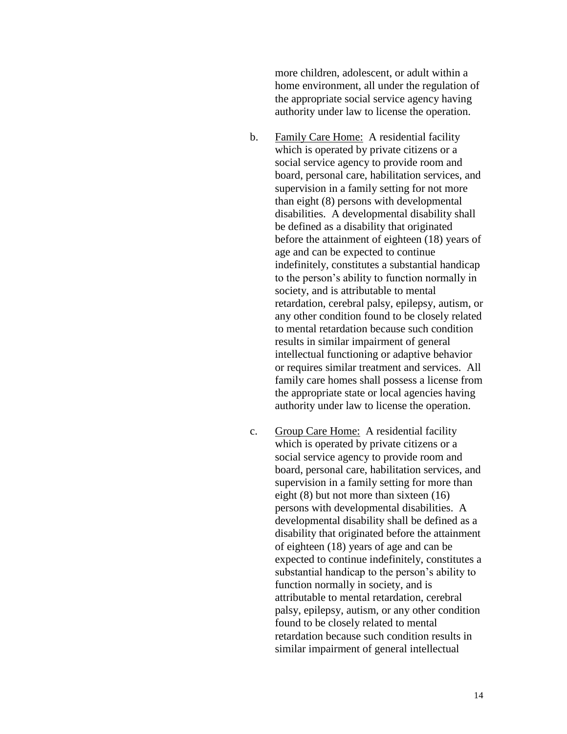more children, adolescent, or adult within a home environment, all under the regulation of the appropriate social service agency having authority under law to license the operation.

b. <u>Family Care Home:</u> A residential facility which is operated by private citizens or a social service agency to provide room and board, personal care, habilitation services, and supervision in a family setting for not more than eight (8) persons with developmental disabilities. A developmental disability shall be defined as a disability that originated before the attainment of eighteen (18) years of age and can be expected to continue indefinitely, constitutes a substantial handicap to the person's ability to function normally in society, and is attributable to mental retardation, cerebral palsy, epilepsy, autism, or any other condition found to be closely related to mental retardation because such condition results in similar impairment of general intellectual functioning or adaptive behavior or requires similar treatment and services. All family care homes shall possess a license from the appropriate state or local agencies having authority under law to license the operation.

c. <u>Group Care Home:</u> A residential facility which is operated by private citizens or a social service agency to provide room and board, personal care, habilitation services, and supervision in a family setting for more than eight (8) but not more than sixteen (16) persons with developmental disabilities. A developmental disability shall be defined as a disability that originated before the attainment of eighteen (18) years of age and can be expected to continue indefinitely, constitutes a substantial handicap to the person's ability to function normally in society, and is attributable to mental retardation, cerebral palsy, epilepsy, autism, or any other condition found to be closely related to mental retardation because such condition results in similar impairment of general intellectual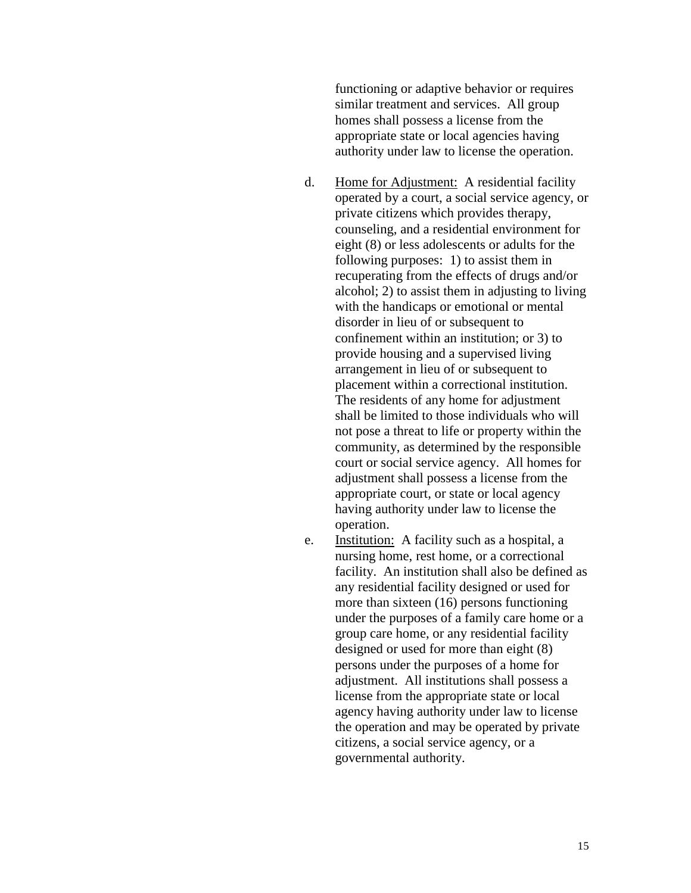functioning or adaptive behavior or requires similar treatment and services. All group homes shall possess a license from the appropriate state or local agencies having authority under law to license the operation.

d. Home for Adjustment: A residential facility operated by a court, a social service agency, or private citizens which provides therapy, counseling, and a residential environment for eight (8) or less adolescents or adults for the following purposes: 1) to assist them in recuperating from the effects of drugs and/or alcohol; 2) to assist them in adjusting to living with the handicaps or emotional or mental disorder in lieu of or subsequent to confinement within an institution; or 3) to provide housing and a supervised living arrangement in lieu of or subsequent to placement within a correctional institution. The residents of any home for adjustment shall be limited to those individuals who will not pose a threat to life or property within the community, as determined by the responsible court or social service agency. All homes for adjustment shall possess a license from the appropriate court, or state or local agency having authority under law to license the operation.

e. Institution: A facility such as a hospital, a nursing home, rest home, or a correctional facility. An institution shall also be defined as any residential facility designed or used for more than sixteen (16) persons functioning under the purposes of a family care home or a group care home, or any residential facility designed or used for more than eight (8) persons under the purposes of a home for adjustment. All institutions shall possess a license from the appropriate state or local agency having authority under law to license the operation and may be operated by private citizens, a social service agency, or a governmental authority.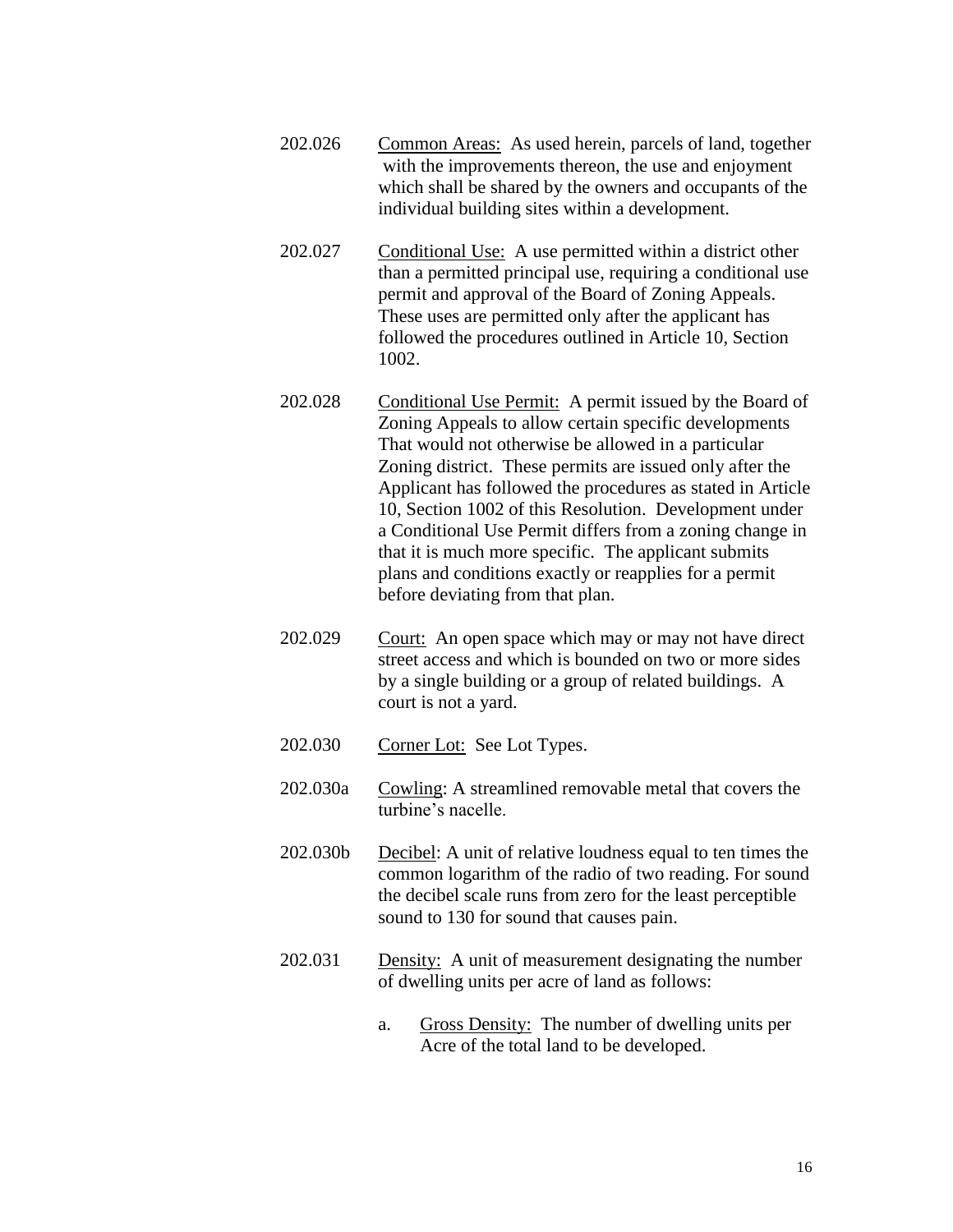202.026 Common Areas: As used herein, parcels of land, together with the improvements thereon, the use and enjoyment which shall be shared by the owners and occupants of the individual building sites within a development.

202.027 Conditional Use: A use permitted within a district other than a permitted principal use, requiring a conditional use permit and approval of the Board of Zoning Appeals. These uses are permitted only after the applicant has followed the procedures outlined in Article 10, Section 1002.

202.028 Conditional Use Permit: A permit issued by the Board of Zoning Appeals to allow certain specific developments That would not otherwise be allowed in a particular Zoning district. These permits are issued only after the Applicant has followed the procedures as stated in Article 10, Section 1002 of this Resolution. Development under a Conditional Use Permit differs from a zoning change in that it is much more specific. The applicant submits plans and conditions exactly or reapplies for a permit before deviating from that plan.

202.029 Court: An open space which may or may not have direct street access and which is bounded on two or more sides by a single building or a group of related buildings. A court is not a yard.

202.030 Corner Lot: See Lot Types.

202.030a Cowling: A streamlined removable metal that covers the turbine's nacelle.

202.030b Decibel: A unit of relative loudness equal to ten times the common logarithm of the radio of two reading. For sound the decibel scale runs from zero for the least perceptible sound to 130 for sound that causes pain.

202.031 Density: A unit of measurement designating the number of dwelling units per acre of land as follows:

a. Gross Density: The number of dwelling units per Acre of the total land to be developed.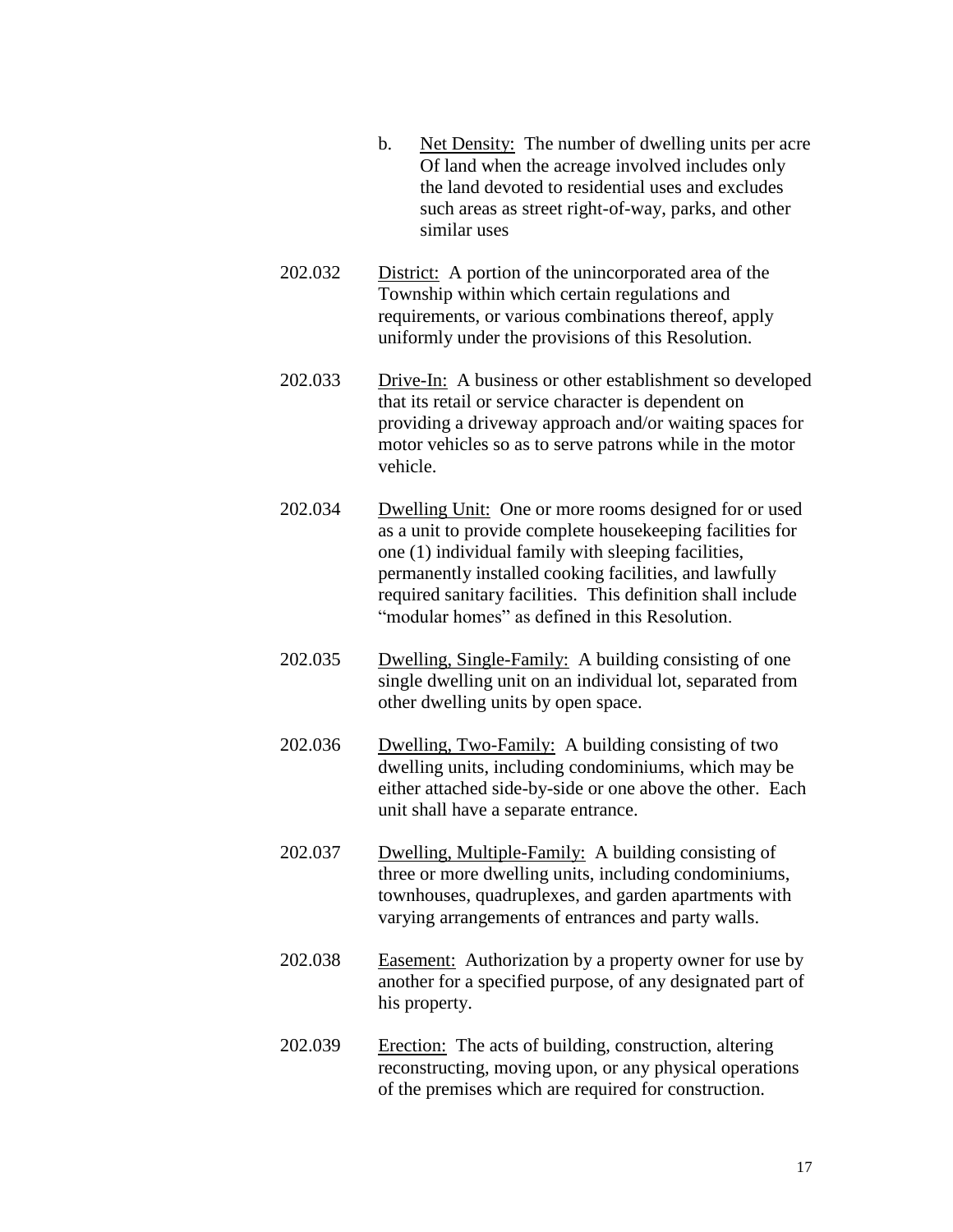b. <u>Net Density:</u> The number of dwelling units per acre Of land when the acreage involved includes only the land devoted to residential uses and excludes such areas as street right-of-way, parks, and other similar uses

202.032 <u>District:</u> A portion of the unincorporated area of the Township within which certain regulations and requirements, or various combinations thereof, apply uniformly under the provisions of this Resolution.

202.033 <u>Drive-In:</u> A business or other establishment so developed that its retail or service character is dependent on providing a driveway approach and/or waiting spaces for motor vehicles so as to serve patrons while in the motor vehicle.

202.034 <u>Dwelling Unit:</u> One or more rooms designed for or used as a unit to provide complete housekeeping facilities for one (1) individual family with sleeping facilities, permanently installed cooking facilities, and lawfully required sanitary facilities. This definition shall include "modular homes" as defined in this Resolution.

202.035 <u>Dwelling, Single-Family:</u> A building consisting of one single dwelling unit on an individual lot, separated from other dwelling units by open space.

202.036 <u>Dwelling, Two-Family:</u> A building consisting of two dwelling units, including condominiums, which may be either attached side-by-side or one above the other. Each unit shall have a separate entrance.

202.037 <u>Dwelling, Multiple-Family:</u> A building consisting of three or more dwelling units, including condominiums, townhouses, quadruplexes, and garden apartments with varying arrangements of entrances and party walls.

202.038 <u>Easement:</u> Authorization by a property owner for use by another for a specified purpose, of any designated part of his property.

202.039 <u>Erection:</u> The acts of building, construction, altering reconstructing, moving upon, or any physical operations of the premises which are required for construction.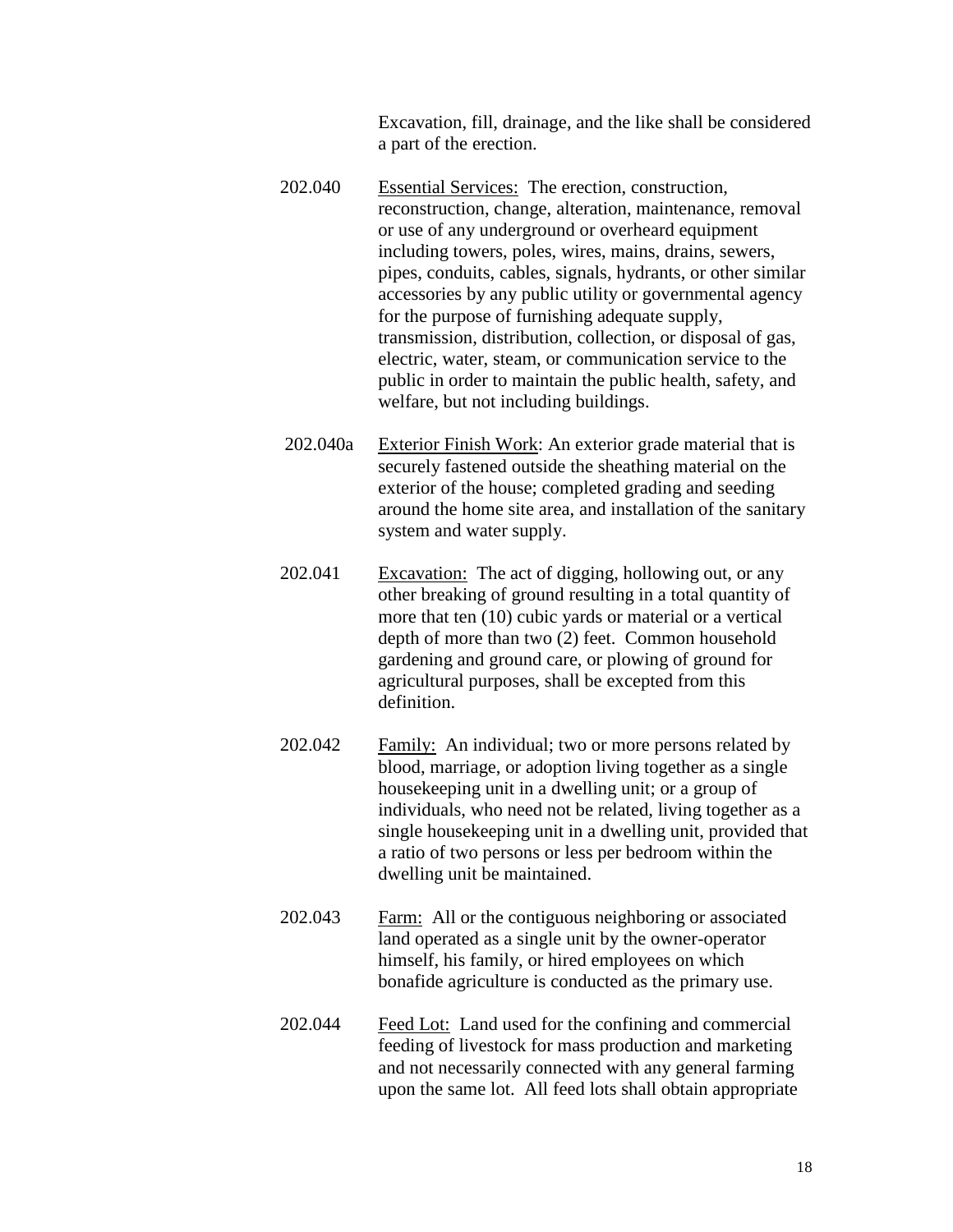Excavation, fill, drainage, and the like shall be considered a part of the erection.

202.040 Essential Services: The erection, construction, reconstruction, change, alteration, maintenance, removal or use of any underground or overheard equipment including towers, poles, wires, mains, drains, sewers, pipes, conduits, cables, signals, hydrants, or other similar accessories by any public utility or governmental agency for the purpose of furnishing adequate supply, transmission, distribution, collection, or disposal of gas, electric, water, steam, or communication service to the public in order to maintain the public health, safety, and welfare, but not including buildings.

202.040a Exterior Finish Work: An exterior grade material that is securely fastened outside the sheathing material on the exterior of the house; completed grading and seeding around the home site area, and installation of the sanitary system and water supply.

202.041 Excavation: The act of digging, hollowing out, or any other breaking of ground resulting in a total quantity of more that ten (10) cubic yards or material or a vertical depth of more than two (2) feet. Common household gardening and ground care, or plowing of ground for agricultural purposes, shall be excepted from this definition.

202.042 Family: An individual; two or more persons related by blood, marriage, or adoption living together as a single housekeeping unit in a dwelling unit; or a group of individuals, who need not be related, living together as a single housekeeping unit in a dwelling unit, provided that a ratio of two persons or less per bedroom within the dwelling unit be maintained.

202.043 Farm: All or the contiguous neighboring or associated land operated as a single unit by the owner-operator himself, his family, or hired employees on which bonafide agriculture is conducted as the primary use.

202.044 Feed Lot: Land used for the confining and commercial feeding of livestock for mass production and marketing and not necessarily connected with any general farming upon the same lot. All feed lots shall obtain appropriate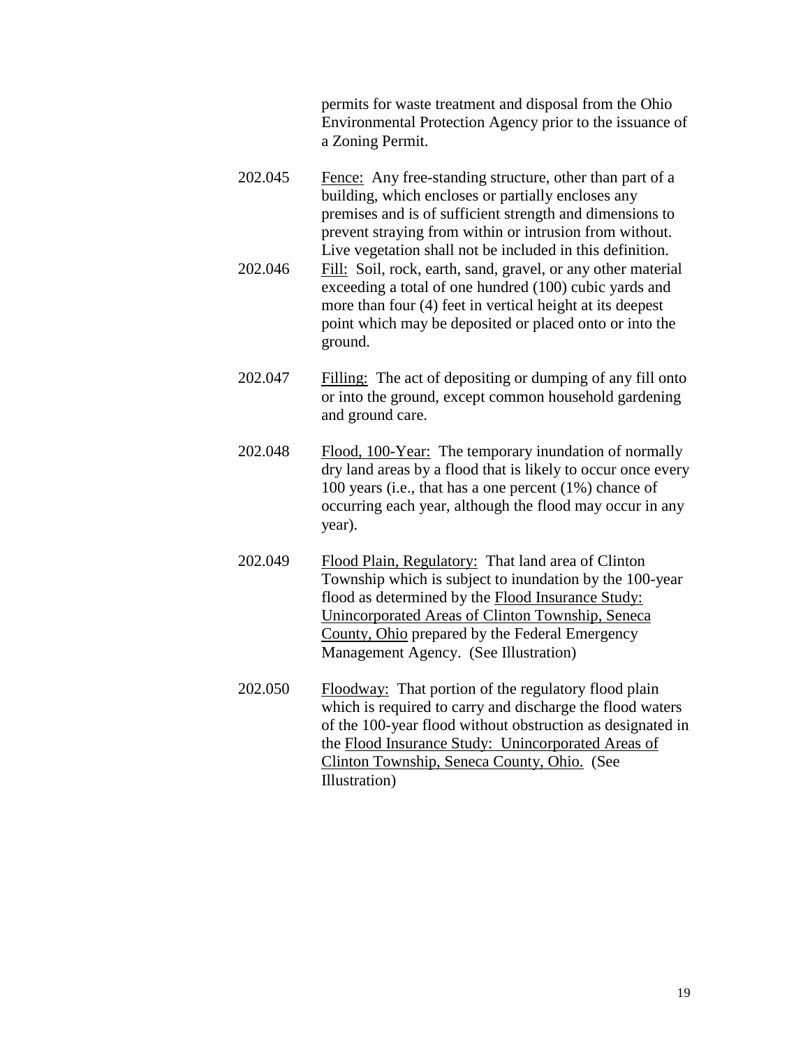permits for waste treatment and disposal from the Ohio Environmental Protection Agency prior to the issuance of a Zoning Permit.

202.045 Fence: Any free-standing structure, other than part of a building, which encloses or partially encloses any premises and is of sufficient strength and dimensions to prevent straying from within or intrusion from without. Live vegetation shall not be included in this definition.

202.046 Fill: Soil, rock, earth, sand, gravel, or any other material exceeding a total of one hundred (100) cubic yards and more than four (4) feet in vertical height at its deepest point which may be deposited or placed onto or into the ground.

202.047 Filling: The act of depositing or dumping of any fill onto or into the ground, except common household gardening and ground care.

202.048 Flood, 100-Year: The temporary inundation of normally dry land areas by a flood that is likely to occur once every 100 years (i.e., that has a one percent (1%) chance of occurring each year, although the flood may occur in any year).

202.049 Flood Plain, Regulatory: That land area of Clinton Township which is subject to inundation by the 100-year flood as determined by the Flood Insurance Study: Unincorporated Areas of Clinton Township, Seneca County, Ohio prepared by the Federal Emergency Management Agency. (See Illustration)

202.050 Floodway: That portion of the regulatory flood plain which is required to carry and discharge the flood waters of the 100-year flood without obstruction as designated in the Flood Insurance Study: Unincorporated Areas of Clinton Township, Seneca County, Ohio. (See Illustration)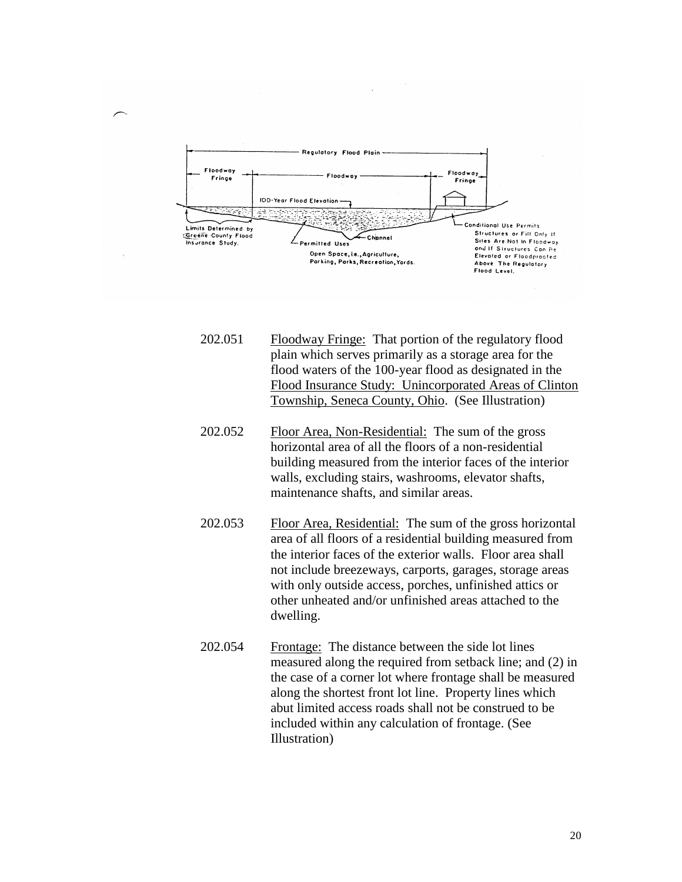Regulatory Flood Plain

Floodway Fringe | Floodway | Floodway Fringe

100-Year Flood Elevation

Limits Determined by Greene County Flood Insurance Study.

Channel

Permitted Uses

Open Space, i.e., Agriculture, Parking, Parks, Recreation, Yards.

Conditional Use Permits Structures or Fill Only If Sites Are Not In Floodway and If Structures Can Be Elevated or Floodproofed Above The Regulatory Flood Level.

202.051 Floodway Fringe: That portion of the regulatory flood plain which serves primarily as a storage area for the flood waters of the 100-year flood as designated in the Flood Insurance Study: Unincorporated Areas of Clinton Township, Seneca County, Ohio. (See Illustration)

202.052 Floor Area, Non-Residential: The sum of the gross horizontal area of all the floors of a non-residential building measured from the interior faces of the interior walls, excluding stairs, washrooms, elevator shafts, maintenance shafts, and similar areas.

202.053 Floor Area, Residential: The sum of the gross horizontal area of all floors of a residential building measured from the interior faces of the exterior walls. Floor area shall not include breezeways, carports, garages, storage areas with only outside access, porches, unfinished attics or other unheated and/or unfinished areas attached to the dwelling.

202.054 Frontage: The distance between the side lot lines measured along the required from setback line; and (2) in the case of a corner lot where frontage shall be measured along the shortest front lot line. Property lines which abut limited access roads shall not be construed to be included within any calculation of frontage. (See Illustration)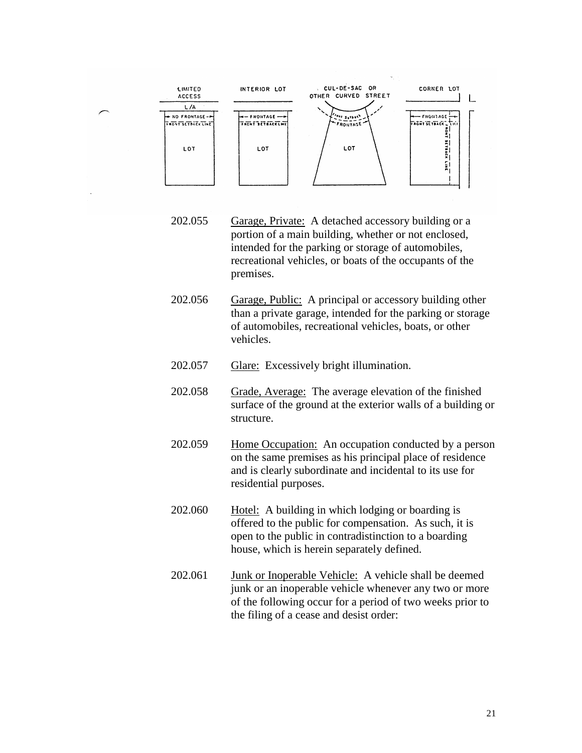202.055 Garage, Private: A detached accessory building or a portion of a main building, whether or not enclosed, intended for the parking or storage of automobiles, recreational vehicles, or boats of the occupants of the premises.

202.056 Garage, Public: A principal or accessory building other than a private garage, intended for the parking or storage of automobiles, recreational vehicles, boats, or other vehicles.

202.057 Glare: Excessively bright illumination.

202.058 Grade, Average: The average elevation of the finished surface of the ground at the exterior walls of a building or structure.

202.059 Home Occupation: An occupation conducted by a person on the same premises as his principal place of residence and is clearly subordinate and incidental to its use for residential purposes.

202.060 Hotel: A building in which lodging or boarding is offered to the public for compensation. As such, it is open to the public in contradistinction to a boarding house, which is herein separately defined.

202.061 Junk or Inoperable Vehicle: A vehicle shall be deemed junk or an inoperable vehicle whenever any two or more of the following occur for a period of two weeks prior to the filing of a cease and desist order: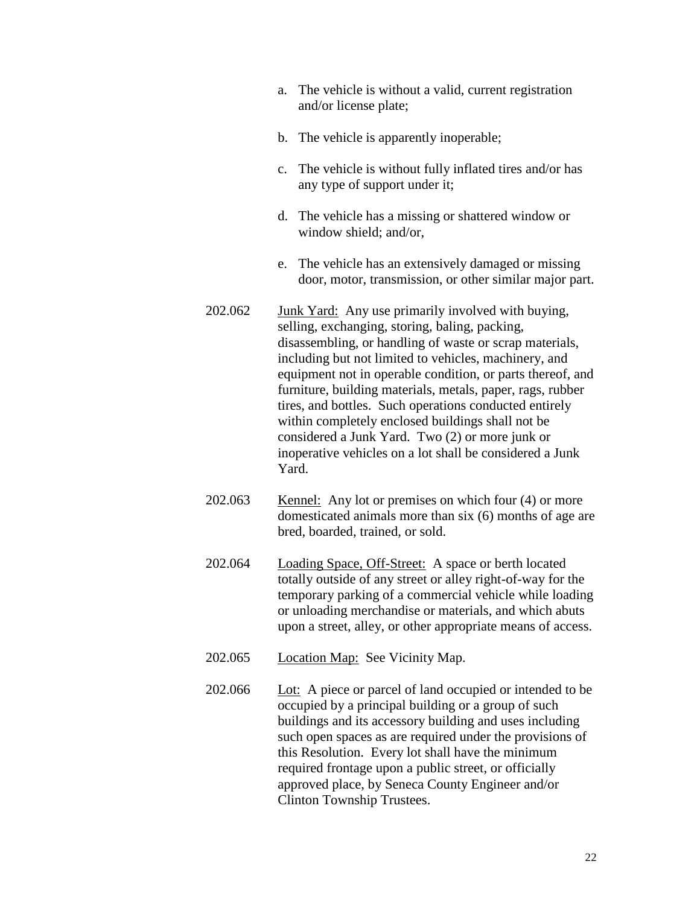a. The vehicle is without a valid, current registration and/or license plate;

b. The vehicle is apparently inoperable;

c. The vehicle is without fully inflated tires and/or has any type of support under it;

d. The vehicle has a missing or shattered window or window shield; and/or,

e. The vehicle has an extensively damaged or missing door, motor, transmission, or other similar major part.

202.062 Junk Yard: Any use primarily involved with buying, selling, exchanging, storing, baling, packing, disassembling, or handling of waste or scrap materials, including but not limited to vehicles, machinery, and equipment not in operable condition, or parts thereof, and furniture, building materials, metals, paper, rags, rubber tires, and bottles. Such operations conducted entirely within completely enclosed buildings shall not be considered a Junk Yard. Two (2) or more junk or inoperative vehicles on a lot shall be considered a Junk Yard.

202.063 Kennel: Any lot or premises on which four (4) or more domesticated animals more than six (6) months of age are bred, boarded, trained, or sold.

202.064 Loading Space, Off-Street: A space or berth located totally outside of any street or alley right-of-way for the temporary parking of a commercial vehicle while loading or unloading merchandise or materials, and which abuts upon a street, alley, or other appropriate means of access.

202.065 Location Map: See Vicinity Map.

202.066 Lot: A piece or parcel of land occupied or intended to be occupied by a principal building or a group of such buildings and its accessory building and uses including such open spaces as are required under the provisions of this Resolution. Every lot shall have the minimum required frontage upon a public street, or officially approved place, by Seneca County Engineer and/or Clinton Township Trustees.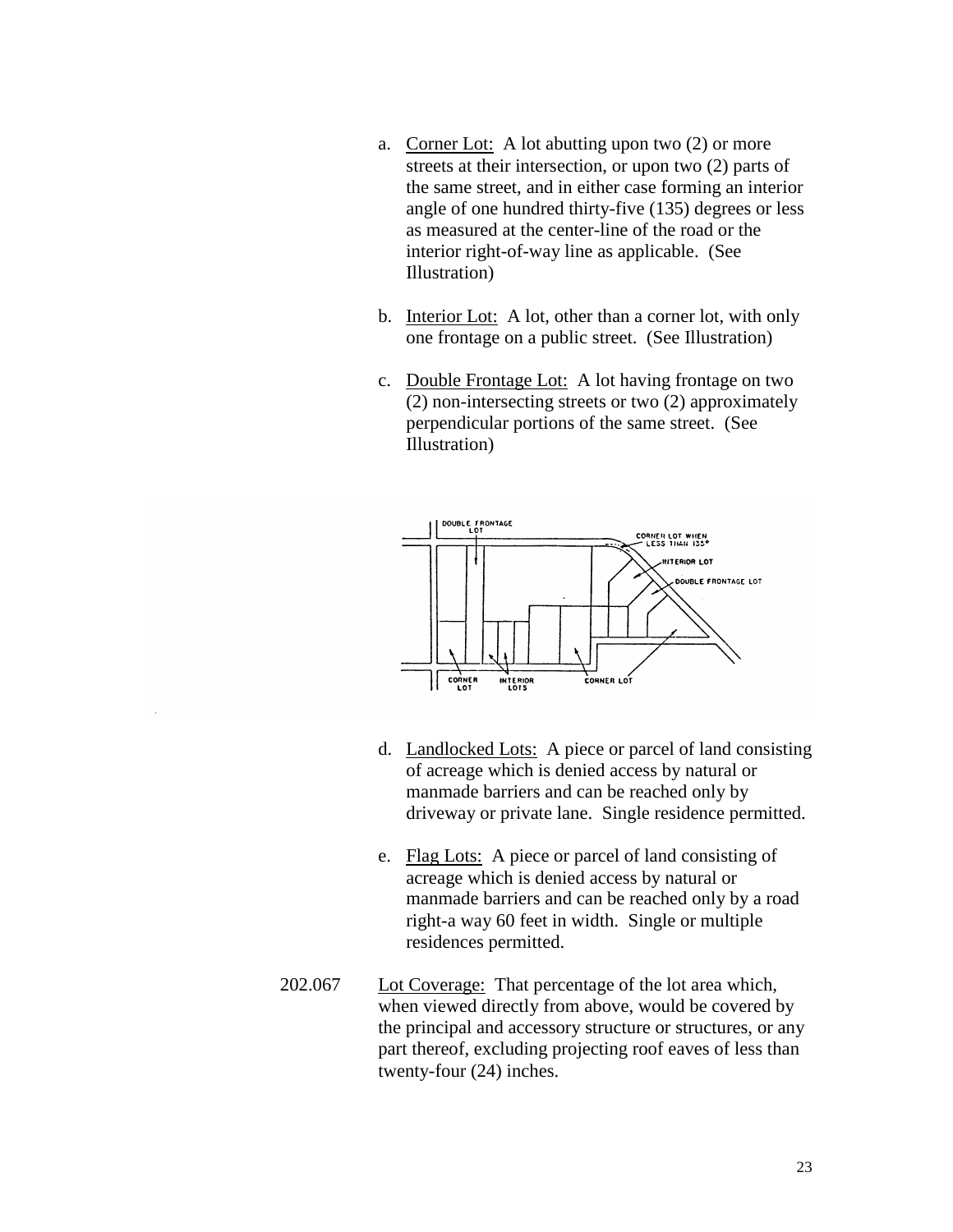a. Underline: Corner Lot: A lot abutting upon two (2) or more streets at their intersection, or upon two (2) parts of the same street, and in either case forming an interior angle of one hundred thirty-five (135) degrees or less as measured at the center-line of the road or the interior right-of-way line as applicable. (See Illustration)

b. Interior Lot: A lot, other than a corner lot, with only one frontage on a public street. (See Illustration)

c. Double Frontage Lot: A lot having frontage on two (2) non-intersecting streets or two (2) approximately perpendicular portions of the same street. (See Illustration)

d. Landlocked Lots: A piece or parcel of land consisting of acreage which is denied access by natural or manmade barriers and can be reached only by driveway or private lane. Single residence permitted.

e. Flag Lots: A piece or parcel of land consisting of acreage which is denied access by natural or manmade barriers and can be reached only by a road right-a way 60 feet in width. Single or multiple residences permitted.

202.067 Lot Coverage: That percentage of the lot area which, when viewed directly from above, would be covered by the principal and accessory structure or structures, or any part thereof, excluding projecting roof eaves of less than twenty-four (24) inches.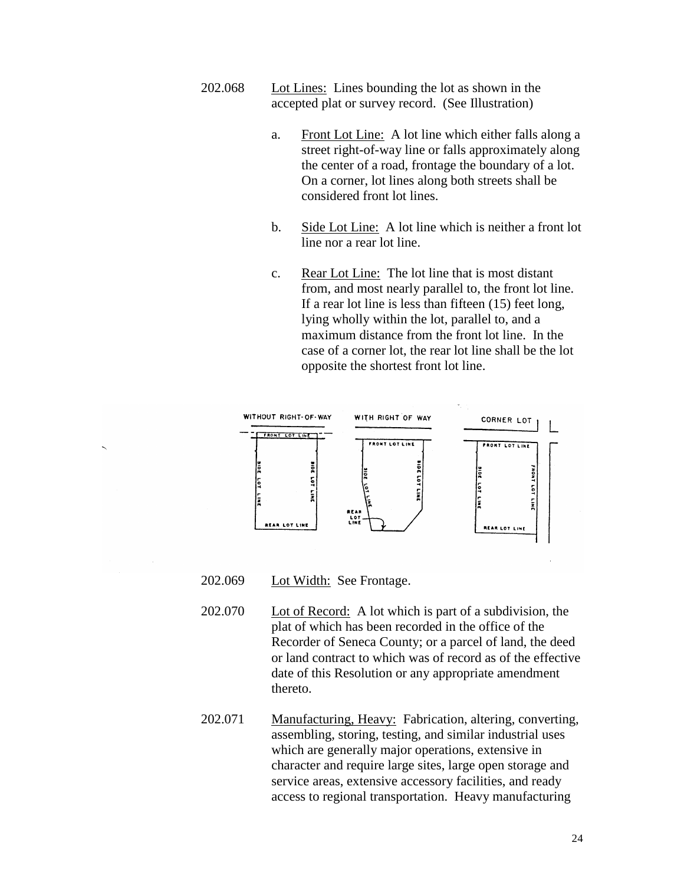202.068 Lot Lines: Lines bounding the lot as shown in the accepted plat or survey record. (See Illustration)

a. Front Lot Line: A lot line which either falls along a street right-of-way line or falls approximately along the center of a road, frontage the boundary of a lot. On a corner, lot lines along both streets shall be considered front lot lines.

b. Side Lot Line: A lot line which is neither a front lot line nor a rear lot line.

c. Rear Lot Line: The lot line that is most distant from, and most nearly parallel to, the front lot line. If a rear lot line is less than fifteen (15) feet long, lying wholly within the lot, parallel to, and a maximum distance from the front lot line. In the case of a corner lot, the rear lot line shall be the lot opposite the shortest front lot line.

202.069 Lot Width: See Frontage.

202.070 Lot of Record: A lot which is part of a subdivision, the plat of which has been recorded in the office of the Recorder of Seneca County; or a parcel of land, the deed or land contract to which was of record as of the effective date of this Resolution or any appropriate amendment thereto.

202.071 Manufacturing, Heavy: Fabrication, altering, converting, assembling, storing, testing, and similar industrial uses which are generally major operations, extensive in character and require large sites, large open storage and service areas, extensive accessory facilities, and ready access to regional transportation. Heavy manufacturing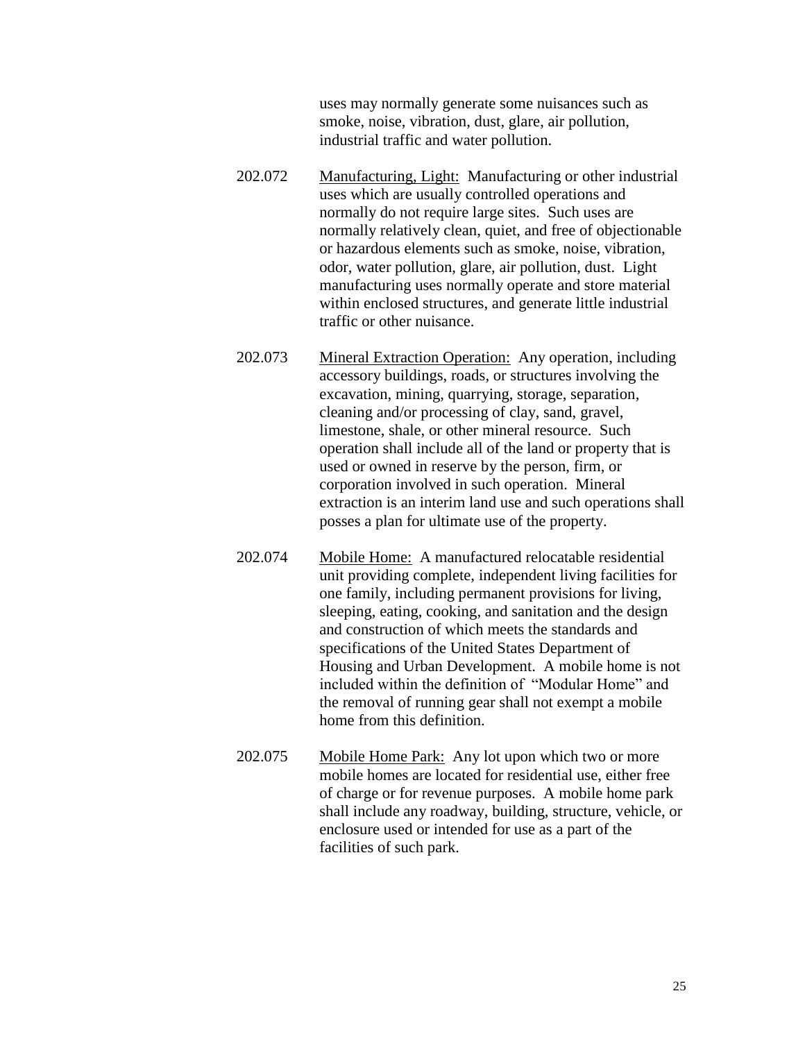uses may normally generate some nuisances such as smoke, noise, vibration, dust, glare, air pollution, industrial traffic and water pollution.

202.072 Manufacturing, Light: Manufacturing or other industrial uses which are usually controlled operations and normally do not require large sites. Such uses are normally relatively clean, quiet, and free of objectionable or hazardous elements such as smoke, noise, vibration, odor, water pollution, glare, air pollution, dust. Light manufacturing uses normally operate and store material within enclosed structures, and generate little industrial traffic or other nuisance.

202.073 Mineral Extraction Operation: Any operation, including accessory buildings, roads, or structures involving the excavation, mining, quarrying, storage, separation, cleaning and/or processing of clay, sand, gravel, limestone, shale, or other mineral resource. Such operation shall include all of the land or property that is used or owned in reserve by the person, firm, or corporation involved in such operation. Mineral extraction is an interim land use and such operations shall posses a plan for ultimate use of the property.

202.074 Mobile Home: A manufactured relocatable residential unit providing complete, independent living facilities for one family, including permanent provisions for living, sleeping, eating, cooking, and sanitation and the design and construction of which meets the standards and specifications of the United States Department of Housing and Urban Development. A mobile home is not included within the definition of "Modular Home" and the removal of running gear shall not exempt a mobile home from this definition.

202.075 Mobile Home Park: Any lot upon which two or more mobile homes are located for residential use, either free of charge or for revenue purposes. A mobile home park shall include any roadway, building, structure, vehicle, or enclosure used or intended for use as a part of the facilities of such park.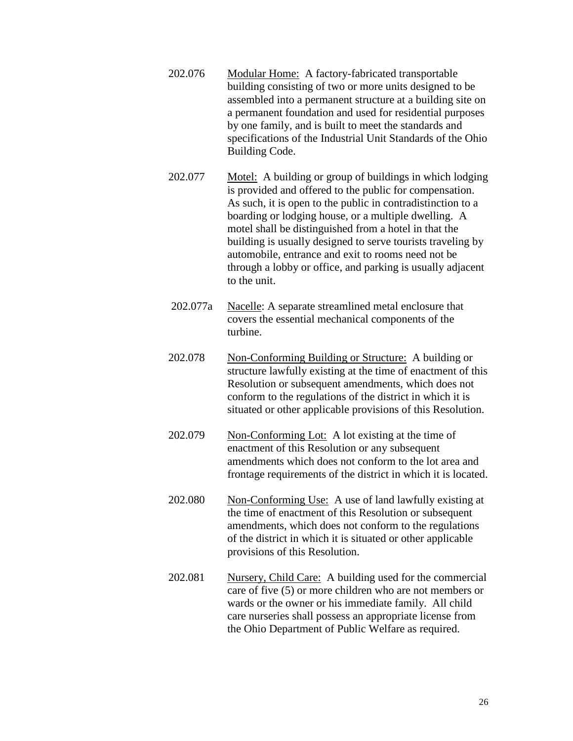202.076 Modular Home: A factory-fabricated transportable building consisting of two or more units designed to be assembled into a permanent structure at a building site on a permanent foundation and used for residential purposes by one family, and is built to meet the standards and specifications of the Industrial Unit Standards of the Ohio Building Code.

202.077 Motel: A building or group of buildings in which lodging is provided and offered to the public for compensation. As such, it is open to the public in contradistinction to a boarding or lodging house, or a multiple dwelling. A motel shall be distinguished from a hotel in that the building is usually designed to serve tourists traveling by automobile, entrance and exit to rooms need not be through a lobby or office, and parking is usually adjacent to the unit.

202.077a Nacelle: A separate streamlined metal enclosure that covers the essential mechanical components of the turbine.

202.078 Non-Conforming Building or Structure: A building or structure lawfully existing at the time of enactment of this Resolution or subsequent amendments, which does not conform to the regulations of the district in which it is situated or other applicable provisions of this Resolution.

202.079 Non-Conforming Lot: A lot existing at the time of enactment of this Resolution or any subsequent amendments which does not conform to the lot area and frontage requirements of the district in which it is located.

202.080 Non-Conforming Use: A use of land lawfully existing at the time of enactment of this Resolution or subsequent amendments, which does not conform to the regulations of the district in which it is situated or other applicable provisions of this Resolution.

202.081 Nursery, Child Care: A building used for the commercial care of five (5) or more children who are not members or wards or the owner or his immediate family. All child care nurseries shall possess an appropriate license from the Ohio Department of Public Welfare as required.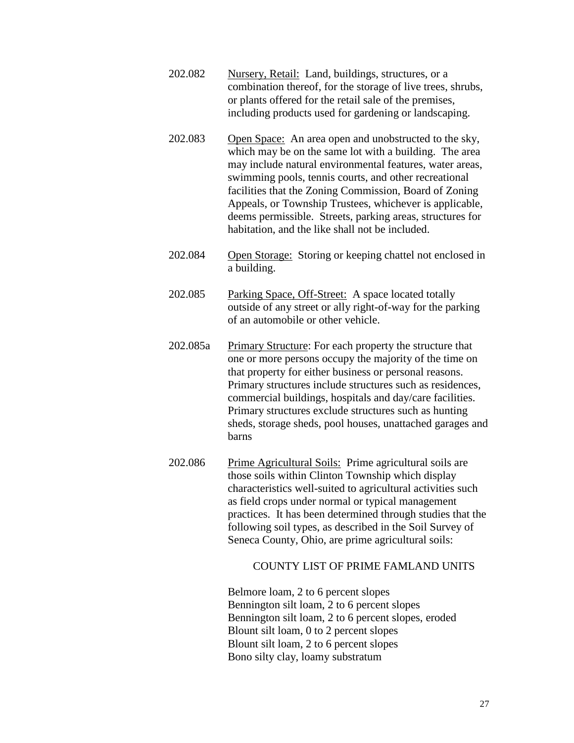202.082 Nursery, Retail: Land, buildings, structures, or a combination thereof, for the storage of live trees, shrubs, or plants offered for the retail sale of the premises, including products used for gardening or landscaping.

202.083 Open Space: An area open and unobstructed to the sky, which may be on the same lot with a building. The area may include natural environmental features, water areas, swimming pools, tennis courts, and other recreational facilities that the Zoning Commission, Board of Zoning Appeals, or Township Trustees, whichever is applicable, deems permissible. Streets, parking areas, structures for habitation, and the like shall not be included.

202.084 Open Storage: Storing or keeping chattel not enclosed in a building.

202.085 Parking Space, Off-Street: A space located totally outside of any street or ally right-of-way for the parking of an automobile or other vehicle.

202.085a Primary Structure: For each property the structure that one or more persons occupy the majority of the time on that property for either business or personal reasons. Primary structures include structures such as residences, commercial buildings, hospitals and day/care facilities. Primary structures exclude structures such as hunting sheds, storage sheds, pool houses, unattached garages and barns

202.086 Prime Agricultural Soils: Prime agricultural soils are those soils within Clinton Township which display characteristics well-suited to agricultural activities such as field crops under normal or typical management practices. It has been determined through studies that the following soil types, as described in the Soil Survey of Seneca County, Ohio, are prime agricultural soils:

COUNTY LIST OF PRIME FAMLAND UNITS

Belmore loam, 2 to 6 percent slopes
Bennington silt loam, 2 to 6 percent slopes
Bennington silt loam, 2 to 6 percent slopes, eroded
Blount silt loam, 0 to 2 percent slopes
Blount silt loam, 2 to 6 percent slopes
Bono silty clay, loamy substratum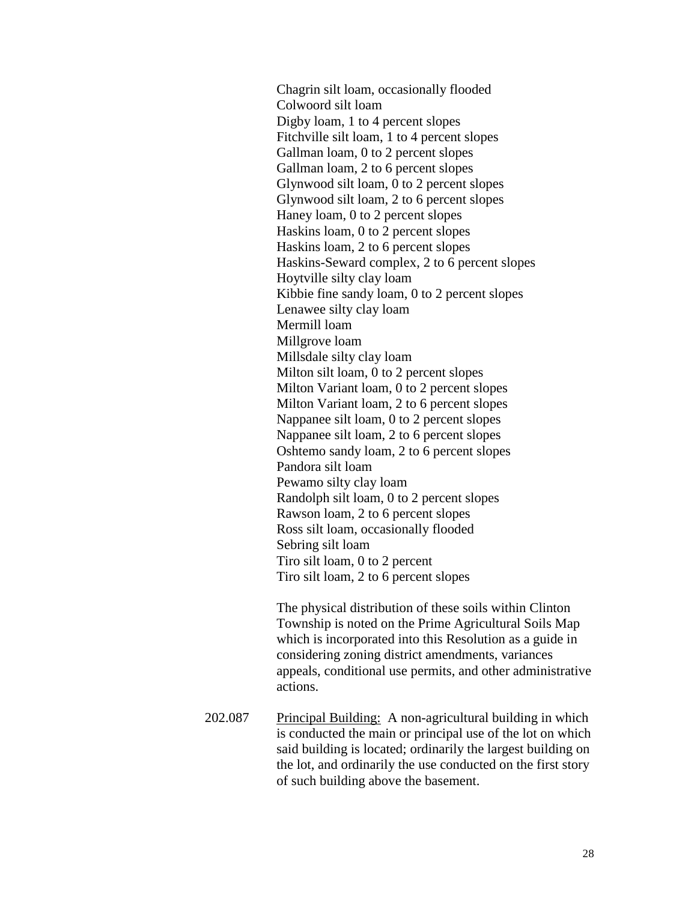Chagrin silt loam, occasionally flooded
Colwoord silt loam
Digby loam, 1 to 4 percent slopes
Fitchville silt loam, 1 to 4 percent slopes
Gallman loam, 0 to 2 percent slopes
Gallman loam, 2 to 6 percent slopes
Glynwood silt loam, 0 to 2 percent slopes
Glynwood silt loam, 2 to 6 percent slopes
Haney loam, 0 to 2 percent slopes
Haskins loam, 0 to 2 percent slopes
Haskins loam, 2 to 6 percent slopes
Haskins-Seward complex, 2 to 6 percent slopes
Hoytville silty clay loam
Kibbie fine sandy loam, 0 to 2 percent slopes
Lenawee silty clay loam
Mermill loam
Millgrove loam
Millsdale silty clay loam
Milton silt loam, 0 to 2 percent slopes
Milton Variant loam, 0 to 2 percent slopes
Milton Variant loam, 2 to 6 percent slopes
Nappanee silt loam, 0 to 2 percent slopes
Nappanee silt loam, 2 to 6 percent slopes
Oshtemo sandy loam, 2 to 6 percent slopes
Pandora silt loam
Pewamo silty clay loam
Randolph silt loam, 0 to 2 percent slopes
Rawson loam, 2 to 6 percent slopes
Ross silt loam, occasionally flooded
Sebring silt loam
Tiro silt loam, 0 to 2 percent
Tiro silt loam, 2 to 6 percent slopes

The physical distribution of these soils within Clinton Township is noted on the Prime Agricultural Soils Map which is incorporated into this Resolution as a guide in considering zoning district amendments, variances appeals, conditional use permits, and other administrative actions.

202.087 Principal Building: A non-agricultural building in which is conducted the main or principal use of the lot on which said building is located; ordinarily the largest building on the lot, and ordinarily the use conducted on the first story of such building above the basement.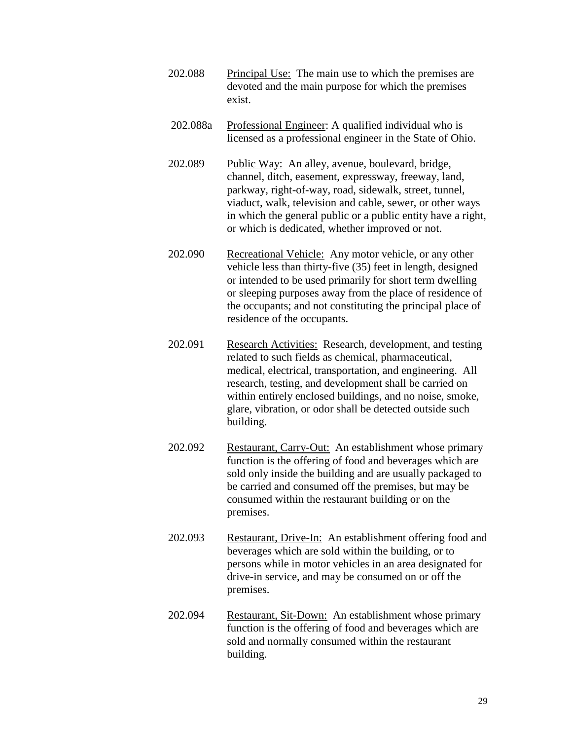202.088 Principal Use: The main use to which the premises are devoted and the main purpose for which the premises exist.

202.088a Professional Engineer: A qualified individual who is licensed as a professional engineer in the State of Ohio.

202.089 Public Way: An alley, avenue, boulevard, bridge, channel, ditch, easement, expressway, freeway, land, parkway, right-of-way, road, sidewalk, street, tunnel, viaduct, walk, television and cable, sewer, or other ways in which the general public or a public entity have a right, or which is dedicated, whether improved or not.

202.090 Recreational Vehicle: Any motor vehicle, or any other vehicle less than thirty-five (35) feet in length, designed or intended to be used primarily for short term dwelling or sleeping purposes away from the place of residence of the occupants; and not constituting the principal place of residence of the occupants.

202.091 Research Activities: Research, development, and testing related to such fields as chemical, pharmaceutical, medical, electrical, transportation, and engineering. All research, testing, and development shall be carried on within entirely enclosed buildings, and no noise, smoke, glare, vibration, or odor shall be detected outside such building.

202.092 Restaurant, Carry-Out: An establishment whose primary function is the offering of food and beverages which are sold only inside the building and are usually packaged to be carried and consumed off the premises, but may be consumed within the restaurant building or on the premises.

202.093 Restaurant, Drive-In: An establishment offering food and beverages which are sold within the building, or to persons while in motor vehicles in an area designated for drive-in service, and may be consumed on or off the premises.

202.094 Restaurant, Sit-Down: An establishment whose primary function is the offering of food and beverages which are sold and normally consumed within the restaurant building.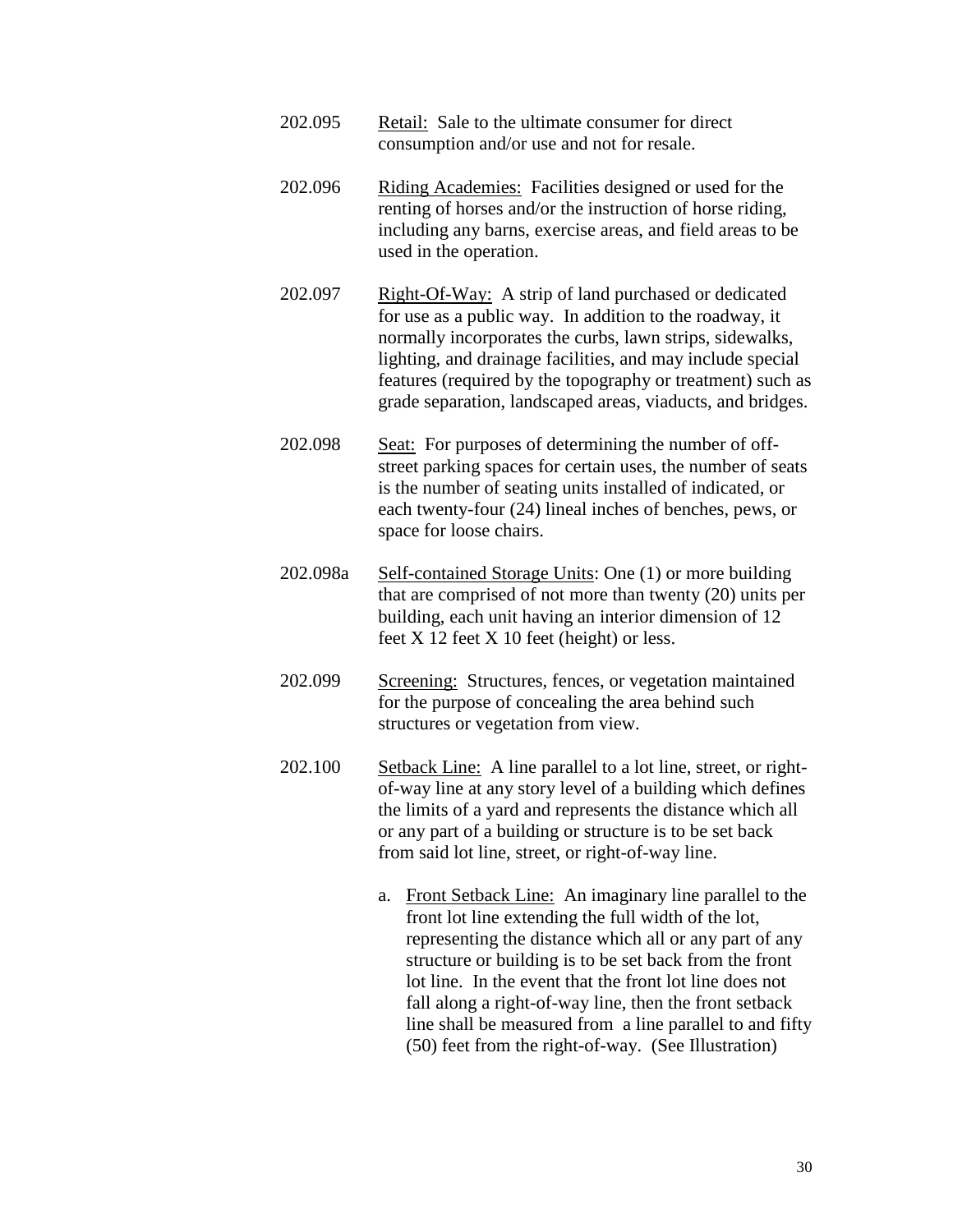202.095 Retail: Sale to the ultimate consumer for direct consumption and/or use and not for resale.

202.096 Riding Academies: Facilities designed or used for the renting of horses and/or the instruction of horse riding, including any barns, exercise areas, and field areas to be used in the operation.

202.097 Right-Of-Way: A strip of land purchased or dedicated for use as a public way. In addition to the roadway, it normally incorporates the curbs, lawn strips, sidewalks, lighting, and drainage facilities, and may include special features (required by the topography or treatment) such as grade separation, landscaped areas, viaducts, and bridges.

202.098 Seat: For purposes of determining the number of off-street parking spaces for certain uses, the number of seats is the number of seating units installed of indicated, or each twenty-four (24) lineal inches of benches, pews, or space for loose chairs.

202.098a Self-contained Storage Units: One (1) or more building that are comprised of not more than twenty (20) units per building, each unit having an interior dimension of 12 feet X 12 feet X 10 feet (height) or less.

202.099 Screening: Structures, fences, or vegetation maintained for the purpose of concealing the area behind such structures or vegetation from view.

202.100 Setback Line: A line parallel to a lot line, street, or right-of-way line at any story level of a building which defines the limits of a yard and represents the distance which all or any part of a building or structure is to be set back from said lot line, street, or right-of-way line.

a. Front Setback Line: An imaginary line parallel to the front lot line extending the full width of the lot, representing the distance which all or any part of any structure or building is to be set back from the front lot line. In the event that the front lot line does not fall along a right-of-way line, then the front setback line shall be measured from a line parallel to and fifty (50) feet from the right-of-way. (See Illustration)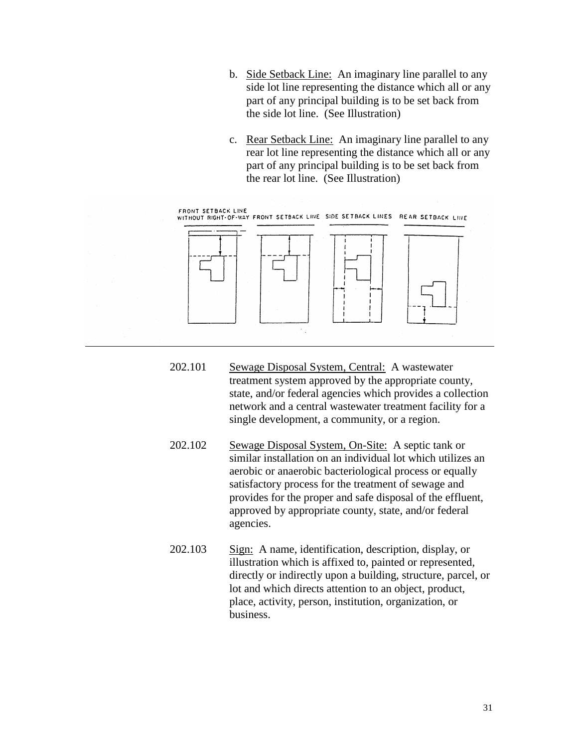b. Side Setback Line: An imaginary line parallel to any side lot line representing the distance which all or any part of any principal building is to be set back from the side lot line. (See Illustration)

c. Rear Setback Line: An imaginary line parallel to any rear lot line representing the distance which all or any part of any principal building is to be set back from the rear lot line. (See Illustration)

FRONT SETBACK LINE WITHOUT RIGHT-OF-WAY FRONT SETBACK LINE SIDE SETBACK LINES REAR SETBACK LINE

202.101 Sewage Disposal System, Central: A wastewater treatment system approved by the appropriate county, state, and/or federal agencies which provides a collection network and a central wastewater treatment facility for a single development, a community, or a region.

202.102 Sewage Disposal System, On-Site: A septic tank or similar installation on an individual lot which utilizes an aerobic or anaerobic bacteriological process or equally satisfactory process for the treatment of sewage and provides for the proper and safe disposal of the effluent, approved by appropriate county, state, and/or federal agencies.

202.103 Sign: A name, identification, description, display, or illustration which is affixed to, painted or represented, directly or indirectly upon a building, structure, parcel, or lot and which directs attention to an object, product, place, activity, person, institution, organization, or business.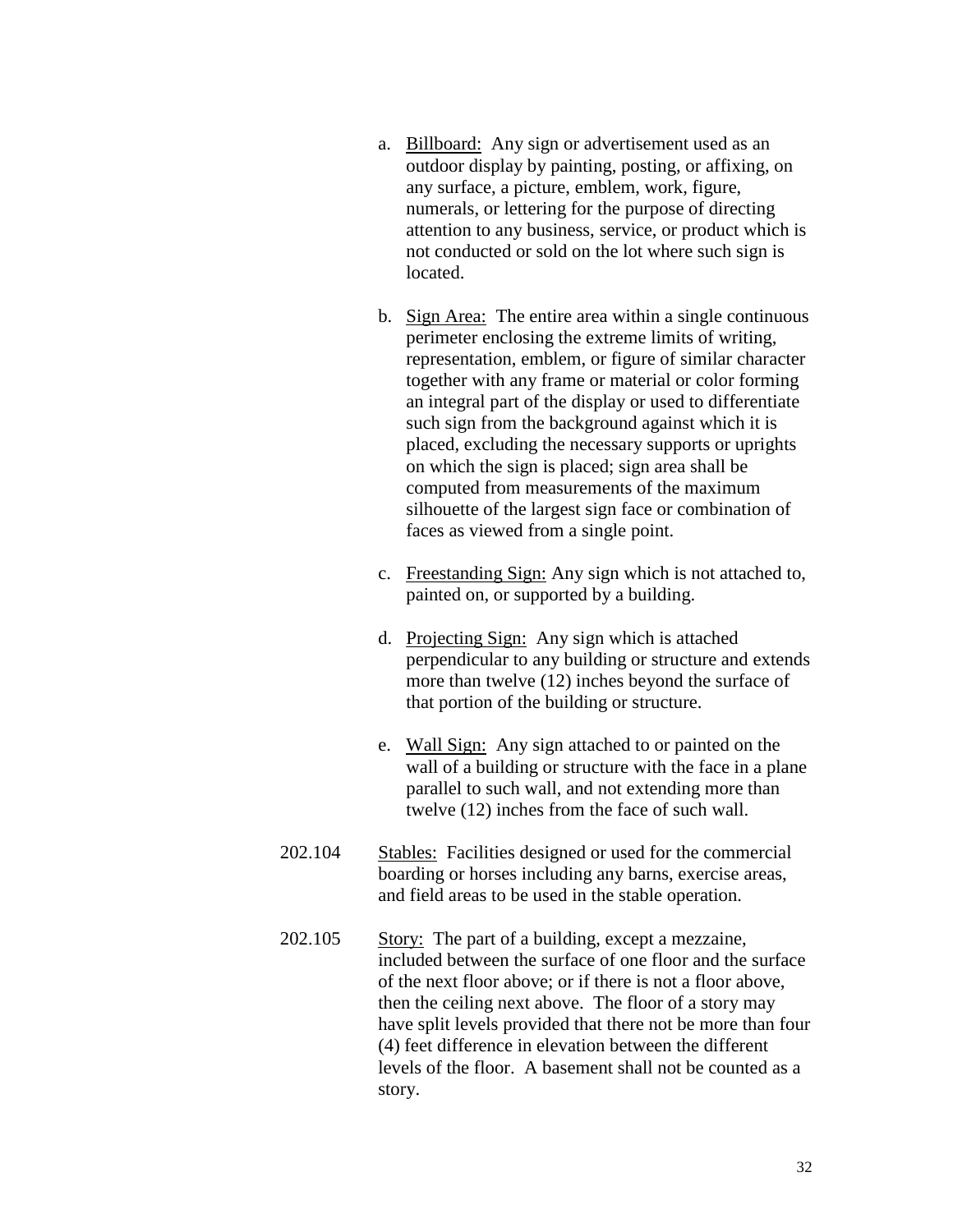a. <u>Billboard:</u> Any sign or advertisement used as an outdoor display by painting, posting, or affixing, on any surface, a picture, emblem, work, figure, numerals, or lettering for the purpose of directing attention to any business, service, or product which is not conducted or sold on the lot where such sign is located.

b. <u>Sign Area:</u> The entire area within a single continuous perimeter enclosing the extreme limits of writing, representation, emblem, or figure of similar character together with any frame or material or color forming an integral part of the display or used to differentiate such sign from the background against which it is placed, excluding the necessary supports or uprights on which the sign is placed; sign area shall be computed from measurements of the maximum silhouette of the largest sign face or combination of faces as viewed from a single point.

c. <u>Freestanding Sign:</u> Any sign which is not attached to, painted on, or supported by a building.

d. <u>Projecting Sign:</u> Any sign which is attached perpendicular to any building or structure and extends more than twelve (12) inches beyond the surface of that portion of the building or structure.

e. <u>Wall Sign:</u> Any sign attached to or painted on the wall of a building or structure with the face in a plane parallel to such wall, and not extending more than twelve (12) inches from the face of such wall.

202.104 <u>Stables:</u> Facilities designed or used for the commercial boarding or horses including any barns, exercise areas, and field areas to be used in the stable operation.

202.105 <u>Story:</u> The part of a building, except a mezzaine, included between the surface of one floor and the surface of the next floor above; or if there is not a floor above, then the ceiling next above. The floor of a story may have split levels provided that there not be more than four (4) feet difference in elevation between the different levels of the floor. A basement shall not be counted as a story.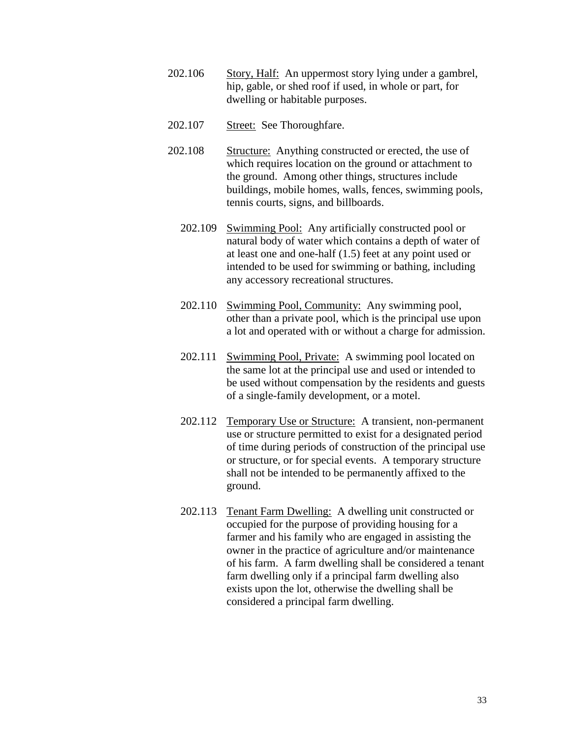202.106 Story, Half: An uppermost story lying under a gambrel, hip, gable, or shed roof if used, in whole or part, for dwelling or habitable purposes.

202.107 Street: See Thoroughfare.

202.108 Structure: Anything constructed or erected, the use of which requires location on the ground or attachment to the ground. Among other things, structures include buildings, mobile homes, walls, fences, swimming pools, tennis courts, signs, and billboards.

202.109 Swimming Pool: Any artificially constructed pool or natural body of water which contains a depth of water of at least one and one-half (1.5) feet at any point used or intended to be used for swimming or bathing, including any accessory recreational structures.

202.110 Swimming Pool, Community: Any swimming pool, other than a private pool, which is the principal use upon a lot and operated with or without a charge for admission.

202.111 Swimming Pool, Private: A swimming pool located on the same lot at the principal use and used or intended to be used without compensation by the residents and guests of a single-family development, or a motel.

202.112 Temporary Use or Structure: A transient, non-permanent use or structure permitted to exist for a designated period of time during periods of construction of the principal use or structure, or for special events. A temporary structure shall not be intended to be permanently affixed to the ground.

202.113 Tenant Farm Dwelling: A dwelling unit constructed or occupied for the purpose of providing housing for a farmer and his family who are engaged in assisting the owner in the practice of agriculture and/or maintenance of his farm. A farm dwelling shall be considered a tenant farm dwelling only if a principal farm dwelling also exists upon the lot, otherwise the dwelling shall be considered a principal farm dwelling.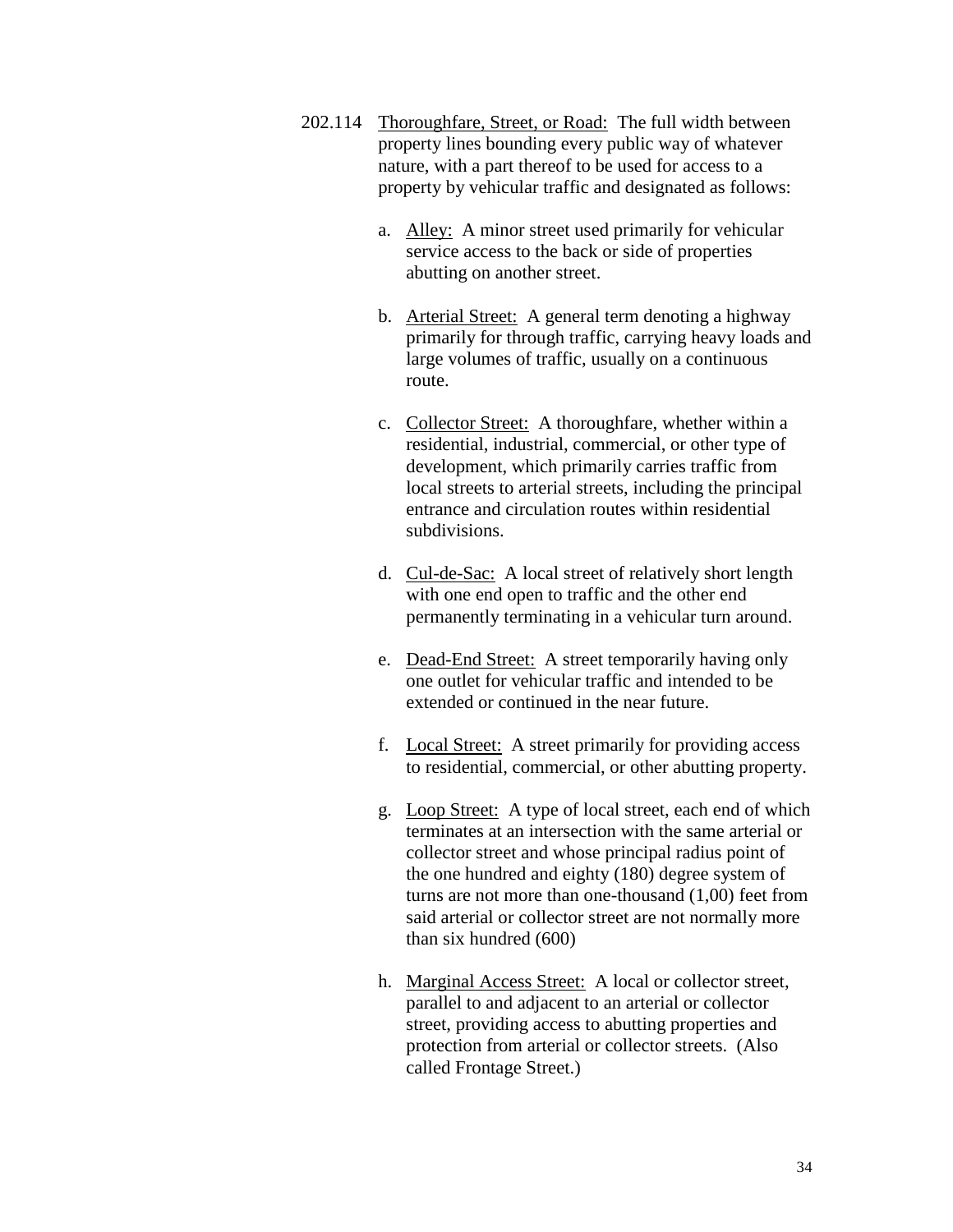202.114 Thoroughfare, Street, or Road: The full width between property lines bounding every public way of whatever nature, with a part thereof to be used for access to a property by vehicular traffic and designated as follows:

a. Alley: A minor street used primarily for vehicular service access to the back or side of properties abutting on another street.

b. Arterial Street: A general term denoting a highway primarily for through traffic, carrying heavy loads and large volumes of traffic, usually on a continuous route.

c. Collector Street: A thoroughfare, whether within a residential, industrial, commercial, or other type of development, which primarily carries traffic from local streets to arterial streets, including the principal entrance and circulation routes within residential subdivisions.

d. Cul-de-Sac: A local street of relatively short length with one end open to traffic and the other end permanently terminating in a vehicular turn around.

e. Dead-End Street: A street temporarily having only one outlet for vehicular traffic and intended to be extended or continued in the near future.

f. Local Street: A street primarily for providing access to residential, commercial, or other abutting property.

g. Loop Street: A type of local street, each end of which terminates at an intersection with the same arterial or collector street and whose principal radius point of the one hundred and eighty (180) degree system of turns are not more than one-thousand (1,00) feet from said arterial or collector street are not normally more than six hundred (600)

h. Marginal Access Street: A local or collector street, parallel to and adjacent to an arterial or collector street, providing access to abutting properties and protection from arterial or collector streets. (Also called Frontage Street.)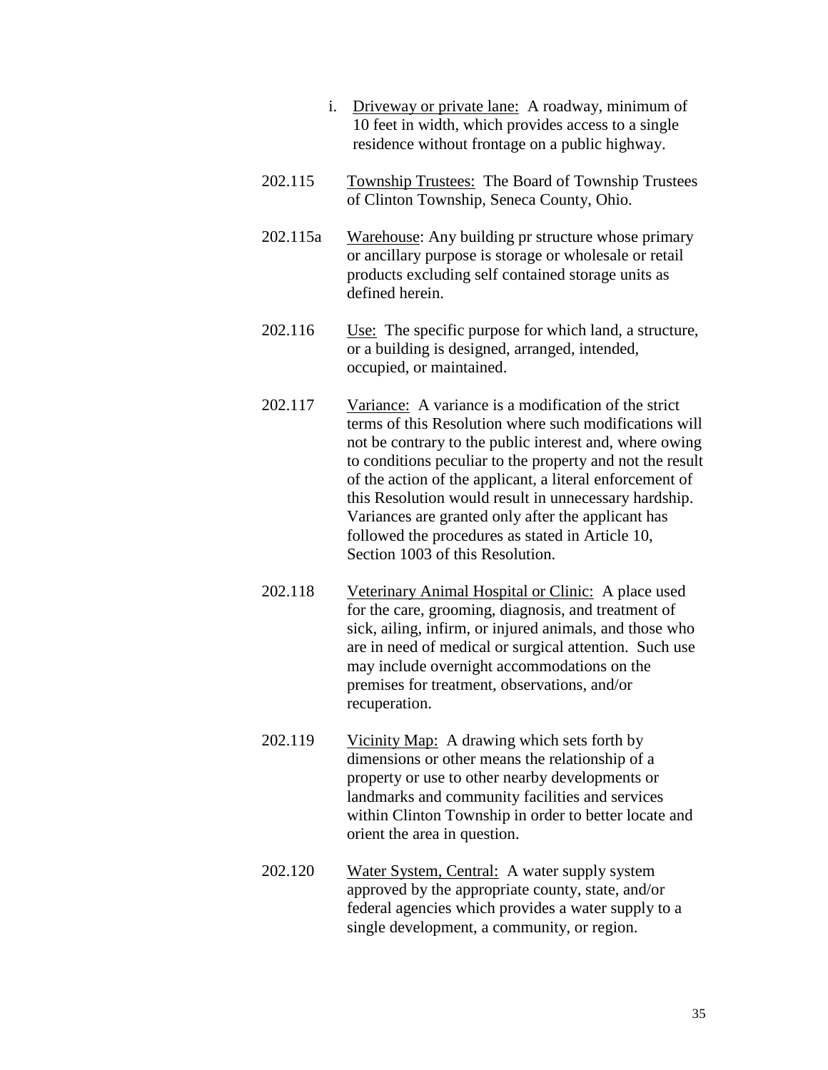i. Driveway or private lane: A roadway, minimum of 10 feet in width, which provides access to a single residence without frontage on a public highway.

202.115 Township Trustees: The Board of Township Trustees of Clinton Township, Seneca County, Ohio.

202.115a Warehouse: Any building pr structure whose primary or ancillary purpose is storage or wholesale or retail products excluding self contained storage units as defined herein.

202.116 Use: The specific purpose for which land, a structure, or a building is designed, arranged, intended, occupied, or maintained.

202.117 Variance: A variance is a modification of the strict terms of this Resolution where such modifications will not be contrary to the public interest and, where owing to conditions peculiar to the property and not the result of the action of the applicant, a literal enforcement of this Resolution would result in unnecessary hardship. Variances are granted only after the applicant has followed the procedures as stated in Article 10, Section 1003 of this Resolution.

202.118 Veterinary Animal Hospital or Clinic: A place used for the care, grooming, diagnosis, and treatment of sick, ailing, infirm, or injured animals, and those who are in need of medical or surgical attention. Such use may include overnight accommodations on the premises for treatment, observations, and/or recuperation.

202.119 Vicinity Map: A drawing which sets forth by dimensions or other means the relationship of a property or use to other nearby developments or landmarks and community facilities and services within Clinton Township in order to better locate and orient the area in question.

202.120 Water System, Central: A water supply system approved by the appropriate county, state, and/or federal agencies which provides a water supply to a single development, a community, or region.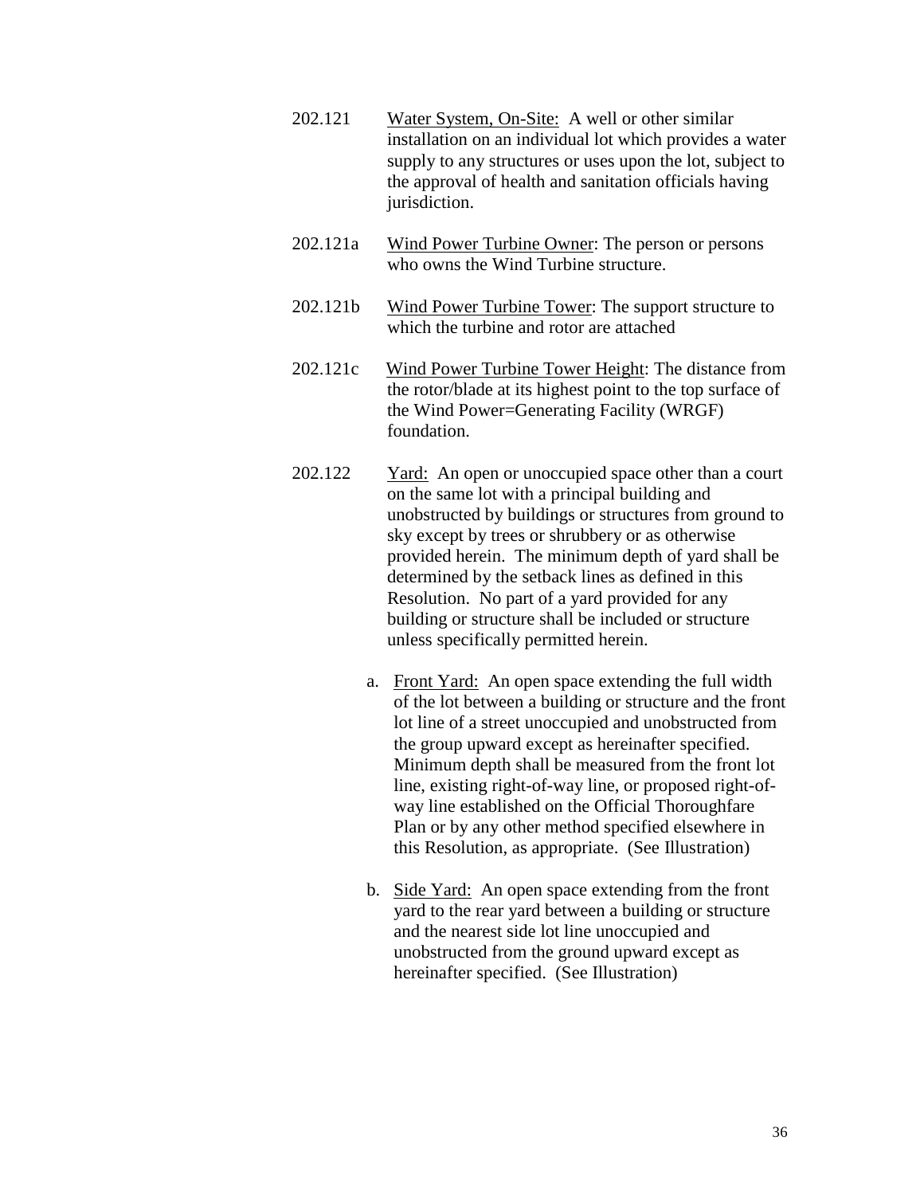202.121 <u>Water System, On-Site:</u> A well or other similar installation on an individual lot which provides a water supply to any structures or uses upon the lot, subject to the approval of health and sanitation officials having jurisdiction.

202.121a <u>Wind Power Turbine Owner</u>: The person or persons who owns the Wind Turbine structure.

202.121b <u>Wind Power Turbine Tower</u>: The support structure to which the turbine and rotor are attached

202.121c <u>Wind Power Turbine Tower Height</u>: The distance from the rotor/blade at its highest point to the top surface of the Wind Power=Generating Facility (WRGF) foundation.

202.122 <u>Yard:</u> An open or unoccupied space other than a court on the same lot with a principal building and unobstructed by buildings or structures from ground to sky except by trees or shrubbery or as otherwise provided herein. The minimum depth of yard shall be determined by the setback lines as defined in this Resolution. No part of a yard provided for any building or structure shall be included or structure unless specifically permitted herein.

a. <u>Front Yard:</u> An open space extending the full width of the lot between a building or structure and the front lot line of a street unoccupied and unobstructed from the group upward except as hereinafter specified. Minimum depth shall be measured from the front lot line, existing right-of-way line, or proposed right-of-way line established on the Official Thoroughfare Plan or by any other method specified elsewhere in this Resolution, as appropriate. (See Illustration)

b. <u>Side Yard:</u> An open space extending from the front yard to the rear yard between a building or structure and the nearest side lot line unoccupied and unobstructed from the ground upward except as hereinafter specified. (See Illustration)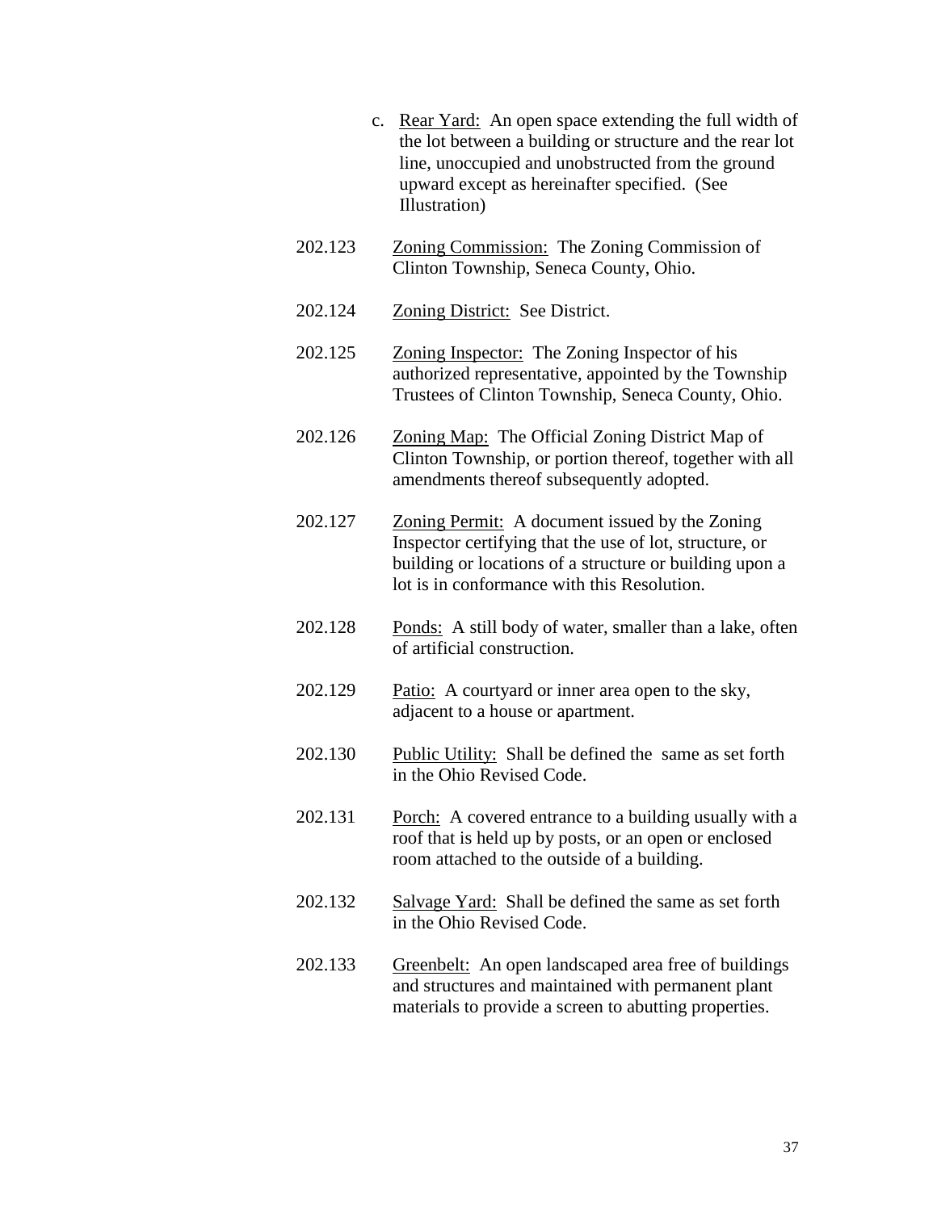c. Rear Yard: An open space extending the full width of the lot between a building or structure and the rear lot line, unoccupied and unobstructed from the ground upward except as hereinafter specified. (See Illustration)

202.123 Zoning Commission: The Zoning Commission of Clinton Township, Seneca County, Ohio.

202.124 Zoning District: See District.

202.125 Zoning Inspector: The Zoning Inspector of his authorized representative, appointed by the Township Trustees of Clinton Township, Seneca County, Ohio.

202.126 Zoning Map: The Official Zoning District Map of Clinton Township, or portion thereof, together with all amendments thereof subsequently adopted.

202.127 Zoning Permit: A document issued by the Zoning Inspector certifying that the use of lot, structure, or building or locations of a structure or building upon a lot is in conformance with this Resolution.

202.128 Ponds: A still body of water, smaller than a lake, often of artificial construction.

202.129 Patio: A courtyard or inner area open to the sky, adjacent to a house or apartment.

202.130 Public Utility: Shall be defined the same as set forth in the Ohio Revised Code.

202.131 Porch: A covered entrance to a building usually with a roof that is held up by posts, or an open or enclosed room attached to the outside of a building.

202.132 Salvage Yard: Shall be defined the same as set forth in the Ohio Revised Code.

202.133 Greenbelt: An open landscaped area free of buildings and structures and maintained with permanent plant materials to provide a screen to abutting properties.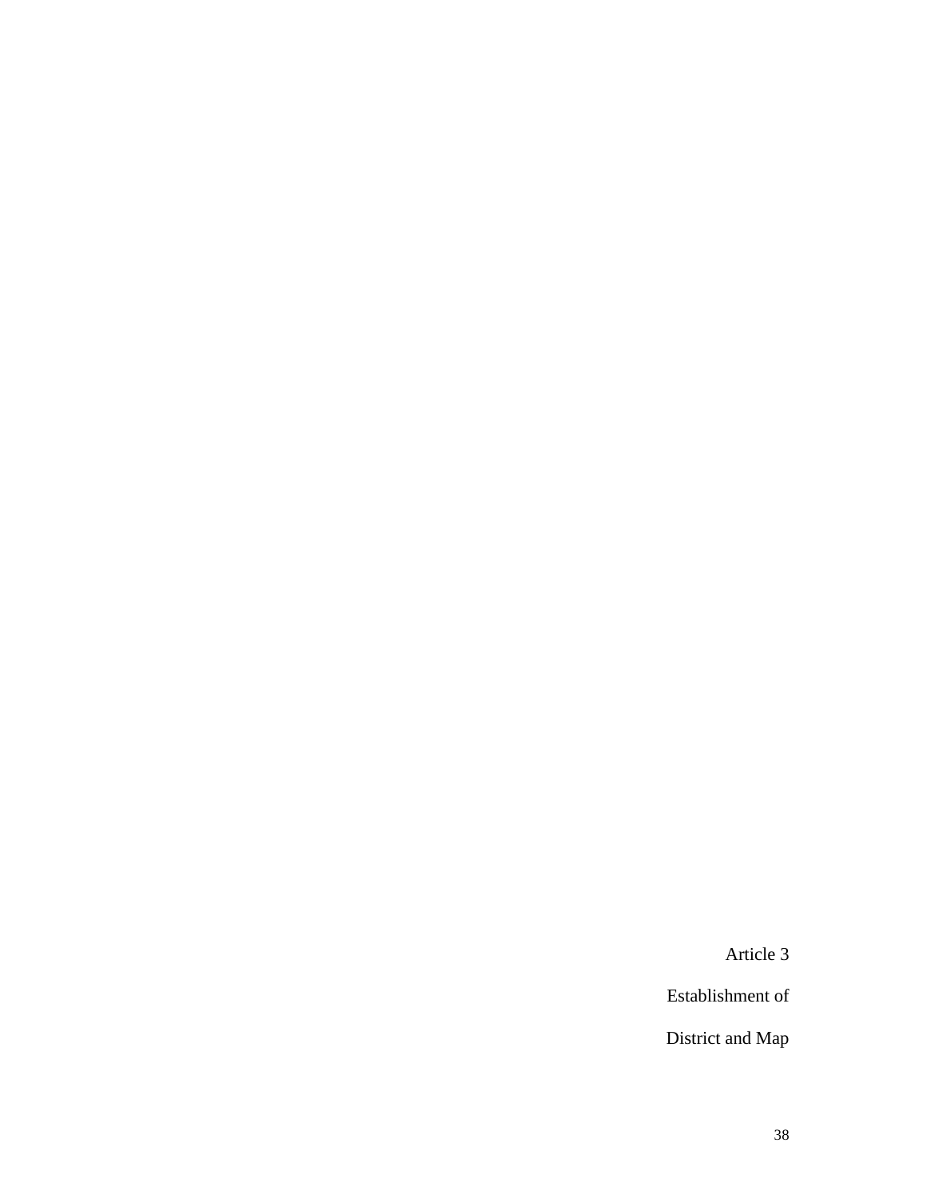# Article 3

## Establishment of

## District and Map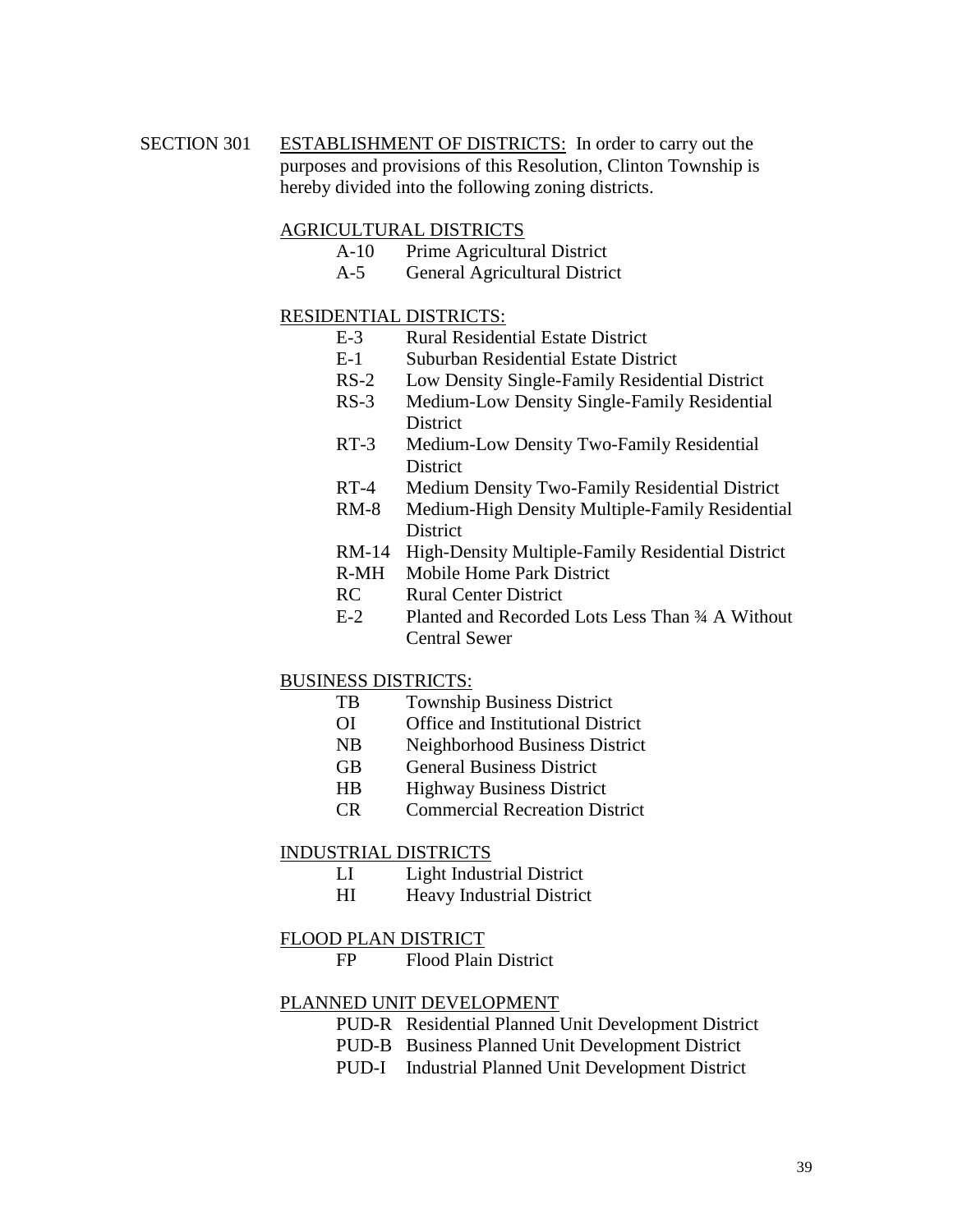SECTION 301 ESTABLISHMENT OF DISTRICTS: In order to carry out the purposes and provisions of this Resolution, Clinton Township is hereby divided into the following zoning districts.

AGRICULTURAL DISTRICTS

- A-10 Prime Agricultural District
- A-5 General Agricultural District

RESIDENTIAL DISTRICTS:

- E-3 Rural Residential Estate District
- E-1 Suburban Residential Estate District
- RS-2 Low Density Single-Family Residential District
- RS-3 Medium-Low Density Single-Family Residential District
- RT-3 Medium-Low Density Two-Family Residential District
- RT-4 Medium Density Two-Family Residential District
- RM-8 Medium-High Density Multiple-Family Residential District
- RM-14 High-Density Multiple-Family Residential District
- R-MH Mobile Home Park District
- RC Rural Center District
- E-2 Planted and Recorded Lots Less Than ¾ A Without Central Sewer

BUSINESS DISTRICTS:

- TB Township Business District
- OI Office and Institutional District
- NB Neighborhood Business District
- GB General Business District
- HB Highway Business District
- CR Commercial Recreation District

INDUSTRIAL DISTRICTS

- LI Light Industrial District
- HI Heavy Industrial District

FLOOD PLAN DISTRICT

- FP Flood Plain District

PLANNED UNIT DEVELOPMENT

- PUD-R Residential Planned Unit Development District
- PUD-B Business Planned Unit Development District
- PUD-I Industrial Planned Unit Development District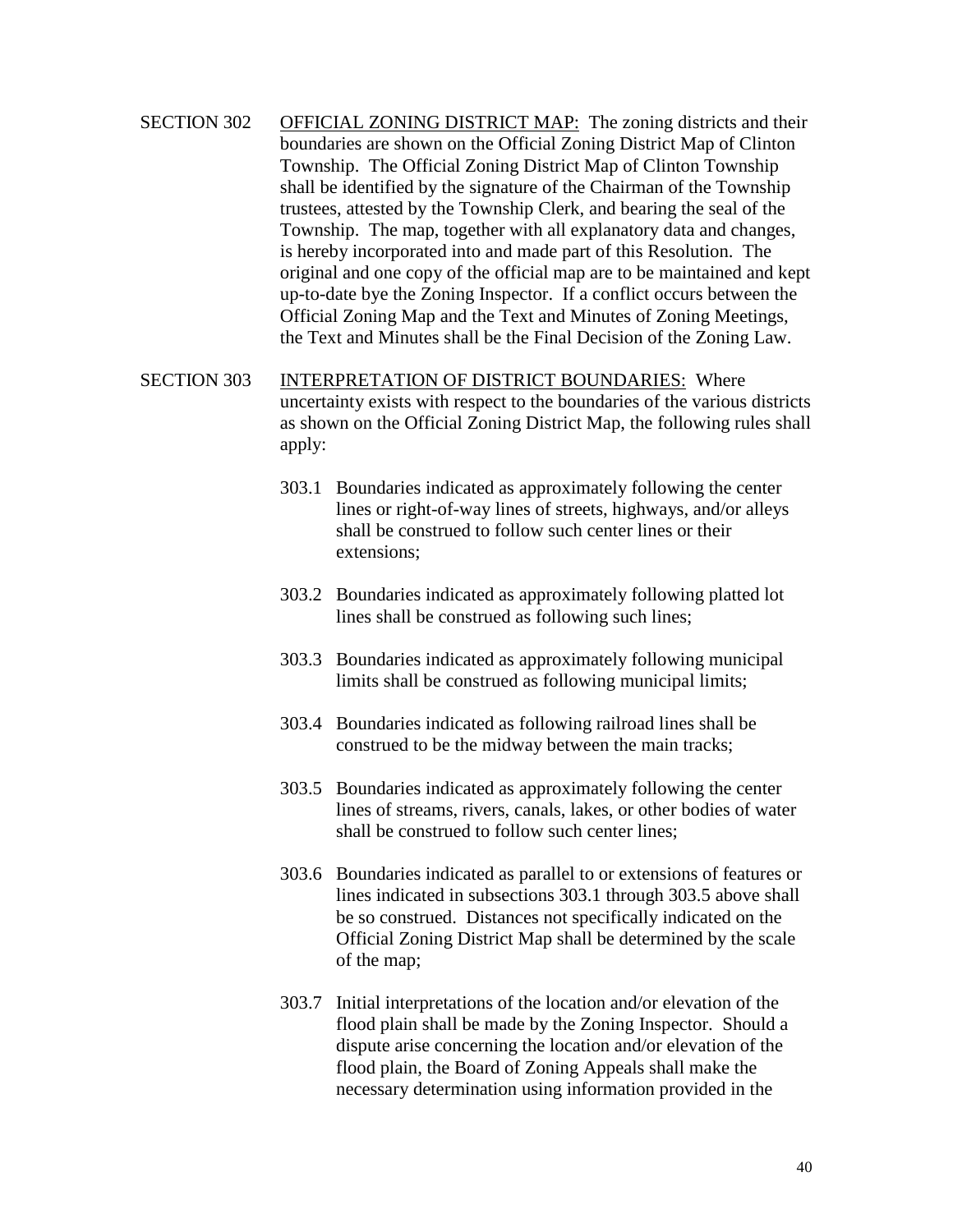SECTION 302 <u>OFFICIAL ZONING DISTRICT MAP:</u> The zoning districts and their boundaries are shown on the Official Zoning District Map of Clinton Township. The Official Zoning District Map of Clinton Township shall be identified by the signature of the Chairman of the Township trustees, attested by the Township Clerk, and bearing the seal of the Township. The map, together with all explanatory data and changes, is hereby incorporated into and made part of this Resolution. The original and one copy of the official map are to be maintained and kept up-to-date bye the Zoning Inspector. If a conflict occurs between the Official Zoning Map and the Text and Minutes of Zoning Meetings, the Text and Minutes shall be the Final Decision of the Zoning Law.

SECTION 303 <u>INTERPRETATION OF DISTRICT BOUNDARIES:</u> Where uncertainty exists with respect to the boundaries of the various districts as shown on the Official Zoning District Map, the following rules shall apply:

303.1 Boundaries indicated as approximately following the center lines or right-of-way lines of streets, highways, and/or alleys shall be construed to follow such center lines or their extensions;

303.2 Boundaries indicated as approximately following platted lot lines shall be construed as following such lines;

303.3 Boundaries indicated as approximately following municipal limits shall be construed as following municipal limits;

303.4 Boundaries indicated as following railroad lines shall be construed to be the midway between the main tracks;

303.5 Boundaries indicated as approximately following the center lines of streams, rivers, canals, lakes, or other bodies of water shall be construed to follow such center lines;

303.6 Boundaries indicated as parallel to or extensions of features or lines indicated in subsections 303.1 through 303.5 above shall be so construed. Distances not specifically indicated on the Official Zoning District Map shall be determined by the scale of the map;

303.7 Initial interpretations of the location and/or elevation of the flood plain shall be made by the Zoning Inspector. Should a dispute arise concerning the location and/or elevation of the flood plain, the Board of Zoning Appeals shall make the necessary determination using information provided in the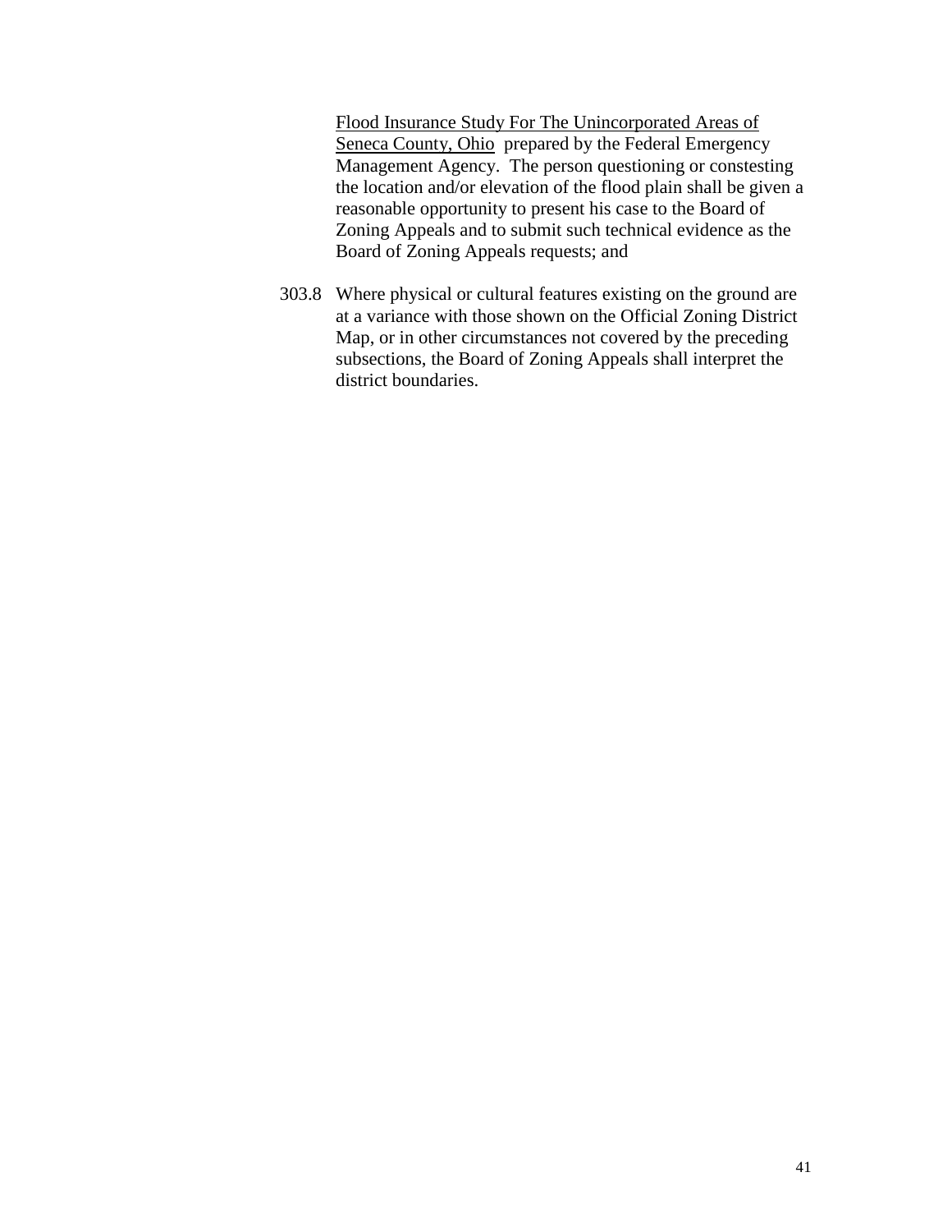Flood Insurance Study For The Unincorporated Areas of Seneca County, Ohio prepared by the Federal Emergency Management Agency. The person questioning or constesting the location and/or elevation of the flood plain shall be given a reasonable opportunity to present his case to the Board of Zoning Appeals and to submit such technical evidence as the Board of Zoning Appeals requests; and

303.8 Where physical or cultural features existing on the ground are at a variance with those shown on the Official Zoning District Map, or in other circumstances not covered by the preceding subsections, the Board of Zoning Appeals shall interpret the district boundaries.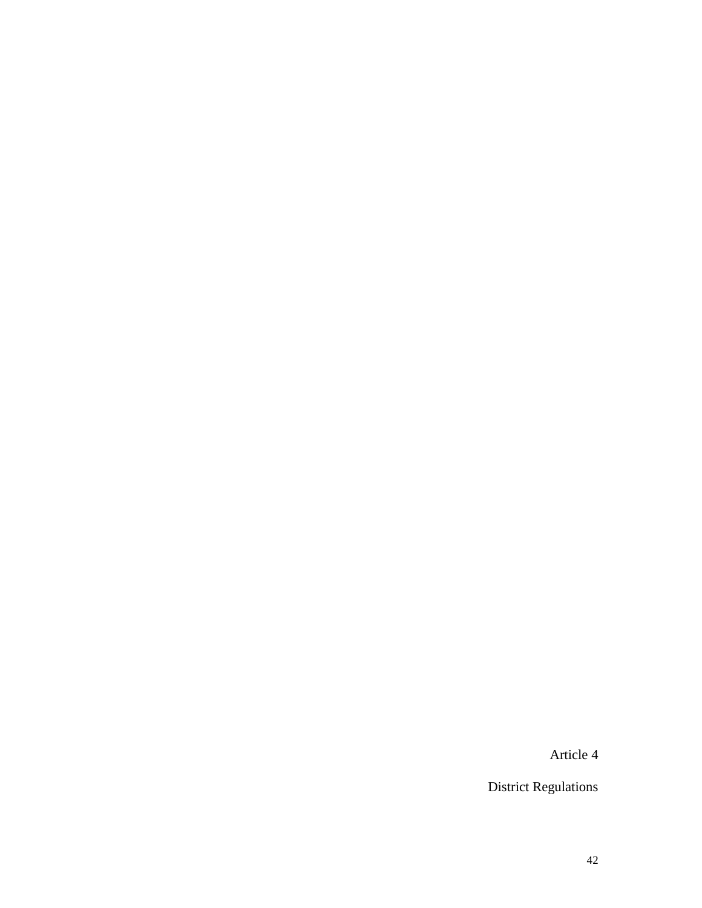# Article 4

## District Regulations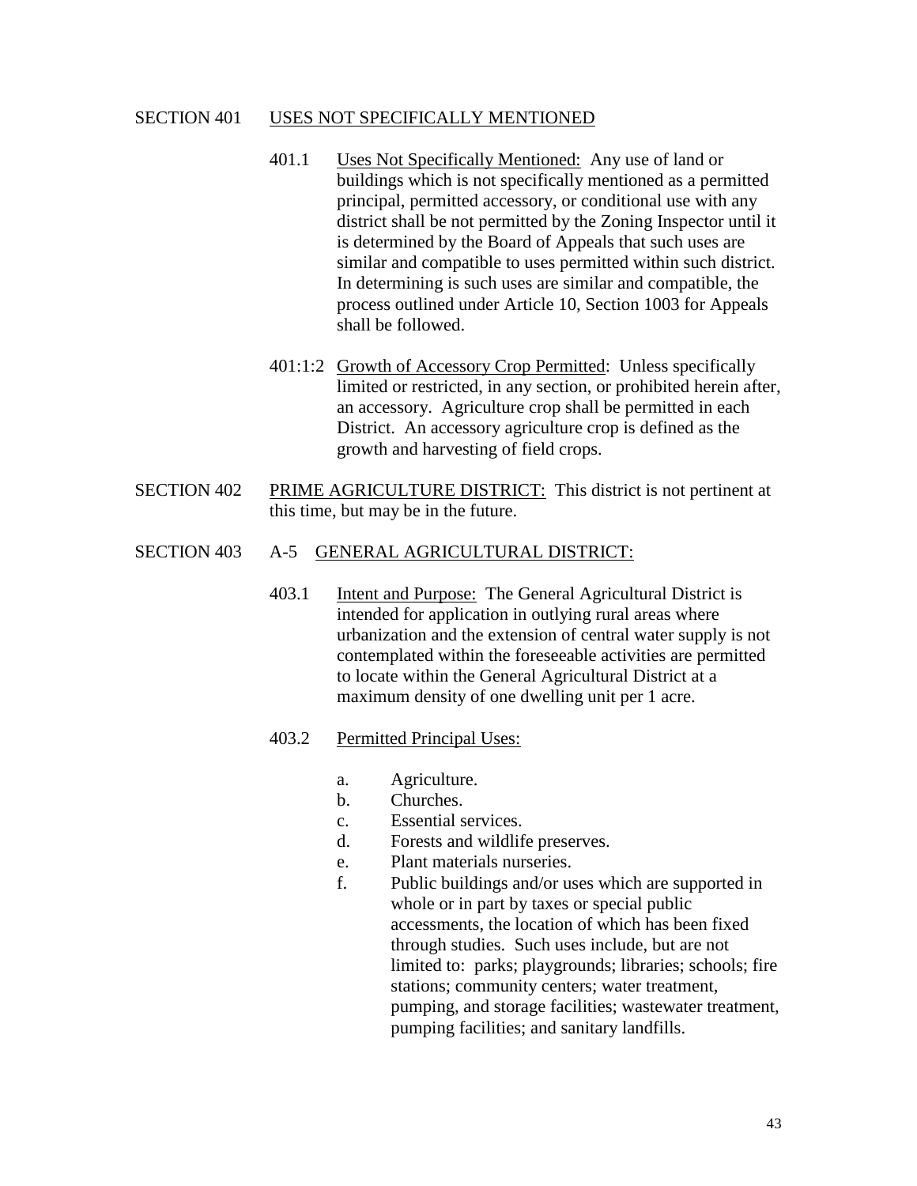## SECTION 401 USES NOT SPECIFICALLY MENTIONED

401.1 Uses Not Specifically Mentioned: Any use of land or buildings which is not specifically mentioned as a permitted principal, permitted accessory, or conditional use with any district shall be not permitted by the Zoning Inspector until it is determined by the Board of Appeals that such uses are similar and compatible to uses permitted within such district. In determining is such uses are similar and compatible, the process outlined under Article 10, Section 1003 for Appeals shall be followed.

401:1:2 Growth of Accessory Crop Permitted: Unless specifically limited or restricted, in any section, or prohibited herein after, an accessory. Agriculture crop shall be permitted in each District. An accessory agriculture crop is defined as the growth and harvesting of field crops.

## SECTION 402 PRIME AGRICULTURE DISTRICT: This district is not pertinent at this time, but may be in the future.

## SECTION 403 A-5 GENERAL AGRICULTURAL DISTRICT:

403.1 Intent and Purpose: The General Agricultural District is intended for application in outlying rural areas where urbanization and the extension of central water supply is not contemplated within the foreseeable activities are permitted to locate within the General Agricultural District at a maximum density of one dwelling unit per 1 acre.

403.2 Permitted Principal Uses:

a. Agriculture.
b. Churches.
c. Essential services.
d. Forests and wildlife preserves.
e. Plant materials nurseries.
f. Public buildings and/or uses which are supported in whole or in part by taxes or special public accessments, the location of which has been fixed through studies. Such uses include, but are not limited to: parks; playgrounds; libraries; schools; fire stations; community centers; water treatment, pumping, and storage facilities; wastewater treatment, pumping facilities; and sanitary landfills.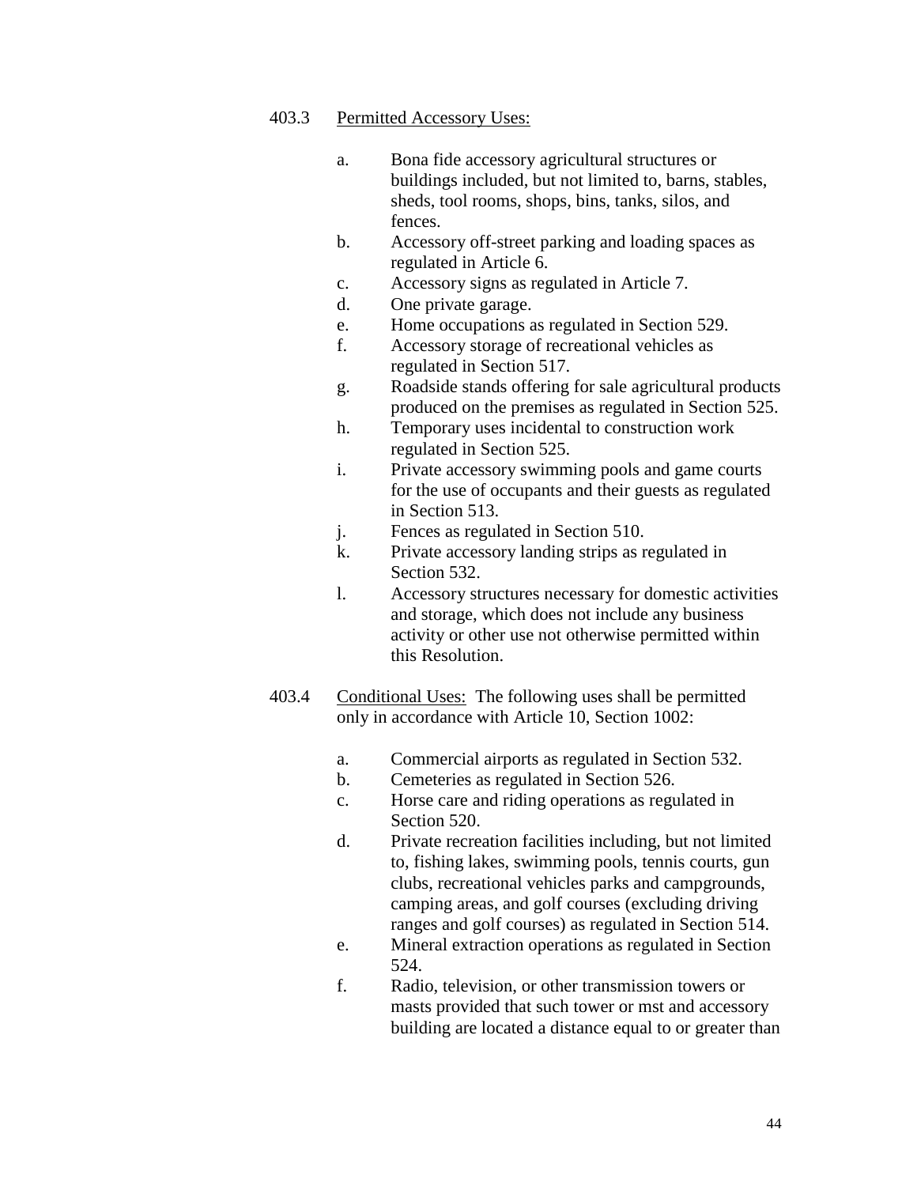403.3 Permitted Accessory Uses:

a. Bona fide accessory agricultural structures or buildings included, but not limited to, barns, stables, sheds, tool rooms, shops, bins, tanks, silos, and fences.
b. Accessory off-street parking and loading spaces as regulated in Article 6.
c. Accessory signs as regulated in Article 7.
d. One private garage.
e. Home occupations as regulated in Section 529.
f. Accessory storage of recreational vehicles as regulated in Section 517.
g. Roadside stands offering for sale agricultural products produced on the premises as regulated in Section 525.
h. Temporary uses incidental to construction work regulated in Section 525.
i. Private accessory swimming pools and game courts for the use of occupants and their guests as regulated in Section 513.
j. Fences as regulated in Section 510.
k. Private accessory landing strips as regulated in Section 532.
l. Accessory structures necessary for domestic activities and storage, which does not include any business activity or other use not otherwise permitted within this Resolution.

403.4 Conditional Uses: The following uses shall be permitted only in accordance with Article 10, Section 1002:

a. Commercial airports as regulated in Section 532.
b. Cemeteries as regulated in Section 526.
c. Horse care and riding operations as regulated in Section 520.
d. Private recreation facilities including, but not limited to, fishing lakes, swimming pools, tennis courts, gun clubs, recreational vehicles parks and campgrounds, camping areas, and golf courses (excluding driving ranges and golf courses) as regulated in Section 514.
e. Mineral extraction operations as regulated in Section 524.
f. Radio, television, or other transmission towers or masts provided that such tower or mst and accessory building are located a distance equal to or greater than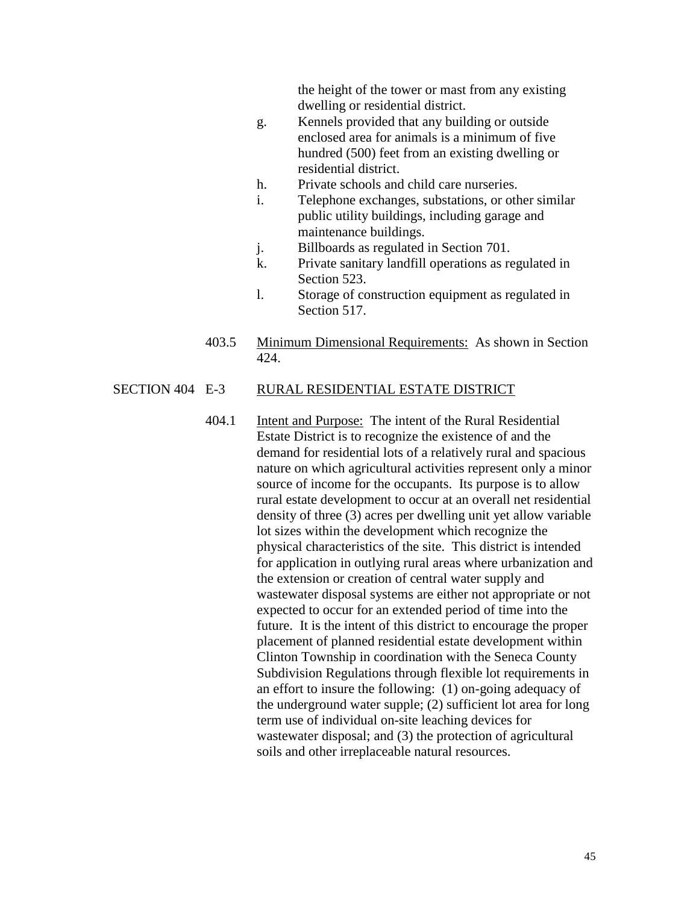the height of the tower or mast from any existing dwelling or residential district.

g. Kennels provided that any building or outside enclosed area for animals is a minimum of five hundred (500) feet from an existing dwelling or residential district.
h. Private schools and child care nurseries.
i. Telephone exchanges, substations, or other similar public utility buildings, including garage and maintenance buildings.
j. Billboards as regulated in Section 701.
k. Private sanitary landfill operations as regulated in Section 523.
l. Storage of construction equipment as regulated in Section 517.

403.5 Minimum Dimensional Requirements: As shown in Section 424.

## SECTION 404 E-3 RURAL RESIDENTIAL ESTATE DISTRICT

404.1 Intent and Purpose: The intent of the Rural Residential Estate District is to recognize the existence of and the demand for residential lots of a relatively rural and spacious nature on which agricultural activities represent only a minor source of income for the occupants. Its purpose is to allow rural estate development to occur at an overall net residential density of three (3) acres per dwelling unit yet allow variable lot sizes within the development which recognize the physical characteristics of the site. This district is intended for application in outlying rural areas where urbanization and the extension or creation of central water supply and wastewater disposal systems are either not appropriate or not expected to occur for an extended period of time into the future. It is the intent of this district to encourage the proper placement of planned residential estate development within Clinton Township in coordination with the Seneca County Subdivision Regulations through flexible lot requirements in an effort to insure the following: (1) on-going adequacy of the underground water supple; (2) sufficient lot area for long term use of individual on-site leaching devices for wastewater disposal; and (3) the protection of agricultural soils and other irreplaceable natural resources.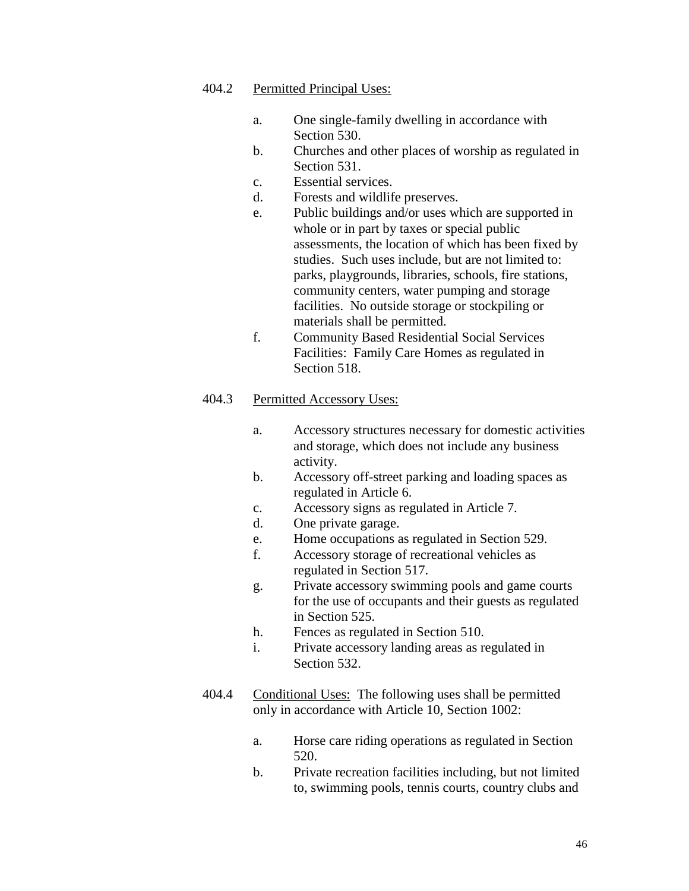404.2 <u>Permitted Principal Uses:</u>

a. One single-family dwelling in accordance with Section 530.
b. Churches and other places of worship as regulated in Section 531.
c. Essential services.
d. Forests and wildlife preserves.
e. Public buildings and/or uses which are supported in whole or in part by taxes or special public assessments, the location of which has been fixed by studies. Such uses include, but are not limited to: parks, playgrounds, libraries, schools, fire stations, community centers, water pumping and storage facilities. No outside storage or stockpiling or materials shall be permitted.
f. Community Based Residential Social Services Facilities: Family Care Homes as regulated in Section 518.

404.3 <u>Permitted Accessory Uses:</u>

a. Accessory structures necessary for domestic activities and storage, which does not include any business activity.
b. Accessory off-street parking and loading spaces as regulated in Article 6.
c. Accessory signs as regulated in Article 7.
d. One private garage.
e. Home occupations as regulated in Section 529.
f. Accessory storage of recreational vehicles as regulated in Section 517.
g. Private accessory swimming pools and game courts for the use of occupants and their guests as regulated in Section 525.
h. Fences as regulated in Section 510.
i. Private accessory landing areas as regulated in Section 532.

404.4 <u>Conditional Uses:</u> The following uses shall be permitted only in accordance with Article 10, Section 1002:

a. Horse care riding operations as regulated in Section 520.
b. Private recreation facilities including, but not limited to, swimming pools, tennis courts, country clubs and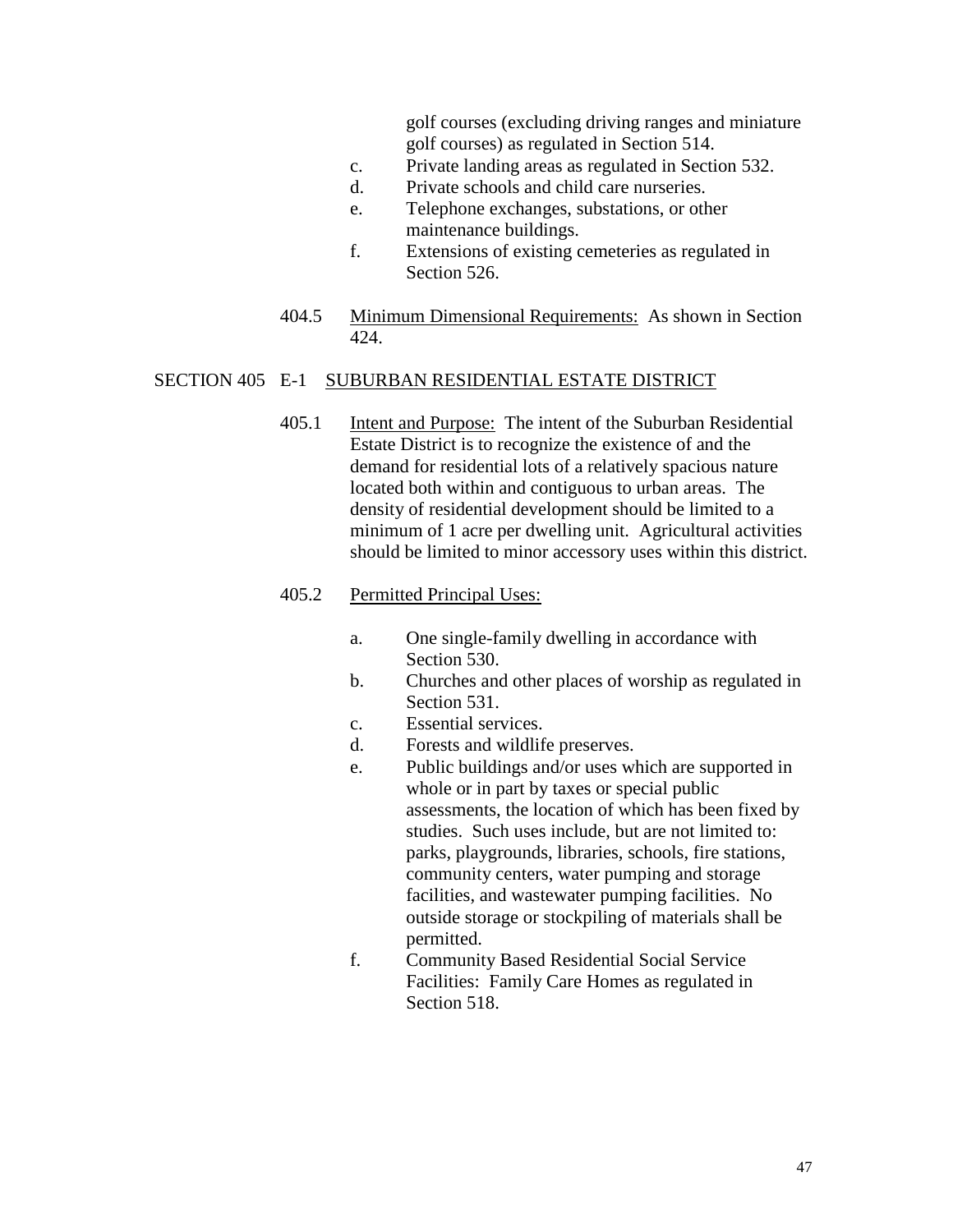golf courses (excluding driving ranges and miniature golf courses) as regulated in Section 514.

c. Private landing areas as regulated in Section 532.
d. Private schools and child care nurseries.
e. Telephone exchanges, substations, or other maintenance buildings.
f. Extensions of existing cemeteries as regulated in Section 526.

404.5 Minimum Dimensional Requirements: As shown in Section 424.

## SECTION 405 E-1 SUBURBAN RESIDENTIAL ESTATE DISTRICT

405.1 Intent and Purpose: The intent of the Suburban Residential Estate District is to recognize the existence of and the demand for residential lots of a relatively spacious nature located both within and contiguous to urban areas. The density of residential development should be limited to a minimum of 1 acre per dwelling unit. Agricultural activities should be limited to minor accessory uses within this district.

405.2 Permitted Principal Uses:

a. One single-family dwelling in accordance with Section 530.
b. Churches and other places of worship as regulated in Section 531.
c. Essential services.
d. Forests and wildlife preserves.
e. Public buildings and/or uses which are supported in whole or in part by taxes or special public assessments, the location of which has been fixed by studies. Such uses include, but are not limited to: parks, playgrounds, libraries, schools, fire stations, community centers, water pumping and storage facilities, and wastewater pumping facilities. No outside storage or stockpiling of materials shall be permitted.
f. Community Based Residential Social Service Facilities: Family Care Homes as regulated in Section 518.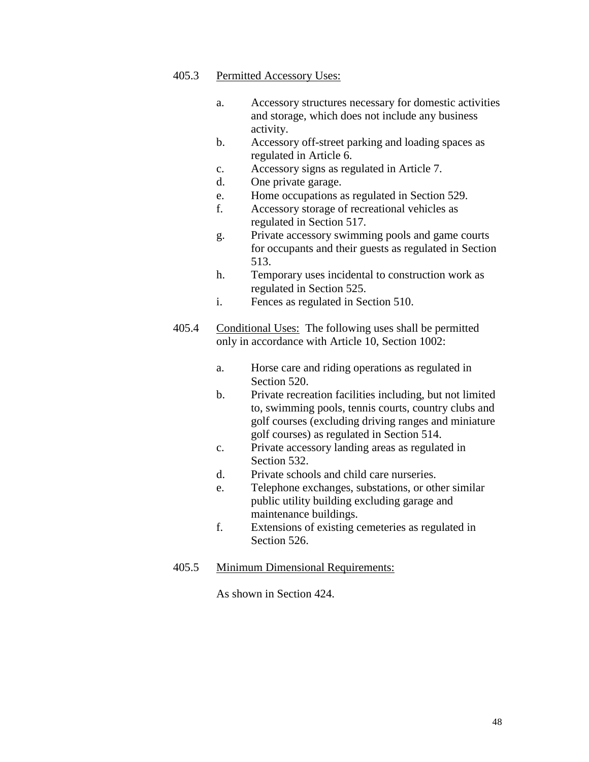405.3 <u>Permitted Accessory Uses:</u>

a. Accessory structures necessary for domestic activities and storage, which does not include any business activity.
b. Accessory off-street parking and loading spaces as regulated in Article 6.
c. Accessory signs as regulated in Article 7.
d. One private garage.
e. Home occupations as regulated in Section 529.
f. Accessory storage of recreational vehicles as regulated in Section 517.
g. Private accessory swimming pools and game courts for occupants and their guests as regulated in Section 513.
h. Temporary uses incidental to construction work as regulated in Section 525.
i. Fences as regulated in Section 510.

405.4 <u>Conditional Uses:</u> The following uses shall be permitted only in accordance with Article 10, Section 1002:

a. Horse care and riding operations as regulated in Section 520.
b. Private recreation facilities including, but not limited to, swimming pools, tennis courts, country clubs and golf courses (excluding driving ranges and miniature golf courses) as regulated in Section 514.
c. Private accessory landing areas as regulated in Section 532.
d. Private schools and child care nurseries.
e. Telephone exchanges, substations, or other similar public utility building excluding garage and maintenance buildings.
f. Extensions of existing cemeteries as regulated in Section 526.

405.5 <u>Minimum Dimensional Requirements:</u>

As shown in Section 424.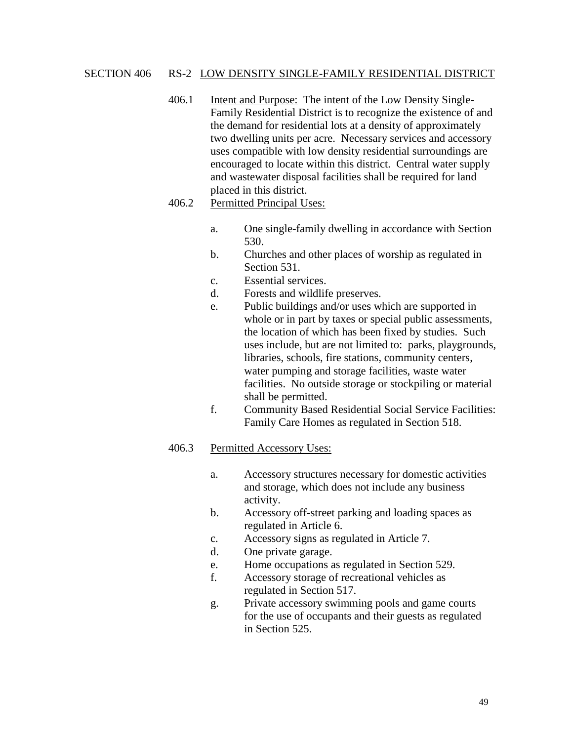## SECTION 406 RS-2 LOW DENSITY SINGLE-FAMILY RESIDENTIAL DISTRICT

406.1 Intent and Purpose: The intent of the Low Density Single-Family Residential District is to recognize the existence of and the demand for residential lots at a density of approximately two dwelling units per acre. Necessary services and accessory uses compatible with low density residential surroundings are encouraged to locate within this district. Central water supply and wastewater disposal facilities shall be required for land placed in this district.

406.2 Permitted Principal Uses:

a. One single-family dwelling in accordance with Section 530.
b. Churches and other places of worship as regulated in Section 531.
c. Essential services.
d. Forests and wildlife preserves.
e. Public buildings and/or uses which are supported in whole or in part by taxes or special public assessments, the location of which has been fixed by studies. Such uses include, but are not limited to: parks, playgrounds, libraries, schools, fire stations, community centers, water pumping and storage facilities, waste water facilities. No outside storage or stockpiling or material shall be permitted.
f. Community Based Residential Social Service Facilities: Family Care Homes as regulated in Section 518.

406.3 Permitted Accessory Uses:

a. Accessory structures necessary for domestic activities and storage, which does not include any business activity.
b. Accessory off-street parking and loading spaces as regulated in Article 6.
c. Accessory signs as regulated in Article 7.
d. One private garage.
e. Home occupations as regulated in Section 529.
f. Accessory storage of recreational vehicles as regulated in Section 517.
g. Private accessory swimming pools and game courts for the use of occupants and their guests as regulated in Section 525.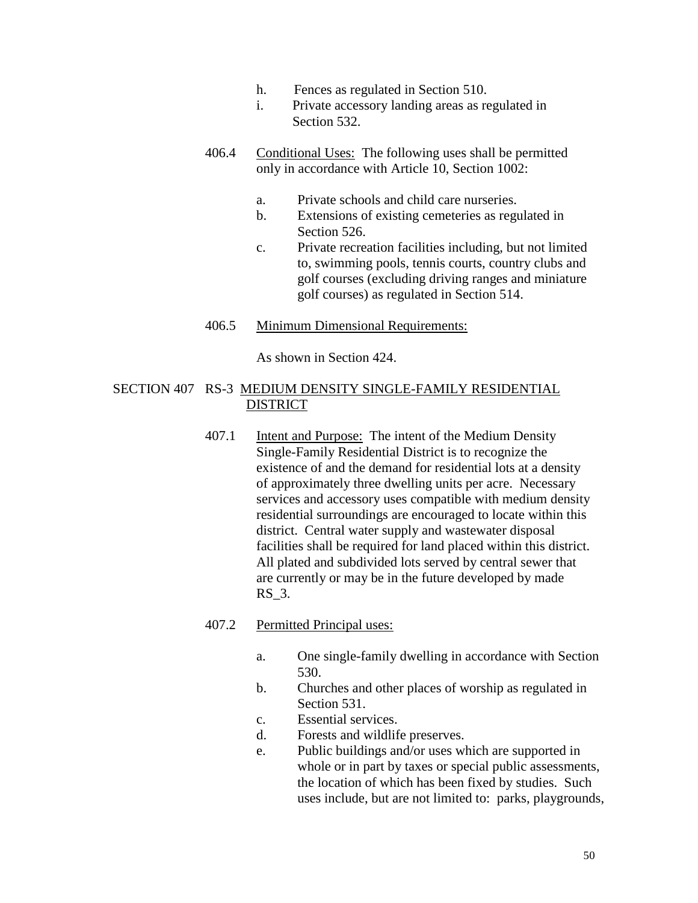h. Fences as regulated in Section 510.

i. Private accessory landing areas as regulated in Section 532.

406.4 Conditional Uses: The following uses shall be permitted only in accordance with Article 10, Section 1002:

a. Private schools and child care nurseries.

b. Extensions of existing cemeteries as regulated in Section 526.

c. Private recreation facilities including, but not limited to, swimming pools, tennis courts, country clubs and golf courses (excluding driving ranges and miniature golf courses) as regulated in Section 514.

406.5 Minimum Dimensional Requirements:

As shown in Section 424.

## SECTION 407 RS-3 MEDIUM DENSITY SINGLE-FAMILY RESIDENTIAL DISTRICT

407.1 Intent and Purpose: The intent of the Medium Density Single-Family Residential District is to recognize the existence of and the demand for residential lots at a density of approximately three dwelling units per acre. Necessary services and accessory uses compatible with medium density residential surroundings are encouraged to locate within this district. Central water supply and wastewater disposal facilities shall be required for land placed within this district. All plated and subdivided lots served by central sewer that are currently or may be in the future developed by made RS_3.

407.2 Permitted Principal uses:

a. One single-family dwelling in accordance with Section 530.

b. Churches and other places of worship as regulated in Section 531.

c. Essential services.

d. Forests and wildlife preserves.

e. Public buildings and/or uses which are supported in whole or in part by taxes or special public assessments, the location of which has been fixed by studies. Such uses include, but are not limited to: parks, playgrounds,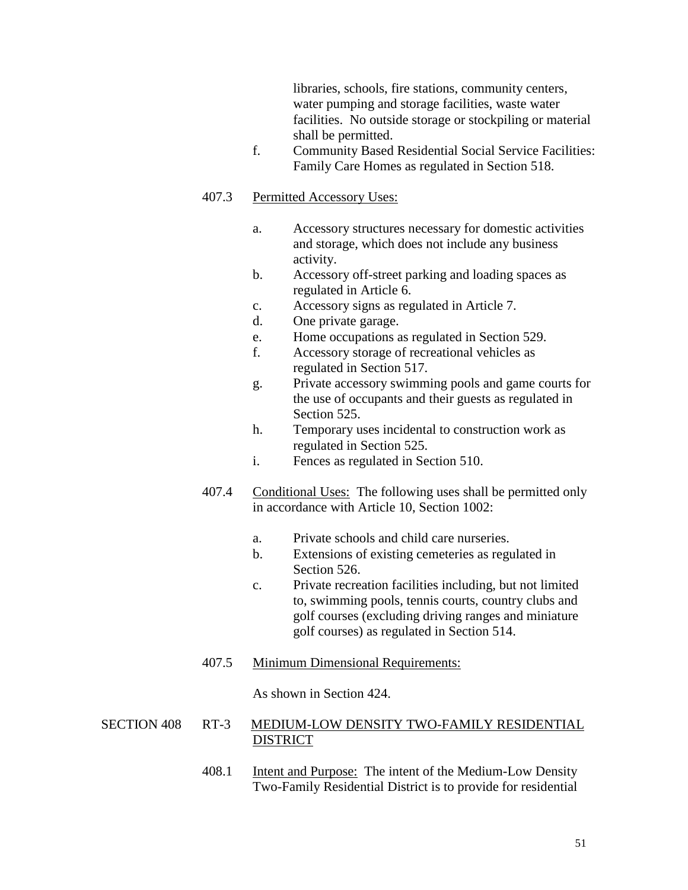libraries, schools, fire stations, community centers, water pumping and storage facilities, waste water facilities. No outside storage or stockpiling or material shall be permitted.

f. Community Based Residential Social Service Facilities: Family Care Homes as regulated in Section 518.

407.3 Permitted Accessory Uses:

a. Accessory structures necessary for domestic activities and storage, which does not include any business activity.
b. Accessory off-street parking and loading spaces as regulated in Article 6.
c. Accessory signs as regulated in Article 7.
d. One private garage.
e. Home occupations as regulated in Section 529.
f. Accessory storage of recreational vehicles as regulated in Section 517.
g. Private accessory swimming pools and game courts for the use of occupants and their guests as regulated in Section 525.
h. Temporary uses incidental to construction work as regulated in Section 525.
i. Fences as regulated in Section 510.

407.4 Conditional Uses: The following uses shall be permitted only in accordance with Article 10, Section 1002:

a. Private schools and child care nurseries.
b. Extensions of existing cemeteries as regulated in Section 526.
c. Private recreation facilities including, but not limited to, swimming pools, tennis courts, country clubs and golf courses (excluding driving ranges and miniature golf courses) as regulated in Section 514.

407.5 Minimum Dimensional Requirements:

As shown in Section 424.

## SECTION 408 RT-3 MEDIUM-LOW DENSITY TWO-FAMILY RESIDENTIAL DISTRICT

408.1 Intent and Purpose: The intent of the Medium-Low Density Two-Family Residential District is to provide for residential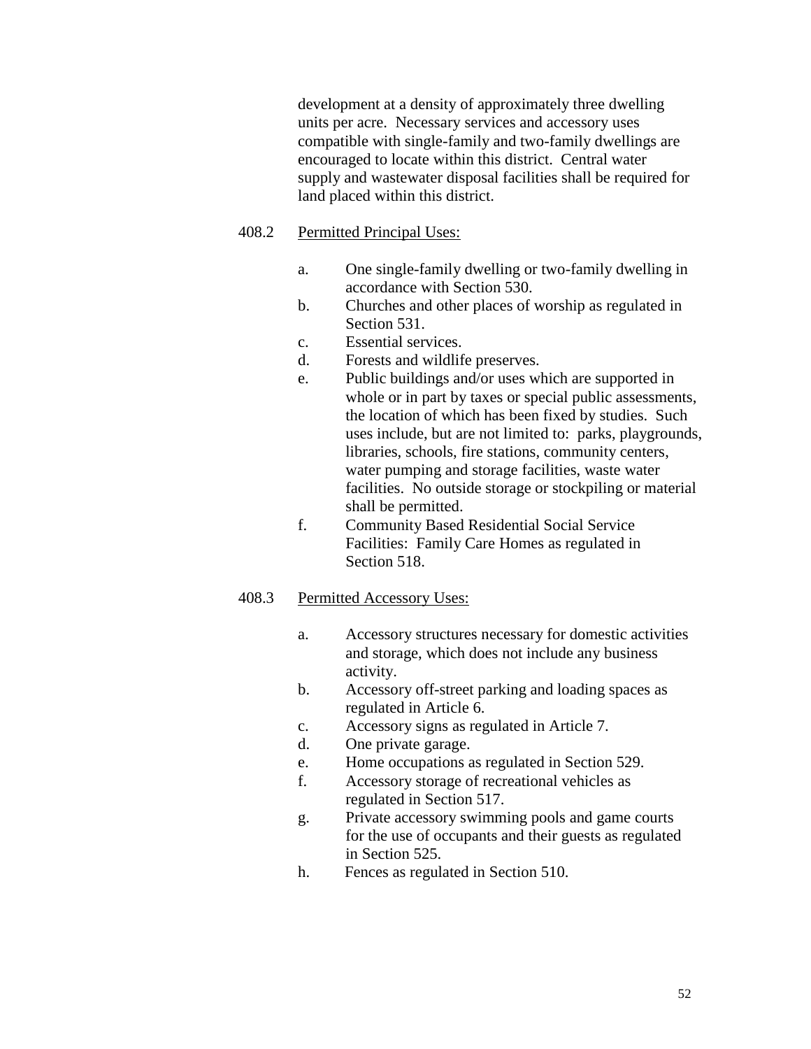development at a density of approximately three dwelling units per acre. Necessary services and accessory uses compatible with single-family and two-family dwellings are encouraged to locate within this district. Central water supply and wastewater disposal facilities shall be required for land placed within this district.

408.2 Permitted Principal Uses:

a. One single-family dwelling or two-family dwelling in accordance with Section 530.
b. Churches and other places of worship as regulated in Section 531.
c. Essential services.
d. Forests and wildlife preserves.
e. Public buildings and/or uses which are supported in whole or in part by taxes or special public assessments, the location of which has been fixed by studies. Such uses include, but are not limited to: parks, playgrounds, libraries, schools, fire stations, community centers, water pumping and storage facilities, waste water facilities. No outside storage or stockpiling or material shall be permitted.
f. Community Based Residential Social Service Facilities: Family Care Homes as regulated in Section 518.

408.3 Permitted Accessory Uses:

a. Accessory structures necessary for domestic activities and storage, which does not include any business activity.
b. Accessory off-street parking and loading spaces as regulated in Article 6.
c. Accessory signs as regulated in Article 7.
d. One private garage.
e. Home occupations as regulated in Section 529.
f. Accessory storage of recreational vehicles as regulated in Section 517.
g. Private accessory swimming pools and game courts for the use of occupants and their guests as regulated in Section 525.
h. Fences as regulated in Section 510.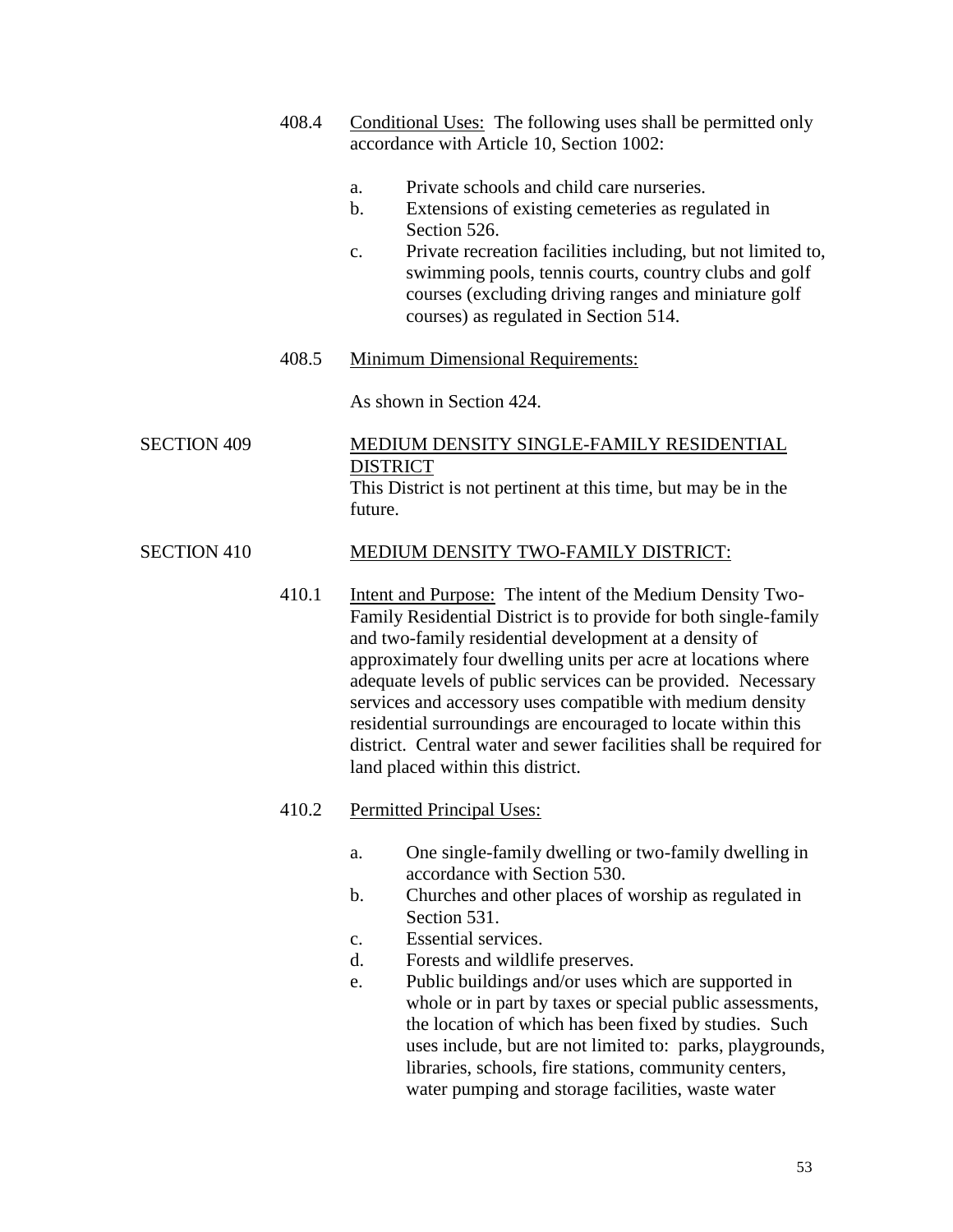408.4 <u>Conditional Uses:</u> The following uses shall be permitted only accordance with Article 10, Section 1002:

a. Private schools and child care nurseries.
b. Extensions of existing cemeteries as regulated in Section 526.
c. Private recreation facilities including, but not limited to, swimming pools, tennis courts, country clubs and golf courses (excluding driving ranges and miniature golf courses) as regulated in Section 514.

408.5 <u>Minimum Dimensional Requirements:</u>

As shown in Section 424.

## SECTION 409 MEDIUM DENSITY SINGLE-FAMILY RESIDENTIAL DISTRICT

This District is not pertinent at this time, but may be in the future.

## SECTION 410 MEDIUM DENSITY TWO-FAMILY DISTRICT:

410.1 <u>Intent and Purpose:</u> The intent of the Medium Density Two-Family Residential District is to provide for both single-family and two-family residential development at a density of approximately four dwelling units per acre at locations where adequate levels of public services can be provided. Necessary services and accessory uses compatible with medium density residential surroundings are encouraged to locate within this district. Central water and sewer facilities shall be required for land placed within this district.

410.2 <u>Permitted Principal Uses:</u>

a. One single-family dwelling or two-family dwelling in accordance with Section 530.
b. Churches and other places of worship as regulated in Section 531.
c. Essential services.
d. Forests and wildlife preserves.
e. Public buildings and/or uses which are supported in whole or in part by taxes or special public assessments, the location of which has been fixed by studies. Such uses include, but are not limited to: parks, playgrounds, libraries, schools, fire stations, community centers, water pumping and storage facilities, waste water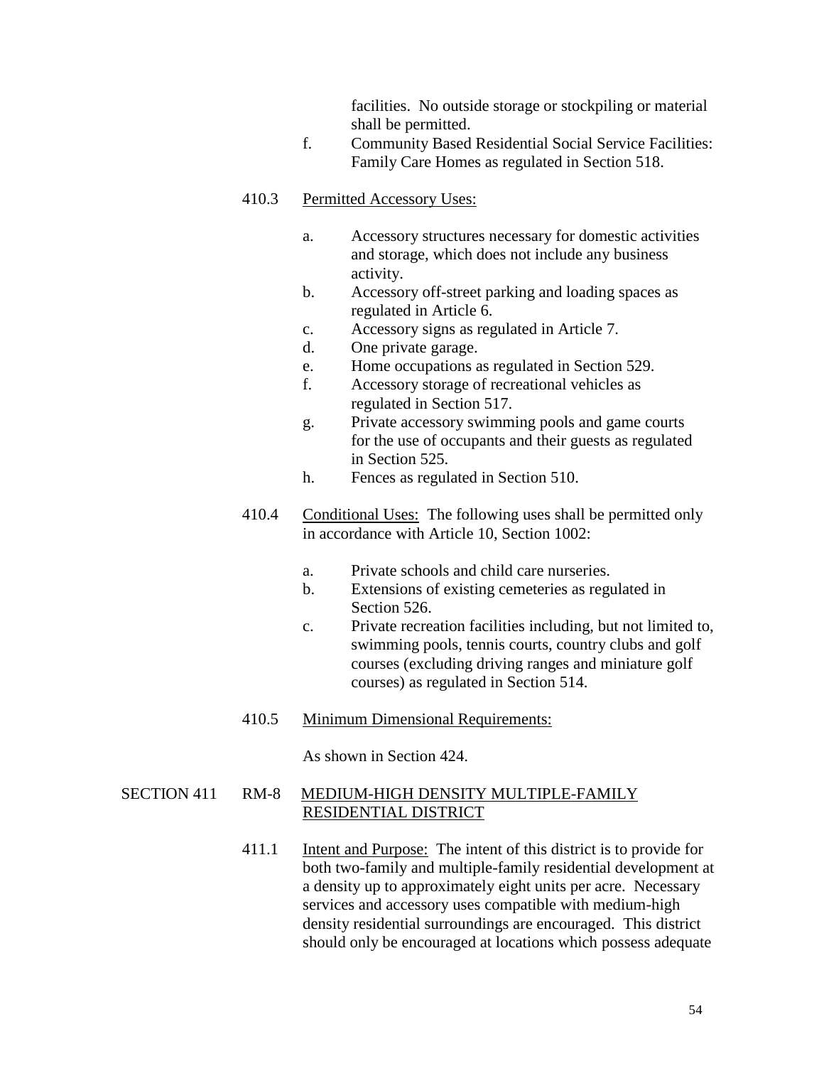facilities. No outside storage or stockpiling or material shall be permitted.

f. Community Based Residential Social Service Facilities: Family Care Homes as regulated in Section 518.

410.3 Permitted Accessory Uses:

a. Accessory structures necessary for domestic activities and storage, which does not include any business activity.
b. Accessory off-street parking and loading spaces as regulated in Article 6.
c. Accessory signs as regulated in Article 7.
d. One private garage.
e. Home occupations as regulated in Section 529.
f. Accessory storage of recreational vehicles as regulated in Section 517.
g. Private accessory swimming pools and game courts for the use of occupants and their guests as regulated in Section 525.
h. Fences as regulated in Section 510.

410.4 Conditional Uses: The following uses shall be permitted only in accordance with Article 10, Section 1002:

a. Private schools and child care nurseries.
b. Extensions of existing cemeteries as regulated in Section 526.
c. Private recreation facilities including, but not limited to, swimming pools, tennis courts, country clubs and golf courses (excluding driving ranges and miniature golf courses) as regulated in Section 514.

410.5 Minimum Dimensional Requirements:

As shown in Section 424.

## SECTION 411 RM-8 MEDIUM-HIGH DENSITY MULTIPLE-FAMILY RESIDENTIAL DISTRICT

411.1 Intent and Purpose: The intent of this district is to provide for both two-family and multiple-family residential development at a density up to approximately eight units per acre. Necessary services and accessory uses compatible with medium-high density residential surroundings are encouraged. This district should only be encouraged at locations which possess adequate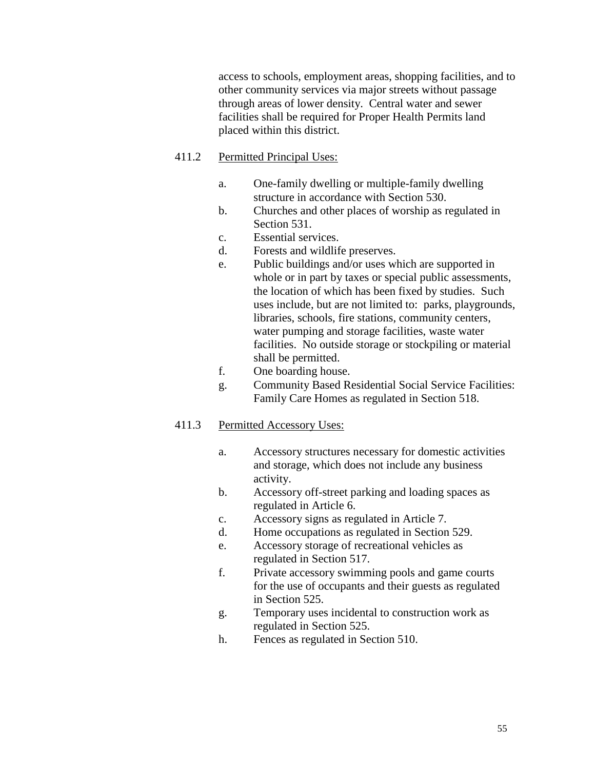access to schools, employment areas, shopping facilities, and to other community services via major streets without passage through areas of lower density. Central water and sewer facilities shall be required for Proper Health Permits land placed within this district.

411.2 Permitted Principal Uses:

a. One-family dwelling or multiple-family dwelling structure in accordance with Section 530.
b. Churches and other places of worship as regulated in Section 531.
c. Essential services.
d. Forests and wildlife preserves.
e. Public buildings and/or uses which are supported in whole or in part by taxes or special public assessments, the location of which has been fixed by studies. Such uses include, but are not limited to: parks, playgrounds, libraries, schools, fire stations, community centers, water pumping and storage facilities, waste water facilities. No outside storage or stockpiling or material shall be permitted.
f. One boarding house.
g. Community Based Residential Social Service Facilities: Family Care Homes as regulated in Section 518.

411.3 Permitted Accessory Uses:

a. Accessory structures necessary for domestic activities and storage, which does not include any business activity.
b. Accessory off-street parking and loading spaces as regulated in Article 6.
c. Accessory signs as regulated in Article 7.
d. Home occupations as regulated in Section 529.
e. Accessory storage of recreational vehicles as regulated in Section 517.
f. Private accessory swimming pools and game courts for the use of occupants and their guests as regulated in Section 525.
g. Temporary uses incidental to construction work as regulated in Section 525.
h. Fences as regulated in Section 510.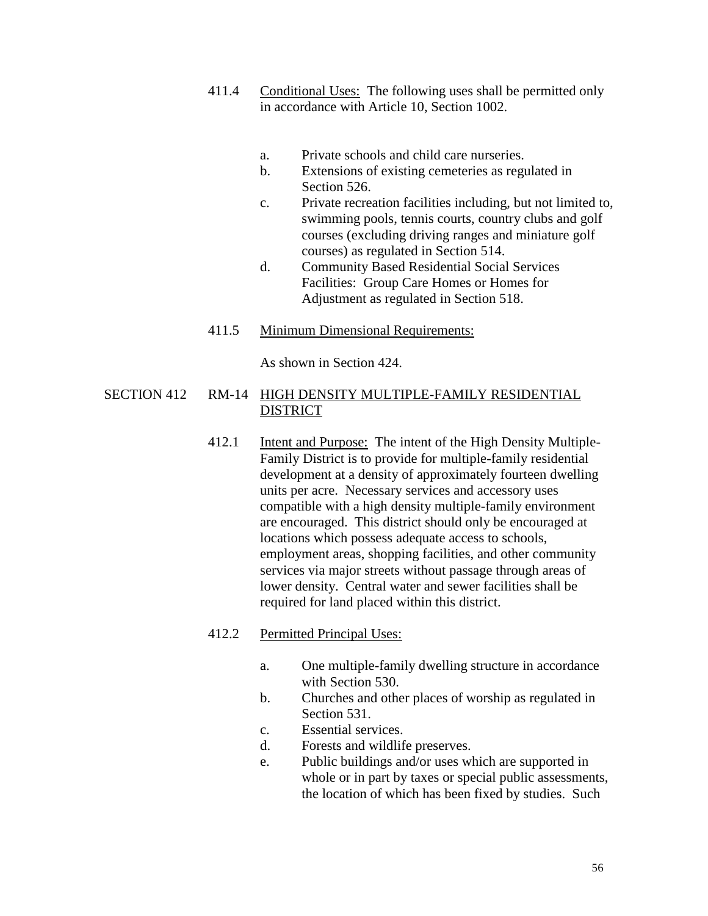411.4 Conditional Uses: The following uses shall be permitted only in accordance with Article 10, Section 1002.

a. Private schools and child care nurseries.
b. Extensions of existing cemeteries as regulated in Section 526.
c. Private recreation facilities including, but not limited to, swimming pools, tennis courts, country clubs and golf courses (excluding driving ranges and miniature golf courses) as regulated in Section 514.
d. Community Based Residential Social Services Facilities: Group Care Homes or Homes for Adjustment as regulated in Section 518.

411.5 Minimum Dimensional Requirements:

As shown in Section 424.

## SECTION 412 RM-14 HIGH DENSITY MULTIPLE-FAMILY RESIDENTIAL DISTRICT

412.1 Intent and Purpose: The intent of the High Density Multiple-Family District is to provide for multiple-family residential development at a density of approximately fourteen dwelling units per acre. Necessary services and accessory uses compatible with a high density multiple-family environment are encouraged. This district should only be encouraged at locations which possess adequate access to schools, employment areas, shopping facilities, and other community services via major streets without passage through areas of lower density. Central water and sewer facilities shall be required for land placed within this district.

412.2 Permitted Principal Uses:

a. One multiple-family dwelling structure in accordance with Section 530.
b. Churches and other places of worship as regulated in Section 531.
c. Essential services.
d. Forests and wildlife preserves.
e. Public buildings and/or uses which are supported in whole or in part by taxes or special public assessments, the location of which has been fixed by studies. Such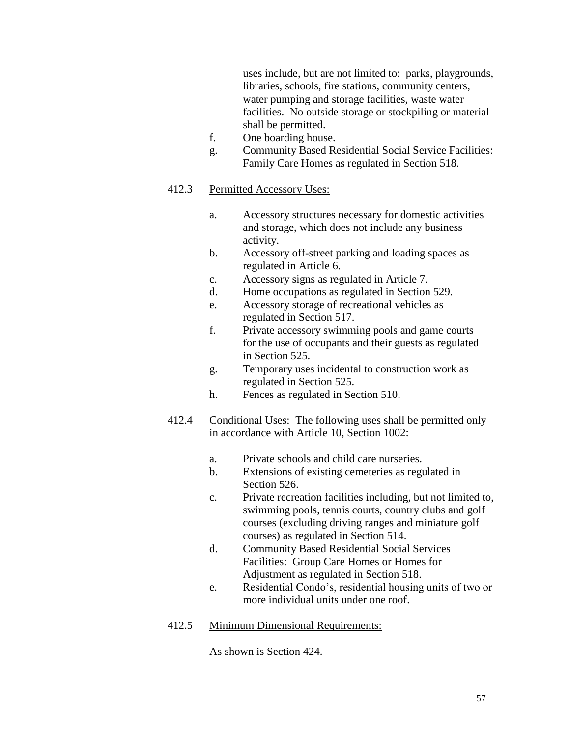uses include, but are not limited to: parks, playgrounds, libraries, schools, fire stations, community centers, water pumping and storage facilities, waste water facilities. No outside storage or stockpiling or material shall be permitted.

f. One boarding house.

g. Community Based Residential Social Service Facilities: Family Care Homes as regulated in Section 518.

412.3 Permitted Accessory Uses:

a. Accessory structures necessary for domestic activities and storage, which does not include any business activity.

b. Accessory off-street parking and loading spaces as regulated in Article 6.

c. Accessory signs as regulated in Article 7.

d. Home occupations as regulated in Section 529.

e. Accessory storage of recreational vehicles as regulated in Section 517.

f. Private accessory swimming pools and game courts for the use of occupants and their guests as regulated in Section 525.

g. Temporary uses incidental to construction work as regulated in Section 525.

h. Fences as regulated in Section 510.

412.4 Conditional Uses: The following uses shall be permitted only in accordance with Article 10, Section 1002:

a. Private schools and child care nurseries.

b. Extensions of existing cemeteries as regulated in Section 526.

c. Private recreation facilities including, but not limited to, swimming pools, tennis courts, country clubs and golf courses (excluding driving ranges and miniature golf courses) as regulated in Section 514.

d. Community Based Residential Social Services Facilities: Group Care Homes or Homes for Adjustment as regulated in Section 518.

e. Residential Condo's, residential housing units of two or more individual units under one roof.

412.5 Minimum Dimensional Requirements:

As shown is Section 424.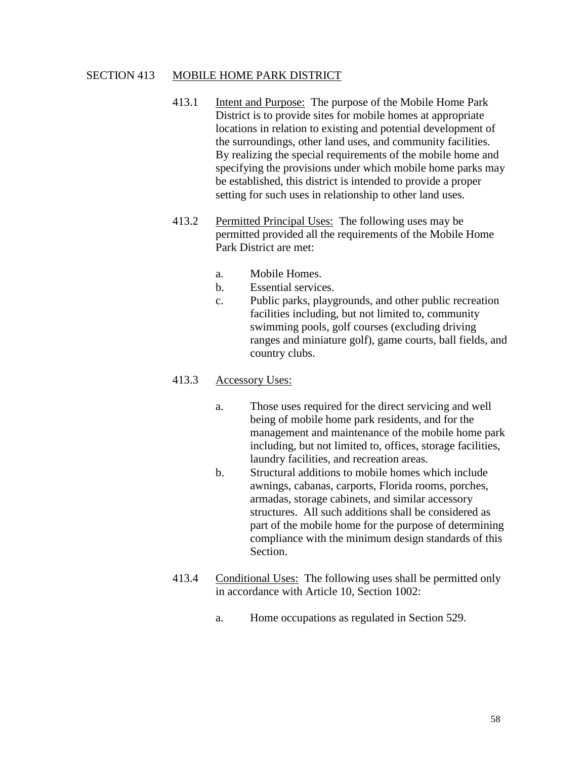## SECTION 413 MOBILE HOME PARK DISTRICT

413.1 Intent and Purpose: The purpose of the Mobile Home Park District is to provide sites for mobile homes at appropriate locations in relation to existing and potential development of the surroundings, other land uses, and community facilities. By realizing the special requirements of the mobile home and specifying the provisions under which mobile home parks may be established, this district is intended to provide a proper setting for such uses in relationship to other land uses.

413.2 Permitted Principal Uses: The following uses may be permitted provided all the requirements of the Mobile Home Park District are met:

a. Mobile Homes.
b. Essential services.
c. Public parks, playgrounds, and other public recreation facilities including, but not limited to, community swimming pools, golf courses (excluding driving ranges and miniature golf), game courts, ball fields, and country clubs.

413.3 Accessory Uses:

a. Those uses required for the direct servicing and well being of mobile home park residents, and for the management and maintenance of the mobile home park including, but not limited to, offices, storage facilities, laundry facilities, and recreation areas.
b. Structural additions to mobile homes which include awnings, cabanas, carports, Florida rooms, porches, armadas, storage cabinets, and similar accessory structures. All such additions shall be considered as part of the mobile home for the purpose of determining compliance with the minimum design standards of this Section.

413.4 Conditional Uses: The following uses shall be permitted only in accordance with Article 10, Section 1002:

a. Home occupations as regulated in Section 529.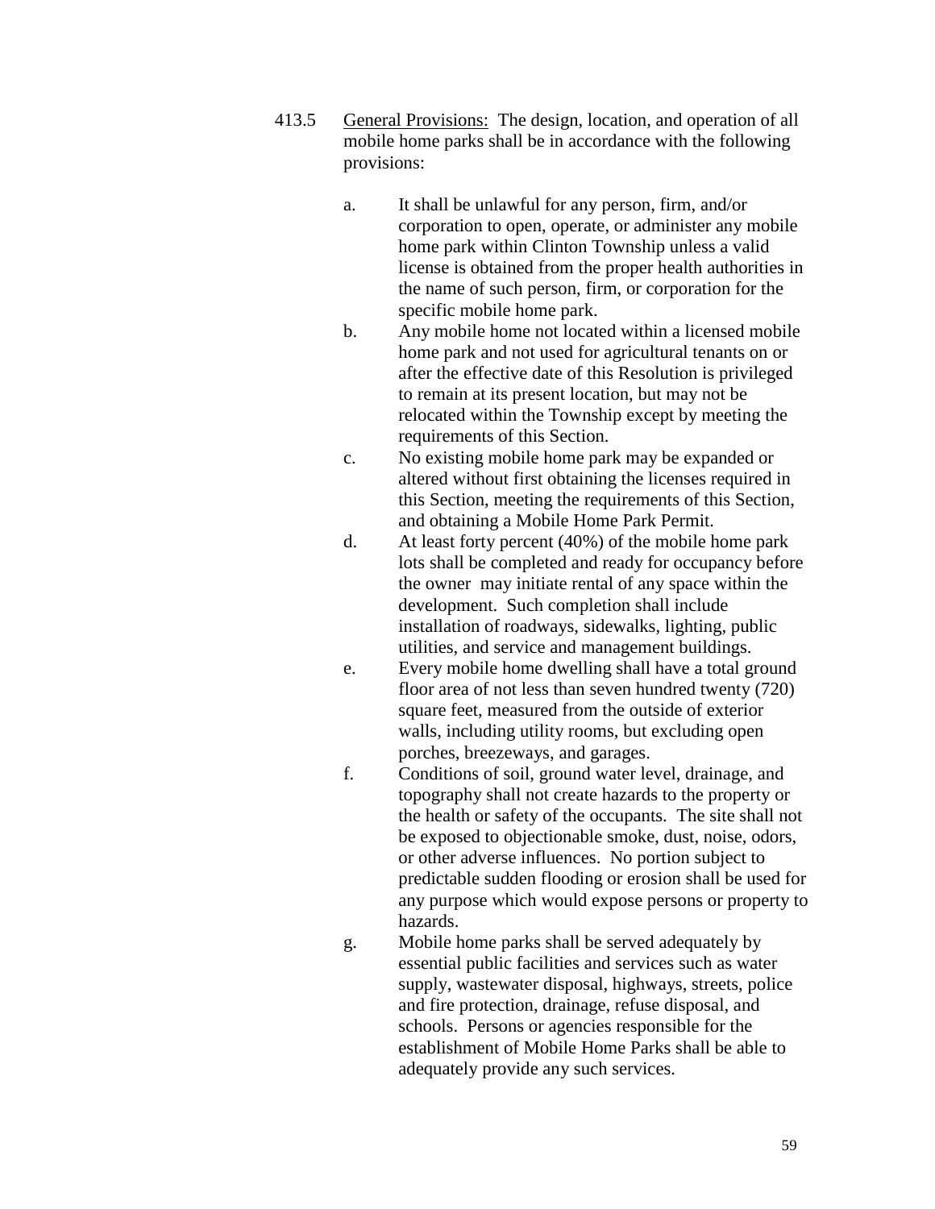413.5 General Provisions: The design, location, and operation of all mobile home parks shall be in accordance with the following provisions:

a. It shall be unlawful for any person, firm, and/or corporation to open, operate, or administer any mobile home park within Clinton Township unless a valid license is obtained from the proper health authorities in the name of such person, firm, or corporation for the specific mobile home park.

b. Any mobile home not located within a licensed mobile home park and not used for agricultural tenants on or after the effective date of this Resolution is privileged to remain at its present location, but may not be relocated within the Township except by meeting the requirements of this Section.

c. No existing mobile home park may be expanded or altered without first obtaining the licenses required in this Section, meeting the requirements of this Section, and obtaining a Mobile Home Park Permit.

d. At least forty percent (40%) of the mobile home park lots shall be completed and ready for occupancy before the owner may initiate rental of any space within the development. Such completion shall include installation of roadways, sidewalks, lighting, public utilities, and service and management buildings.

e. Every mobile home dwelling shall have a total ground floor area of not less than seven hundred twenty (720) square feet, measured from the outside of exterior walls, including utility rooms, but excluding open porches, breezeways, and garages.

f. Conditions of soil, ground water level, drainage, and topography shall not create hazards to the property or the health or safety of the occupants. The site shall not be exposed to objectionable smoke, dust, noise, odors, or other adverse influences. No portion subject to predictable sudden flooding or erosion shall be used for any purpose which would expose persons or property to hazards.

g. Mobile home parks shall be served adequately by essential public facilities and services such as water supply, wastewater disposal, highways, streets, police and fire protection, drainage, refuse disposal, and schools. Persons or agencies responsible for the establishment of Mobile Home Parks shall be able to adequately provide any such services.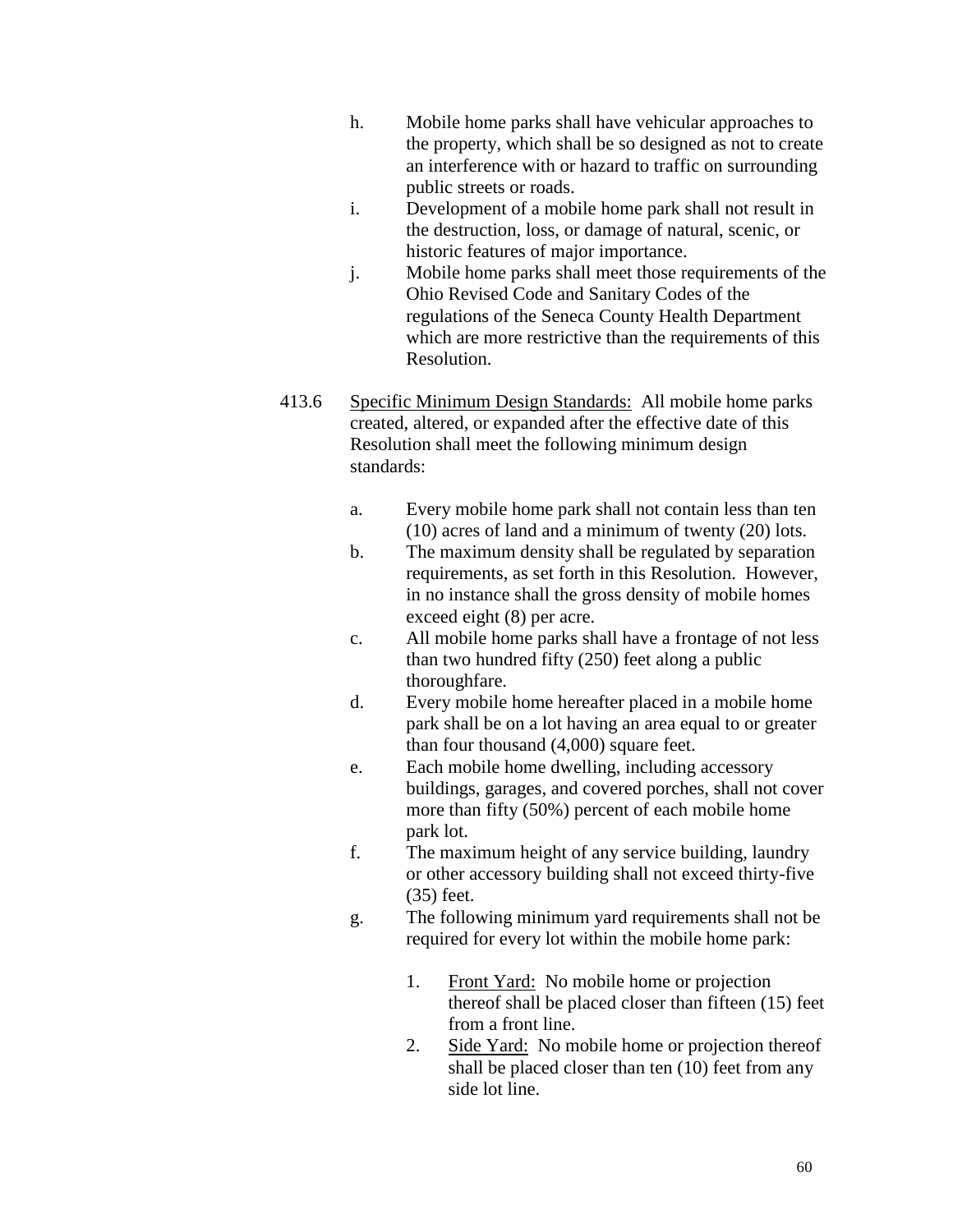h. Mobile home parks shall have vehicular approaches to the property, which shall be so designed as not to create an interference with or hazard to traffic on surrounding public streets or roads.

i. Development of a mobile home park shall not result in the destruction, loss, or damage of natural, scenic, or historic features of major importance.

j. Mobile home parks shall meet those requirements of the Ohio Revised Code and Sanitary Codes of the regulations of the Seneca County Health Department which are more restrictive than the requirements of this Resolution.

413.6 Specific Minimum Design Standards: All mobile home parks created, altered, or expanded after the effective date of this Resolution shall meet the following minimum design standards:

a. Every mobile home park shall not contain less than ten (10) acres of land and a minimum of twenty (20) lots.

b. The maximum density shall be regulated by separation requirements, as set forth in this Resolution. However, in no instance shall the gross density of mobile homes exceed eight (8) per acre.

c. All mobile home parks shall have a frontage of not less than two hundred fifty (250) feet along a public thoroughfare.

d. Every mobile home hereafter placed in a mobile home park shall be on a lot having an area equal to or greater than four thousand (4,000) square feet.

e. Each mobile home dwelling, including accessory buildings, garages, and covered porches, shall not cover more than fifty (50%) percent of each mobile home park lot.

f. The maximum height of any service building, laundry or other accessory building shall not exceed thirty-five (35) feet.

g. The following minimum yard requirements shall not be required for every lot within the mobile home park:

1. Front Yard: No mobile home or projection thereof shall be placed closer than fifteen (15) feet from a front line.
2. Side Yard: No mobile home or projection thereof shall be placed closer than ten (10) feet from any side lot line.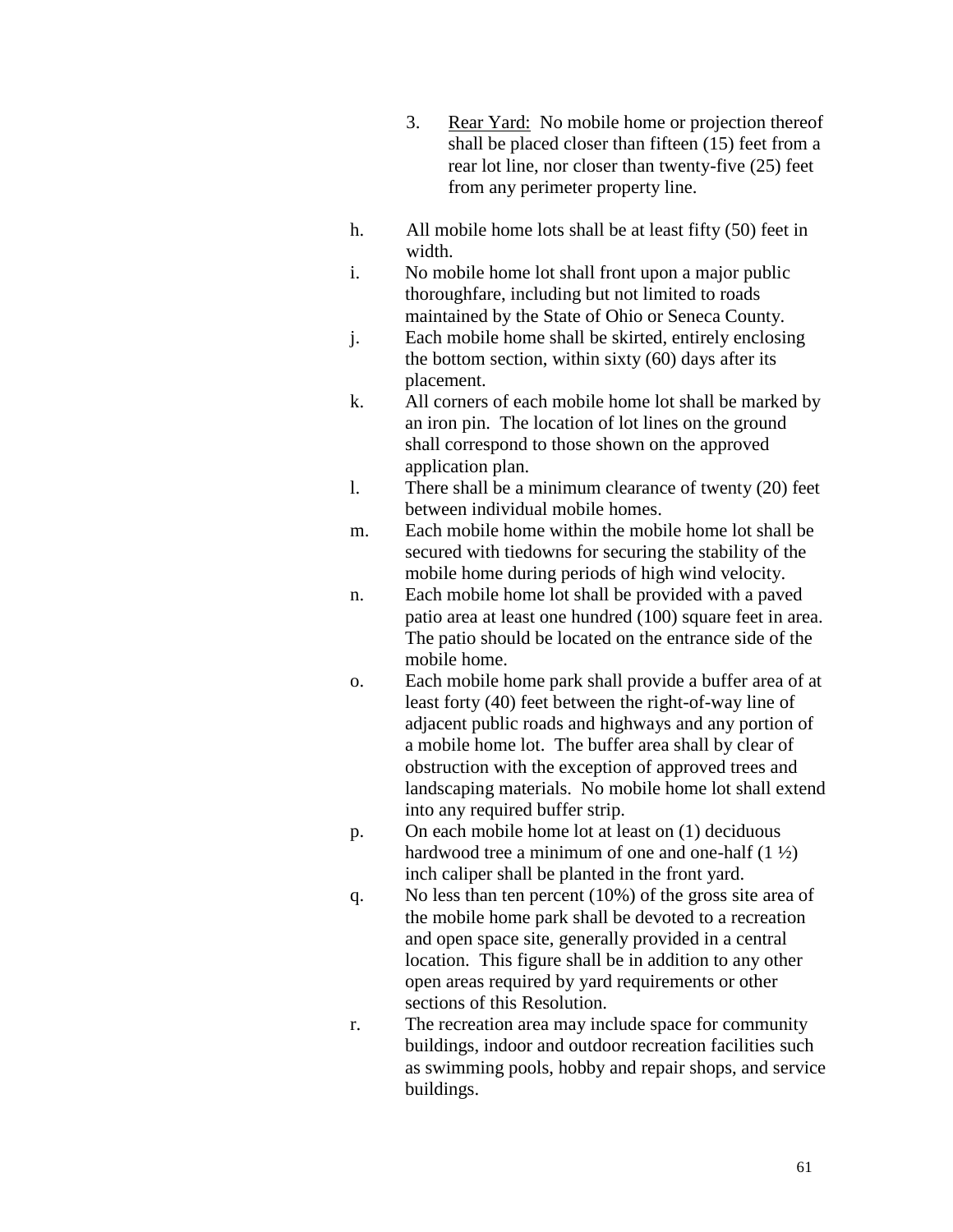3. Rear Yard: No mobile home or projection thereof shall be placed closer than fifteen (15) feet from a rear lot line, nor closer than twenty-five (25) feet from any perimeter property line.

h. All mobile home lots shall be at least fifty (50) feet in width.

i. No mobile home lot shall front upon a major public thoroughfare, including but not limited to roads maintained by the State of Ohio or Seneca County.

j. Each mobile home shall be skirted, entirely enclosing the bottom section, within sixty (60) days after its placement.

k. All corners of each mobile home lot shall be marked by an iron pin. The location of lot lines on the ground shall correspond to those shown on the approved application plan.

l. There shall be a minimum clearance of twenty (20) feet between individual mobile homes.

m. Each mobile home within the mobile home lot shall be secured with tiedowns for securing the stability of the mobile home during periods of high wind velocity.

n. Each mobile home lot shall be provided with a paved patio area at least one hundred (100) square feet in area. The patio should be located on the entrance side of the mobile home.

o. Each mobile home park shall provide a buffer area of at least forty (40) feet between the right-of-way line of adjacent public roads and highways and any portion of a mobile home lot. The buffer area shall by clear of obstruction with the exception of approved trees and landscaping materials. No mobile home lot shall extend into any required buffer strip.

p. On each mobile home lot at least on (1) deciduous hardwood tree a minimum of one and one-half (1 ½) inch caliper shall be planted in the front yard.

q. No less than ten percent (10%) of the gross site area of the mobile home park shall be devoted to a recreation and open space site, generally provided in a central location. This figure shall be in addition to any other open areas required by yard requirements or other sections of this Resolution.

r. The recreation area may include space for community buildings, indoor and outdoor recreation facilities such as swimming pools, hobby and repair shops, and service buildings.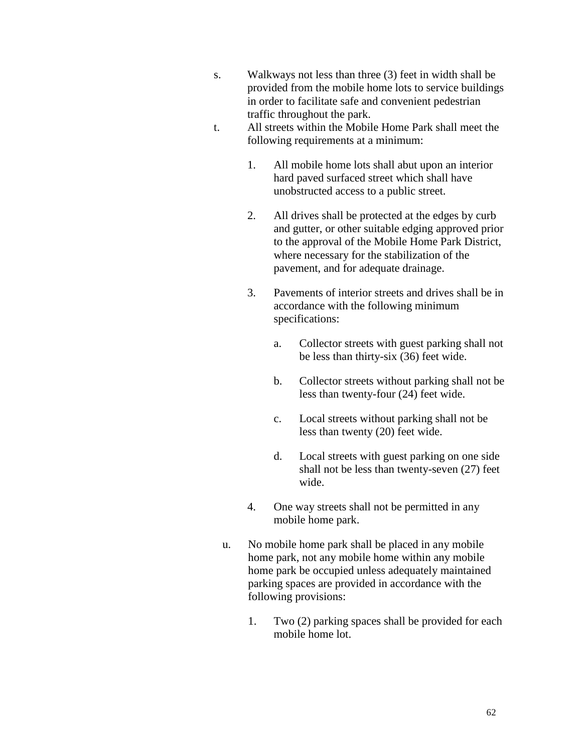s. Walkways not less than three (3) feet in width shall be provided from the mobile home lots to service buildings in order to facilitate safe and convenient pedestrian traffic throughout the park.

t. All streets within the Mobile Home Park shall meet the following requirements at a minimum:

   1. All mobile home lots shall abut upon an interior hard paved surfaced street which shall have unobstructed access to a public street.

   2. All drives shall be protected at the edges by curb and gutter, or other suitable edging approved prior to the approval of the Mobile Home Park District, where necessary for the stabilization of the pavement, and for adequate drainage.

   3. Pavements of interior streets and drives shall be in accordance with the following minimum specifications:

      a. Collector streets with guest parking shall not be less than thirty-six (36) feet wide.

      b. Collector streets without parking shall not be less than twenty-four (24) feet wide.

      c. Local streets without parking shall not be less than twenty (20) feet wide.

      d. Local streets with guest parking on one side shall not be less than twenty-seven (27) feet wide.

   4. One way streets shall not be permitted in any mobile home park.

u. No mobile home park shall be placed in any mobile home park, not any mobile home within any mobile home park be occupied unless adequately maintained parking spaces are provided in accordance with the following provisions:

   1. Two (2) parking spaces shall be provided for each mobile home lot.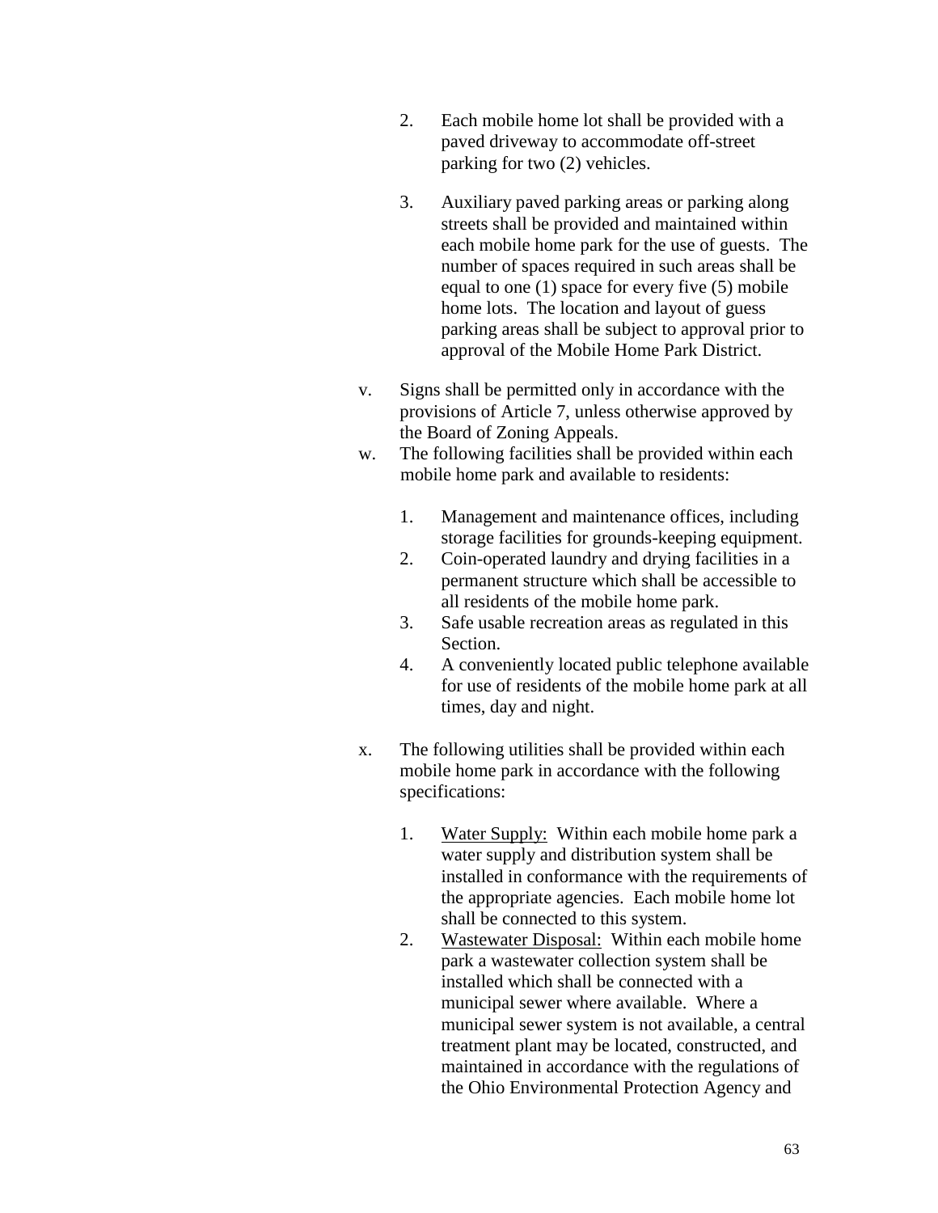2. Each mobile home lot shall be provided with a paved driveway to accommodate off-street parking for two (2) vehicles.

3. Auxiliary paved parking areas or parking along streets shall be provided and maintained within each mobile home park for the use of guests. The number of spaces required in such areas shall be equal to one (1) space for every five (5) mobile home lots. The location and layout of guess parking areas shall be subject to approval prior to approval of the Mobile Home Park District.

v. Signs shall be permitted only in accordance with the provisions of Article 7, unless otherwise approved by the Board of Zoning Appeals.

w. The following facilities shall be provided within each mobile home park and available to residents:

   1. Management and maintenance offices, including storage facilities for grounds-keeping equipment.
   2. Coin-operated laundry and drying facilities in a permanent structure which shall be accessible to all residents of the mobile home park.
   3. Safe usable recreation areas as regulated in this Section.
   4. A conveniently located public telephone available for use of residents of the mobile home park at all times, day and night.

x. The following utilities shall be provided within each mobile home park in accordance with the following specifications:

   1. <u>Water Supply:</u> Within each mobile home park a water supply and distribution system shall be installed in conformance with the requirements of the appropriate agencies. Each mobile home lot shall be connected to this system.
   2. <u>Wastewater Disposal:</u> Within each mobile home park a wastewater collection system shall be installed which shall be connected with a municipal sewer where available. Where a municipal sewer system is not available, a central treatment plant may be located, constructed, and maintained in accordance with the regulations of the Ohio Environmental Protection Agency and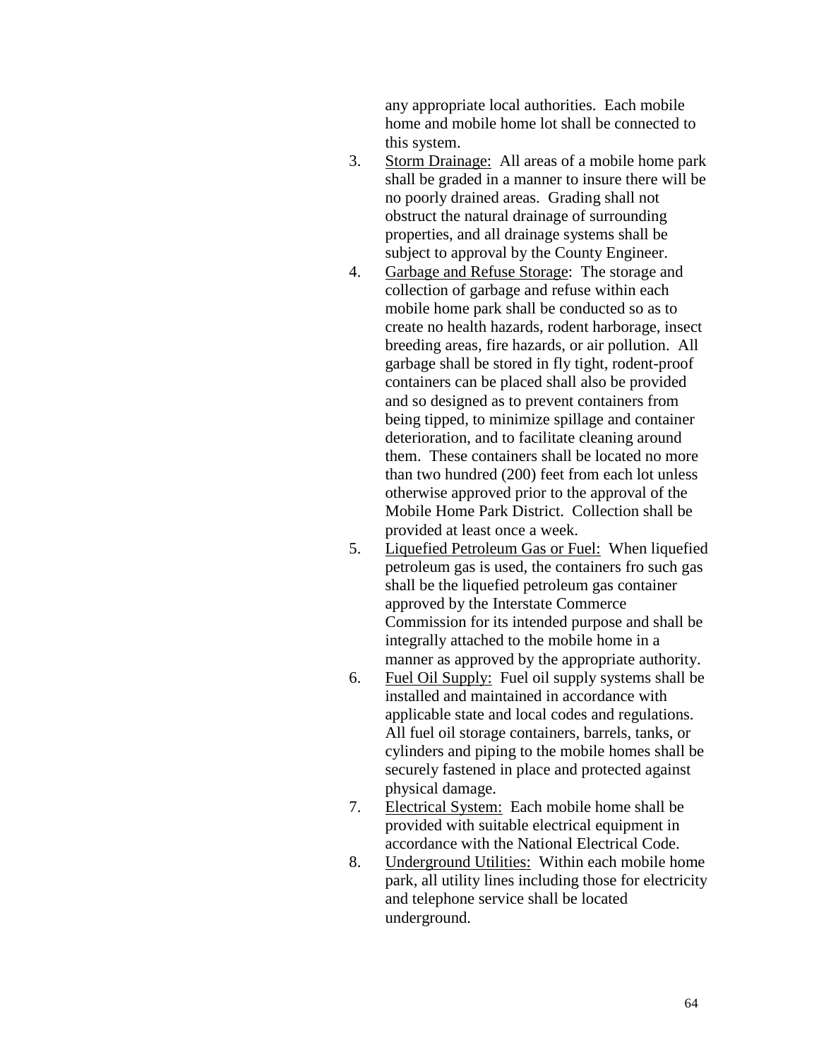any appropriate local authorities. Each mobile home and mobile home lot shall be connected to this system.

3. Storm Drainage: All areas of a mobile home park shall be graded in a manner to insure there will be no poorly drained areas. Grading shall not obstruct the natural drainage of surrounding properties, and all drainage systems shall be subject to approval by the County Engineer.
4. Garbage and Refuse Storage: The storage and collection of garbage and refuse within each mobile home park shall be conducted so as to create no health hazards, rodent harborage, insect breeding areas, fire hazards, or air pollution. All garbage shall be stored in fly tight, rodent-proof containers can be placed shall also be provided and so designed as to prevent containers from being tipped, to minimize spillage and container deterioration, and to facilitate cleaning around them. These containers shall be located no more than two hundred (200) feet from each lot unless otherwise approved prior to the approval of the Mobile Home Park District. Collection shall be provided at least once a week.
5. Liquefied Petroleum Gas or Fuel: When liquefied petroleum gas is used, the containers fro such gas shall be the liquefied petroleum gas container approved by the Interstate Commerce Commission for its intended purpose and shall be integrally attached to the mobile home in a manner as approved by the appropriate authority.
6. Fuel Oil Supply: Fuel oil supply systems shall be installed and maintained in accordance with applicable state and local codes and regulations. All fuel oil storage containers, barrels, tanks, or cylinders and piping to the mobile homes shall be securely fastened in place and protected against physical damage.
7. Electrical System: Each mobile home shall be provided with suitable electrical equipment in accordance with the National Electrical Code.
8. Underground Utilities: Within each mobile home park, all utility lines including those for electricity and telephone service shall be located underground.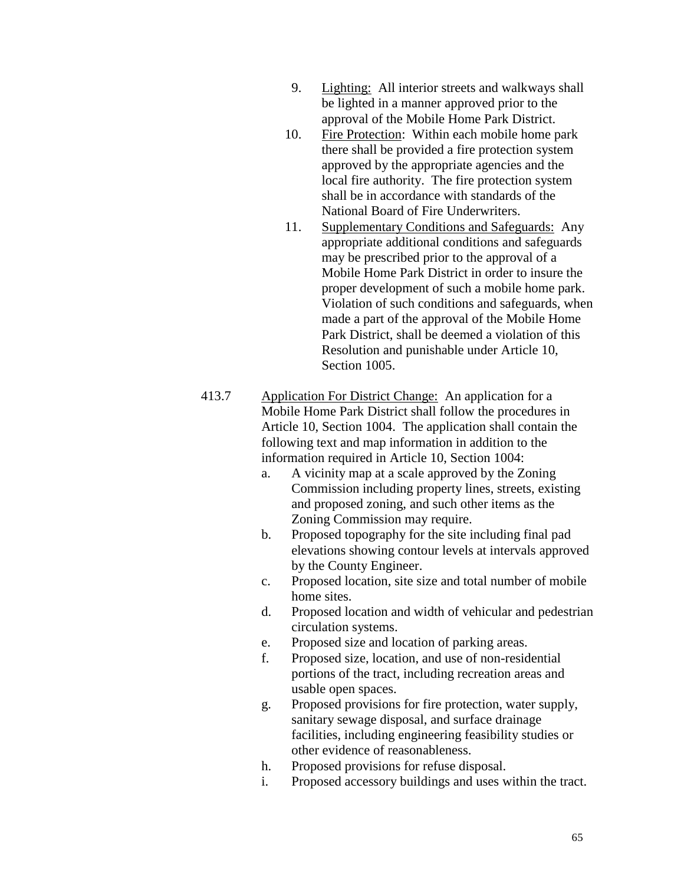9. Lighting: All interior streets and walkways shall be lighted in a manner approved prior to the approval of the Mobile Home Park District.
10. Fire Protection: Within each mobile home park there shall be provided a fire protection system approved by the appropriate agencies and the local fire authority. The fire protection system shall be in accordance with standards of the National Board of Fire Underwriters.
11. Supplementary Conditions and Safeguards: Any appropriate additional conditions and safeguards may be prescribed prior to the approval of a Mobile Home Park District in order to insure the proper development of such a mobile home park. Violation of such conditions and safeguards, when made a part of the approval of the Mobile Home Park District, shall be deemed a violation of this Resolution and punishable under Article 10, Section 1005.

413.7 Application For District Change: An application for a Mobile Home Park District shall follow the procedures in Article 10, Section 1004. The application shall contain the following text and map information in addition to the information required in Article 10, Section 1004:

a. A vicinity map at a scale approved by the Zoning Commission including property lines, streets, existing and proposed zoning, and such other items as the Zoning Commission may require.
b. Proposed topography for the site including final pad elevations showing contour levels at intervals approved by the County Engineer.
c. Proposed location, site size and total number of mobile home sites.
d. Proposed location and width of vehicular and pedestrian circulation systems.
e. Proposed size and location of parking areas.
f. Proposed size, location, and use of non-residential portions of the tract, including recreation areas and usable open spaces.
g. Proposed provisions for fire protection, water supply, sanitary sewage disposal, and surface drainage facilities, including engineering feasibility studies or other evidence of reasonableness.
h. Proposed provisions for refuse disposal.
i. Proposed accessory buildings and uses within the tract.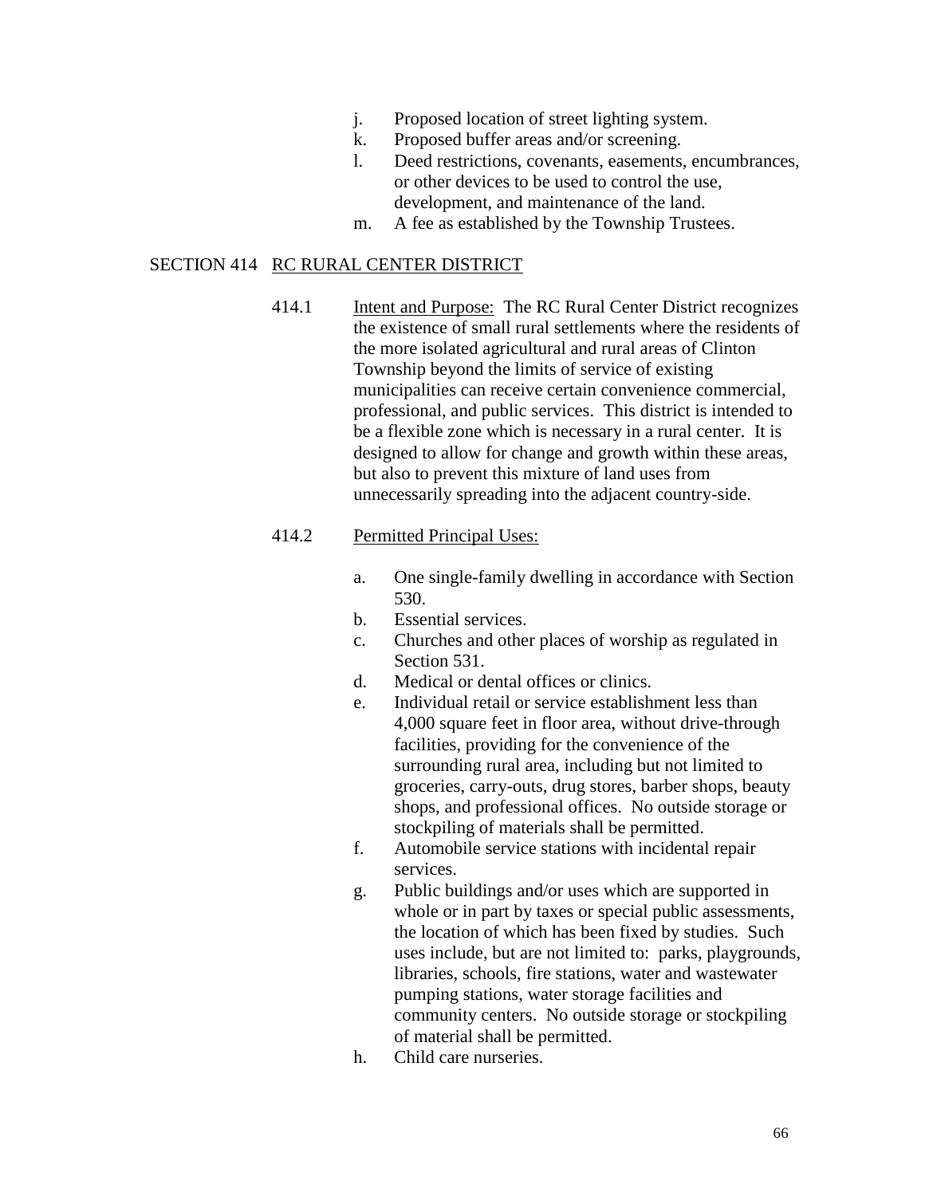j. Proposed location of street lighting system.
k. Proposed buffer areas and/or screening.
l. Deed restrictions, covenants, easements, encumbrances, or other devices to be used to control the use, development, and maintenance of the land.
m. A fee as established by the Township Trustees.

## SECTION 414 RC RURAL CENTER DISTRICT

414.1 Intent and Purpose: The RC Rural Center District recognizes the existence of small rural settlements where the residents of the more isolated agricultural and rural areas of Clinton Township beyond the limits of service of existing municipalities can receive certain convenience commercial, professional, and public services. This district is intended to be a flexible zone which is necessary in a rural center. It is designed to allow for change and growth within these areas, but also to prevent this mixture of land uses from unnecessarily spreading into the adjacent country-side.

414.2 Permitted Principal Uses:

a. One single-family dwelling in accordance with Section 530.
b. Essential services.
c. Churches and other places of worship as regulated in Section 531.
d. Medical or dental offices or clinics.
e. Individual retail or service establishment less than 4,000 square feet in floor area, without drive-through facilities, providing for the convenience of the surrounding rural area, including but not limited to groceries, carry-outs, drug stores, barber shops, beauty shops, and professional offices. No outside storage or stockpiling of materials shall be permitted.
f. Automobile service stations with incidental repair services.
g. Public buildings and/or uses which are supported in whole or in part by taxes or special public assessments, the location of which has been fixed by studies. Such uses include, but are not limited to: parks, playgrounds, libraries, schools, fire stations, water and wastewater pumping stations, water storage facilities and community centers. No outside storage or stockpiling of material shall be permitted.
h. Child care nurseries.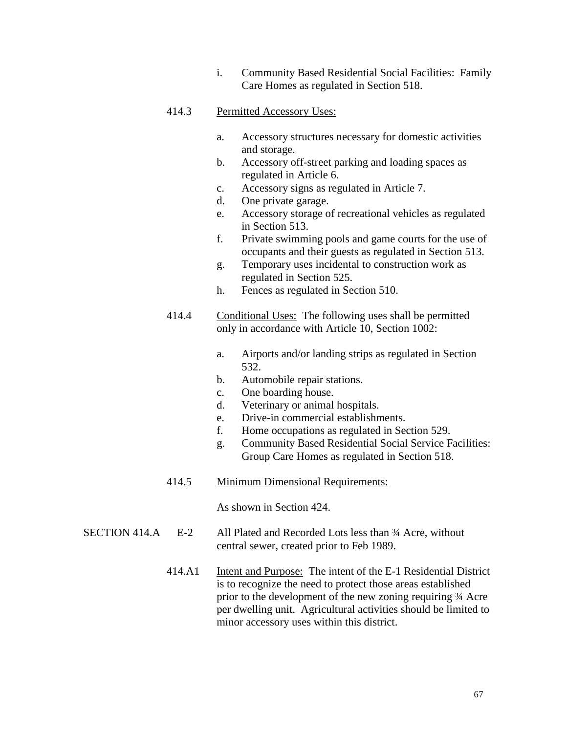i. Community Based Residential Social Facilities: Family Care Homes as regulated in Section 518.

414.3 Permitted Accessory Uses:

a. Accessory structures necessary for domestic activities and storage.
b. Accessory off-street parking and loading spaces as regulated in Article 6.
c. Accessory signs as regulated in Article 7.
d. One private garage.
e. Accessory storage of recreational vehicles as regulated in Section 513.
f. Private swimming pools and game courts for the use of occupants and their guests as regulated in Section 513.
g. Temporary uses incidental to construction work as regulated in Section 525.
h. Fences as regulated in Section 510.

414.4 Conditional Uses: The following uses shall be permitted only in accordance with Article 10, Section 1002:

a. Airports and/or landing strips as regulated in Section 532.
b. Automobile repair stations.
c. One boarding house.
d. Veterinary or animal hospitals.
e. Drive-in commercial establishments.
f. Home occupations as regulated in Section 529.
g. Community Based Residential Social Service Facilities: Group Care Homes as regulated in Section 518.

414.5 Minimum Dimensional Requirements:

As shown in Section 424.

SECTION 414.A E-2 All Plated and Recorded Lots less than ¾ Acre, without central sewer, created prior to Feb 1989.

414.A1 Intent and Purpose: The intent of the E-1 Residential District is to recognize the need to protect those areas established prior to the development of the new zoning requiring ¾ Acre per dwelling unit. Agricultural activities should be limited to minor accessory uses within this district.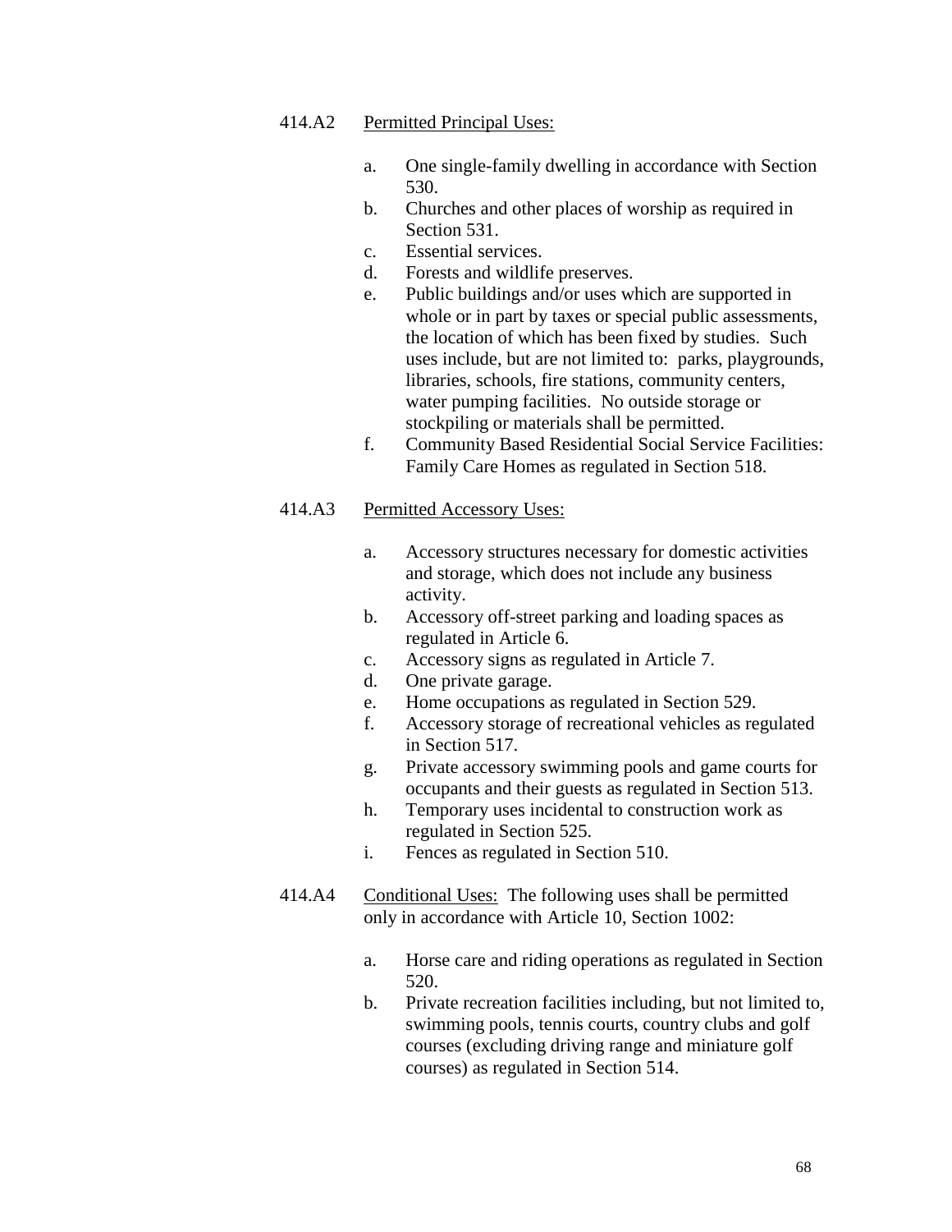414.A2 Permitted Principal Uses:

a. One single-family dwelling in accordance with Section 530.
b. Churches and other places of worship as required in Section 531.
c. Essential services.
d. Forests and wildlife preserves.
e. Public buildings and/or uses which are supported in whole or in part by taxes or special public assessments, the location of which has been fixed by studies. Such uses include, but are not limited to: parks, playgrounds, libraries, schools, fire stations, community centers, water pumping facilities. No outside storage or stockpiling or materials shall be permitted.
f. Community Based Residential Social Service Facilities: Family Care Homes as regulated in Section 518.

414.A3 Permitted Accessory Uses:

a. Accessory structures necessary for domestic activities and storage, which does not include any business activity.
b. Accessory off-street parking and loading spaces as regulated in Article 6.
c. Accessory signs as regulated in Article 7.
d. One private garage.
e. Home occupations as regulated in Section 529.
f. Accessory storage of recreational vehicles as regulated in Section 517.
g. Private accessory swimming pools and game courts for occupants and their guests as regulated in Section 513.
h. Temporary uses incidental to construction work as regulated in Section 525.
i. Fences as regulated in Section 510.

414.A4 Conditional Uses: The following uses shall be permitted only in accordance with Article 10, Section 1002:

a. Horse care and riding operations as regulated in Section 520.
b. Private recreation facilities including, but not limited to, swimming pools, tennis courts, country clubs and golf courses (excluding driving range and miniature golf courses) as regulated in Section 514.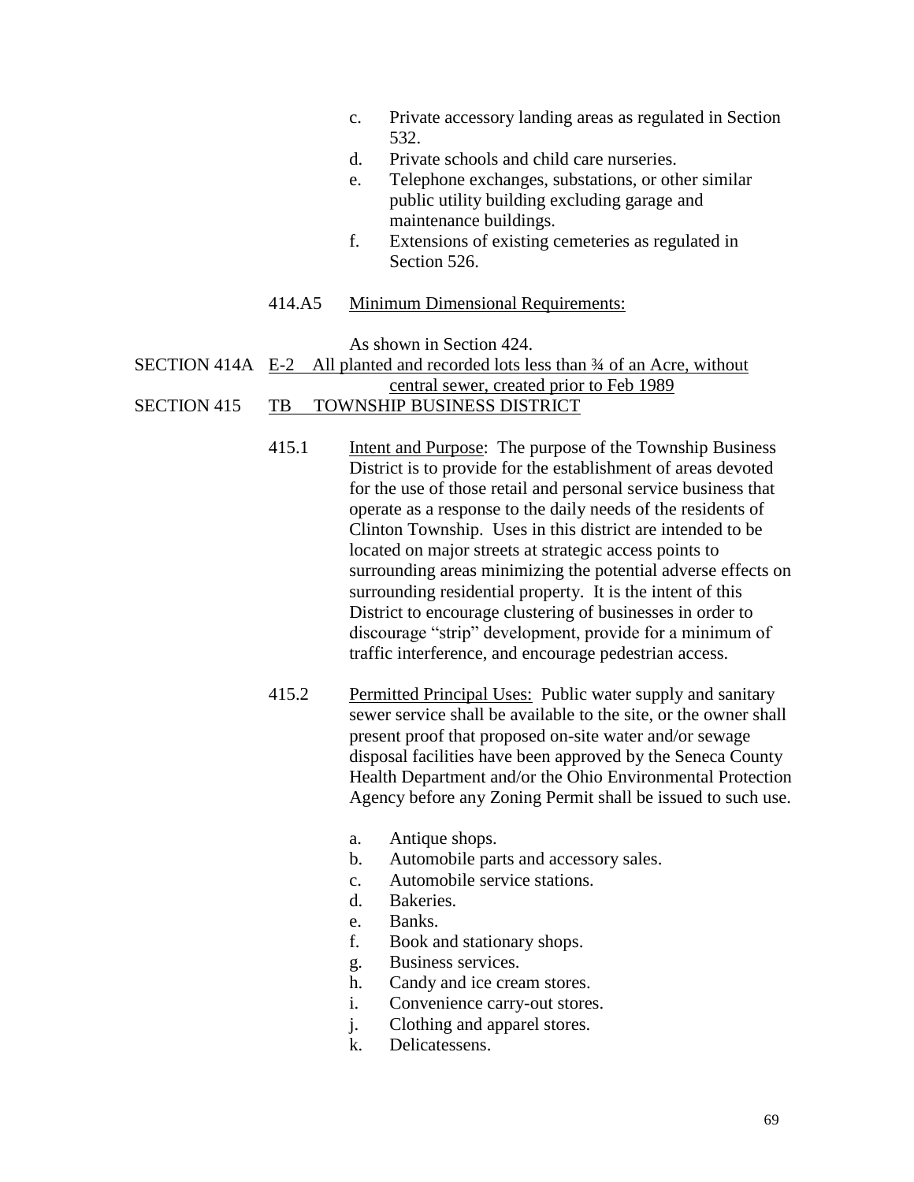c. Private accessory landing areas as regulated in Section 532.
d. Private schools and child care nurseries.
e. Telephone exchanges, substations, or other similar public utility building excluding garage and maintenance buildings.
f. Extensions of existing cemeteries as regulated in Section 526.

414.A5 Minimum Dimensional Requirements:

As shown in Section 424.

## SECTION 414A E-2 All planted and recorded lots less than ¾ of an Acre, without central sewer, created prior to Feb 1989

## SECTION 415 TB TOWNSHIP BUSINESS DISTRICT

415.1 Intent and Purpose: The purpose of the Township Business District is to provide for the establishment of areas devoted for the use of those retail and personal service business that operate as a response to the daily needs of the residents of Clinton Township. Uses in this district are intended to be located on major streets at strategic access points to surrounding areas minimizing the potential adverse effects on surrounding residential property. It is the intent of this District to encourage clustering of businesses in order to discourage "strip" development, provide for a minimum of traffic interference, and encourage pedestrian access.

415.2 Permitted Principal Uses: Public water supply and sanitary sewer service shall be available to the site, or the owner shall present proof that proposed on-site water and/or sewage disposal facilities have been approved by the Seneca County Health Department and/or the Ohio Environmental Protection Agency before any Zoning Permit shall be issued to such use.

a. Antique shops.
b. Automobile parts and accessory sales.
c. Automobile service stations.
d. Bakeries.
e. Banks.
f. Book and stationary shops.
g. Business services.
h. Candy and ice cream stores.
i. Convenience carry-out stores.
j. Clothing and apparel stores.
k. Delicatessens.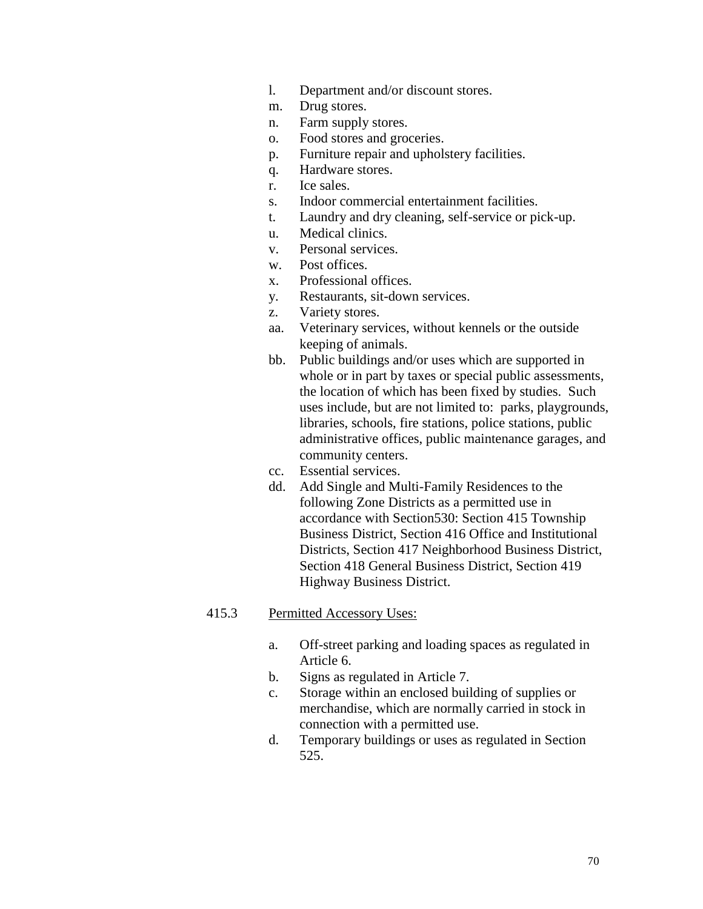l. Department and/or discount stores.
m. Drug stores.
n. Farm supply stores.
o. Food stores and groceries.
p. Furniture repair and upholstery facilities.
q. Hardware stores.
r. Ice sales.
s. Indoor commercial entertainment facilities.
t. Laundry and dry cleaning, self-service or pick-up.
u. Medical clinics.
v. Personal services.
w. Post offices.
x. Professional offices.
y. Restaurants, sit-down services.
z. Variety stores.
aa. Veterinary services, without kennels or the outside keeping of animals.
bb. Public buildings and/or uses which are supported in whole or in part by taxes or special public assessments, the location of which has been fixed by studies. Such uses include, but are not limited to: parks, playgrounds, libraries, schools, fire stations, police stations, public administrative offices, public maintenance garages, and community centers.
cc. Essential services.
dd. Add Single and Multi-Family Residences to the following Zone Districts as a permitted use in accordance with Section530: Section 415 Township Business District, Section 416 Office and Institutional Districts, Section 417 Neighborhood Business District, Section 418 General Business District, Section 419 Highway Business District.

415.3 <u>Permitted Accessory Uses:</u>

a. Off-street parking and loading spaces as regulated in Article 6.
b. Signs as regulated in Article 7.
c. Storage within an enclosed building of supplies or merchandise, which are normally carried in stock in connection with a permitted use.
d. Temporary buildings or uses as regulated in Section 525.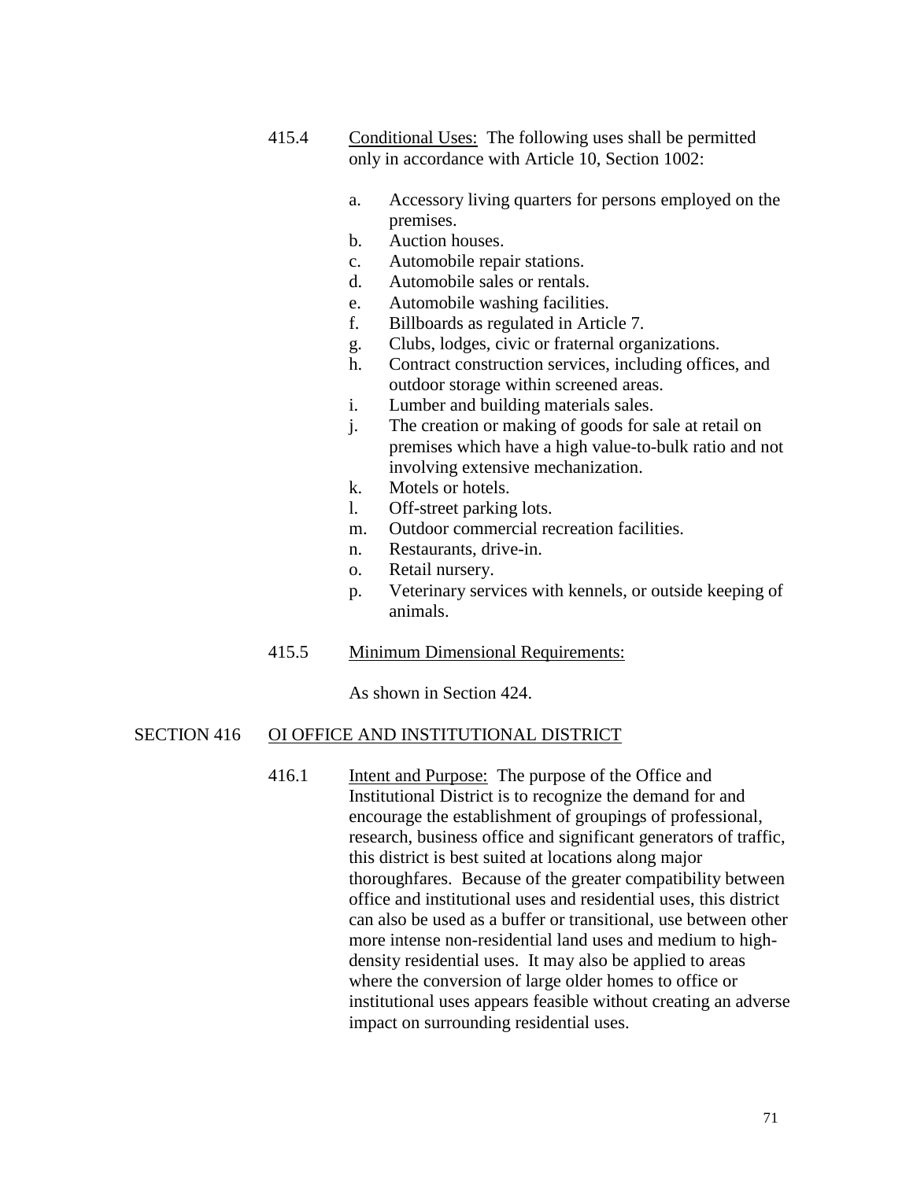415.4 Conditional Uses: The following uses shall be permitted only in accordance with Article 10, Section 1002:

a. Accessory living quarters for persons employed on the premises.
b. Auction houses.
c. Automobile repair stations.
d. Automobile sales or rentals.
e. Automobile washing facilities.
f. Billboards as regulated in Article 7.
g. Clubs, lodges, civic or fraternal organizations.
h. Contract construction services, including offices, and outdoor storage within screened areas.
i. Lumber and building materials sales.
j. The creation or making of goods for sale at retail on premises which have a high value-to-bulk ratio and not involving extensive mechanization.
k. Motels or hotels.
l. Off-street parking lots.
m. Outdoor commercial recreation facilities.
n. Restaurants, drive-in.
o. Retail nursery.
p. Veterinary services with kennels, or outside keeping of animals.

415.5 Minimum Dimensional Requirements:

As shown in Section 424.

## SECTION 416 OI OFFICE AND INSTITUTIONAL DISTRICT

416.1 Intent and Purpose: The purpose of the Office and Institutional District is to recognize the demand for and encourage the establishment of groupings of professional, research, business office and significant generators of traffic, this district is best suited at locations along major thoroughfares. Because of the greater compatibility between office and institutional uses and residential uses, this district can also be used as a buffer or transitional, use between other more intense non-residential land uses and medium to high-density residential uses. It may also be applied to areas where the conversion of large older homes to office or institutional uses appears feasible without creating an adverse impact on surrounding residential uses.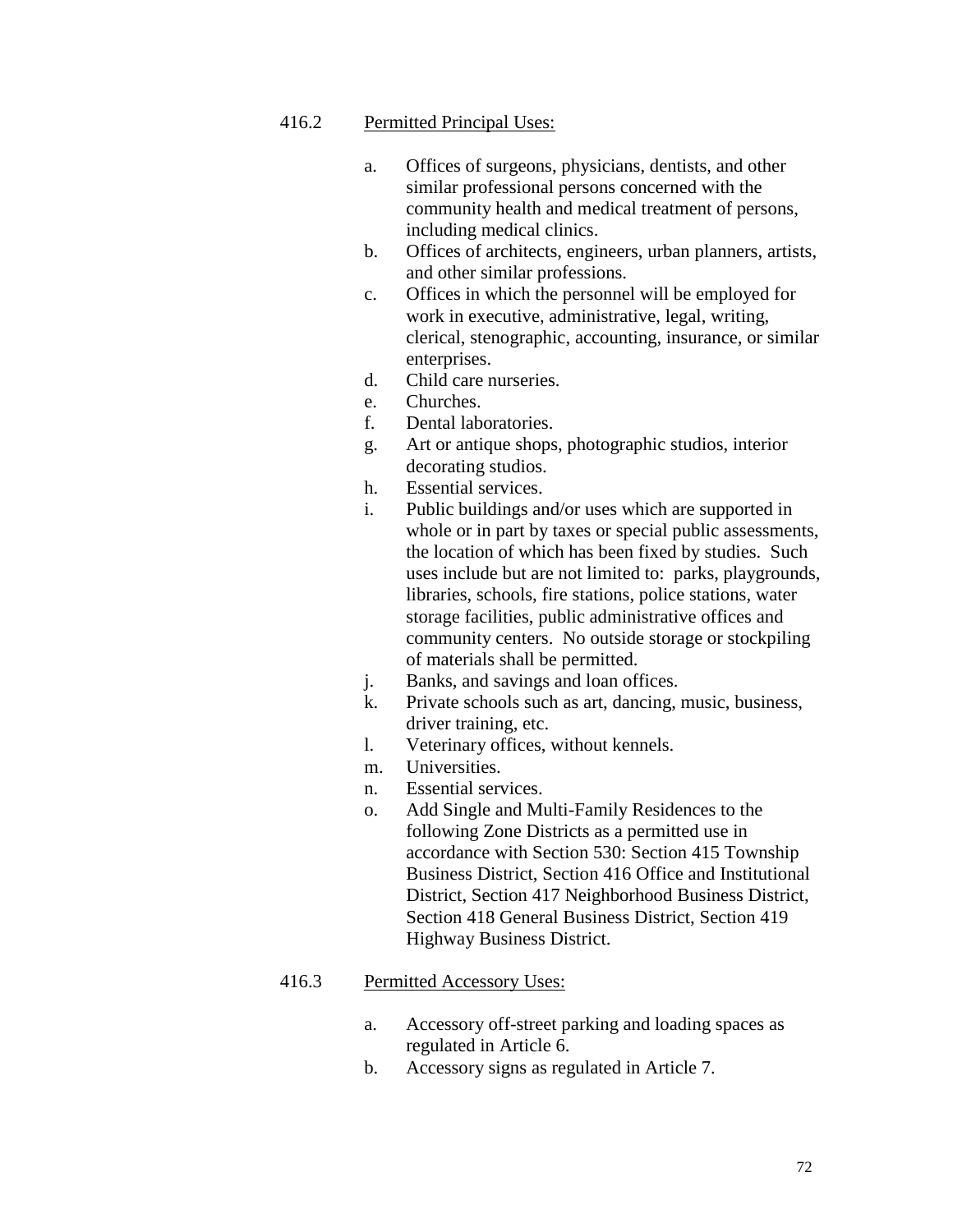416.2 Permitted Principal Uses:

a. Offices of surgeons, physicians, dentists, and other similar professional persons concerned with the community health and medical treatment of persons, including medical clinics.
b. Offices of architects, engineers, urban planners, artists, and other similar professions.
c. Offices in which the personnel will be employed for work in executive, administrative, legal, writing, clerical, stenographic, accounting, insurance, or similar enterprises.
d. Child care nurseries.
e. Churches.
f. Dental laboratories.
g. Art or antique shops, photographic studios, interior decorating studios.
h. Essential services.
i. Public buildings and/or uses which are supported in whole or in part by taxes or special public assessments, the location of which has been fixed by studies. Such uses include but are not limited to: parks, playgrounds, libraries, schools, fire stations, police stations, water storage facilities, public administrative offices and community centers. No outside storage or stockpiling of materials shall be permitted.
j. Banks, and savings and loan offices.
k. Private schools such as art, dancing, music, business, driver training, etc.
l. Veterinary offices, without kennels.
m. Universities.
n. Essential services.
o. Add Single and Multi-Family Residences to the following Zone Districts as a permitted use in accordance with Section 530: Section 415 Township Business District, Section 416 Office and Institutional District, Section 417 Neighborhood Business District, Section 418 General Business District, Section 419 Highway Business District.

416.3 Permitted Accessory Uses:

a. Accessory off-street parking and loading spaces as regulated in Article 6.
b. Accessory signs as regulated in Article 7.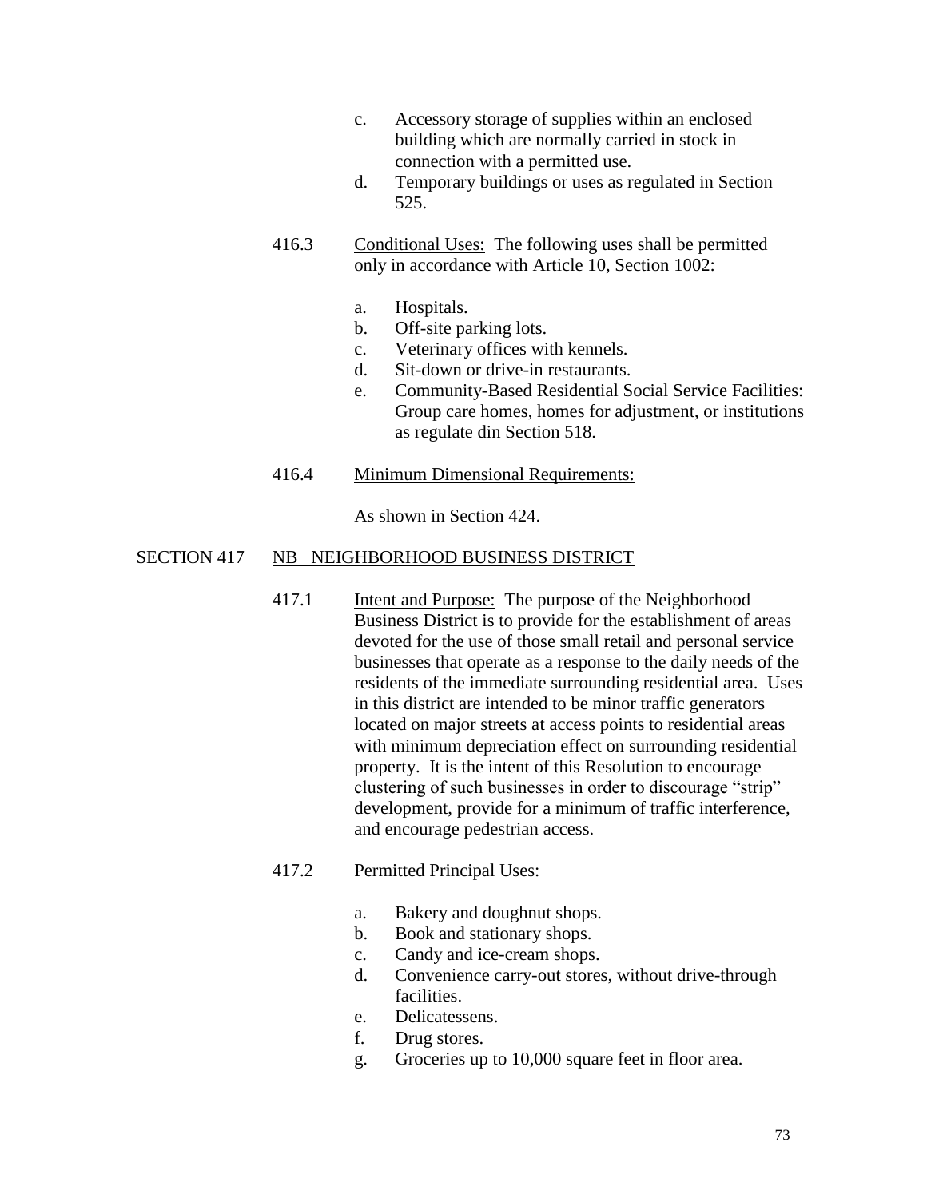c. Accessory storage of supplies within an enclosed building which are normally carried in stock in connection with a permitted use.
d. Temporary buildings or uses as regulated in Section 525.

416.3 Conditional Uses: The following uses shall be permitted only in accordance with Article 10, Section 1002:

a. Hospitals.
b. Off-site parking lots.
c. Veterinary offices with kennels.
d. Sit-down or drive-in restaurants.
e. Community-Based Residential Social Service Facilities: Group care homes, homes for adjustment, or institutions as regulate din Section 518.

416.4 Minimum Dimensional Requirements:

As shown in Section 424.

## SECTION 417 NB NEIGHBORHOOD BUSINESS DISTRICT

417.1 Intent and Purpose: The purpose of the Neighborhood Business District is to provide for the establishment of areas devoted for the use of those small retail and personal service businesses that operate as a response to the daily needs of the residents of the immediate surrounding residential area. Uses in this district are intended to be minor traffic generators located on major streets at access points to residential areas with minimum depreciation effect on surrounding residential property. It is the intent of this Resolution to encourage clustering of such businesses in order to discourage "strip" development, provide for a minimum of traffic interference, and encourage pedestrian access.

417.2 Permitted Principal Uses:

a. Bakery and doughnut shops.
b. Book and stationary shops.
c. Candy and ice-cream shops.
d. Convenience carry-out stores, without drive-through facilities.
e. Delicatessens.
f. Drug stores.
g. Groceries up to 10,000 square feet in floor area.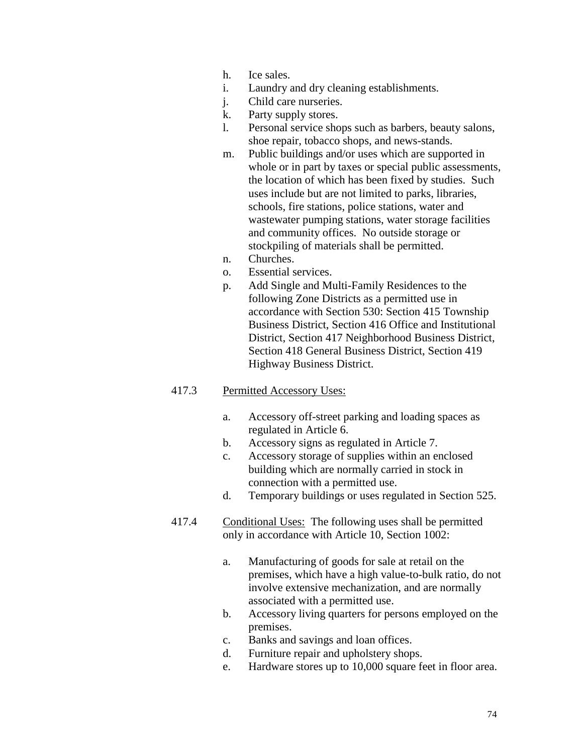h. Ice sales.
i. Laundry and dry cleaning establishments.
j. Child care nurseries.
k. Party supply stores.
l. Personal service shops such as barbers, beauty salons, shoe repair, tobacco shops, and news-stands.
m. Public buildings and/or uses which are supported in whole or in part by taxes or special public assessments, the location of which has been fixed by studies. Such uses include but are not limited to parks, libraries, schools, fire stations, police stations, water and wastewater pumping stations, water storage facilities and community offices. No outside storage or stockpiling of materials shall be permitted.
n. Churches.
o. Essential services.
p. Add Single and Multi-Family Residences to the following Zone Districts as a permitted use in accordance with Section 530: Section 415 Township Business District, Section 416 Office and Institutional District, Section 417 Neighborhood Business District, Section 418 General Business District, Section 419 Highway Business District.

417.3 Permitted Accessory Uses:

a. Accessory off-street parking and loading spaces as regulated in Article 6.
b. Accessory signs as regulated in Article 7.
c. Accessory storage of supplies within an enclosed building which are normally carried in stock in connection with a permitted use.
d. Temporary buildings or uses regulated in Section 525.

417.4 Conditional Uses: The following uses shall be permitted only in accordance with Article 10, Section 1002:

a. Manufacturing of goods for sale at retail on the premises, which have a high value-to-bulk ratio, do not involve extensive mechanization, and are normally associated with a permitted use.
b. Accessory living quarters for persons employed on the premises.
c. Banks and savings and loan offices.
d. Furniture repair and upholstery shops.
e. Hardware stores up to 10,000 square feet in floor area.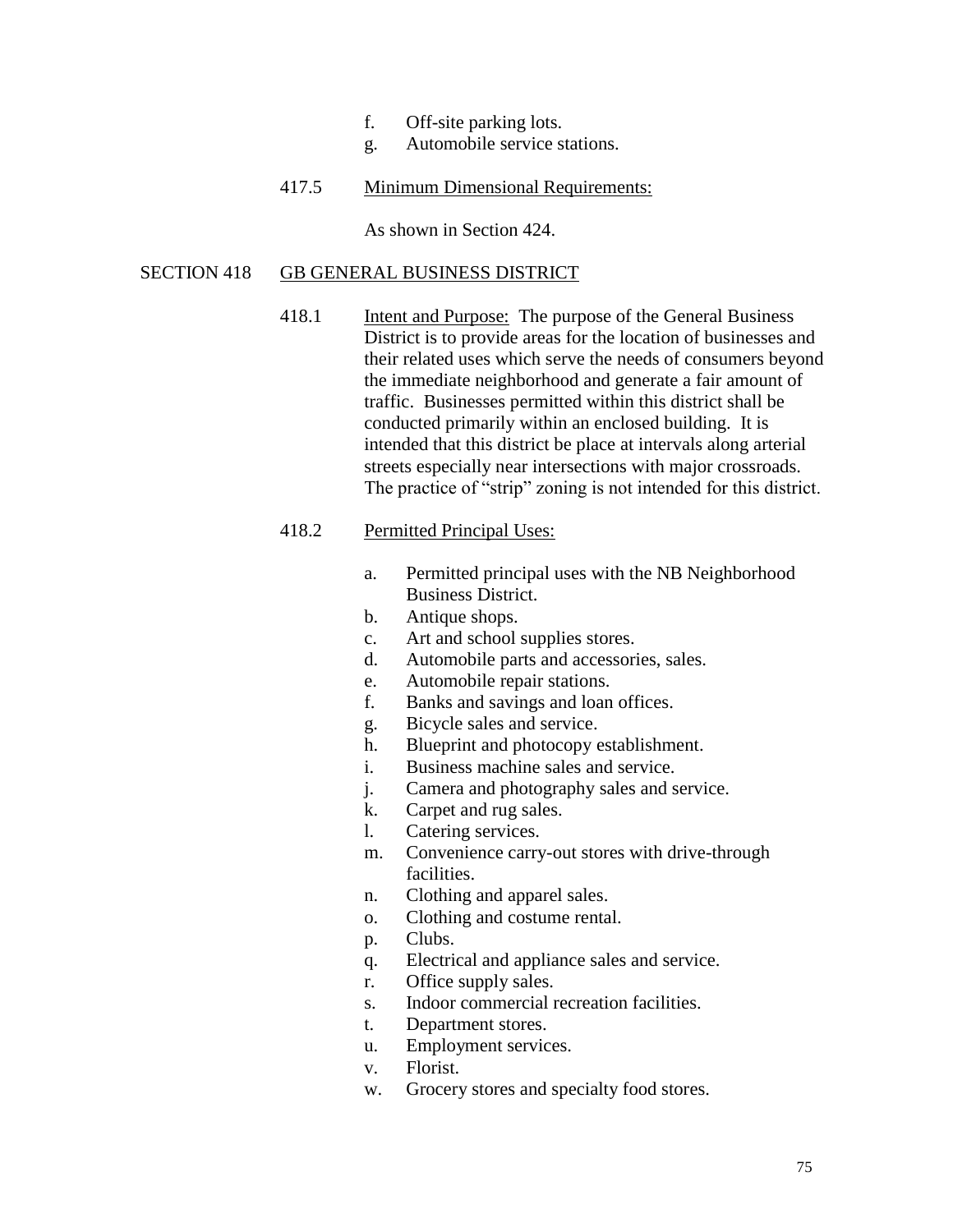f. Off-site parking lots.
g. Automobile service stations.

417.5 Minimum Dimensional Requirements:

As shown in Section 424.

## SECTION 418 GB GENERAL BUSINESS DISTRICT

418.1 Intent and Purpose: The purpose of the General Business District is to provide areas for the location of businesses and their related uses which serve the needs of consumers beyond the immediate neighborhood and generate a fair amount of traffic. Businesses permitted within this district shall be conducted primarily within an enclosed building. It is intended that this district be place at intervals along arterial streets especially near intersections with major crossroads. The practice of "strip" zoning is not intended for this district.

418.2 Permitted Principal Uses:

a. Permitted principal uses with the NB Neighborhood Business District.
b. Antique shops.
c. Art and school supplies stores.
d. Automobile parts and accessories, sales.
e. Automobile repair stations.
f. Banks and savings and loan offices.
g. Bicycle sales and service.
h. Blueprint and photocopy establishment.
i. Business machine sales and service.
j. Camera and photography sales and service.
k. Carpet and rug sales.
l. Catering services.
m. Convenience carry-out stores with drive-through facilities.
n. Clothing and apparel sales.
o. Clothing and costume rental.
p. Clubs.
q. Electrical and appliance sales and service.
r. Office supply sales.
s. Indoor commercial recreation facilities.
t. Department stores.
u. Employment services.
v. Florist.
w. Grocery stores and specialty food stores.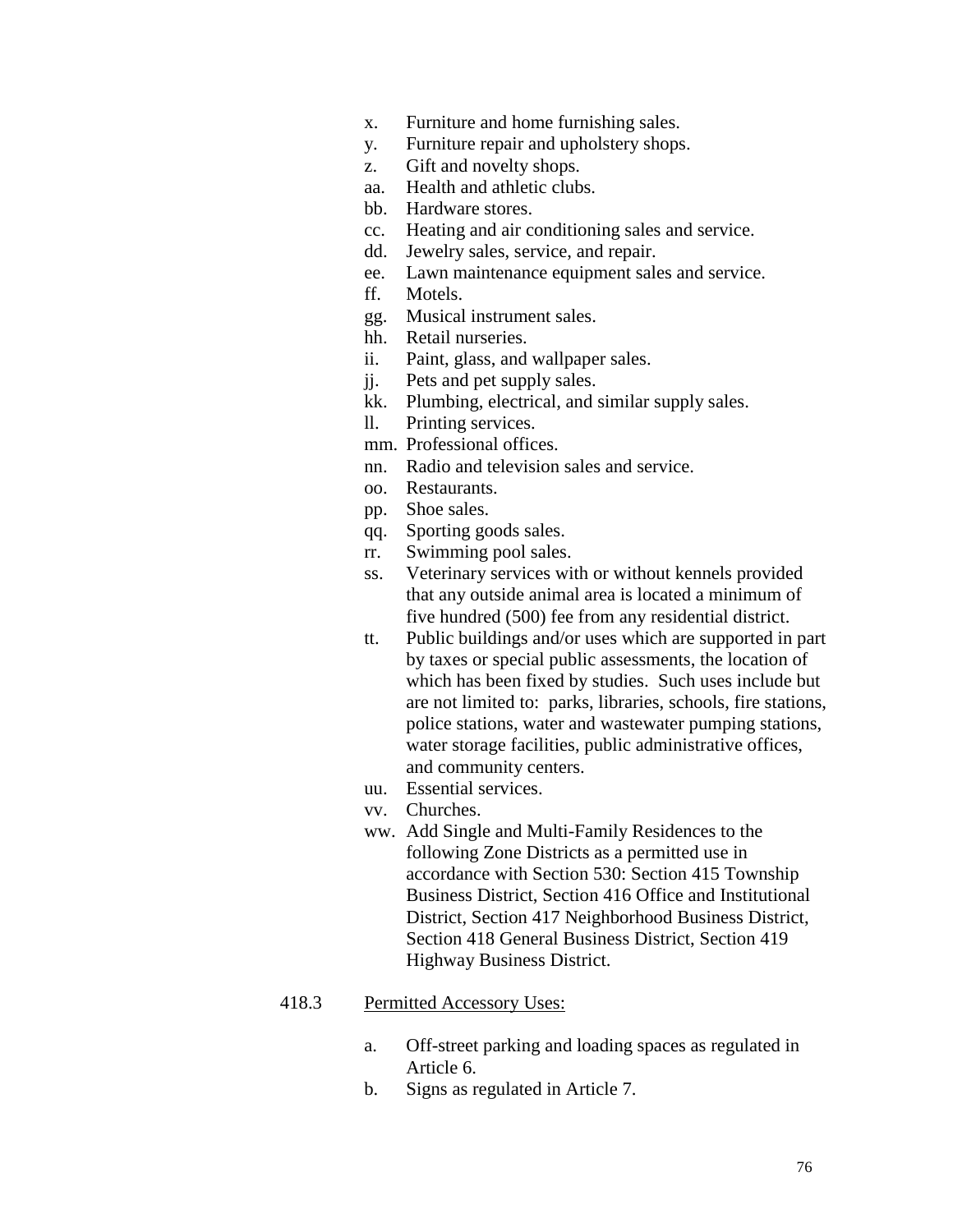x. Furniture and home furnishing sales.
y. Furniture repair and upholstery shops.
z. Gift and novelty shops.
aa. Health and athletic clubs.
bb. Hardware stores.
cc. Heating and air conditioning sales and service.
dd. Jewelry sales, service, and repair.
ee. Lawn maintenance equipment sales and service.
ff. Motels.
gg. Musical instrument sales.
hh. Retail nurseries.
ii. Paint, glass, and wallpaper sales.
jj. Pets and pet supply sales.
kk. Plumbing, electrical, and similar supply sales.
ll. Printing services.
mm. Professional offices.
nn. Radio and television sales and service.
oo. Restaurants.
pp. Shoe sales.
qq. Sporting goods sales.
rr. Swimming pool sales.
ss. Veterinary services with or without kennels provided that any outside animal area is located a minimum of five hundred (500) fee from any residential district.
tt. Public buildings and/or uses which are supported in part by taxes or special public assessments, the location of which has been fixed by studies. Such uses include but are not limited to: parks, libraries, schools, fire stations, police stations, water and wastewater pumping stations, water storage facilities, public administrative offices, and community centers.
uu. Essential services.
vv. Churches.
ww. Add Single and Multi-Family Residences to the following Zone Districts as a permitted use in accordance with Section 530: Section 415 Township Business District, Section 416 Office and Institutional District, Section 417 Neighborhood Business District, Section 418 General Business District, Section 419 Highway Business District.

418.3 Permitted Accessory Uses:

a. Off-street parking and loading spaces as regulated in Article 6.
b. Signs as regulated in Article 7.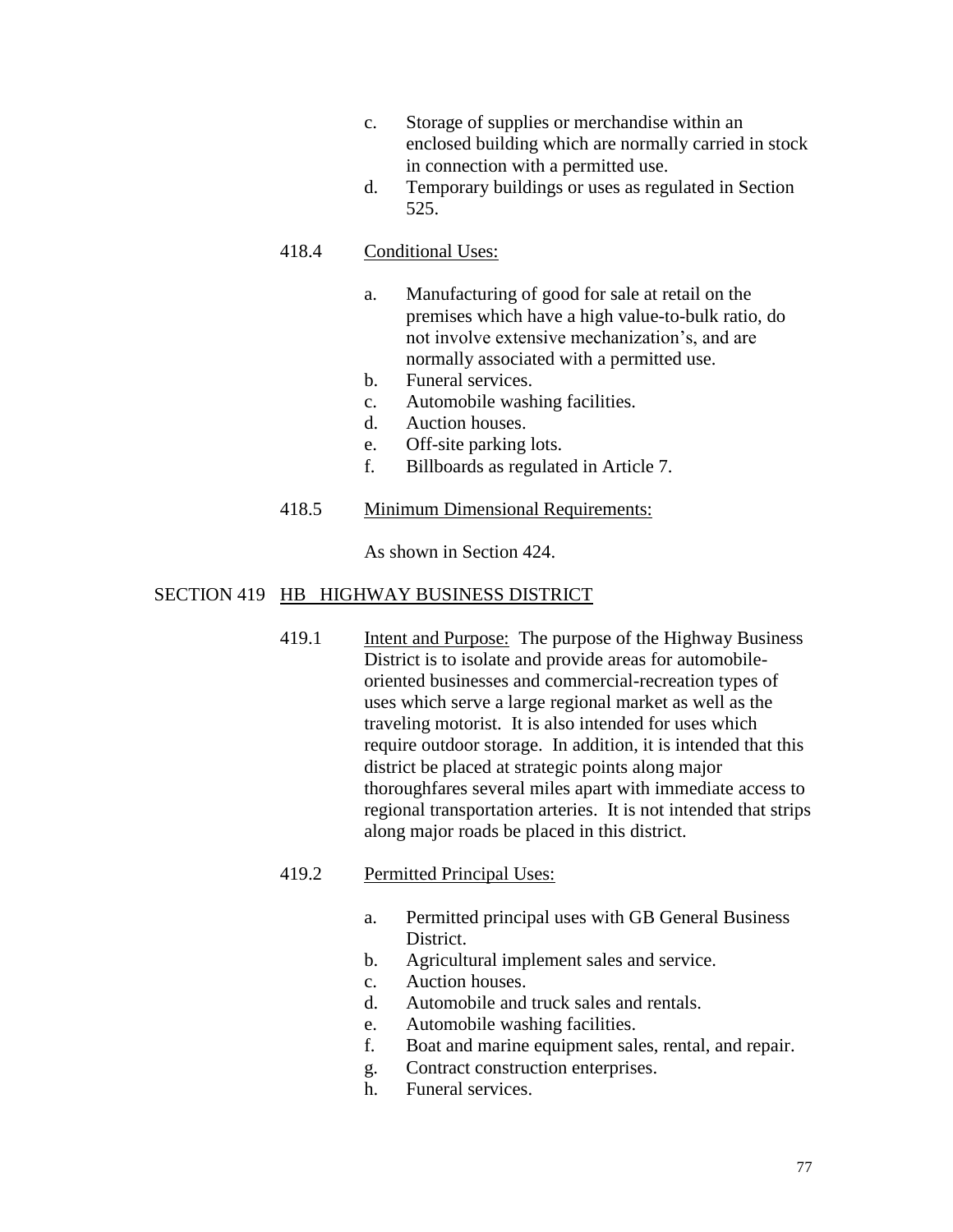c. Storage of supplies or merchandise within an enclosed building which are normally carried in stock in connection with a permitted use.
d. Temporary buildings or uses as regulated in Section 525.

418.4 Conditional Uses:

a. Manufacturing of good for sale at retail on the premises which have a high value-to-bulk ratio, do not involve extensive mechanization's, and are normally associated with a permitted use.
b. Funeral services.
c. Automobile washing facilities.
d. Auction houses.
e. Off-site parking lots.
f. Billboards as regulated in Article 7.

418.5 Minimum Dimensional Requirements:

As shown in Section 424.

## SECTION 419 HB HIGHWAY BUSINESS DISTRICT

419.1 Intent and Purpose: The purpose of the Highway Business District is to isolate and provide areas for automobile-oriented businesses and commercial-recreation types of uses which serve a large regional market as well as the traveling motorist. It is also intended for uses which require outdoor storage. In addition, it is intended that this district be placed at strategic points along major thoroughfares several miles apart with immediate access to regional transportation arteries. It is not intended that strips along major roads be placed in this district.

419.2 Permitted Principal Uses:

a. Permitted principal uses with GB General Business District.
b. Agricultural implement sales and service.
c. Auction houses.
d. Automobile and truck sales and rentals.
e. Automobile washing facilities.
f. Boat and marine equipment sales, rental, and repair.
g. Contract construction enterprises.
h. Funeral services.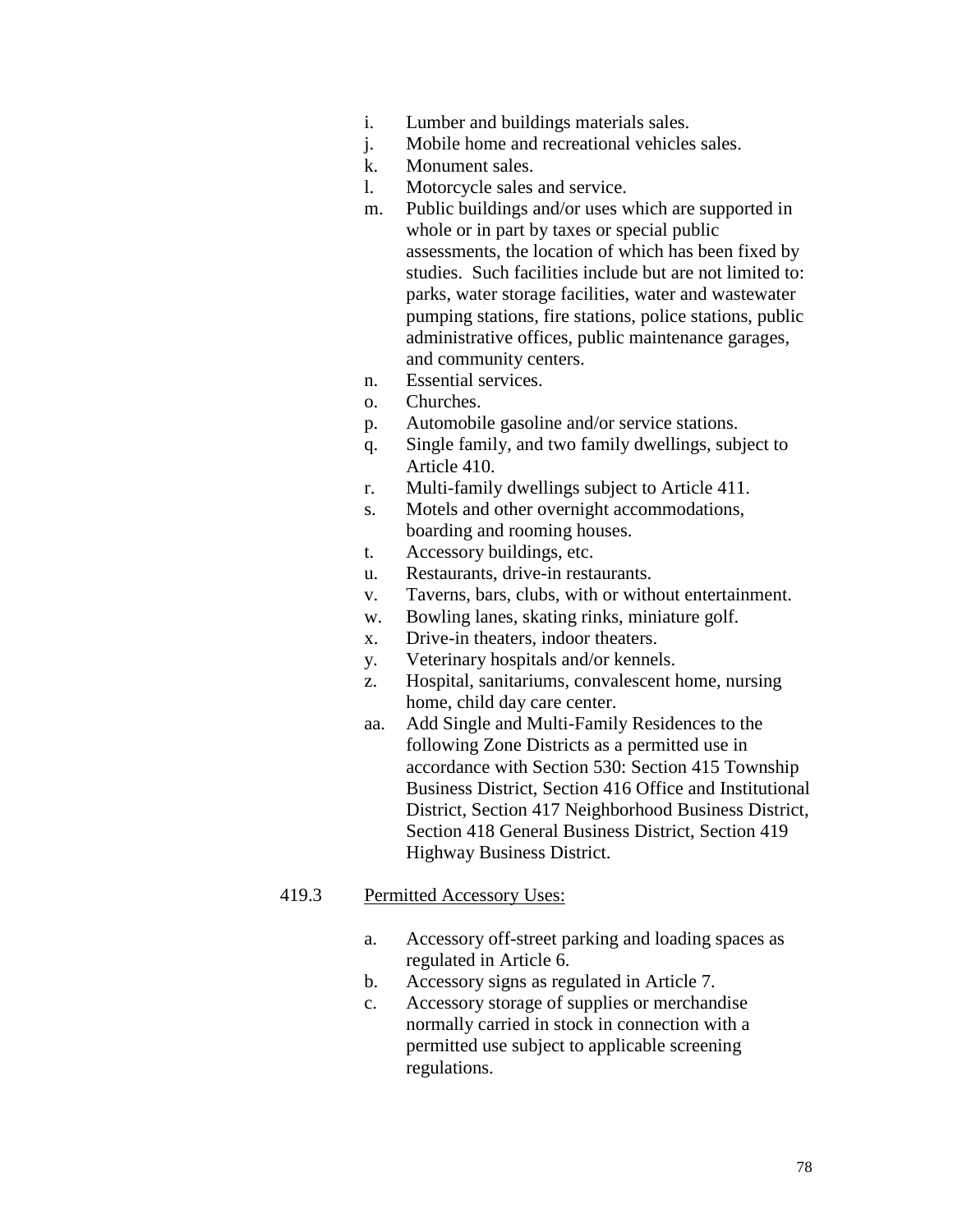i. Lumber and buildings materials sales.
j. Mobile home and recreational vehicles sales.
k. Monument sales.
l. Motorcycle sales and service.
m. Public buildings and/or uses which are supported in whole or in part by taxes or special public assessments, the location of which has been fixed by studies. Such facilities include but are not limited to: parks, water storage facilities, water and wastewater pumping stations, fire stations, police stations, public administrative offices, public maintenance garages, and community centers.
n. Essential services.
o. Churches.
p. Automobile gasoline and/or service stations.
q. Single family, and two family dwellings, subject to Article 410.
r. Multi-family dwellings subject to Article 411.
s. Motels and other overnight accommodations, boarding and rooming houses.
t. Accessory buildings, etc.
u. Restaurants, drive-in restaurants.
v. Taverns, bars, clubs, with or without entertainment.
w. Bowling lanes, skating rinks, miniature golf.
x. Drive-in theaters, indoor theaters.
y. Veterinary hospitals and/or kennels.
z. Hospital, sanitariums, convalescent home, nursing home, child day care center.
aa. Add Single and Multi-Family Residences to the following Zone Districts as a permitted use in accordance with Section 530: Section 415 Township Business District, Section 416 Office and Institutional District, Section 417 Neighborhood Business District, Section 418 General Business District, Section 419 Highway Business District.

419.3 Permitted Accessory Uses:

a. Accessory off-street parking and loading spaces as regulated in Article 6.
b. Accessory signs as regulated in Article 7.
c. Accessory storage of supplies or merchandise normally carried in stock in connection with a permitted use subject to applicable screening regulations.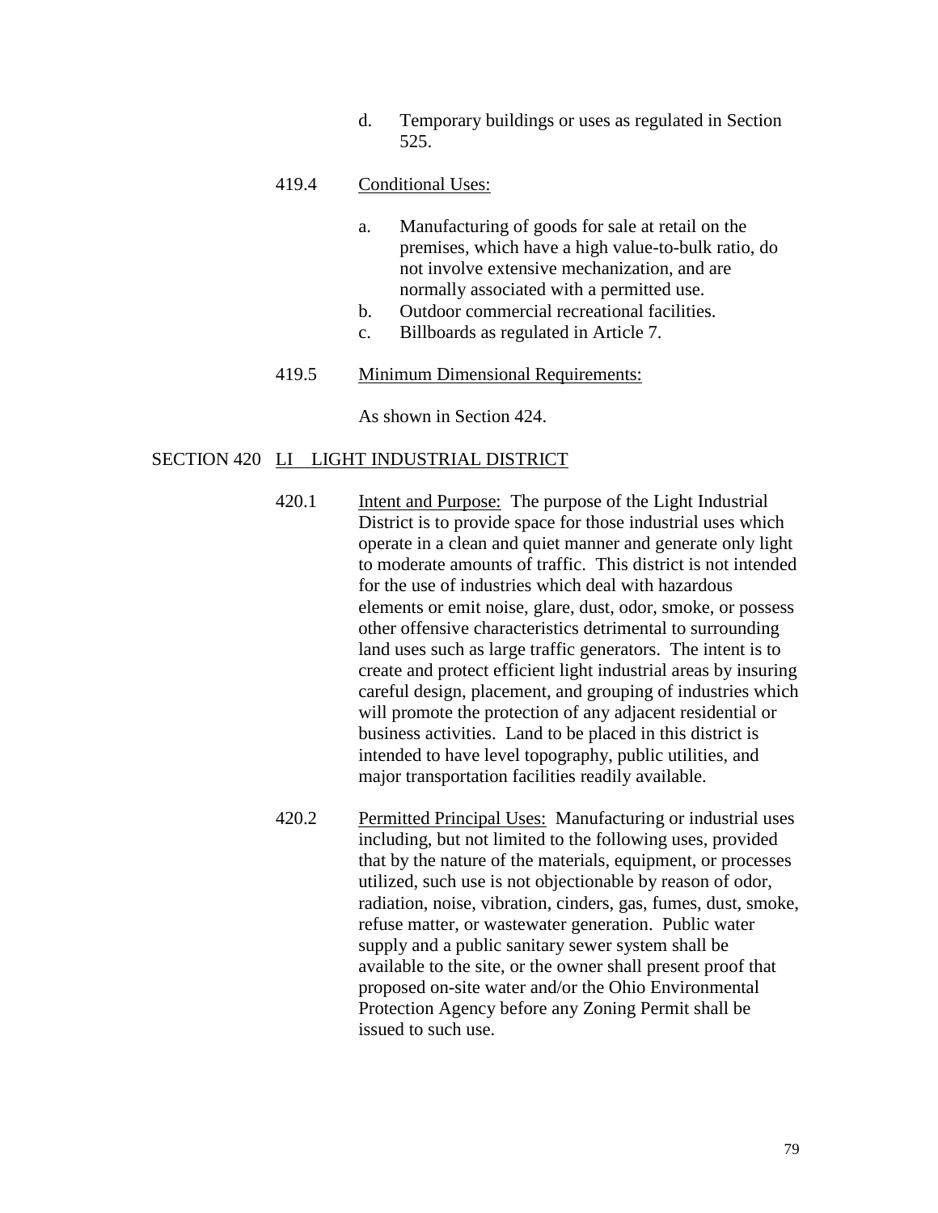d. Temporary buildings or uses as regulated in Section 525.

419.4 Conditional Uses:

a. Manufacturing of goods for sale at retail on the premises, which have a high value-to-bulk ratio, do not involve extensive mechanization, and are normally associated with a permitted use.
b. Outdoor commercial recreational facilities.
c. Billboards as regulated in Article 7.

419.5 Minimum Dimensional Requirements:

As shown in Section 424.

## SECTION 420 LI LIGHT INDUSTRIAL DISTRICT

420.1 Intent and Purpose: The purpose of the Light Industrial District is to provide space for those industrial uses which operate in a clean and quiet manner and generate only light to moderate amounts of traffic. This district is not intended for the use of industries which deal with hazardous elements or emit noise, glare, dust, odor, smoke, or possess other offensive characteristics detrimental to surrounding land uses such as large traffic generators. The intent is to create and protect efficient light industrial areas by insuring careful design, placement, and grouping of industries which will promote the protection of any adjacent residential or business activities. Land to be placed in this district is intended to have level topography, public utilities, and major transportation facilities readily available.

420.2 Permitted Principal Uses: Manufacturing or industrial uses including, but not limited to the following uses, provided that by the nature of the materials, equipment, or processes utilized, such use is not objectionable by reason of odor, radiation, noise, vibration, cinders, gas, fumes, dust, smoke, refuse matter, or wastewater generation. Public water supply and a public sanitary sewer system shall be available to the site, or the owner shall present proof that proposed on-site water and/or the Ohio Environmental Protection Agency before any Zoning Permit shall be issued to such use.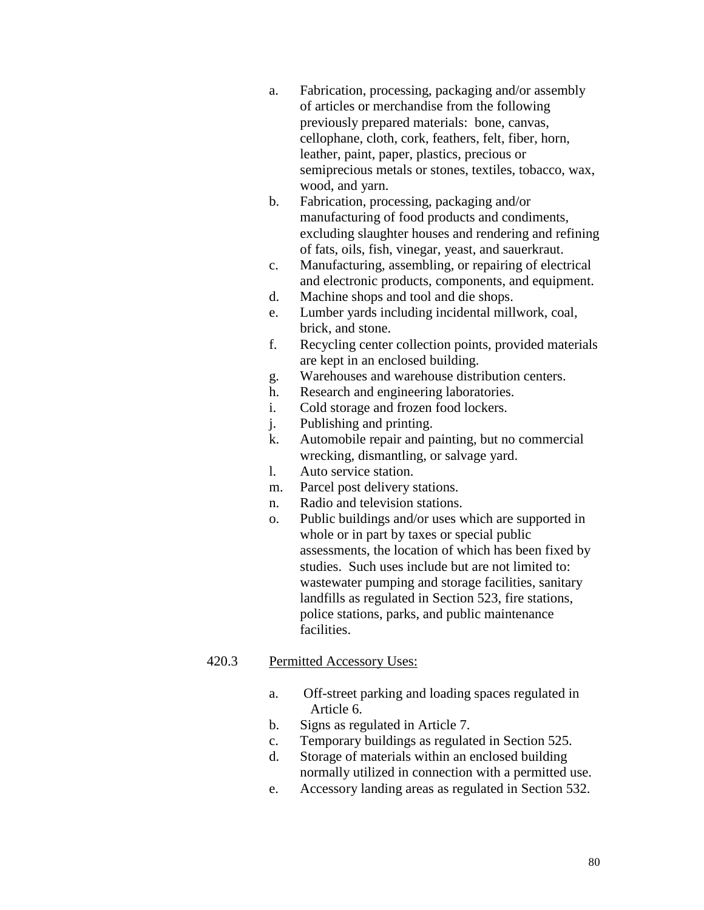a. Fabrication, processing, packaging and/or assembly of articles or merchandise from the following previously prepared materials: bone, canvas, cellophane, cloth, cork, feathers, felt, fiber, horn, leather, paint, paper, plastics, precious or semiprecious metals or stones, textiles, tobacco, wax, wood, and yarn.
b. Fabrication, processing, packaging and/or manufacturing of food products and condiments, excluding slaughter houses and rendering and refining of fats, oils, fish, vinegar, yeast, and sauerkraut.
c. Manufacturing, assembling, or repairing of electrical and electronic products, components, and equipment.
d. Machine shops and tool and die shops.
e. Lumber yards including incidental millwork, coal, brick, and stone.
f. Recycling center collection points, provided materials are kept in an enclosed building.
g. Warehouses and warehouse distribution centers.
h. Research and engineering laboratories.
i. Cold storage and frozen food lockers.
j. Publishing and printing.
k. Automobile repair and painting, but no commercial wrecking, dismantling, or salvage yard.
l. Auto service station.
m. Parcel post delivery stations.
n. Radio and television stations.
o. Public buildings and/or uses which are supported in whole or in part by taxes or special public assessments, the location of which has been fixed by studies. Such uses include but are not limited to: wastewater pumping and storage facilities, sanitary landfills as regulated in Section 523, fire stations, police stations, parks, and public maintenance facilities.

420.3 Permitted Accessory Uses:

a. Off-street parking and loading spaces regulated in Article 6.
b. Signs as regulated in Article 7.
c. Temporary buildings as regulated in Section 525.
d. Storage of materials within an enclosed building normally utilized in connection with a permitted use.
e. Accessory landing areas as regulated in Section 532.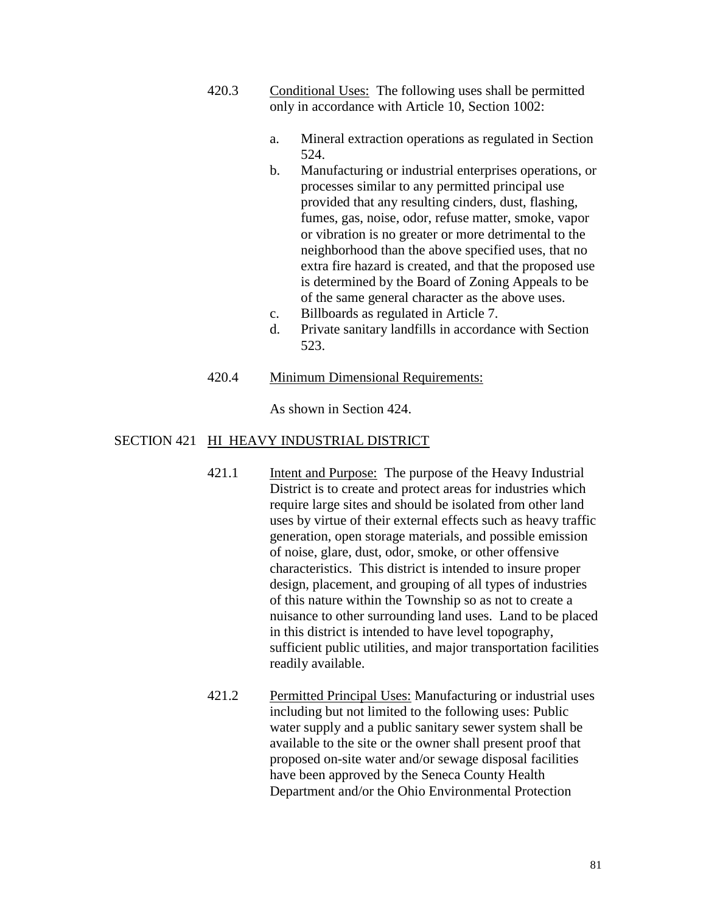420.3 Conditional Uses: The following uses shall be permitted only in accordance with Article 10, Section 1002:

a. Mineral extraction operations as regulated in Section 524.
b. Manufacturing or industrial enterprises operations, or processes similar to any permitted principal use provided that any resulting cinders, dust, flashing, fumes, gas, noise, odor, refuse matter, smoke, vapor or vibration is no greater or more detrimental to the neighborhood than the above specified uses, that no extra fire hazard is created, and that the proposed use is determined by the Board of Zoning Appeals to be of the same general character as the above uses.
c. Billboards as regulated in Article 7.
d. Private sanitary landfills in accordance with Section 523.

420.4 Minimum Dimensional Requirements:

As shown in Section 424.

## SECTION 421 HI HEAVY INDUSTRIAL DISTRICT

421.1 Intent and Purpose: The purpose of the Heavy Industrial District is to create and protect areas for industries which require large sites and should be isolated from other land uses by virtue of their external effects such as heavy traffic generation, open storage materials, and possible emission of noise, glare, dust, odor, smoke, or other offensive characteristics. This district is intended to insure proper design, placement, and grouping of all types of industries of this nature within the Township so as not to create a nuisance to other surrounding land uses. Land to be placed in this district is intended to have level topography, sufficient public utilities, and major transportation facilities readily available.

421.2 Permitted Principal Uses: Manufacturing or industrial uses including but not limited to the following uses: Public water supply and a public sanitary sewer system shall be available to the site or the owner shall present proof that proposed on-site water and/or sewage disposal facilities have been approved by the Seneca County Health Department and/or the Ohio Environmental Protection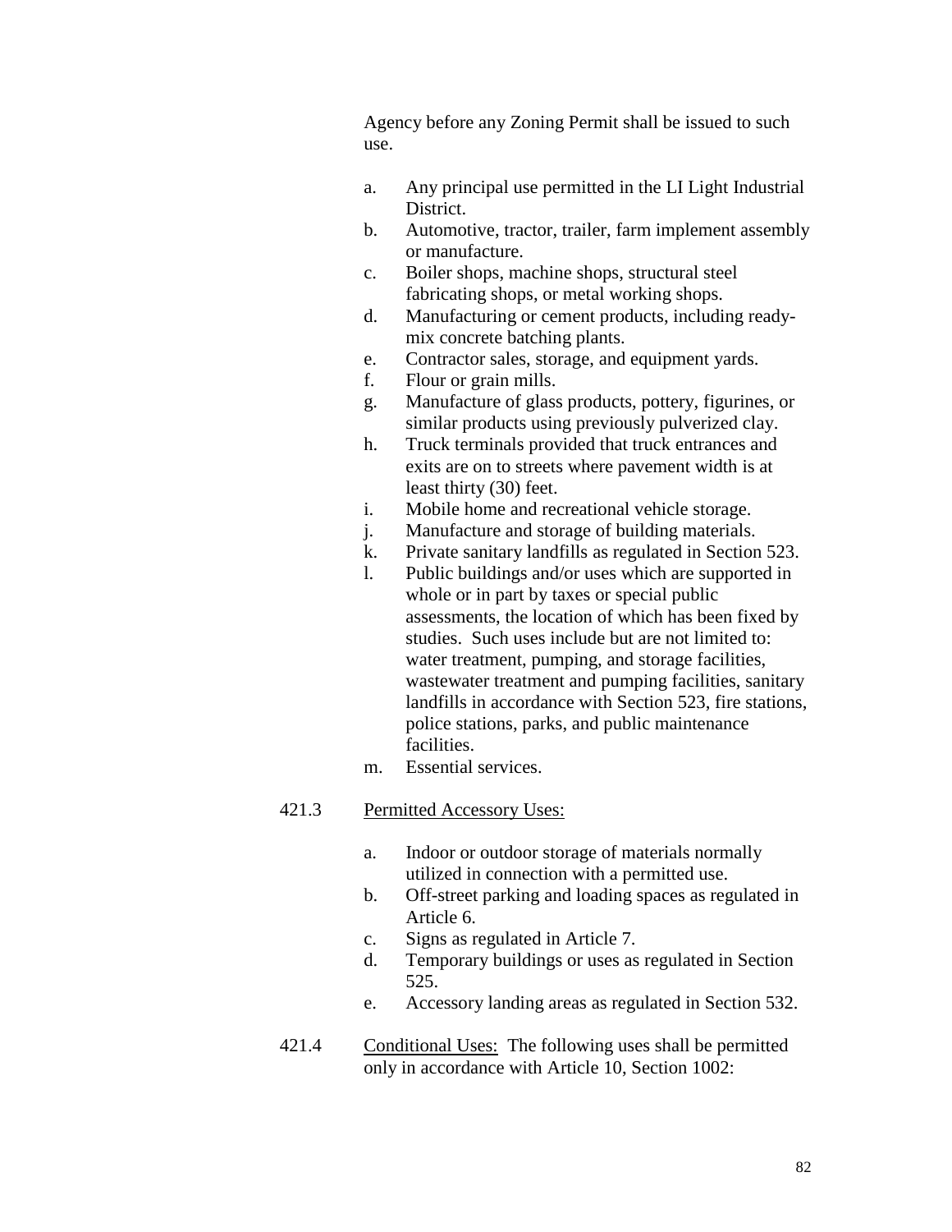Agency before any Zoning Permit shall be issued to such use.

a. Any principal use permitted in the LI Light Industrial District.
b. Automotive, tractor, trailer, farm implement assembly or manufacture.
c. Boiler shops, machine shops, structural steel fabricating shops, or metal working shops.
d. Manufacturing or cement products, including ready-mix concrete batching plants.
e. Contractor sales, storage, and equipment yards.
f. Flour or grain mills.
g. Manufacture of glass products, pottery, figurines, or similar products using previously pulverized clay.
h. Truck terminals provided that truck entrances and exits are on to streets where pavement width is at least thirty (30) feet.
i. Mobile home and recreational vehicle storage.
j. Manufacture and storage of building materials.
k. Private sanitary landfills as regulated in Section 523.
l. Public buildings and/or uses which are supported in whole or in part by taxes or special public assessments, the location of which has been fixed by studies. Such uses include but are not limited to: water treatment, pumping, and storage facilities, wastewater treatment and pumping facilities, sanitary landfills in accordance with Section 523, fire stations, police stations, parks, and public maintenance facilities.
m. Essential services.

421.3 Permitted Accessory Uses:

a. Indoor or outdoor storage of materials normally utilized in connection with a permitted use.
b. Off-street parking and loading spaces as regulated in Article 6.
c. Signs as regulated in Article 7.
d. Temporary buildings or uses as regulated in Section 525.
e. Accessory landing areas as regulated in Section 532.

421.4 Conditional Uses: The following uses shall be permitted only in accordance with Article 10, Section 1002: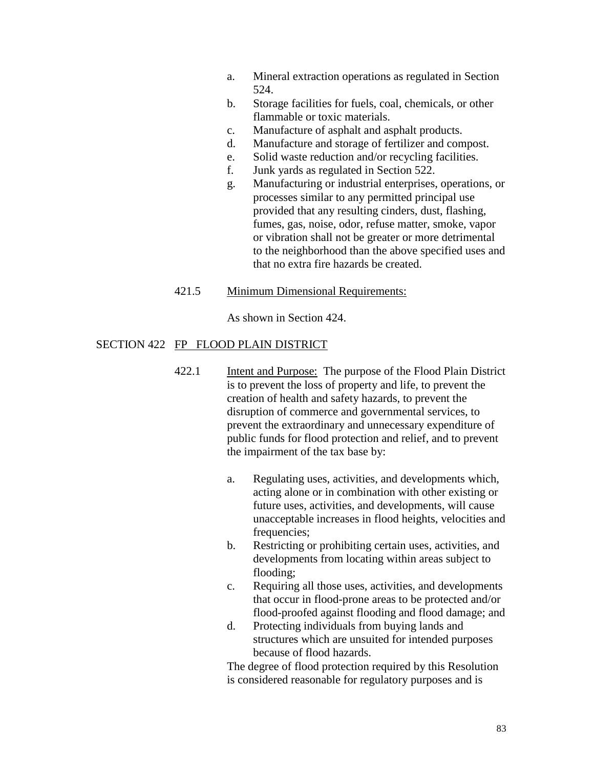a. Mineral extraction operations as regulated in Section 524.
b. Storage facilities for fuels, coal, chemicals, or other flammable or toxic materials.
c. Manufacture of asphalt and asphalt products.
d. Manufacture and storage of fertilizer and compost.
e. Solid waste reduction and/or recycling facilities.
f. Junk yards as regulated in Section 522.
g. Manufacturing or industrial enterprises, operations, or processes similar to any permitted principal use provided that any resulting cinders, dust, flashing, fumes, gas, noise, odor, refuse matter, smoke, vapor or vibration shall not be greater or more detrimental to the neighborhood than the above specified uses and that no extra fire hazards be created.

421.5 Minimum Dimensional Requirements:

As shown in Section 424.

## SECTION 422 FP FLOOD PLAIN DISTRICT

422.1 Intent and Purpose: The purpose of the Flood Plain District is to prevent the loss of property and life, to prevent the creation of health and safety hazards, to prevent the disruption of commerce and governmental services, to prevent the extraordinary and unnecessary expenditure of public funds for flood protection and relief, and to prevent the impairment of the tax base by:

a. Regulating uses, activities, and developments which, acting alone or in combination with other existing or future uses, activities, and developments, will cause unacceptable increases in flood heights, velocities and frequencies;
b. Restricting or prohibiting certain uses, activities, and developments from locating within areas subject to flooding;
c. Requiring all those uses, activities, and developments that occur in flood-prone areas to be protected and/or flood-proofed against flooding and flood damage; and
d. Protecting individuals from buying lands and structures which are unsuited for intended purposes because of flood hazards.

The degree of flood protection required by this Resolution is considered reasonable for regulatory purposes and is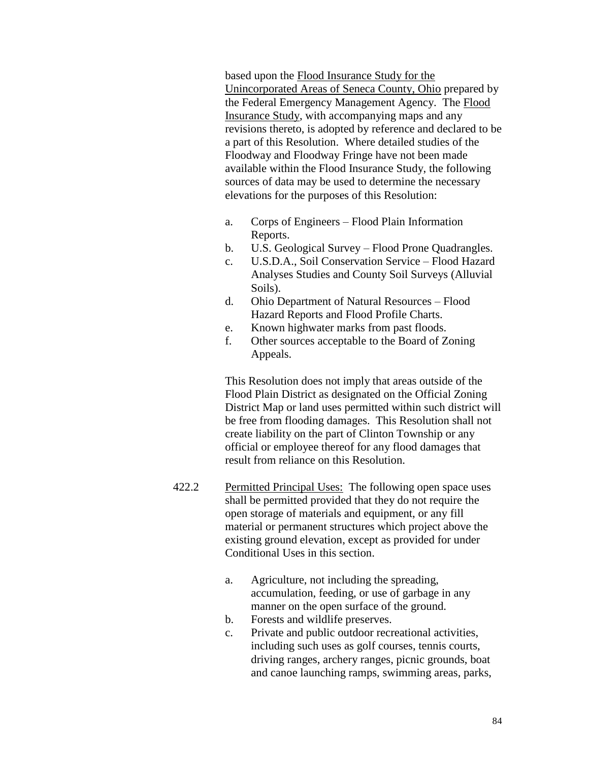based upon the <u>Flood Insurance Study for the Unincorporated Areas of Seneca County, Ohio</u> prepared by the Federal Emergency Management Agency. The <u>Flood Insurance Study</u>, with accompanying maps and any revisions thereto, is adopted by reference and declared to be a part of this Resolution. Where detailed studies of the Floodway and Floodway Fringe have not been made available within the Flood Insurance Study, the following sources of data may be used to determine the necessary elevations for the purposes of this Resolution:

a. Corps of Engineers – Flood Plain Information Reports.
b. U.S. Geological Survey – Flood Prone Quadrangles.
c. U.S.D.A., Soil Conservation Service – Flood Hazard Analyses Studies and County Soil Surveys (Alluvial Soils).
d. Ohio Department of Natural Resources – Flood Hazard Reports and Flood Profile Charts.
e. Known highwater marks from past floods.
f. Other sources acceptable to the Board of Zoning Appeals.

This Resolution does not imply that areas outside of the Flood Plain District as designated on the Official Zoning District Map or land uses permitted within such district will be free from flooding damages. This Resolution shall not create liability on the part of Clinton Township or any official or employee thereof for any flood damages that result from reliance on this Resolution.

422.2 <u>Permitted Principal Uses:</u> The following open space uses shall be permitted provided that they do not require the open storage of materials and equipment, or any fill material or permanent structures which project above the existing ground elevation, except as provided for under Conditional Uses in this section.

a. Agriculture, not including the spreading, accumulation, feeding, or use of garbage in any manner on the open surface of the ground.
b. Forests and wildlife preserves.
c. Private and public outdoor recreational activities, including such uses as golf courses, tennis courts, driving ranges, archery ranges, picnic grounds, boat and canoe launching ramps, swimming areas, parks,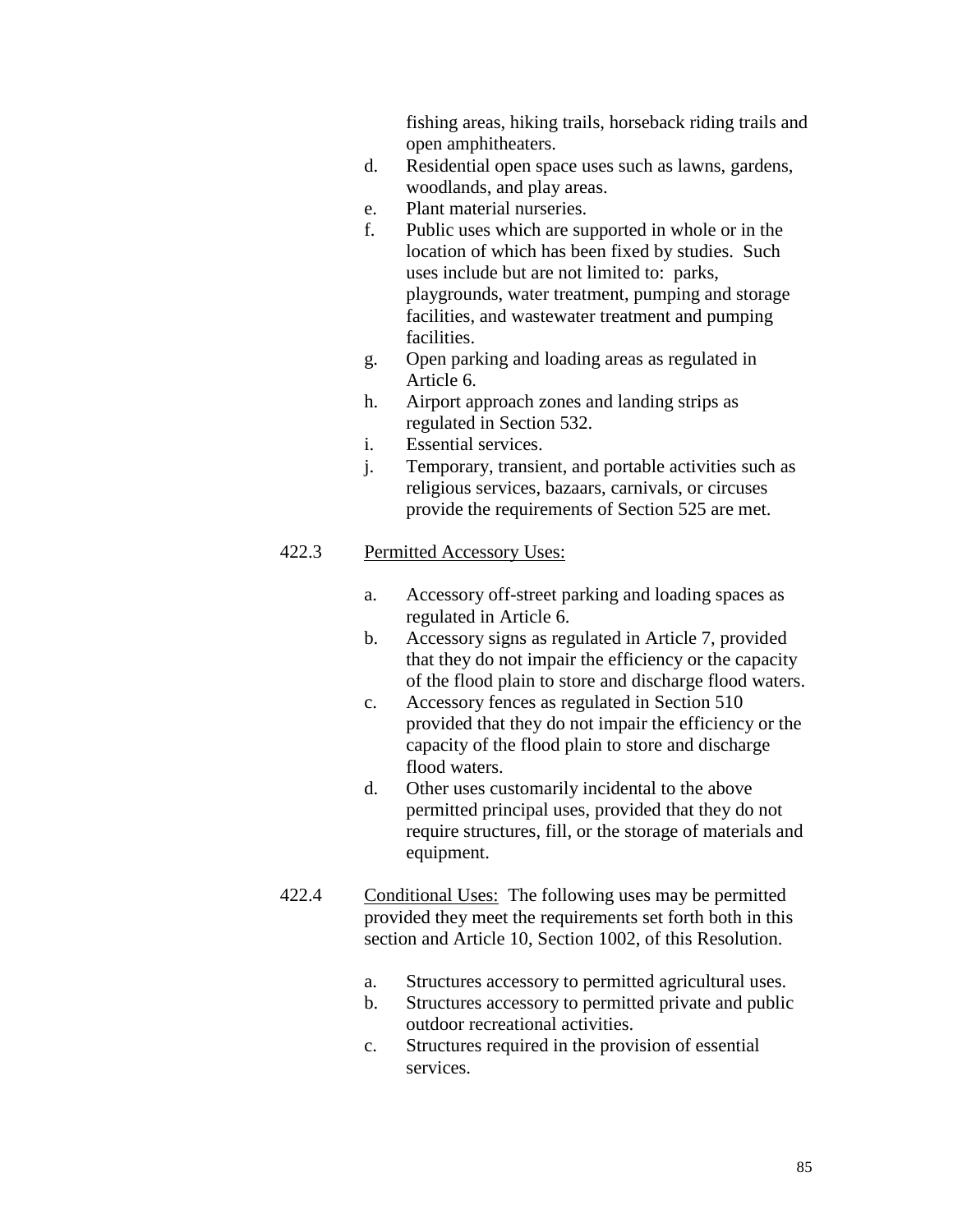fishing areas, hiking trails, horseback riding trails and open amphitheaters.

d. Residential open space uses such as lawns, gardens, woodlands, and play areas.
e. Plant material nurseries.
f. Public uses which are supported in whole or in the location of which has been fixed by studies. Such uses include but are not limited to: parks, playgrounds, water treatment, pumping and storage facilities, and wastewater treatment and pumping facilities.
g. Open parking and loading areas as regulated in Article 6.
h. Airport approach zones and landing strips as regulated in Section 532.
i. Essential services.
j. Temporary, transient, and portable activities such as religious services, bazaars, carnivals, or circuses provide the requirements of Section 525 are met.

422.3 Permitted Accessory Uses:

a. Accessory off-street parking and loading spaces as regulated in Article 6.
b. Accessory signs as regulated in Article 7, provided that they do not impair the efficiency or the capacity of the flood plain to store and discharge flood waters.
c. Accessory fences as regulated in Section 510 provided that they do not impair the efficiency or the capacity of the flood plain to store and discharge flood waters.
d. Other uses customarily incidental to the above permitted principal uses, provided that they do not require structures, fill, or the storage of materials and equipment.

422.4 Conditional Uses: The following uses may be permitted provided they meet the requirements set forth both in this section and Article 10, Section 1002, of this Resolution.

a. Structures accessory to permitted agricultural uses.
b. Structures accessory to permitted private and public outdoor recreational activities.
c. Structures required in the provision of essential services.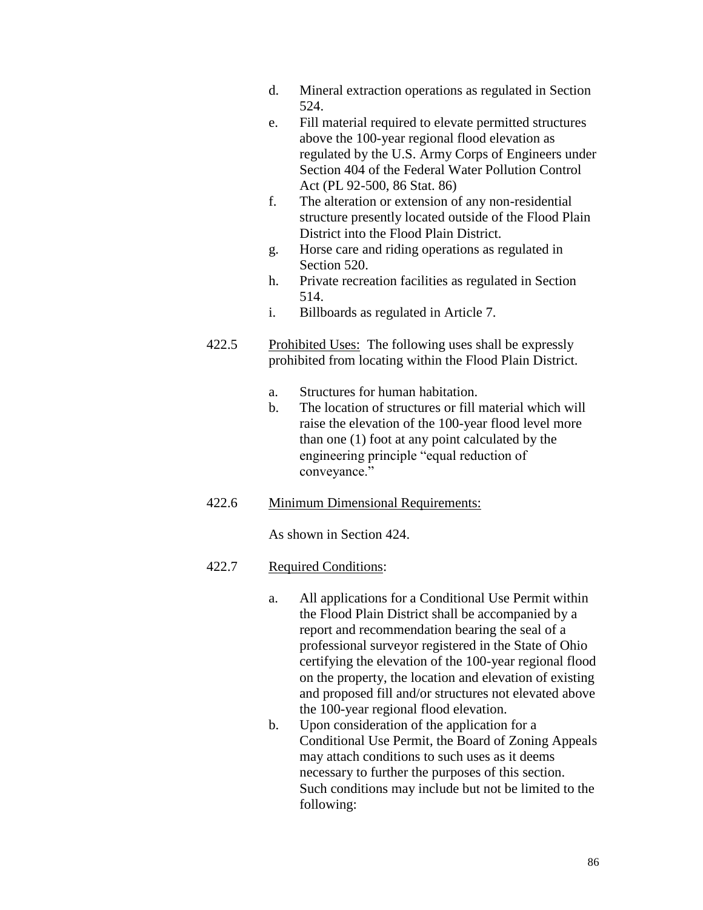d. Mineral extraction operations as regulated in Section 524.
e. Fill material required to elevate permitted structures above the 100-year regional flood elevation as regulated by the U.S. Army Corps of Engineers under Section 404 of the Federal Water Pollution Control Act (PL 92-500, 86 Stat. 86)
f. The alteration or extension of any non-residential structure presently located outside of the Flood Plain District into the Flood Plain District.
g. Horse care and riding operations as regulated in Section 520.
h. Private recreation facilities as regulated in Section 514.
i. Billboards as regulated in Article 7.

422.5 Prohibited Uses: The following uses shall be expressly prohibited from locating within the Flood Plain District.

a. Structures for human habitation.
b. The location of structures or fill material which will raise the elevation of the 100-year flood level more than one (1) foot at any point calculated by the engineering principle "equal reduction of conveyance."

422.6 Minimum Dimensional Requirements:

As shown in Section 424.

422.7 Required Conditions:

a. All applications for a Conditional Use Permit within the Flood Plain District shall be accompanied by a report and recommendation bearing the seal of a professional surveyor registered in the State of Ohio certifying the elevation of the 100-year regional flood on the property, the location and elevation of existing and proposed fill and/or structures not elevated above the 100-year regional flood elevation.
b. Upon consideration of the application for a Conditional Use Permit, the Board of Zoning Appeals may attach conditions to such uses as it deems necessary to further the purposes of this section. Such conditions may include but not be limited to the following: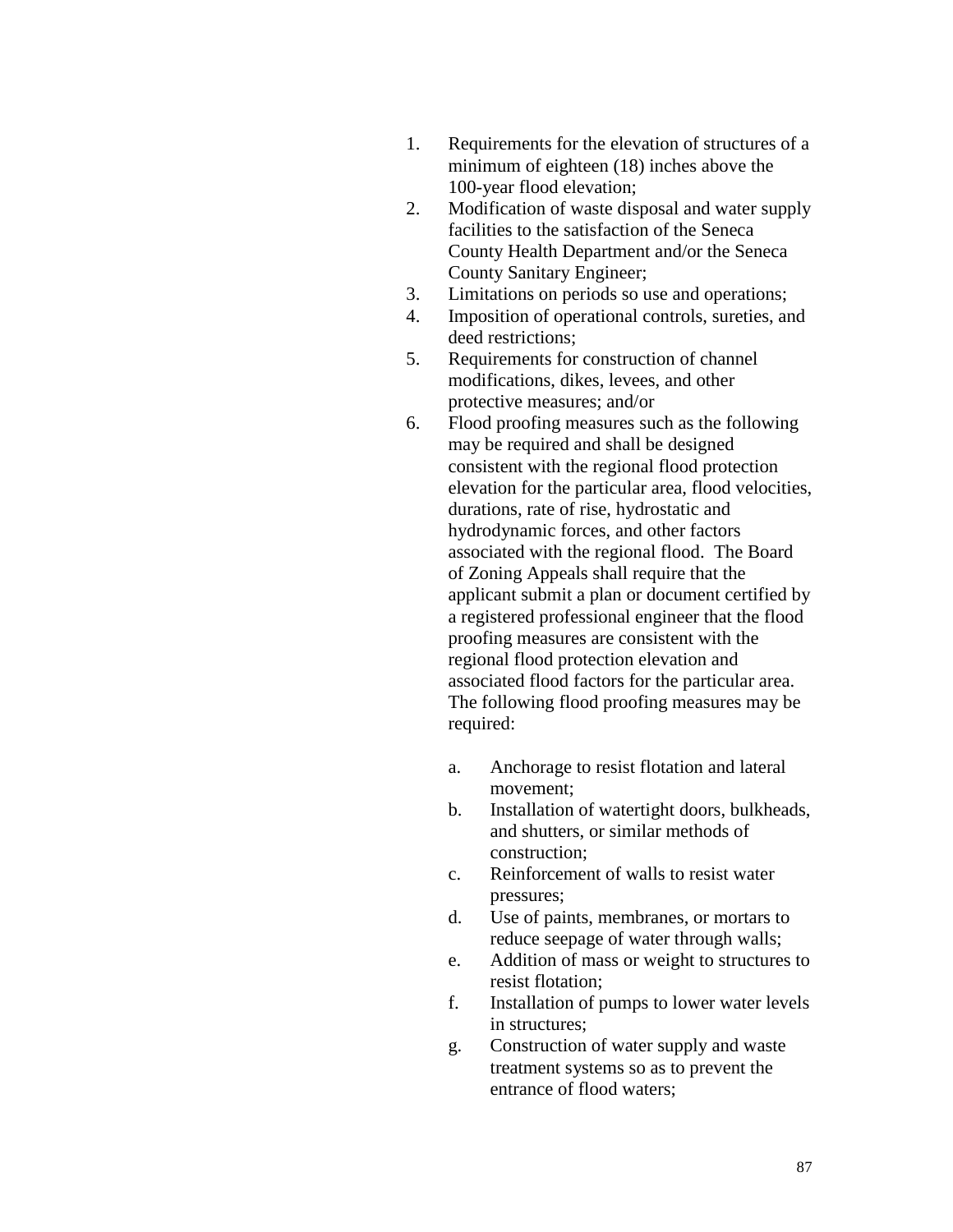1. Requirements for the elevation of structures of a minimum of eighteen (18) inches above the 100-year flood elevation;
2. Modification of waste disposal and water supply facilities to the satisfaction of the Seneca County Health Department and/or the Seneca County Sanitary Engineer;
3. Limitations on periods so use and operations;
4. Imposition of operational controls, sureties, and deed restrictions;
5. Requirements for construction of channel modifications, dikes, levees, and other protective measures; and/or
6. Flood proofing measures such as the following may be required and shall be designed consistent with the regional flood protection elevation for the particular area, flood velocities, durations, rate of rise, hydrostatic and hydrodynamic forces, and other factors associated with the regional flood. The Board of Zoning Appeals shall require that the applicant submit a plan or document certified by a registered professional engineer that the flood proofing measures are consistent with the regional flood protection elevation and associated flood factors for the particular area. The following flood proofing measures may be required:

    a. Anchorage to resist flotation and lateral movement;
    b. Installation of watertight doors, bulkheads, and shutters, or similar methods of construction;
    c. Reinforcement of walls to resist water pressures;
    d. Use of paints, membranes, or mortars to reduce seepage of water through walls;
    e. Addition of mass or weight to structures to resist flotation;
    f. Installation of pumps to lower water levels in structures;
    g. Construction of water supply and waste treatment systems so as to prevent the entrance of flood waters;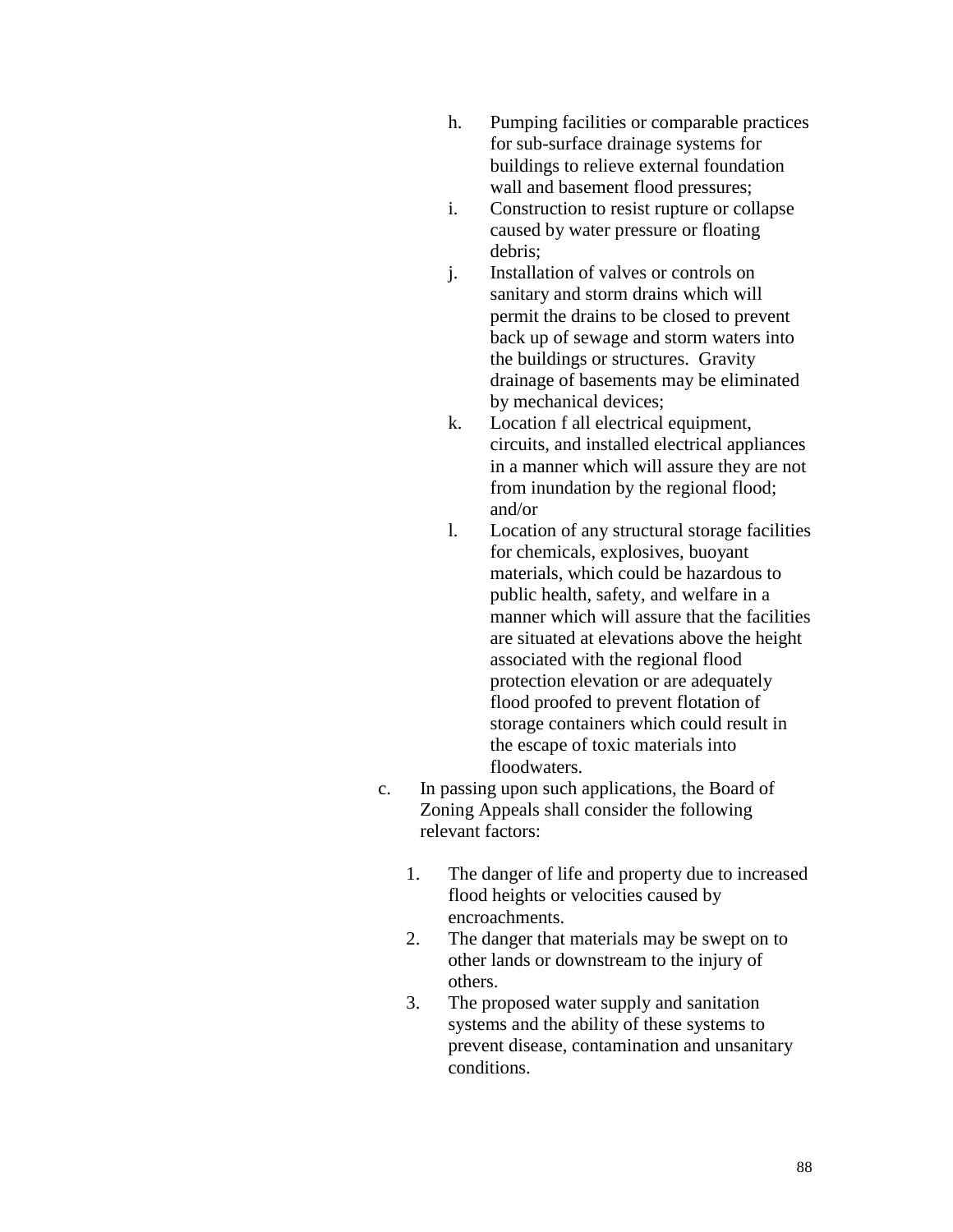h. Pumping facilities or comparable practices for sub-surface drainage systems for buildings to relieve external foundation wall and basement flood pressures;

i. Construction to resist rupture or collapse caused by water pressure or floating debris;

j. Installation of valves or controls on sanitary and storm drains which will permit the drains to be closed to prevent back up of sewage and storm waters into the buildings or structures. Gravity drainage of basements may be eliminated by mechanical devices;

k. Location f all electrical equipment, circuits, and installed electrical appliances in a manner which will assure they are not from inundation by the regional flood; and/or

l. Location of any structural storage facilities for chemicals, explosives, buoyant materials, which could be hazardous to public health, safety, and welfare in a manner which will assure that the facilities are situated at elevations above the height associated with the regional flood protection elevation or are adequately flood proofed to prevent flotation of storage containers which could result in the escape of toxic materials into floodwaters.

c. In passing upon such applications, the Board of Zoning Appeals shall consider the following relevant factors:

1. The danger of life and property due to increased flood heights or velocities caused by encroachments.
2. The danger that materials may be swept on to other lands or downstream to the injury of others.
3. The proposed water supply and sanitation systems and the ability of these systems to prevent disease, contamination and unsanitary conditions.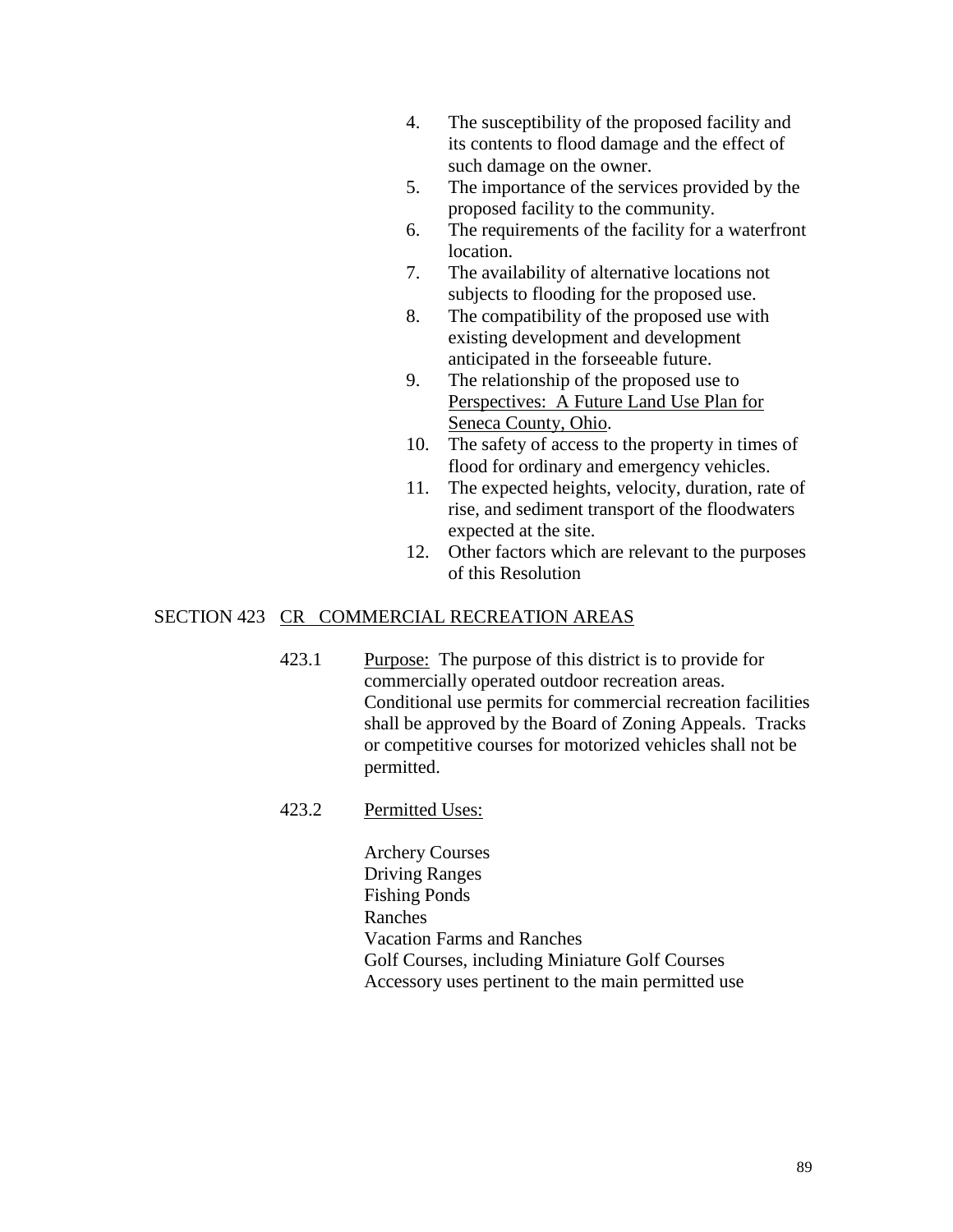4. The susceptibility of the proposed facility and its contents to flood damage and the effect of such damage on the owner.
5. The importance of the services provided by the proposed facility to the community.
6. The requirements of the facility for a waterfront location.
7. The availability of alternative locations not subjects to flooding for the proposed use.
8. The compatibility of the proposed use with existing development and development anticipated in the forseeable future.
9. The relationship of the proposed use to Perspectives: A Future Land Use Plan for Seneca County, Ohio.
10. The safety of access to the property in times of flood for ordinary and emergency vehicles.
11. The expected heights, velocity, duration, rate of rise, and sediment transport of the floodwaters expected at the site.
12. Other factors which are relevant to the purposes of this Resolution

## SECTION 423 CR COMMERCIAL RECREATION AREAS

423.1 Purpose: The purpose of this district is to provide for commercially operated outdoor recreation areas. Conditional use permits for commercial recreation facilities shall be approved by the Board of Zoning Appeals. Tracks or competitive courses for motorized vehicles shall not be permitted.

423.2 Permitted Uses:

Archery Courses
Driving Ranges
Fishing Ponds
Ranches
Vacation Farms and Ranches
Golf Courses, including Miniature Golf Courses
Accessory uses pertinent to the main permitted use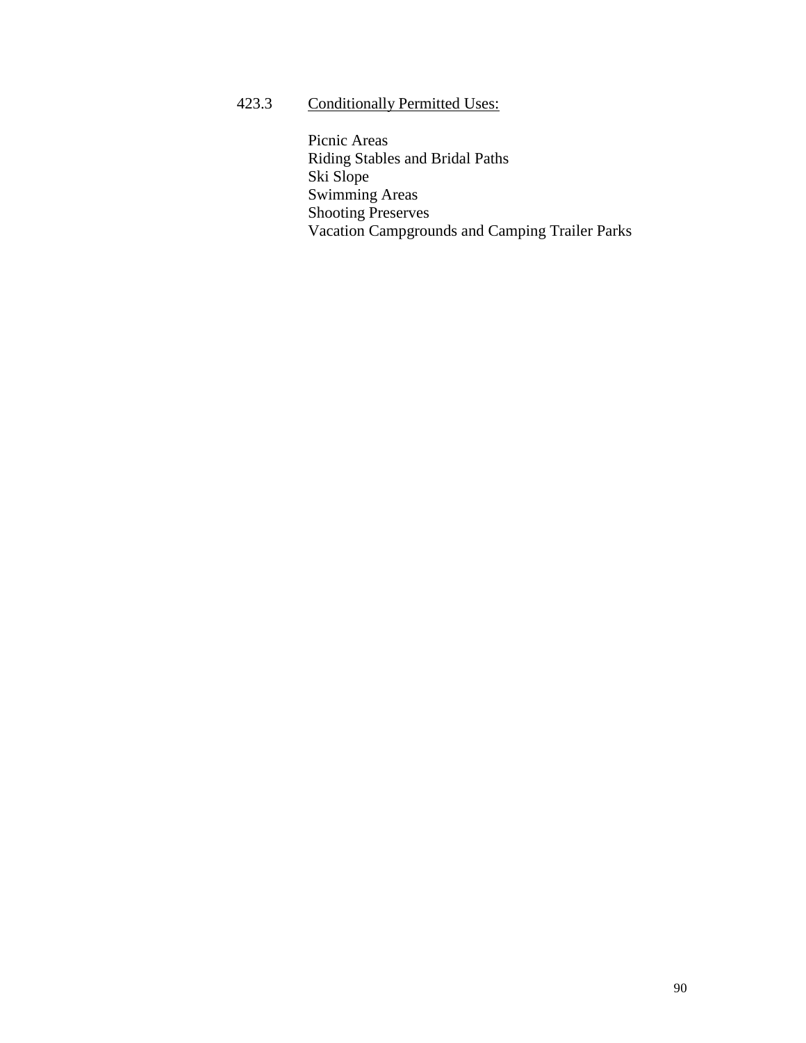423.3 Conditionally Permitted Uses:

Picnic Areas
Riding Stables and Bridal Paths
Ski Slope
Swimming Areas
Shooting Preserves
Vacation Campgrounds and Camping Trailer Parks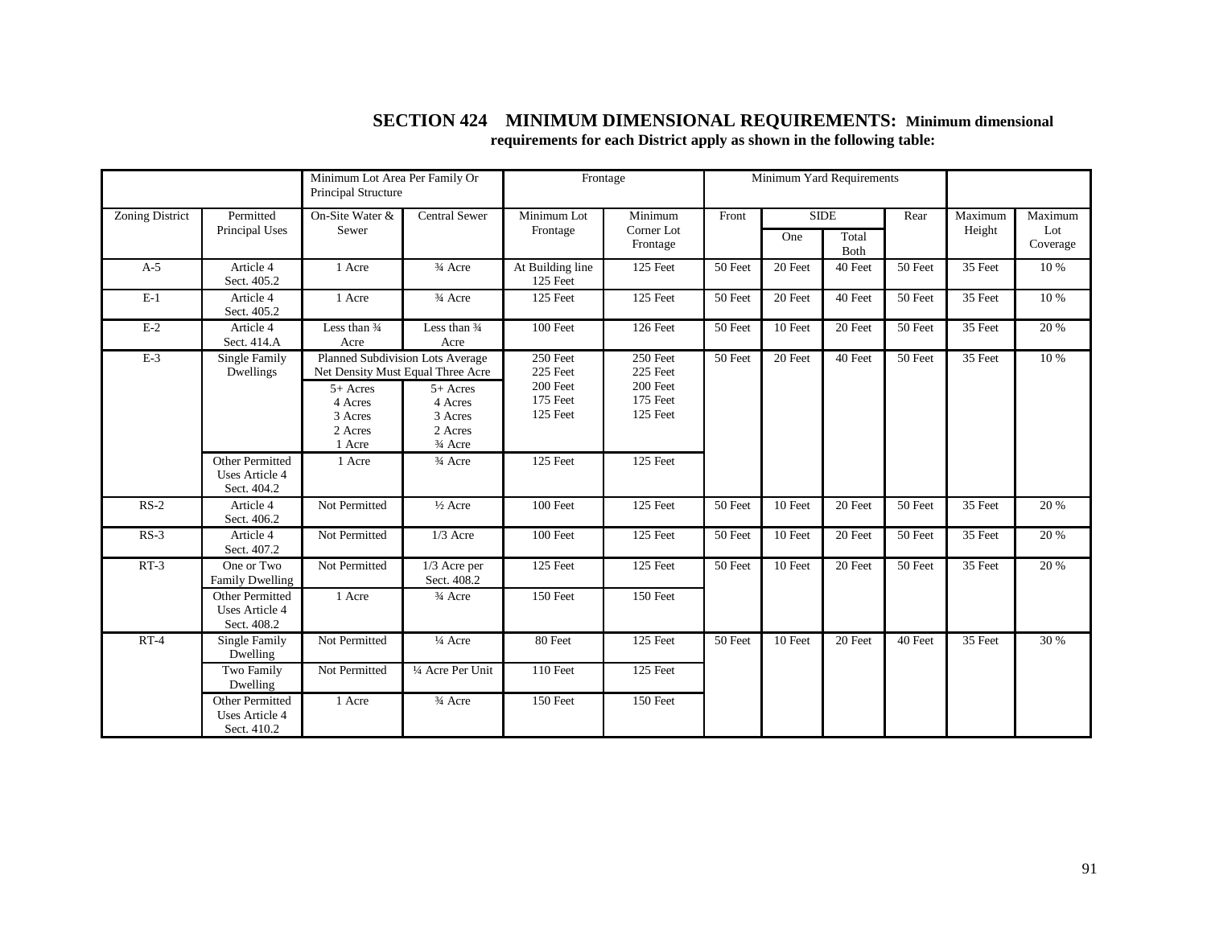**SECTION 424 MINIMUM DIMENSIONAL REQUIREMENTS: Minimum dimensional requirements for each District apply as shown in the following table:**

| | | Minimum Lot Area Per Family Or Principal Structure | | Frontage | | Minimum Yard Requirements | | | | | |
|---|---|---|---|---|---|---|---|---|---|---|---|
| Zoning District | Permitted Principal Uses | On-Site Water & Sewer | Central Sewer | Minimum Lot Frontage | Minimum Corner Lot Frontage | Front | SIDE One | SIDE Total Both | Rear | Maximum Height | Maximum Lot Coverage |
| A-5 | Article 4 Sect. 405.2 | 1 Acre | ¾ Acre | At Building line 125 Feet | 125 Feet | 50 Feet | 20 Feet | 40 Feet | 50 Feet | 35 Feet | 10 % |
| E-1 | Article 4 Sect. 405.2 | 1 Acre | ¾ Acre | 125 Feet | 125 Feet | 50 Feet | 20 Feet | 40 Feet | 50 Feet | 35 Feet | 10 % |
| E-2 | Article 4 Sect. 414.A | Less than ¾ Acre | Less than ¾ Acre | 100 Feet | 126 Feet | 50 Feet | 10 Feet | 20 Feet | 50 Feet | 35 Feet | 20 % |
| E-3 | Single Family Dwellings | Planned Subdivision Lots Average Net Density Must Equal Three Acre<br>5+ Acres<br>4 Acres<br>3 Acres<br>2 Acres<br>1 Acre | 5+ Acres<br>4 Acres<br>3 Acres<br>2 Acres<br>¾ Acre | 250 Feet<br>225 Feet<br>200 Feet<br>175 Feet<br>125 Feet | 250 Feet<br>225 Feet<br>200 Feet<br>175 Feet<br>125 Feet | 50 Feet | 20 Feet | 40 Feet | 50 Feet | 35 Feet | 10 % |
| | Other Permitted Uses Article 4 Sect. 404.2 | 1 Acre | ¾ Acre | 125 Feet | 125 Feet | | | | | | |
| RS-2 | Article 4 Sect. 406.2 | Not Permitted | ½ Acre | 100 Feet | 125 Feet | 50 Feet | 10 Feet | 20 Feet | 50 Feet | 35 Feet | 20 % |
| RS-3 | Article 4 Sect. 407.2 | Not Permitted | 1/3 Acre | 100 Feet | 125 Feet | 50 Feet | 10 Feet | 20 Feet | 50 Feet | 35 Feet | 20 % |
| RT-3 | One or Two Family Dwelling | Not Permitted | 1/3 Acre per Sect. 408.2 | 125 Feet | 125 Feet | 50 Feet | 10 Feet | 20 Feet | 50 Feet | 35 Feet | 20 % |
| | Other Permitted Uses Article 4 Sect. 408.2 | 1 Acre | ¾ Acre | 150 Feet | 150 Feet | | | | | | |
| RT-4 | Single Family Dwelling | Not Permitted | ¼ Acre | 80 Feet | 125 Feet | 50 Feet | 10 Feet | 20 Feet | 40 Feet | 35 Feet | 30 % |
| | Two Family Dwelling | Not Permitted | ¼ Acre Per Unit | 110 Feet | 125 Feet | | | | | | |
| | Other Permitted Uses Article 4 Sect. 410.2 | 1 Acre | ¾ Acre | 150 Feet | 150 Feet | | | | | | |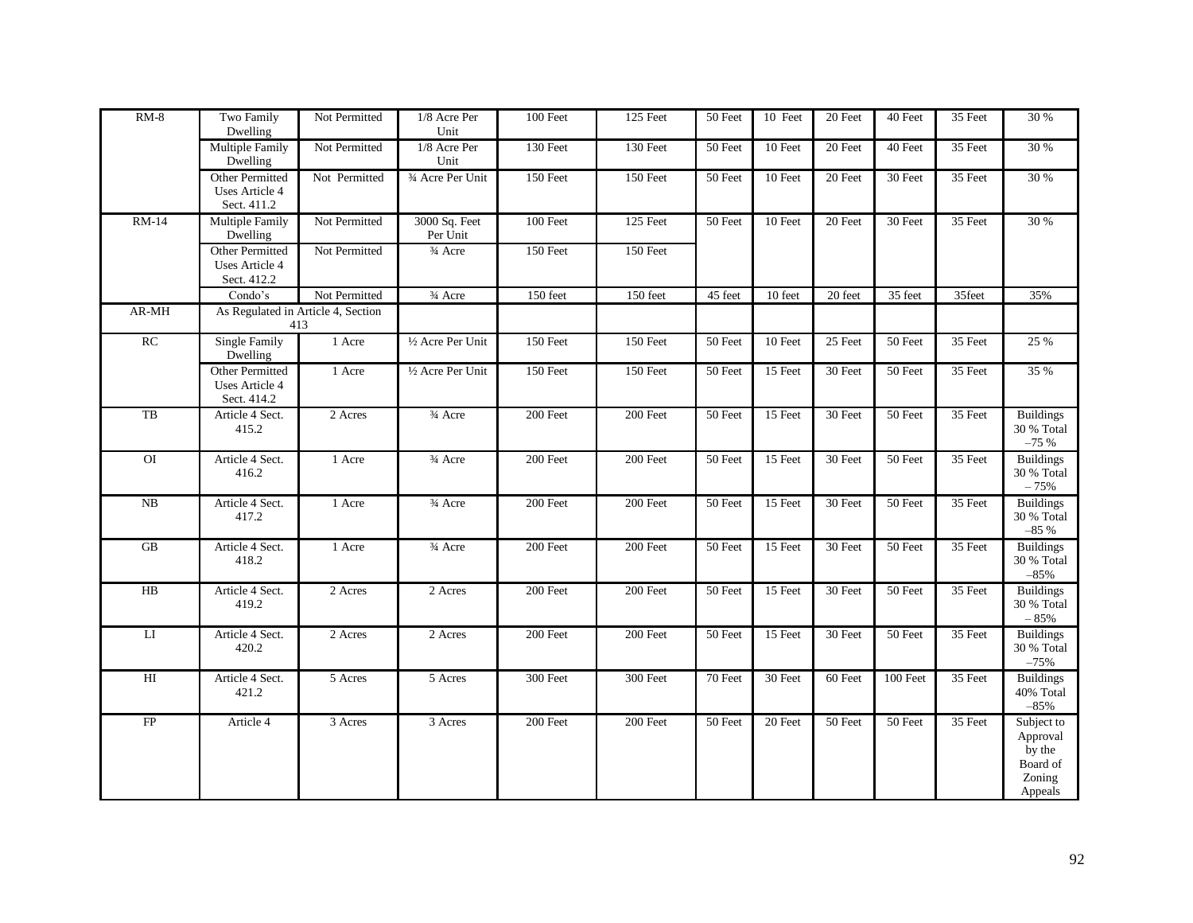| RM-8 | Two Family Dwelling | Not Permitted | 1/8 Acre Per Unit | 100 Feet | 125 Feet | 50 Feet | 10 Feet | 20 Feet | 40 Feet | 35 Feet | 30 % |
|---|---|---|---|---|---|---|---|---|---|---|---|
| | Multiple Family Dwelling | Not Permitted | 1/8 Acre Per Unit | 130 Feet | 130 Feet | 50 Feet | 10 Feet | 20 Feet | 40 Feet | 35 Feet | 30 % |
| | Other Permitted Uses Article 4 Sect. 411.2 | Not Permitted | ¾ Acre Per Unit | 150 Feet | 150 Feet | 50 Feet | 10 Feet | 20 Feet | 30 Feet | 35 Feet | 30 % |
| RM-14 | Multiple Family Dwelling | Not Permitted | 3000 Sq. Feet Per Unit | 100 Feet | 125 Feet | 50 Feet | 10 Feet | 20 Feet | 30 Feet | 35 Feet | 30 % |
| | Other Permitted Uses Article 4 Sect. 412.2 | Not Permitted | ¾ Acre | 150 Feet | 150 Feet | | | | | | |
| | Condo's | Not Permitted | ¾ Acre | 150 feet | 150 feet | 45 feet | 10 feet | 20 feet | 35 feet | 35feet | 35% |
| AR-MH | As Regulated in Article 4, Section 413 | | | | | | | | | | |
| RC | Single Family Dwelling | 1 Acre | ½ Acre Per Unit | 150 Feet | 150 Feet | 50 Feet | 10 Feet | 25 Feet | 50 Feet | 35 Feet | 25 % |
| | Other Permitted Uses Article 4 Sect. 414.2 | 1 Acre | ½ Acre Per Unit | 150 Feet | 150 Feet | 50 Feet | 15 Feet | 30 Feet | 50 Feet | 35 Feet | 35 % |
| TB | Article 4 Sect. 415.2 | 2 Acres | ¾ Acre | 200 Feet | 200 Feet | 50 Feet | 15 Feet | 30 Feet | 50 Feet | 35 Feet | Buildings 30 % Total –75 % |
| OI | Article 4 Sect. 416.2 | 1 Acre | ¾ Acre | 200 Feet | 200 Feet | 50 Feet | 15 Feet | 30 Feet | 50 Feet | 35 Feet | Buildings 30 % Total – 75% |
| NB | Article 4 Sect. 417.2 | 1 Acre | ¾ Acre | 200 Feet | 200 Feet | 50 Feet | 15 Feet | 30 Feet | 50 Feet | 35 Feet | Buildings 30 % Total –85 % |
| GB | Article 4 Sect. 418.2 | 1 Acre | ¾ Acre | 200 Feet | 200 Feet | 50 Feet | 15 Feet | 30 Feet | 50 Feet | 35 Feet | Buildings 30 % Total –85% |
| HB | Article 4 Sect. 419.2 | 2 Acres | 2 Acres | 200 Feet | 200 Feet | 50 Feet | 15 Feet | 30 Feet | 50 Feet | 35 Feet | Buildings 30 % Total – 85% |
| LI | Article 4 Sect. 420.2 | 2 Acres | 2 Acres | 200 Feet | 200 Feet | 50 Feet | 15 Feet | 30 Feet | 50 Feet | 35 Feet | Buildings 30 % Total –75% |
| HI | Article 4 Sect. 421.2 | 5 Acres | 5 Acres | 300 Feet | 300 Feet | 70 Feet | 30 Feet | 60 Feet | 100 Feet | 35 Feet | Buildings 40% Total –85% |
| FP | Article 4 | 3 Acres | 3 Acres | 200 Feet | 200 Feet | 50 Feet | 20 Feet | 50 Feet | 50 Feet | 35 Feet | Subject to Approval by the Board of Zoning Appeals |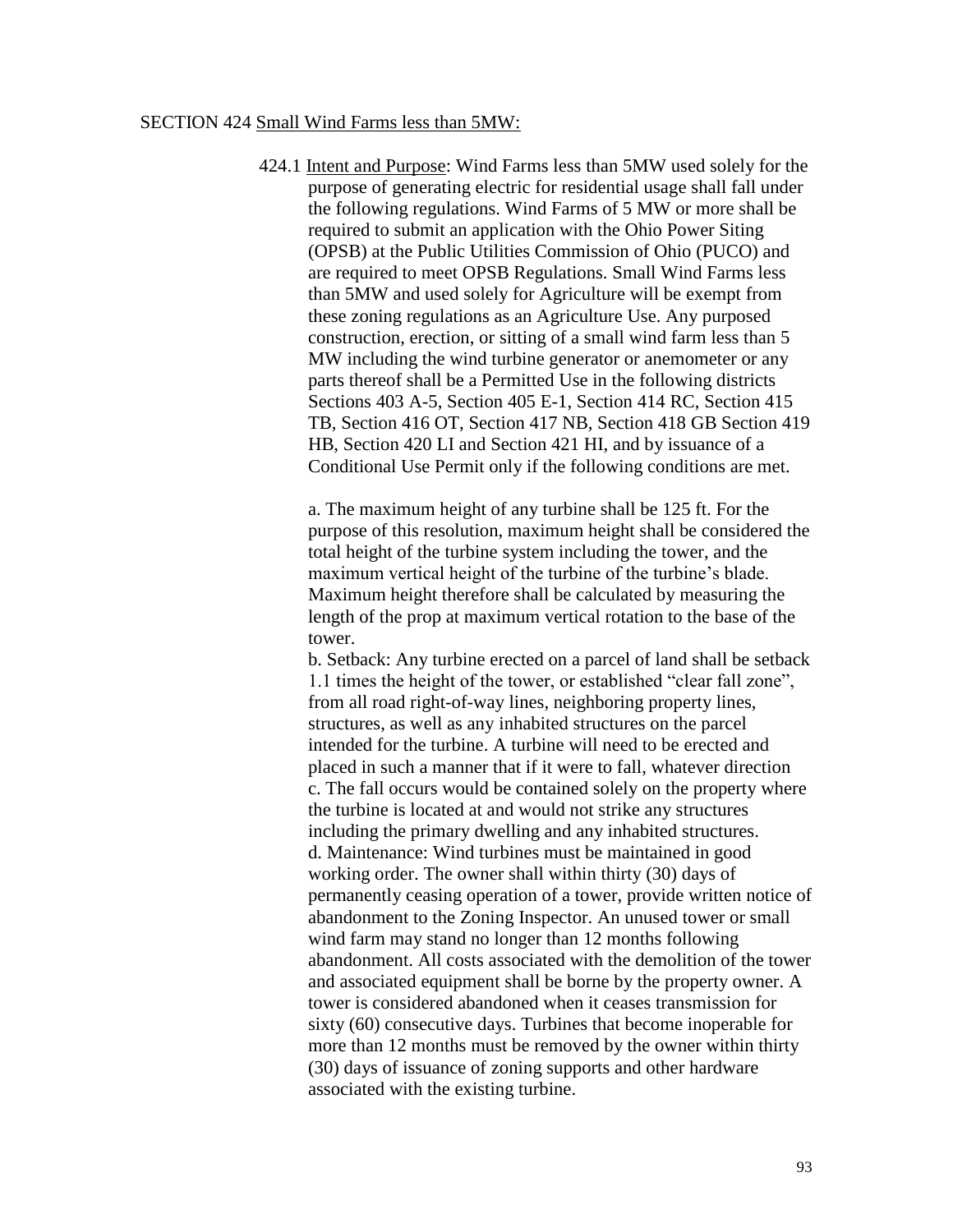SECTION 424 Small Wind Farms less than 5MW:

424.1 Intent and Purpose: Wind Farms less than 5MW used solely for the purpose of generating electric for residential usage shall fall under the following regulations. Wind Farms of 5 MW or more shall be required to submit an application with the Ohio Power Siting (OPSB) at the Public Utilities Commission of Ohio (PUCO) and are required to meet OPSB Regulations. Small Wind Farms less than 5MW and used solely for Agriculture will be exempt from these zoning regulations as an Agriculture Use. Any purposed construction, erection, or sitting of a small wind farm less than 5 MW including the wind turbine generator or anemometer or any parts thereof shall be a Permitted Use in the following districts Sections 403 A-5, Section 405 E-1, Section 414 RC, Section 415 TB, Section 416 OT, Section 417 NB, Section 418 GB Section 419 HB, Section 420 LI and Section 421 HI, and by issuance of a Conditional Use Permit only if the following conditions are met.

a. The maximum height of any turbine shall be 125 ft. For the purpose of this resolution, maximum height shall be considered the total height of the turbine system including the tower, and the maximum vertical height of the turbine of the turbine's blade. Maximum height therefore shall be calculated by measuring the length of the prop at maximum vertical rotation to the base of the tower.
b. Setback: Any turbine erected on a parcel of land shall be setback 1.1 times the height of the tower, or established "clear fall zone", from all road right-of-way lines, neighboring property lines, structures, as well as any inhabited structures on the parcel intended for the turbine. A turbine will need to be erected and placed in such a manner that if it were to fall, whatever direction
c. The fall occurs would be contained solely on the property where the turbine is located at and would not strike any structures including the primary dwelling and any inhabited structures.
d. Maintenance: Wind turbines must be maintained in good working order. The owner shall within thirty (30) days of permanently ceasing operation of a tower, provide written notice of abandonment to the Zoning Inspector. An unused tower or small wind farm may stand no longer than 12 months following abandonment. All costs associated with the demolition of the tower and associated equipment shall be borne by the property owner. A tower is considered abandoned when it ceases transmission for sixty (60) consecutive days. Turbines that become inoperable for more than 12 months must be removed by the owner within thirty (30) days of issuance of zoning supports and other hardware associated with the existing turbine.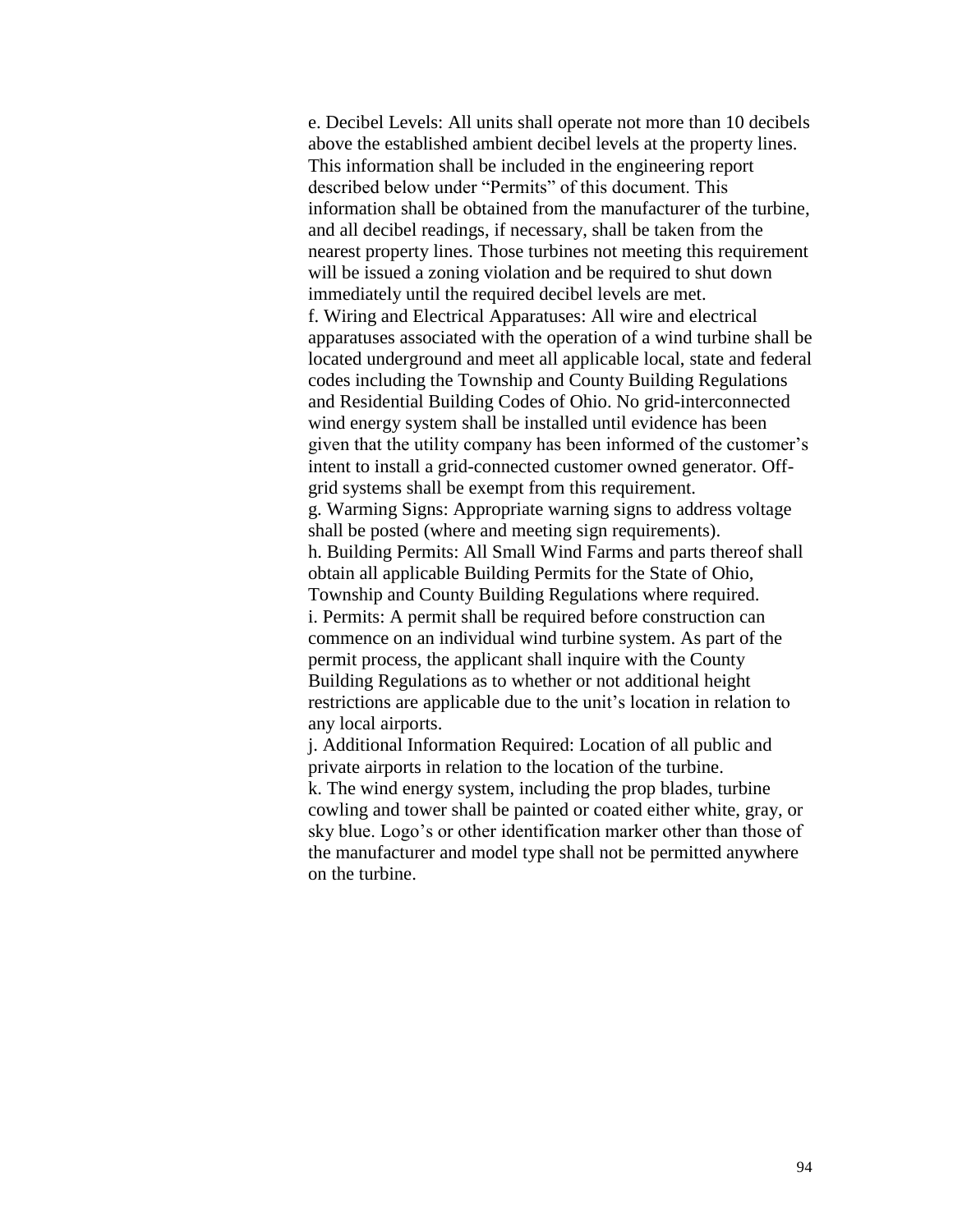e. Decibel Levels: All units shall operate not more than 10 decibels above the established ambient decibel levels at the property lines. This information shall be included in the engineering report described below under "Permits" of this document. This information shall be obtained from the manufacturer of the turbine, and all decibel readings, if necessary, shall be taken from the nearest property lines. Those turbines not meeting this requirement will be issued a zoning violation and be required to shut down immediately until the required decibel levels are met.

f. Wiring and Electrical Apparatuses: All wire and electrical apparatuses associated with the operation of a wind turbine shall be located underground and meet all applicable local, state and federal codes including the Township and County Building Regulations and Residential Building Codes of Ohio. No grid-interconnected wind energy system shall be installed until evidence has been given that the utility company has been informed of the customer's intent to install a grid-connected customer owned generator. Off-grid systems shall be exempt from this requirement.

g. Warming Signs: Appropriate warning signs to address voltage shall be posted (where and meeting sign requirements).

h. Building Permits: All Small Wind Farms and parts thereof shall obtain all applicable Building Permits for the State of Ohio, Township and County Building Regulations where required.

i. Permits: A permit shall be required before construction can commence on an individual wind turbine system. As part of the permit process, the applicant shall inquire with the County Building Regulations as to whether or not additional height restrictions are applicable due to the unit's location in relation to any local airports.

j. Additional Information Required: Location of all public and private airports in relation to the location of the turbine.

k. The wind energy system, including the prop blades, turbine cowling and tower shall be painted or coated either white, gray, or sky blue. Logo's or other identification marker other than those of the manufacturer and model type shall not be permitted anywhere on the turbine.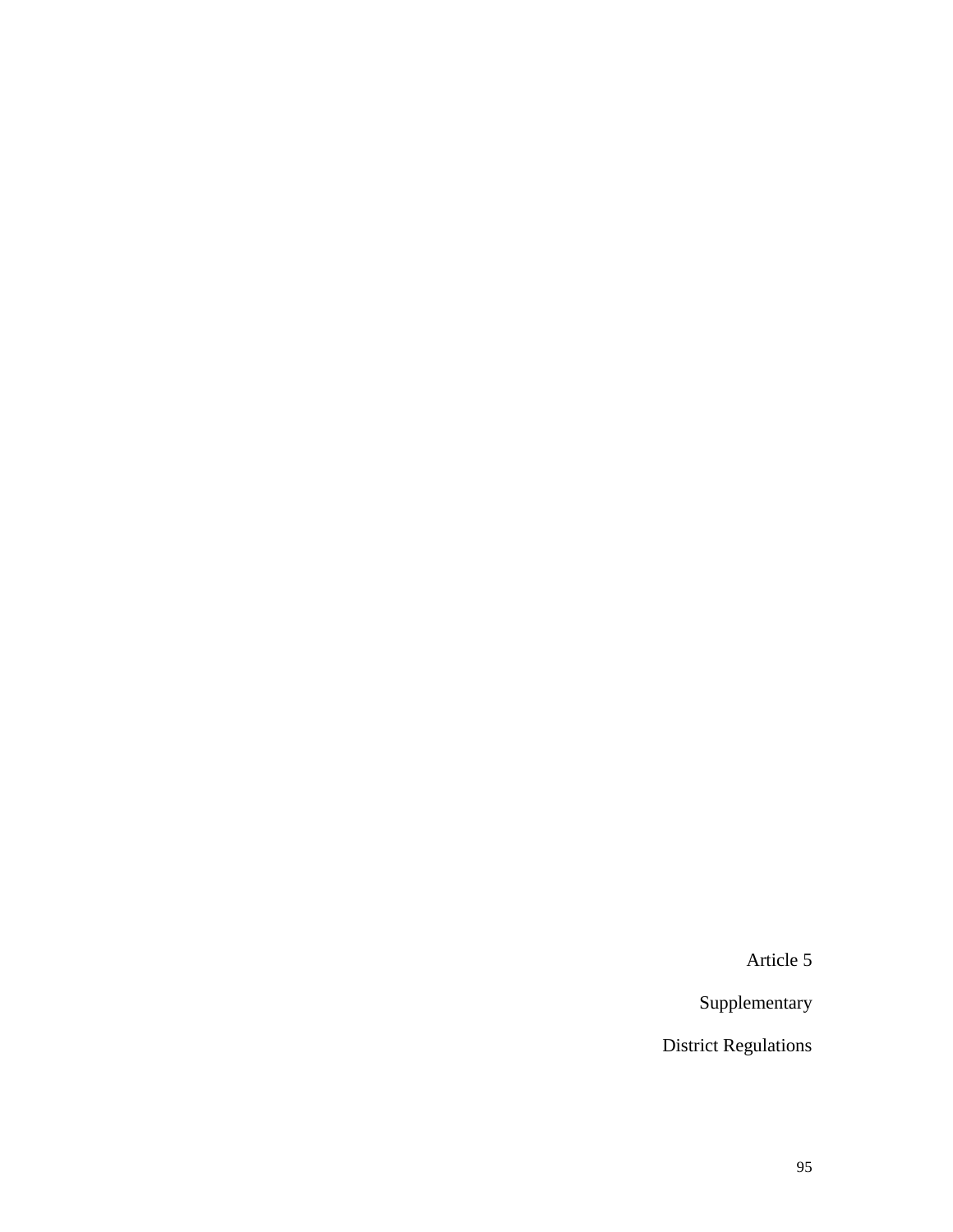# Article 5

# Supplementary

# District Regulations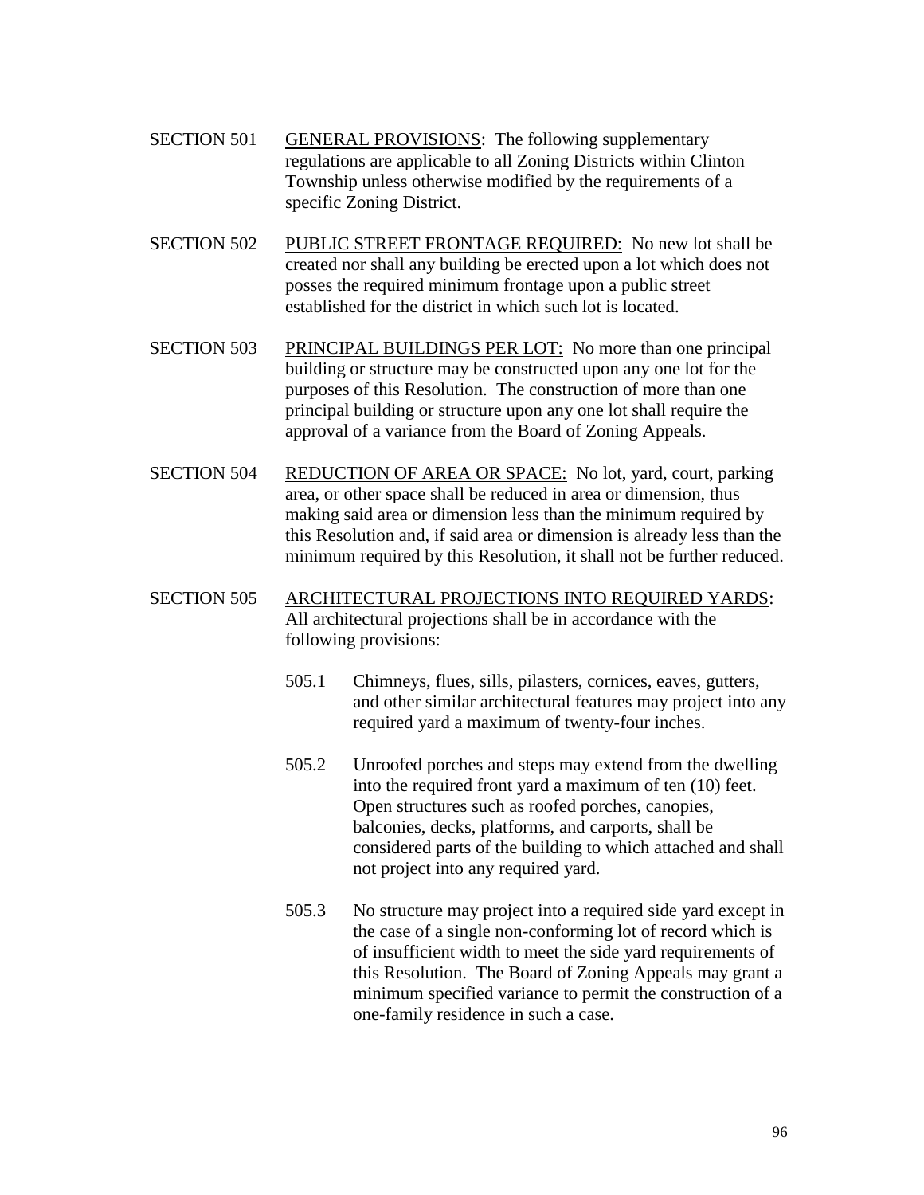SECTION 501 GENERAL PROVISIONS: The following supplementary regulations are applicable to all Zoning Districts within Clinton Township unless otherwise modified by the requirements of a specific Zoning District.

SECTION 502 PUBLIC STREET FRONTAGE REQUIRED: No new lot shall be created nor shall any building be erected upon a lot which does not posses the required minimum frontage upon a public street established for the district in which such lot is located.

SECTION 503 PRINCIPAL BUILDINGS PER LOT: No more than one principal building or structure may be constructed upon any one lot for the purposes of this Resolution. The construction of more than one principal building or structure upon any one lot shall require the approval of a variance from the Board of Zoning Appeals.

SECTION 504 REDUCTION OF AREA OR SPACE: No lot, yard, court, parking area, or other space shall be reduced in area or dimension, thus making said area or dimension less than the minimum required by this Resolution and, if said area or dimension is already less than the minimum required by this Resolution, it shall not be further reduced.

SECTION 505 ARCHITECTURAL PROJECTIONS INTO REQUIRED YARDS: All architectural projections shall be in accordance with the following provisions:

505.1 Chimneys, flues, sills, pilasters, cornices, eaves, gutters, and other similar architectural features may project into any required yard a maximum of twenty-four inches.

505.2 Unroofed porches and steps may extend from the dwelling into the required front yard a maximum of ten (10) feet. Open structures such as roofed porches, canopies, balconies, decks, platforms, and carports, shall be considered parts of the building to which attached and shall not project into any required yard.

505.3 No structure may project into a required side yard except in the case of a single non-conforming lot of record which is of insufficient width to meet the side yard requirements of this Resolution. The Board of Zoning Appeals may grant a minimum specified variance to permit the construction of a one-family residence in such a case.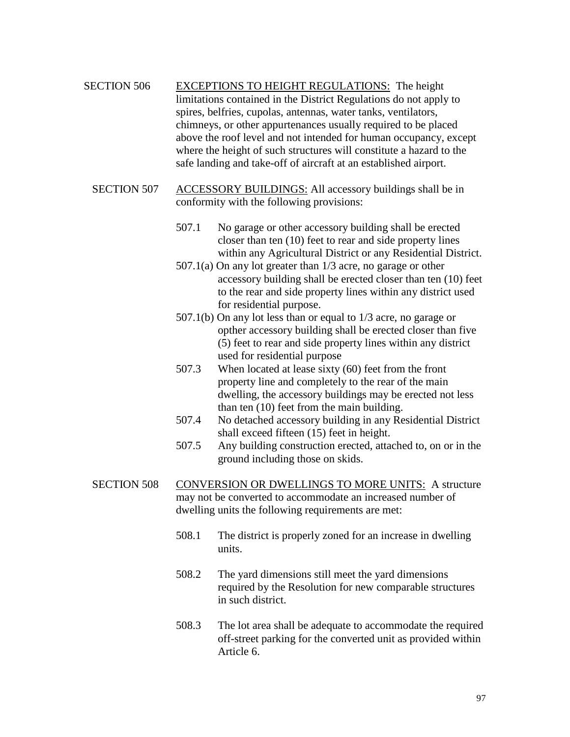SECTION 506 <u>EXCEPTIONS TO HEIGHT REGULATIONS:</u> The height limitations contained in the District Regulations do not apply to spires, belfries, cupolas, antennas, water tanks, ventilators, chimneys, or other appurtenances usually required to be placed above the roof level and not intended for human occupancy, except where the height of such structures will constitute a hazard to the safe landing and take-off of aircraft at an established airport.

SECTION 507 <u>ACCESSORY BUILDINGS:</u> All accessory buildings shall be in conformity with the following provisions:

507.1 No garage or other accessory building shall be erected closer than ten (10) feet to rear and side property lines within any Agricultural District or any Residential District.

507.1(a) On any lot greater than 1/3 acre, no garage or other accessory building shall be erected closer than ten (10) feet to the rear and side property lines within any district used for residential purpose.

507.1(b) On any lot less than or equal to 1/3 acre, no garage or opther accessory building shall be erected closer than five (5) feet to rear and side property lines within any district used for residential purpose

507.3 When located at lease sixty (60) feet from the front property line and completely to the rear of the main dwelling, the accessory buildings may be erected not less than ten (10) feet from the main building.

507.4 No detached accessory building in any Residential District shall exceed fifteen (15) feet in height.

507.5 Any building construction erected, attached to, on or in the ground including those on skids.

SECTION 508 <u>CONVERSION OR DWELLINGS TO MORE UNITS:</u> A structure may not be converted to accommodate an increased number of dwelling units the following requirements are met:

508.1 The district is properly zoned for an increase in dwelling units.

508.2 The yard dimensions still meet the yard dimensions required by the Resolution for new comparable structures in such district.

508.3 The lot area shall be adequate to accommodate the required off-street parking for the converted unit as provided within Article 6.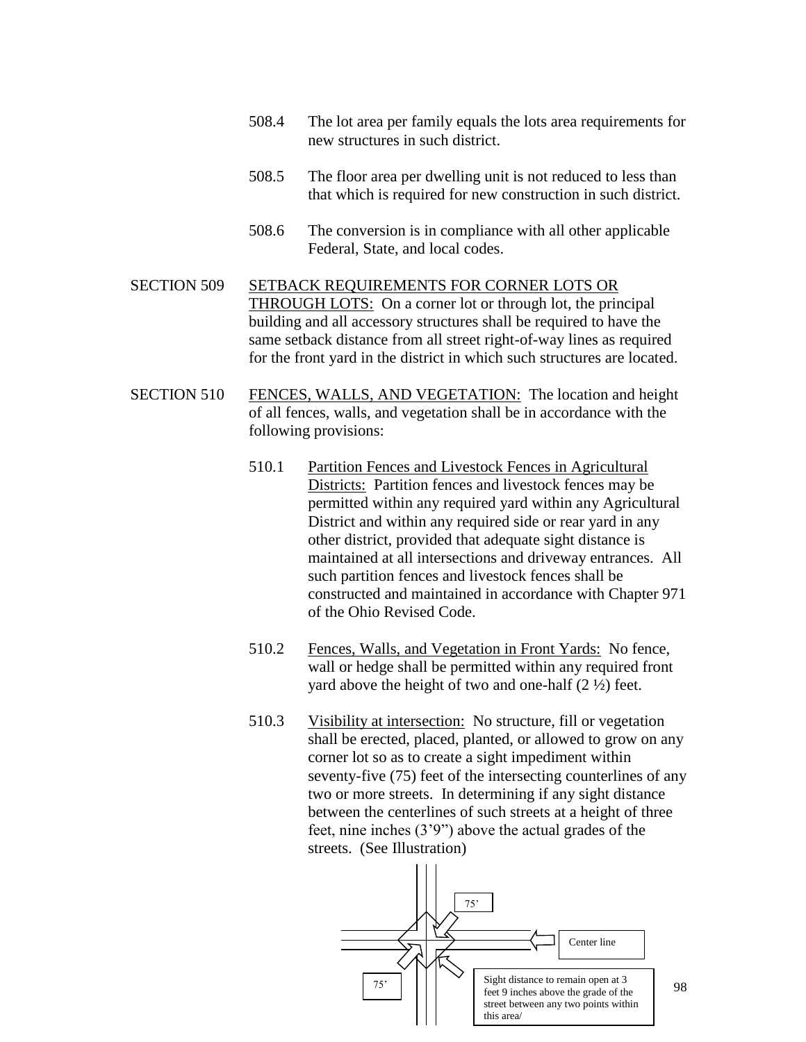508.4 The lot area per family equals the lots area requirements for new structures in such district.

508.5 The floor area per dwelling unit is not reduced to less than that which is required for new construction in such district.

508.6 The conversion is in compliance with all other applicable Federal, State, and local codes.

SECTION 509 SETBACK REQUIREMENTS FOR CORNER LOTS OR THROUGH LOTS: On a corner lot or through lot, the principal building and all accessory structures shall be required to have the same setback distance from all street right-of-way lines as required for the front yard in the district in which such structures are located.

SECTION 510 FENCES, WALLS, AND VEGETATION: The location and height of all fences, walls, and vegetation shall be in accordance with the following provisions:

510.1 Partition Fences and Livestock Fences in Agricultural Districts: Partition fences and livestock fences may be permitted within any required yard within any Agricultural District and within any required side or rear yard in any other district, provided that adequate sight distance is maintained at all intersections and driveway entrances. All such partition fences and livestock fences shall be constructed and maintained in accordance with Chapter 971 of the Ohio Revised Code.

510.2 Fences, Walls, and Vegetation in Front Yards: No fence, wall or hedge shall be permitted within any required front yard above the height of two and one-half (2 ½) feet.

510.3 Visibility at intersection: No structure, fill or vegetation shall be erected, placed, planted, or allowed to grow on any corner lot so as to create a sight impediment within seventy-five (75) feet of the intersecting counterlines of any two or more streets. In determining if any sight distance between the centerlines of such streets at a height of three feet, nine inches (3'9") above the actual grades of the streets. (See Illustration)

75'

Center line

75'

Sight distance to remain open at 3 feet 9 inches above the grade of the street between any two points within this area/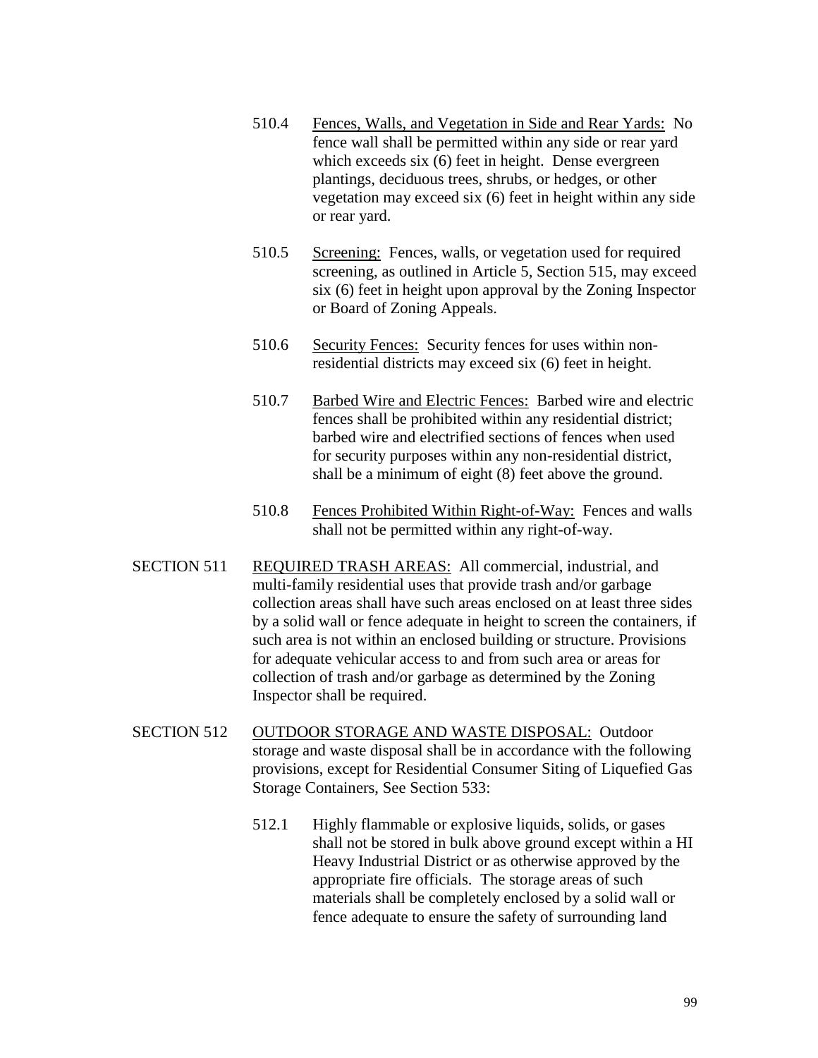510.4 Fences, Walls, and Vegetation in Side and Rear Yards: No fence wall shall be permitted within any side or rear yard which exceeds six (6) feet in height. Dense evergreen plantings, deciduous trees, shrubs, or hedges, or other vegetation may exceed six (6) feet in height within any side or rear yard.

510.5 Screening: Fences, walls, or vegetation used for required screening, as outlined in Article 5, Section 515, may exceed six (6) feet in height upon approval by the Zoning Inspector or Board of Zoning Appeals.

510.6 Security Fences: Security fences for uses within non-residential districts may exceed six (6) feet in height.

510.7 Barbed Wire and Electric Fences: Barbed wire and electric fences shall be prohibited within any residential district; barbed wire and electrified sections of fences when used for security purposes within any non-residential district, shall be a minimum of eight (8) feet above the ground.

510.8 Fences Prohibited Within Right-of-Way: Fences and walls shall not be permitted within any right-of-way.

SECTION 511 REQUIRED TRASH AREAS: All commercial, industrial, and multi-family residential uses that provide trash and/or garbage collection areas shall have such areas enclosed on at least three sides by a solid wall or fence adequate in height to screen the containers, if such area is not within an enclosed building or structure. Provisions for adequate vehicular access to and from such area or areas for collection of trash and/or garbage as determined by the Zoning Inspector shall be required.

SECTION 512 OUTDOOR STORAGE AND WASTE DISPOSAL: Outdoor storage and waste disposal shall be in accordance with the following provisions, except for Residential Consumer Siting of Liquefied Gas Storage Containers, See Section 533:

512.1 Highly flammable or explosive liquids, solids, or gases shall not be stored in bulk above ground except within a HI Heavy Industrial District or as otherwise approved by the appropriate fire officials. The storage areas of such materials shall be completely enclosed by a solid wall or fence adequate to ensure the safety of surrounding land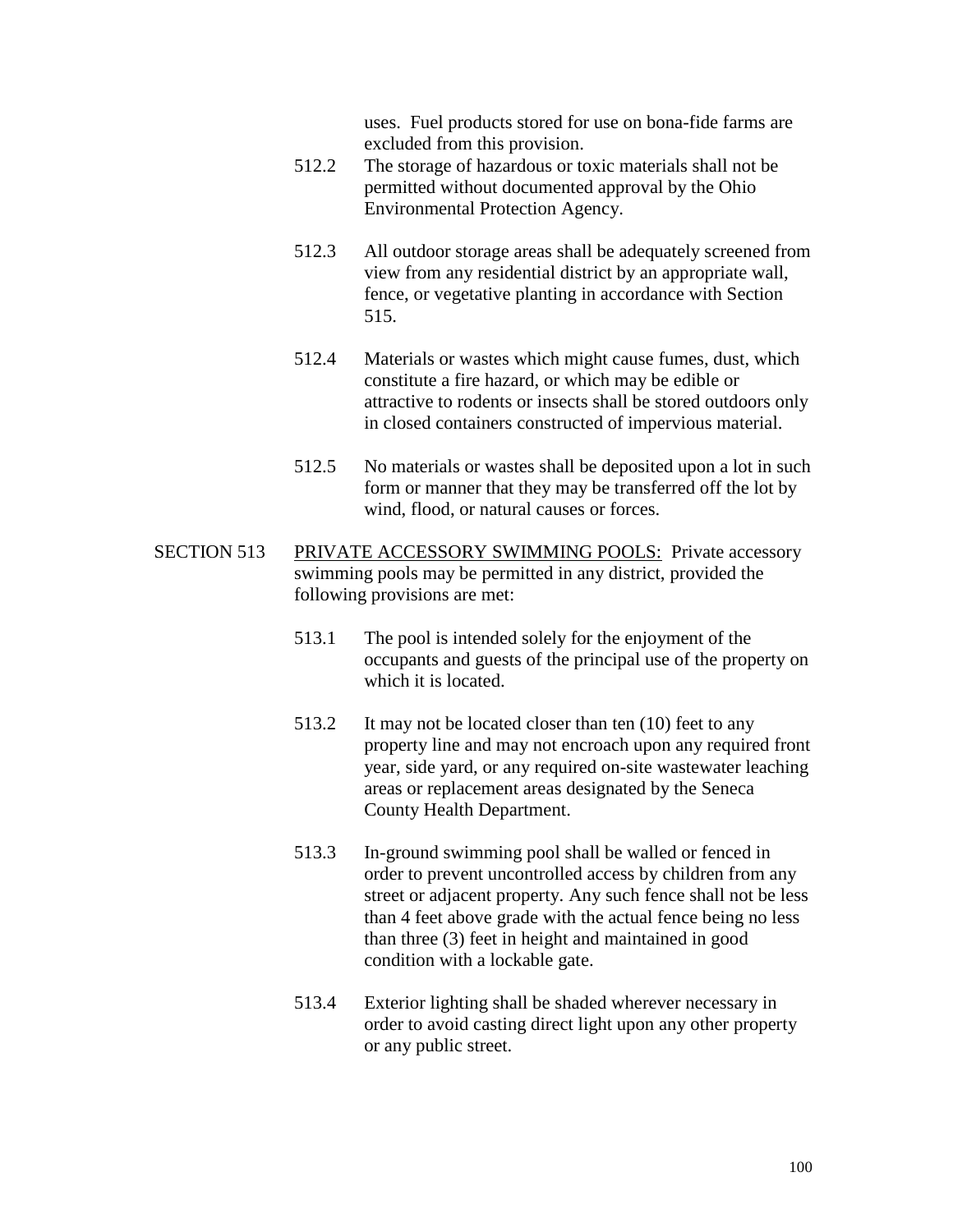uses. Fuel products stored for use on bona-fide farms are excluded from this provision.

512.2 The storage of hazardous or toxic materials shall not be permitted without documented approval by the Ohio Environmental Protection Agency.

512.3 All outdoor storage areas shall be adequately screened from view from any residential district by an appropriate wall, fence, or vegetative planting in accordance with Section 515.

512.4 Materials or wastes which might cause fumes, dust, which constitute a fire hazard, or which may be edible or attractive to rodents or insects shall be stored outdoors only in closed containers constructed of impervious material.

512.5 No materials or wastes shall be deposited upon a lot in such form or manner that they may be transferred off the lot by wind, flood, or natural causes or forces.

SECTION 513 PRIVATE ACCESSORY SWIMMING POOLS: Private accessory swimming pools may be permitted in any district, provided the following provisions are met:

513.1 The pool is intended solely for the enjoyment of the occupants and guests of the principal use of the property on which it is located.

513.2 It may not be located closer than ten (10) feet to any property line and may not encroach upon any required front year, side yard, or any required on-site wastewater leaching areas or replacement areas designated by the Seneca County Health Department.

513.3 In-ground swimming pool shall be walled or fenced in order to prevent uncontrolled access by children from any street or adjacent property. Any such fence shall not be less than 4 feet above grade with the actual fence being no less than three (3) feet in height and maintained in good condition with a lockable gate.

513.4 Exterior lighting shall be shaded wherever necessary in order to avoid casting direct light upon any other property or any public street.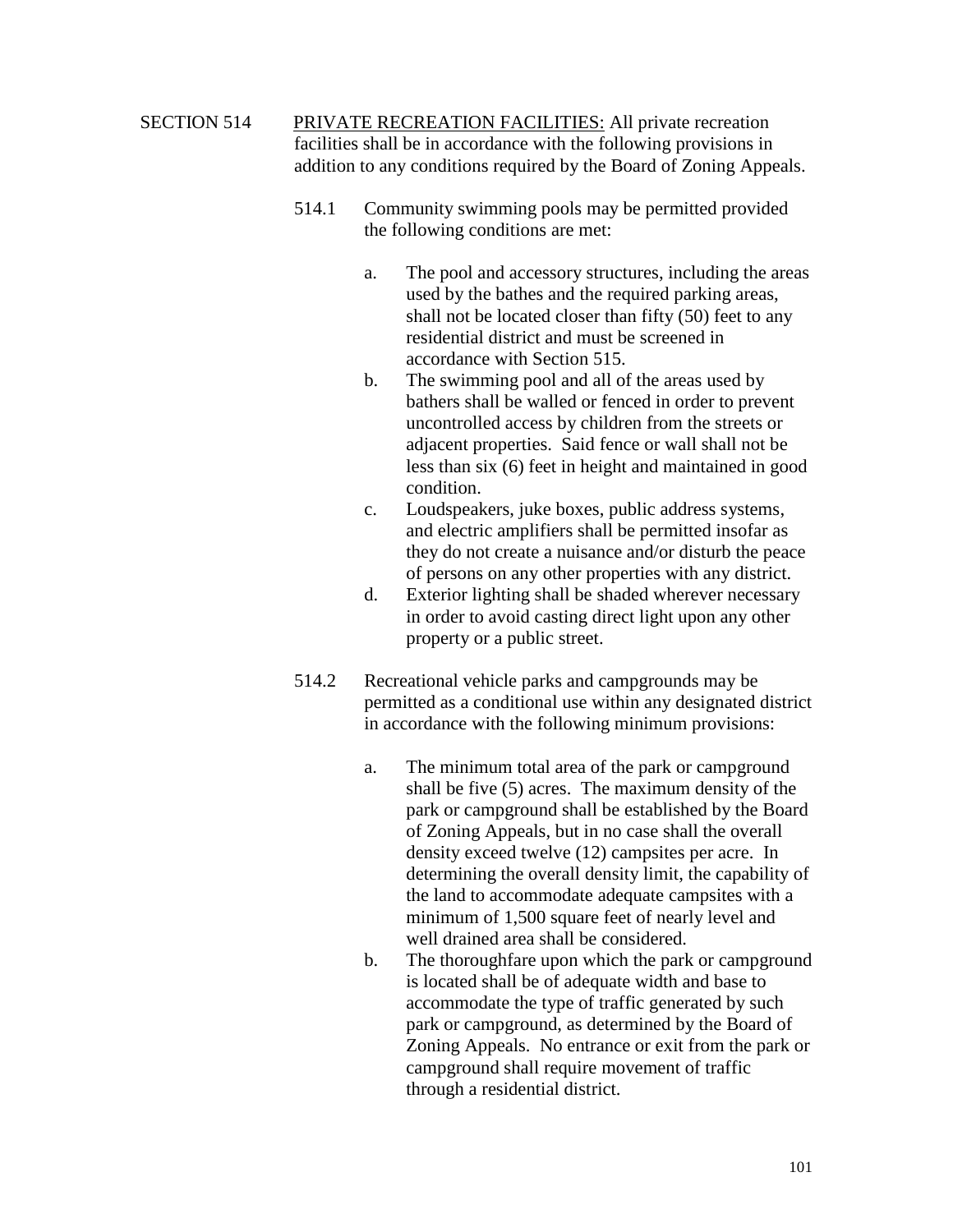SECTION 514 <u>PRIVATE RECREATION FACILITIES:</u> All private recreation facilities shall be in accordance with the following provisions in addition to any conditions required by the Board of Zoning Appeals.

514.1 Community swimming pools may be permitted provided the following conditions are met:

a. The pool and accessory structures, including the areas used by the bathes and the required parking areas, shall not be located closer than fifty (50) feet to any residential district and must be screened in accordance with Section 515.

b. The swimming pool and all of the areas used by bathers shall be walled or fenced in order to prevent uncontrolled access by children from the streets or adjacent properties. Said fence or wall shall not be less than six (6) feet in height and maintained in good condition.

c. Loudspeakers, juke boxes, public address systems, and electric amplifiers shall be permitted insofar as they do not create a nuisance and/or disturb the peace of persons on any other properties with any district.

d. Exterior lighting shall be shaded wherever necessary in order to avoid casting direct light upon any other property or a public street.

514.2 Recreational vehicle parks and campgrounds may be permitted as a conditional use within any designated district in accordance with the following minimum provisions:

a. The minimum total area of the park or campground shall be five (5) acres. The maximum density of the park or campground shall be established by the Board of Zoning Appeals, but in no case shall the overall density exceed twelve (12) campsites per acre. In determining the overall density limit, the capability of the land to accommodate adequate campsites with a minimum of 1,500 square feet of nearly level and well drained area shall be considered.

b. The thoroughfare upon which the park or campground is located shall be of adequate width and base to accommodate the type of traffic generated by such park or campground, as determined by the Board of Zoning Appeals. No entrance or exit from the park or campground shall require movement of traffic through a residential district.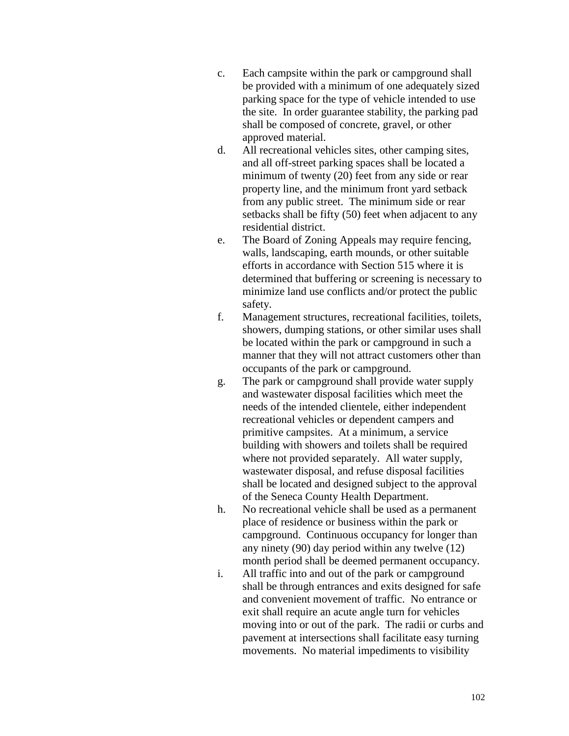c. Each campsite within the park or campground shall be provided with a minimum of one adequately sized parking space for the type of vehicle intended to use the site. In order guarantee stability, the parking pad shall be composed of concrete, gravel, or other approved material.

d. All recreational vehicles sites, other camping sites, and all off-street parking spaces shall be located a minimum of twenty (20) feet from any side or rear property line, and the minimum front yard setback from any public street. The minimum side or rear setbacks shall be fifty (50) feet when adjacent to any residential district.

e. The Board of Zoning Appeals may require fencing, walls, landscaping, earth mounds, or other suitable efforts in accordance with Section 515 where it is determined that buffering or screening is necessary to minimize land use conflicts and/or protect the public safety.

f. Management structures, recreational facilities, toilets, showers, dumping stations, or other similar uses shall be located within the park or campground in such a manner that they will not attract customers other than occupants of the park or campground.

g. The park or campground shall provide water supply and wastewater disposal facilities which meet the needs of the intended clientele, either independent recreational vehicles or dependent campers and primitive campsites. At a minimum, a service building with showers and toilets shall be required where not provided separately. All water supply, wastewater disposal, and refuse disposal facilities shall be located and designed subject to the approval of the Seneca County Health Department.

h. No recreational vehicle shall be used as a permanent place of residence or business within the park or campground. Continuous occupancy for longer than any ninety (90) day period within any twelve (12) month period shall be deemed permanent occupancy.

i. All traffic into and out of the park or campground shall be through entrances and exits designed for safe and convenient movement of traffic. No entrance or exit shall require an acute angle turn for vehicles moving into or out of the park. The radii or curbs and pavement at intersections shall facilitate easy turning movements. No material impediments to visibility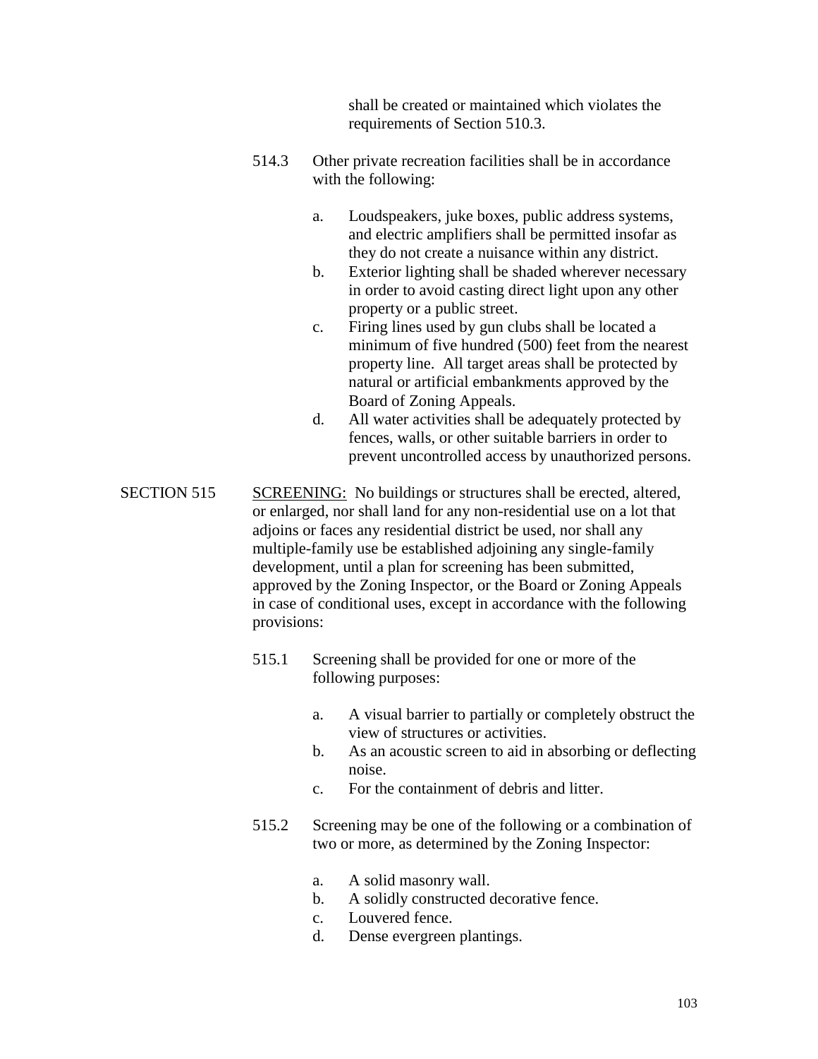shall be created or maintained which violates the requirements of Section 510.3.

514.3 Other private recreation facilities shall be in accordance with the following:

a. Loudspeakers, juke boxes, public address systems, and electric amplifiers shall be permitted insofar as they do not create a nuisance within any district.
b. Exterior lighting shall be shaded wherever necessary in order to avoid casting direct light upon any other property or a public street.
c. Firing lines used by gun clubs shall be located a minimum of five hundred (500) feet from the nearest property line. All target areas shall be protected by natural or artificial embankments approved by the Board of Zoning Appeals.
d. All water activities shall be adequately protected by fences, walls, or other suitable barriers in order to prevent uncontrolled access by unauthorized persons.

SECTION 515 <u>SCREENING:</u> No buildings or structures shall be erected, altered, or enlarged, nor shall land for any non-residential use on a lot that adjoins or faces any residential district be used, nor shall any multiple-family use be established adjoining any single-family development, until a plan for screening has been submitted, approved by the Zoning Inspector, or the Board or Zoning Appeals in case of conditional uses, except in accordance with the following provisions:

515.1 Screening shall be provided for one or more of the following purposes:

a. A visual barrier to partially or completely obstruct the view of structures or activities.
b. As an acoustic screen to aid in absorbing or deflecting noise.
c. For the containment of debris and litter.

515.2 Screening may be one of the following or a combination of two or more, as determined by the Zoning Inspector:

a. A solid masonry wall.
b. A solidly constructed decorative fence.
c. Louvered fence.
d. Dense evergreen plantings.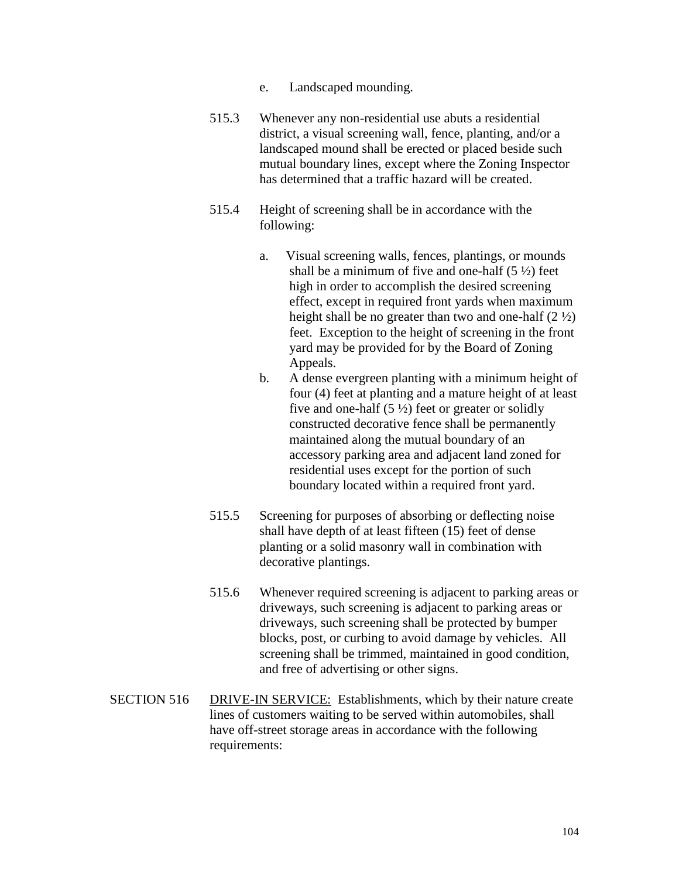e. Landscaped mounding.

515.3 Whenever any non-residential use abuts a residential district, a visual screening wall, fence, planting, and/or a landscaped mound shall be erected or placed beside such mutual boundary lines, except where the Zoning Inspector has determined that a traffic hazard will be created.

515.4 Height of screening shall be in accordance with the following:

a. Visual screening walls, fences, plantings, or mounds shall be a minimum of five and one-half (5 ½) feet high in order to accomplish the desired screening effect, except in required front yards when maximum height shall be no greater than two and one-half (2 ½) feet. Exception to the height of screening in the front yard may be provided for by the Board of Zoning Appeals.

b. A dense evergreen planting with a minimum height of four (4) feet at planting and a mature height of at least five and one-half (5 ½) feet or greater or solidly constructed decorative fence shall be permanently maintained along the mutual boundary of an accessory parking area and adjacent land zoned for residential uses except for the portion of such boundary located within a required front yard.

515.5 Screening for purposes of absorbing or deflecting noise shall have depth of at least fifteen (15) feet of dense planting or a solid masonry wall in combination with decorative plantings.

515.6 Whenever required screening is adjacent to parking areas or driveways, such screening is adjacent to parking areas or driveways, such screening shall be protected by bumper blocks, post, or curbing to avoid damage by vehicles. All screening shall be trimmed, maintained in good condition, and free of advertising or other signs.

SECTION 516 DRIVE-IN SERVICE: Establishments, which by their nature create lines of customers waiting to be served within automobiles, shall have off-street storage areas in accordance with the following requirements: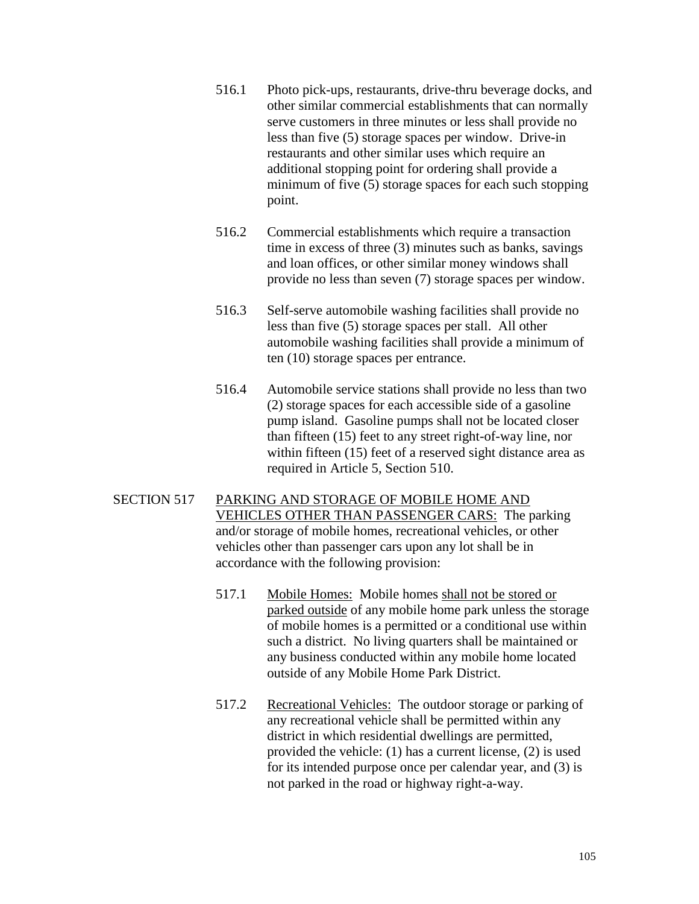516.1 Photo pick-ups, restaurants, drive-thru beverage docks, and other similar commercial establishments that can normally serve customers in three minutes or less shall provide no less than five (5) storage spaces per window. Drive-in restaurants and other similar uses which require an additional stopping point for ordering shall provide a minimum of five (5) storage spaces for each such stopping point.

516.2 Commercial establishments which require a transaction time in excess of three (3) minutes such as banks, savings and loan offices, or other similar money windows shall provide no less than seven (7) storage spaces per window.

516.3 Self-serve automobile washing facilities shall provide no less than five (5) storage spaces per stall. All other automobile washing facilities shall provide a minimum of ten (10) storage spaces per entrance.

516.4 Automobile service stations shall provide no less than two (2) storage spaces for each accessible side of a gasoline pump island. Gasoline pumps shall not be located closer than fifteen (15) feet to any street right-of-way line, nor within fifteen (15) feet of a reserved sight distance area as required in Article 5, Section 510.

SECTION 517 <u>PARKING AND STORAGE OF MOBILE HOME AND VEHICLES OTHER THAN PASSENGER CARS:</u> The parking and/or storage of mobile homes, recreational vehicles, or other vehicles other than passenger cars upon any lot shall be in accordance with the following provision:

517.1 <u>Mobile Homes:</u> Mobile homes <u>shall not be stored or parked outside</u> of any mobile home park unless the storage of mobile homes is a permitted or a conditional use within such a district. No living quarters shall be maintained or any business conducted within any mobile home located outside of any Mobile Home Park District.

517.2 <u>Recreational Vehicles:</u> The outdoor storage or parking of any recreational vehicle shall be permitted within any district in which residential dwellings are permitted, provided the vehicle: (1) has a current license, (2) is used for its intended purpose once per calendar year, and (3) is not parked in the road or highway right-a-way.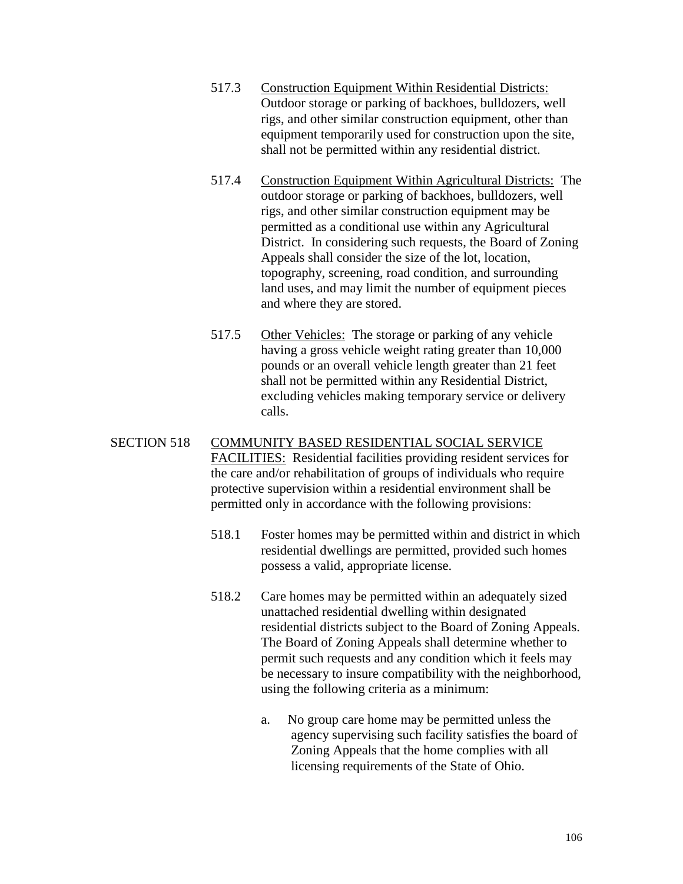517.3 Construction Equipment Within Residential Districts: Outdoor storage or parking of backhoes, bulldozers, well rigs, and other similar construction equipment, other than equipment temporarily used for construction upon the site, shall not be permitted within any residential district.

517.4 Construction Equipment Within Agricultural Districts: The outdoor storage or parking of backhoes, bulldozers, well rigs, and other similar construction equipment may be permitted as a conditional use within any Agricultural District. In considering such requests, the Board of Zoning Appeals shall consider the size of the lot, location, topography, screening, road condition, and surrounding land uses, and may limit the number of equipment pieces and where they are stored.

517.5 Other Vehicles: The storage or parking of any vehicle having a gross vehicle weight rating greater than 10,000 pounds or an overall vehicle length greater than 21 feet shall not be permitted within any Residential District, excluding vehicles making temporary service or delivery calls.

SECTION 518 COMMUNITY BASED RESIDENTIAL SOCIAL SERVICE FACILITIES: Residential facilities providing resident services for the care and/or rehabilitation of groups of individuals who require protective supervision within a residential environment shall be permitted only in accordance with the following provisions:

518.1 Foster homes may be permitted within and district in which residential dwellings are permitted, provided such homes possess a valid, appropriate license.

518.2 Care homes may be permitted within an adequately sized unattached residential dwelling within designated residential districts subject to the Board of Zoning Appeals. The Board of Zoning Appeals shall determine whether to permit such requests and any condition which it feels may be necessary to insure compatibility with the neighborhood, using the following criteria as a minimum:

a. No group care home may be permitted unless the agency supervising such facility satisfies the board of Zoning Appeals that the home complies with all licensing requirements of the State of Ohio.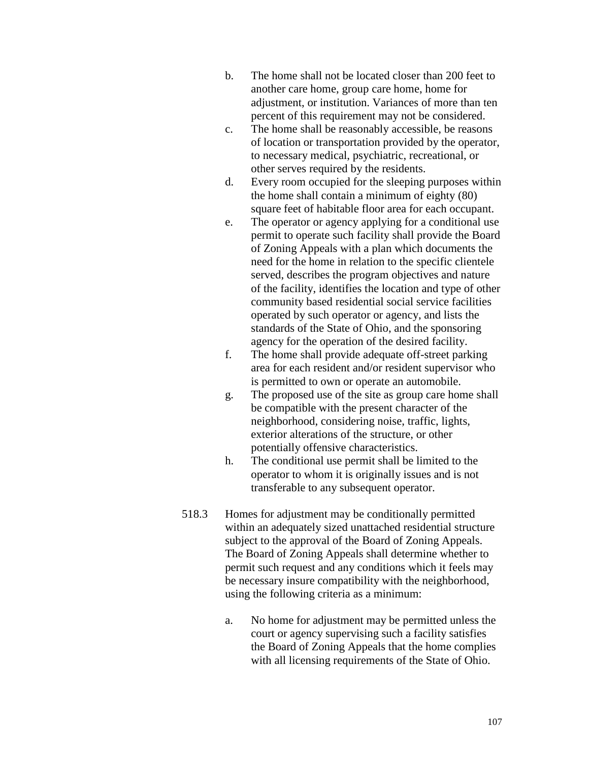b. The home shall not be located closer than 200 feet to another care home, group care home, home for adjustment, or institution. Variances of more than ten percent of this requirement may not be considered.

c. The home shall be reasonably accessible, be reasons of location or transportation provided by the operator, to necessary medical, psychiatric, recreational, or other serves required by the residents.

d. Every room occupied for the sleeping purposes within the home shall contain a minimum of eighty (80) square feet of habitable floor area for each occupant.

e. The operator or agency applying for a conditional use permit to operate such facility shall provide the Board of Zoning Appeals with a plan which documents the need for the home in relation to the specific clientele served, describes the program objectives and nature of the facility, identifies the location and type of other community based residential social service facilities operated by such operator or agency, and lists the standards of the State of Ohio, and the sponsoring agency for the operation of the desired facility.

f. The home shall provide adequate off-street parking area for each resident and/or resident supervisor who is permitted to own or operate an automobile.

g. The proposed use of the site as group care home shall be compatible with the present character of the neighborhood, considering noise, traffic, lights, exterior alterations of the structure, or other potentially offensive characteristics.

h. The conditional use permit shall be limited to the operator to whom it is originally issues and is not transferable to any subsequent operator.

518.3 Homes for adjustment may be conditionally permitted within an adequately sized unattached residential structure subject to the approval of the Board of Zoning Appeals. The Board of Zoning Appeals shall determine whether to permit such request and any conditions which it feels may be necessary insure compatibility with the neighborhood, using the following criteria as a minimum:

a. No home for adjustment may be permitted unless the court or agency supervising such a facility satisfies the Board of Zoning Appeals that the home complies with all licensing requirements of the State of Ohio.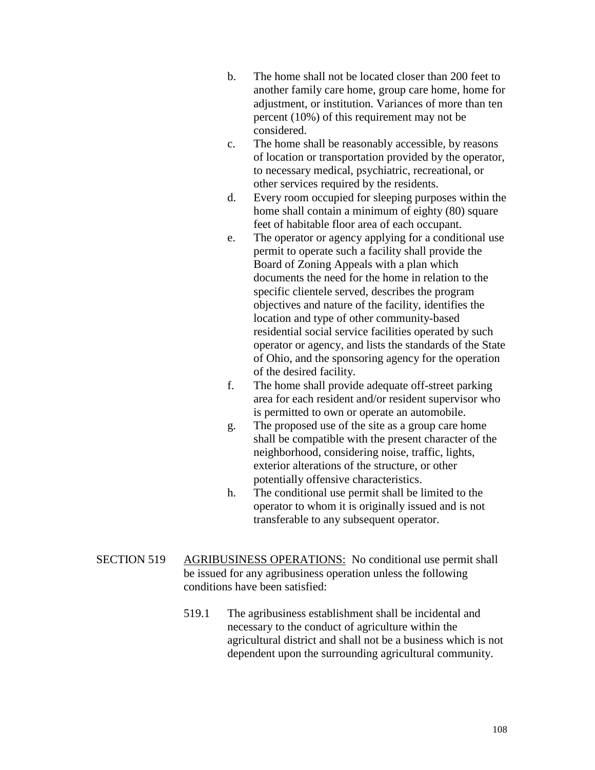b. The home shall not be located closer than 200 feet to another family care home, group care home, home for adjustment, or institution. Variances of more than ten percent (10%) of this requirement may not be considered.

c. The home shall be reasonably accessible, by reasons of location or transportation provided by the operator, to necessary medical, psychiatric, recreational, or other services required by the residents.

d. Every room occupied for sleeping purposes within the home shall contain a minimum of eighty (80) square feet of habitable floor area of each occupant.

e. The operator or agency applying for a conditional use permit to operate such a facility shall provide the Board of Zoning Appeals with a plan which documents the need for the home in relation to the specific clientele served, describes the program objectives and nature of the facility, identifies the location and type of other community-based residential social service facilities operated by such operator or agency, and lists the standards of the State of Ohio, and the sponsoring agency for the operation of the desired facility.

f. The home shall provide adequate off-street parking area for each resident and/or resident supervisor who is permitted to own or operate an automobile.

g. The proposed use of the site as a group care home shall be compatible with the present character of the neighborhood, considering noise, traffic, lights, exterior alterations of the structure, or other potentially offensive characteristics.

h. The conditional use permit shall be limited to the operator to whom it is originally issued and is not transferable to any subsequent operator.

SECTION 519 AGRIBUSINESS OPERATIONS: No conditional use permit shall be issued for any agribusiness operation unless the following conditions have been satisfied:

519.1 The agribusiness establishment shall be incidental and necessary to the conduct of agriculture within the agricultural district and shall not be a business which is not dependent upon the surrounding agricultural community.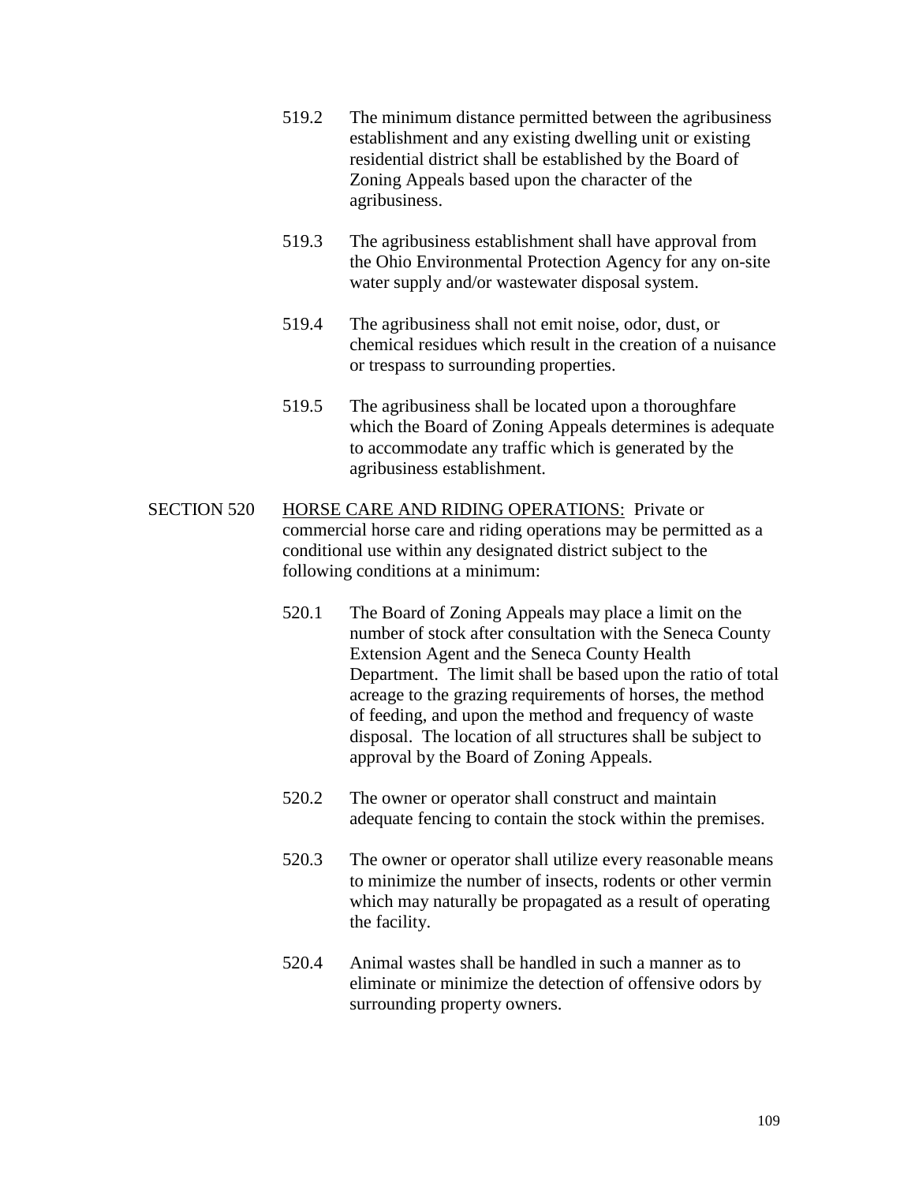519.2 The minimum distance permitted between the agribusiness establishment and any existing dwelling unit or existing residential district shall be established by the Board of Zoning Appeals based upon the character of the agribusiness.

519.3 The agribusiness establishment shall have approval from the Ohio Environmental Protection Agency for any on-site water supply and/or wastewater disposal system.

519.4 The agribusiness shall not emit noise, odor, dust, or chemical residues which result in the creation of a nuisance or trespass to surrounding properties.

519.5 The agribusiness shall be located upon a thoroughfare which the Board of Zoning Appeals determines is adequate to accommodate any traffic which is generated by the agribusiness establishment.

SECTION 520 <u>HORSE CARE AND RIDING OPERATIONS:</u> Private or commercial horse care and riding operations may be permitted as a conditional use within any designated district subject to the following conditions at a minimum:

520.1 The Board of Zoning Appeals may place a limit on the number of stock after consultation with the Seneca County Extension Agent and the Seneca County Health Department. The limit shall be based upon the ratio of total acreage to the grazing requirements of horses, the method of feeding, and upon the method and frequency of waste disposal. The location of all structures shall be subject to approval by the Board of Zoning Appeals.

520.2 The owner or operator shall construct and maintain adequate fencing to contain the stock within the premises.

520.3 The owner or operator shall utilize every reasonable means to minimize the number of insects, rodents or other vermin which may naturally be propagated as a result of operating the facility.

520.4 Animal wastes shall be handled in such a manner as to eliminate or minimize the detection of offensive odors by surrounding property owners.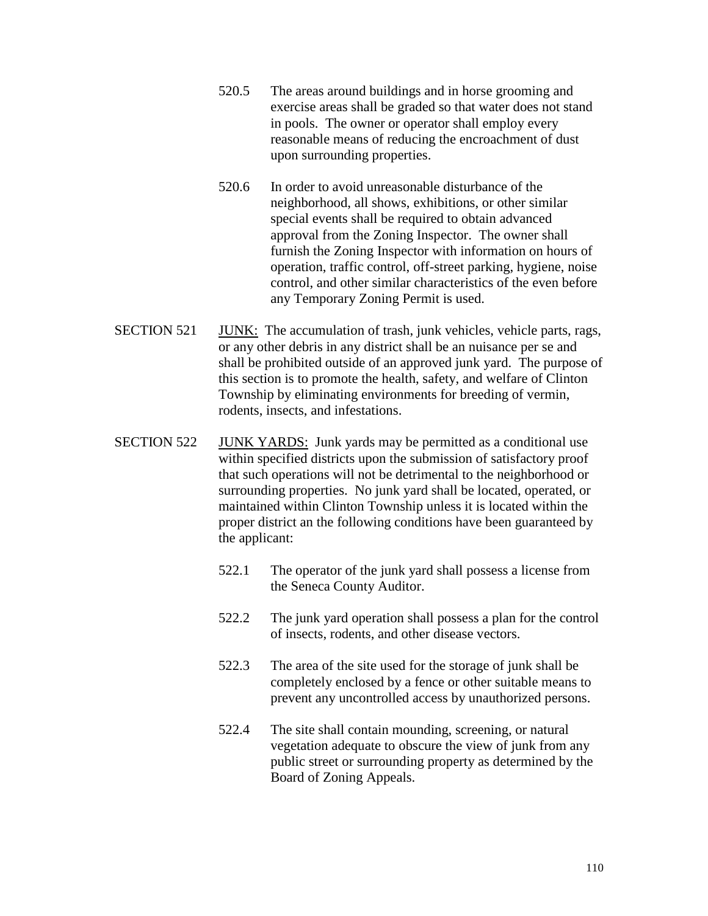520.5 The areas around buildings and in horse grooming and exercise areas shall be graded so that water does not stand in pools. The owner or operator shall employ every reasonable means of reducing the encroachment of dust upon surrounding properties.

520.6 In order to avoid unreasonable disturbance of the neighborhood, all shows, exhibitions, or other similar special events shall be required to obtain advanced approval from the Zoning Inspector. The owner shall furnish the Zoning Inspector with information on hours of operation, traffic control, off-street parking, hygiene, noise control, and other similar characteristics of the even before any Temporary Zoning Permit is used.

SECTION 521 JUNK: The accumulation of trash, junk vehicles, vehicle parts, rags, or any other debris in any district shall be an nuisance per se and shall be prohibited outside of an approved junk yard. The purpose of this section is to promote the health, safety, and welfare of Clinton Township by eliminating environments for breeding of vermin, rodents, insects, and infestations.

SECTION 522 JUNK YARDS: Junk yards may be permitted as a conditional use within specified districts upon the submission of satisfactory proof that such operations will not be detrimental to the neighborhood or surrounding properties. No junk yard shall be located, operated, or maintained within Clinton Township unless it is located within the proper district an the following conditions have been guaranteed by the applicant:

522.1 The operator of the junk yard shall possess a license from the Seneca County Auditor.

522.2 The junk yard operation shall possess a plan for the control of insects, rodents, and other disease vectors.

522.3 The area of the site used for the storage of junk shall be completely enclosed by a fence or other suitable means to prevent any uncontrolled access by unauthorized persons.

522.4 The site shall contain mounding, screening, or natural vegetation adequate to obscure the view of junk from any public street or surrounding property as determined by the Board of Zoning Appeals.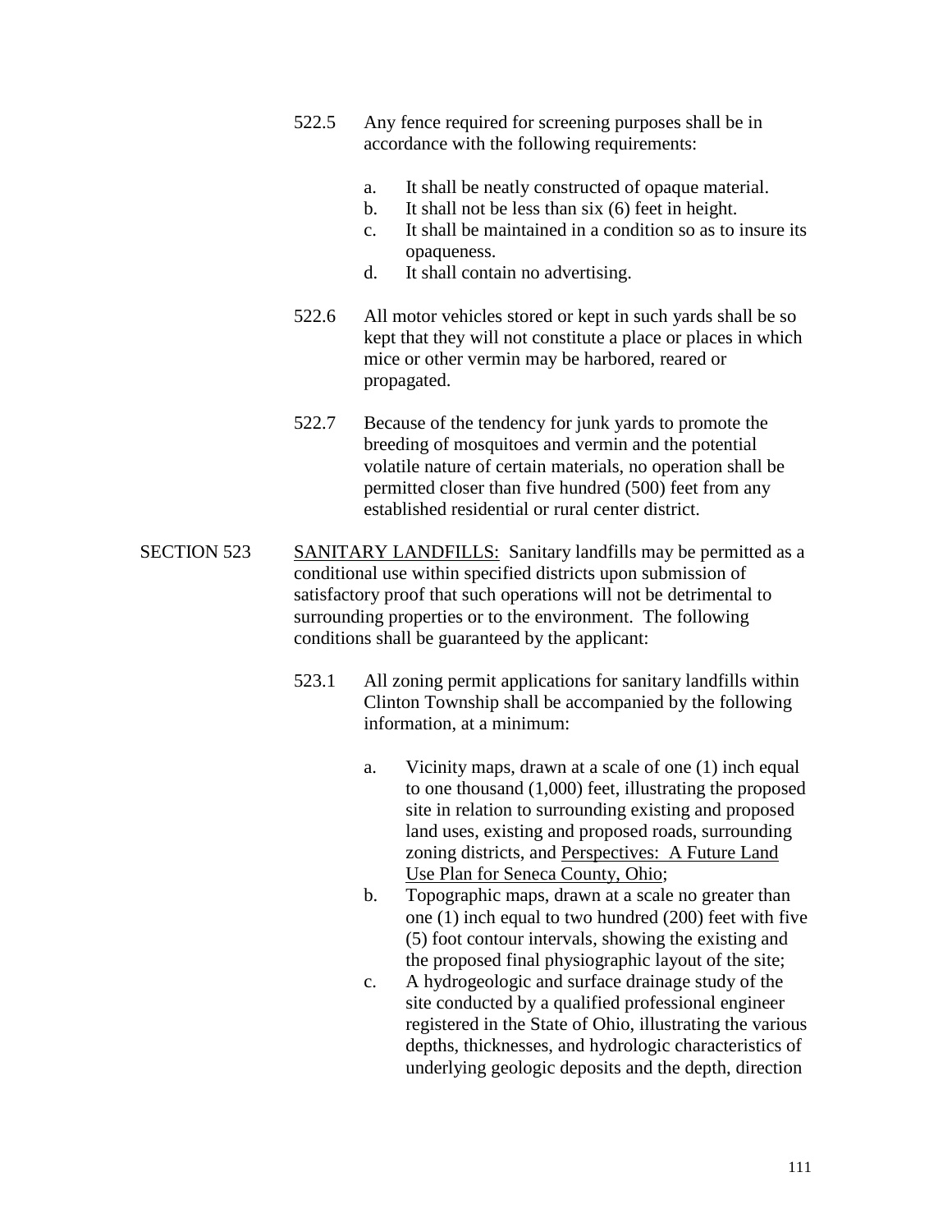522.5 Any fence required for screening purposes shall be in accordance with the following requirements:

a. It shall be neatly constructed of opaque material.
b. It shall not be less than six (6) feet in height.
c. It shall be maintained in a condition so as to insure its opaqueness.
d. It shall contain no advertising.

522.6 All motor vehicles stored or kept in such yards shall be so kept that they will not constitute a place or places in which mice or other vermin may be harbored, reared or propagated.

522.7 Because of the tendency for junk yards to promote the breeding of mosquitoes and vermin and the potential volatile nature of certain materials, no operation shall be permitted closer than five hundred (500) feet from any established residential or rural center district.

SECTION 523 SANITARY LANDFILLS: Sanitary landfills may be permitted as a conditional use within specified districts upon submission of satisfactory proof that such operations will not be detrimental to surrounding properties or to the environment. The following conditions shall be guaranteed by the applicant:

523.1 All zoning permit applications for sanitary landfills within Clinton Township shall be accompanied by the following information, at a minimum:

a. Vicinity maps, drawn at a scale of one (1) inch equal to one thousand (1,000) feet, illustrating the proposed site in relation to surrounding existing and proposed land uses, existing and proposed roads, surrounding zoning districts, and Perspectives: A Future Land Use Plan for Seneca County, Ohio;
b. Topographic maps, drawn at a scale no greater than one (1) inch equal to two hundred (200) feet with five (5) foot contour intervals, showing the existing and the proposed final physiographic layout of the site;
c. A hydrogeologic and surface drainage study of the site conducted by a qualified professional engineer registered in the State of Ohio, illustrating the various depths, thicknesses, and hydrologic characteristics of underlying geologic deposits and the depth, direction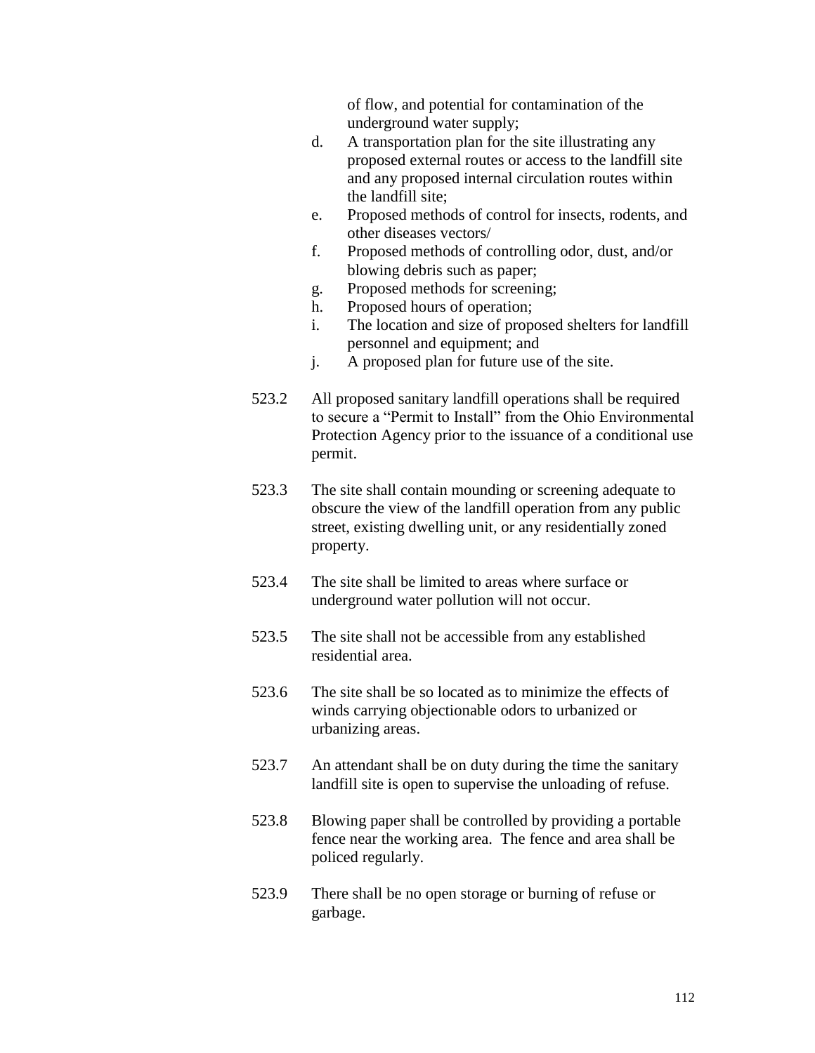of flow, and potential for contamination of the underground water supply;

d. A transportation plan for the site illustrating any proposed external routes or access to the landfill site and any proposed internal circulation routes within the landfill site;
e. Proposed methods of control for insects, rodents, and other diseases vectors/
f. Proposed methods of controlling odor, dust, and/or blowing debris such as paper;
g. Proposed methods for screening;
h. Proposed hours of operation;
i. The location and size of proposed shelters for landfill personnel and equipment; and
j. A proposed plan for future use of the site.

523.2 All proposed sanitary landfill operations shall be required to secure a "Permit to Install" from the Ohio Environmental Protection Agency prior to the issuance of a conditional use permit.

523.3 The site shall contain mounding or screening adequate to obscure the view of the landfill operation from any public street, existing dwelling unit, or any residentially zoned property.

523.4 The site shall be limited to areas where surface or underground water pollution will not occur.

523.5 The site shall not be accessible from any established residential area.

523.6 The site shall be so located as to minimize the effects of winds carrying objectionable odors to urbanized or urbanizing areas.

523.7 An attendant shall be on duty during the time the sanitary landfill site is open to supervise the unloading of refuse.

523.8 Blowing paper shall be controlled by providing a portable fence near the working area. The fence and area shall be policed regularly.

523.9 There shall be no open storage or burning of refuse or garbage.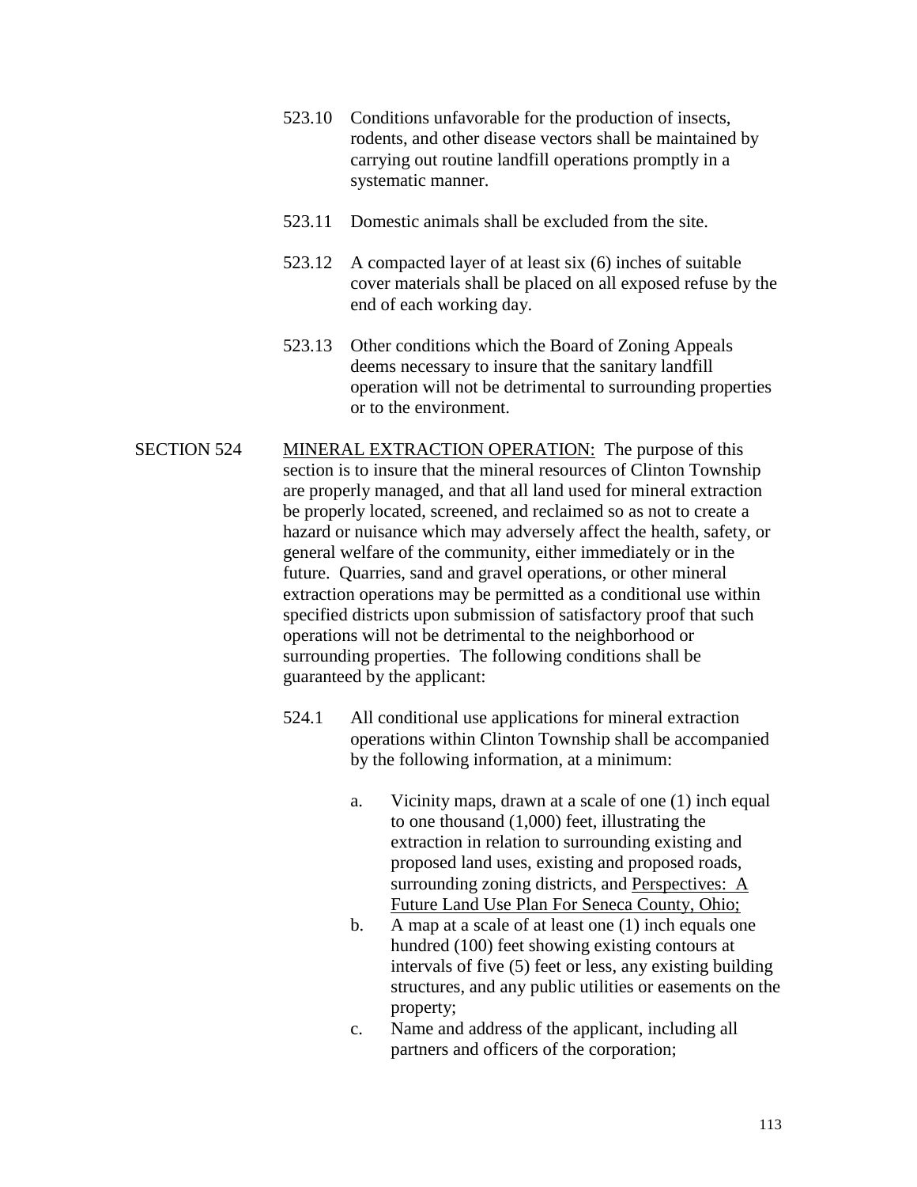523.10 Conditions unfavorable for the production of insects, rodents, and other disease vectors shall be maintained by carrying out routine landfill operations promptly in a systematic manner.

523.11 Domestic animals shall be excluded from the site.

523.12 A compacted layer of at least six (6) inches of suitable cover materials shall be placed on all exposed refuse by the end of each working day.

523.13 Other conditions which the Board of Zoning Appeals deems necessary to insure that the sanitary landfill operation will not be detrimental to surrounding properties or to the environment.

SECTION 524 <u>MINERAL EXTRACTION OPERATION:</u> The purpose of this section is to insure that the mineral resources of Clinton Township are properly managed, and that all land used for mineral extraction be properly located, screened, and reclaimed so as not to create a hazard or nuisance which may adversely affect the health, safety, or general welfare of the community, either immediately or in the future. Quarries, sand and gravel operations, or other mineral extraction operations may be permitted as a conditional use within specified districts upon submission of satisfactory proof that such operations will not be detrimental to the neighborhood or surrounding properties. The following conditions shall be guaranteed by the applicant:

524.1 All conditional use applications for mineral extraction operations within Clinton Township shall be accompanied by the following information, at a minimum:

a. Vicinity maps, drawn at a scale of one (1) inch equal to one thousand (1,000) feet, illustrating the extraction in relation to surrounding existing and proposed land uses, existing and proposed roads, surrounding zoning districts, and <u>Perspectives: A Future Land Use Plan For Seneca County, Ohio;</u>

b. A map at a scale of at least one (1) inch equals one hundred (100) feet showing existing contours at intervals of five (5) feet or less, any existing building structures, and any public utilities or easements on the property;

c. Name and address of the applicant, including all partners and officers of the corporation;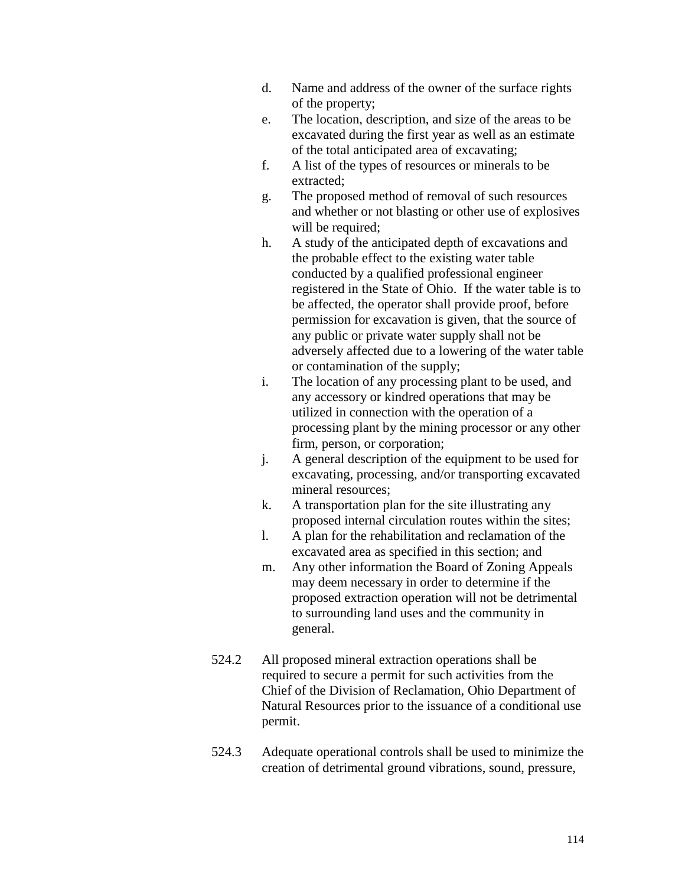d. Name and address of the owner of the surface rights of the property;
e. The location, description, and size of the areas to be excavated during the first year as well as an estimate of the total anticipated area of excavating;
f. A list of the types of resources or minerals to be extracted;
g. The proposed method of removal of such resources and whether or not blasting or other use of explosives will be required;
h. A study of the anticipated depth of excavations and the probable effect to the existing water table conducted by a qualified professional engineer registered in the State of Ohio. If the water table is to be affected, the operator shall provide proof, before permission for excavation is given, that the source of any public or private water supply shall not be adversely affected due to a lowering of the water table or contamination of the supply;
i. The location of any processing plant to be used, and any accessory or kindred operations that may be utilized in connection with the operation of a processing plant by the mining processor or any other firm, person, or corporation;
j. A general description of the equipment to be used for excavating, processing, and/or transporting excavated mineral resources;
k. A transportation plan for the site illustrating any proposed internal circulation routes within the sites;
l. A plan for the rehabilitation and reclamation of the excavated area as specified in this section; and
m. Any other information the Board of Zoning Appeals may deem necessary in order to determine if the proposed extraction operation will not be detrimental to surrounding land uses and the community in general.

524.2 All proposed mineral extraction operations shall be required to secure a permit for such activities from the Chief of the Division of Reclamation, Ohio Department of Natural Resources prior to the issuance of a conditional use permit.

524.3 Adequate operational controls shall be used to minimize the creation of detrimental ground vibrations, sound, pressure,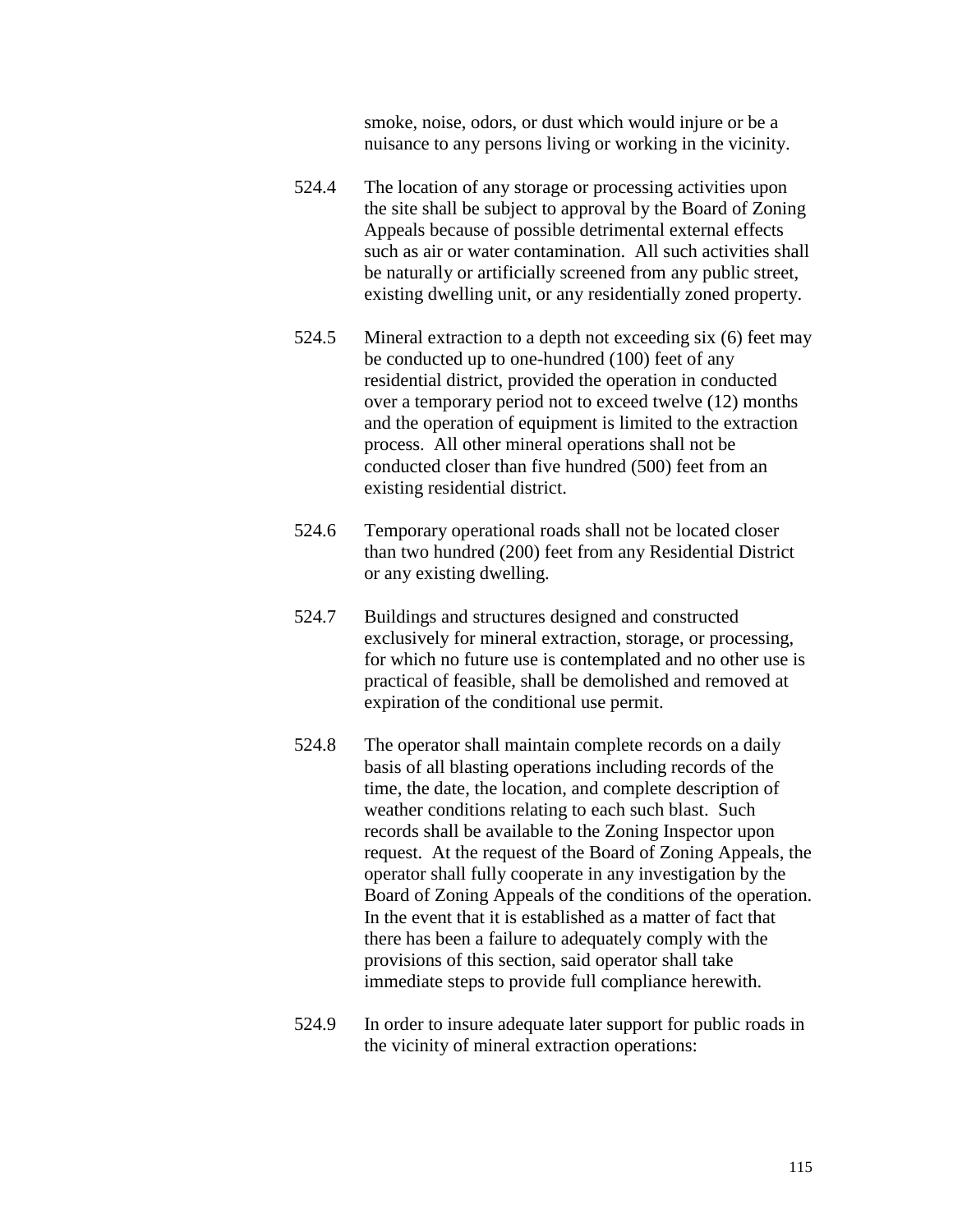smoke, noise, odors, or dust which would injure or be a nuisance to any persons living or working in the vicinity.

524.4 The location of any storage or processing activities upon the site shall be subject to approval by the Board of Zoning Appeals because of possible detrimental external effects such as air or water contamination. All such activities shall be naturally or artificially screened from any public street, existing dwelling unit, or any residentially zoned property.

524.5 Mineral extraction to a depth not exceeding six (6) feet may be conducted up to one-hundred (100) feet of any residential district, provided the operation in conducted over a temporary period not to exceed twelve (12) months and the operation of equipment is limited to the extraction process. All other mineral operations shall not be conducted closer than five hundred (500) feet from an existing residential district.

524.6 Temporary operational roads shall not be located closer than two hundred (200) feet from any Residential District or any existing dwelling.

524.7 Buildings and structures designed and constructed exclusively for mineral extraction, storage, or processing, for which no future use is contemplated and no other use is practical of feasible, shall be demolished and removed at expiration of the conditional use permit.

524.8 The operator shall maintain complete records on a daily basis of all blasting operations including records of the time, the date, the location, and complete description of weather conditions relating to each such blast. Such records shall be available to the Zoning Inspector upon request. At the request of the Board of Zoning Appeals, the operator shall fully cooperate in any investigation by the Board of Zoning Appeals of the conditions of the operation. In the event that it is established as a matter of fact that there has been a failure to adequately comply with the provisions of this section, said operator shall take immediate steps to provide full compliance herewith.

524.9 In order to insure adequate later support for public roads in the vicinity of mineral extraction operations: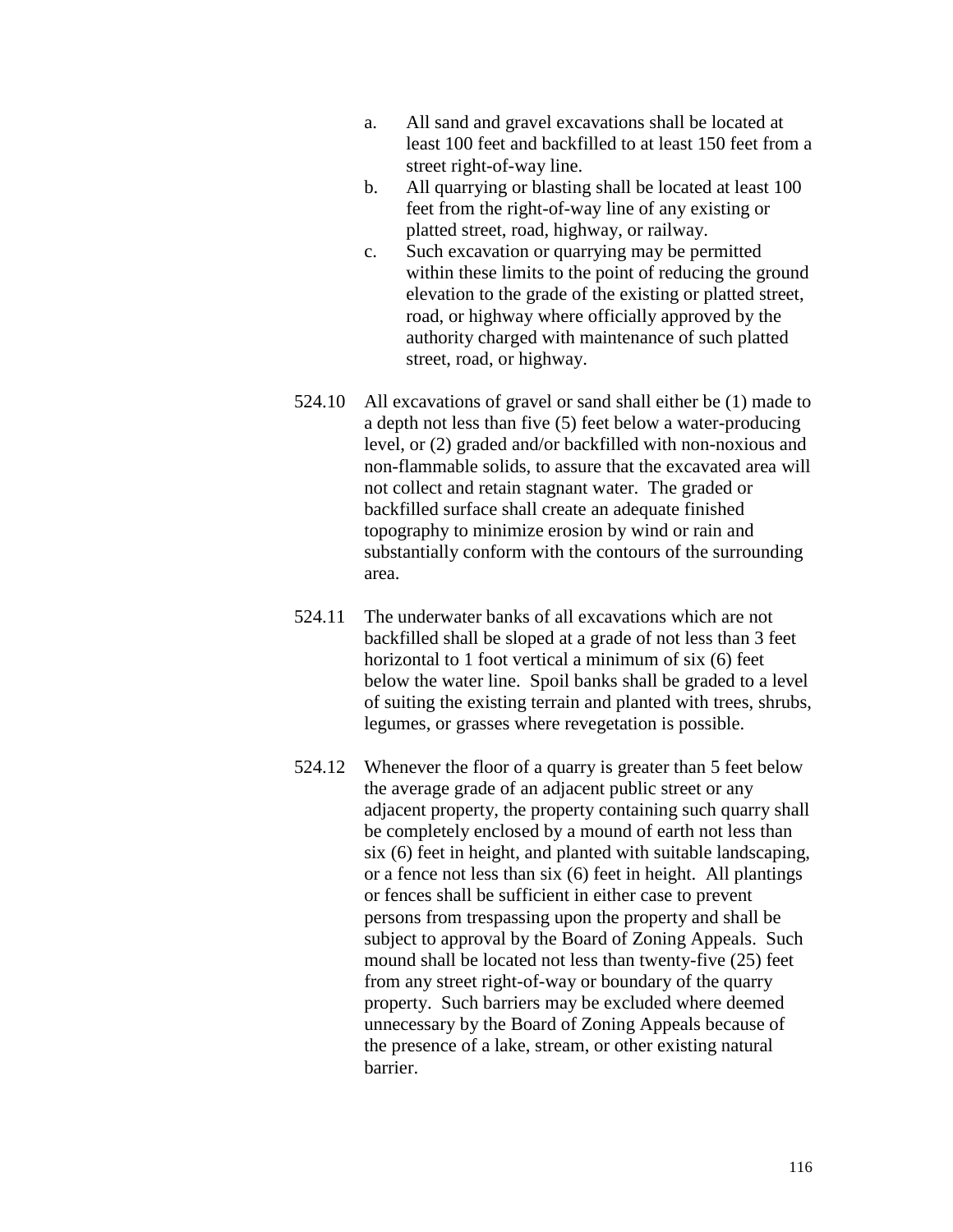a. All sand and gravel excavations shall be located at least 100 feet and backfilled to at least 150 feet from a street right-of-way line.
b. All quarrying or blasting shall be located at least 100 feet from the right-of-way line of any existing or platted street, road, highway, or railway.
c. Such excavation or quarrying may be permitted within these limits to the point of reducing the ground elevation to the grade of the existing or platted street, road, or highway where officially approved by the authority charged with maintenance of such platted street, road, or highway.

524.10 All excavations of gravel or sand shall either be (1) made to a depth not less than five (5) feet below a water-producing level, or (2) graded and/or backfilled with non-noxious and non-flammable solids, to assure that the excavated area will not collect and retain stagnant water. The graded or backfilled surface shall create an adequate finished topography to minimize erosion by wind or rain and substantially conform with the contours of the surrounding area.

524.11 The underwater banks of all excavations which are not backfilled shall be sloped at a grade of not less than 3 feet horizontal to 1 foot vertical a minimum of six (6) feet below the water line. Spoil banks shall be graded to a level of suiting the existing terrain and planted with trees, shrubs, legumes, or grasses where revegetation is possible.

524.12 Whenever the floor of a quarry is greater than 5 feet below the average grade of an adjacent public street or any adjacent property, the property containing such quarry shall be completely enclosed by a mound of earth not less than six (6) feet in height, and planted with suitable landscaping, or a fence not less than six (6) feet in height. All plantings or fences shall be sufficient in either case to prevent persons from trespassing upon the property and shall be subject to approval by the Board of Zoning Appeals. Such mound shall be located not less than twenty-five (25) feet from any street right-of-way or boundary of the quarry property. Such barriers may be excluded where deemed unnecessary by the Board of Zoning Appeals because of the presence of a lake, stream, or other existing natural barrier.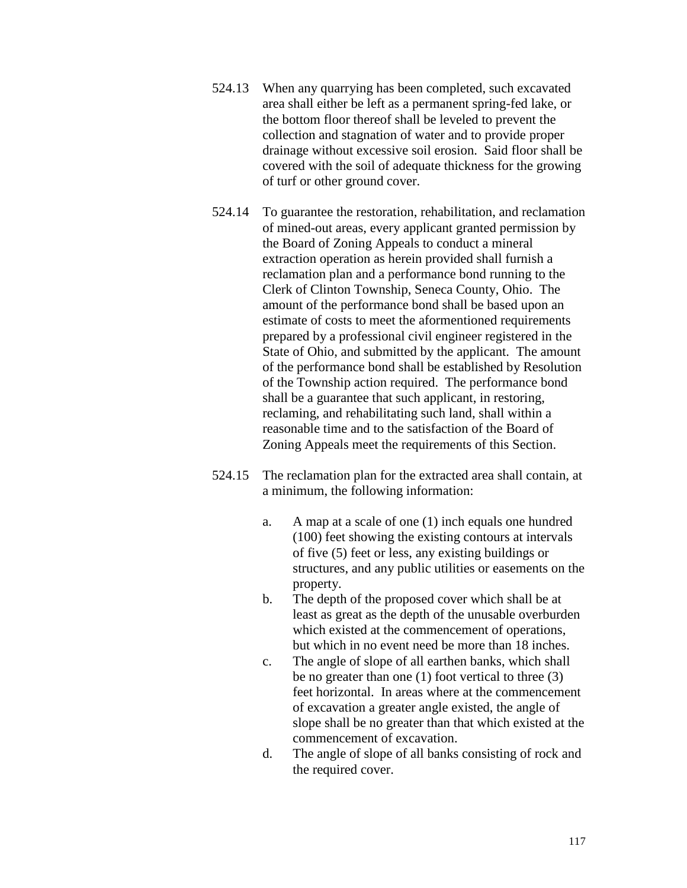524.13 When any quarrying has been completed, such excavated area shall either be left as a permanent spring-fed lake, or the bottom floor thereof shall be leveled to prevent the collection and stagnation of water and to provide proper drainage without excessive soil erosion. Said floor shall be covered with the soil of adequate thickness for the growing of turf or other ground cover.

524.14 To guarantee the restoration, rehabilitation, and reclamation of mined-out areas, every applicant granted permission by the Board of Zoning Appeals to conduct a mineral extraction operation as herein provided shall furnish a reclamation plan and a performance bond running to the Clerk of Clinton Township, Seneca County, Ohio. The amount of the performance bond shall be based upon an estimate of costs to meet the aformentioned requirements prepared by a professional civil engineer registered in the State of Ohio, and submitted by the applicant. The amount of the performance bond shall be established by Resolution of the Township action required. The performance bond shall be a guarantee that such applicant, in restoring, reclaming, and rehabilitating such land, shall within a reasonable time and to the satisfaction of the Board of Zoning Appeals meet the requirements of this Section.

524.15 The reclamation plan for the extracted area shall contain, at a minimum, the following information:

a. A map at a scale of one (1) inch equals one hundred (100) feet showing the existing contours at intervals of five (5) feet or less, any existing buildings or structures, and any public utilities or easements on the property.
b. The depth of the proposed cover which shall be at least as great as the depth of the unusable overburden which existed at the commencement of operations, but which in no event need be more than 18 inches.
c. The angle of slope of all earthen banks, which shall be no greater than one (1) foot vertical to three (3) feet horizontal. In areas where at the commencement of excavation a greater angle existed, the angle of slope shall be no greater than that which existed at the commencement of excavation.
d. The angle of slope of all banks consisting of rock and the required cover.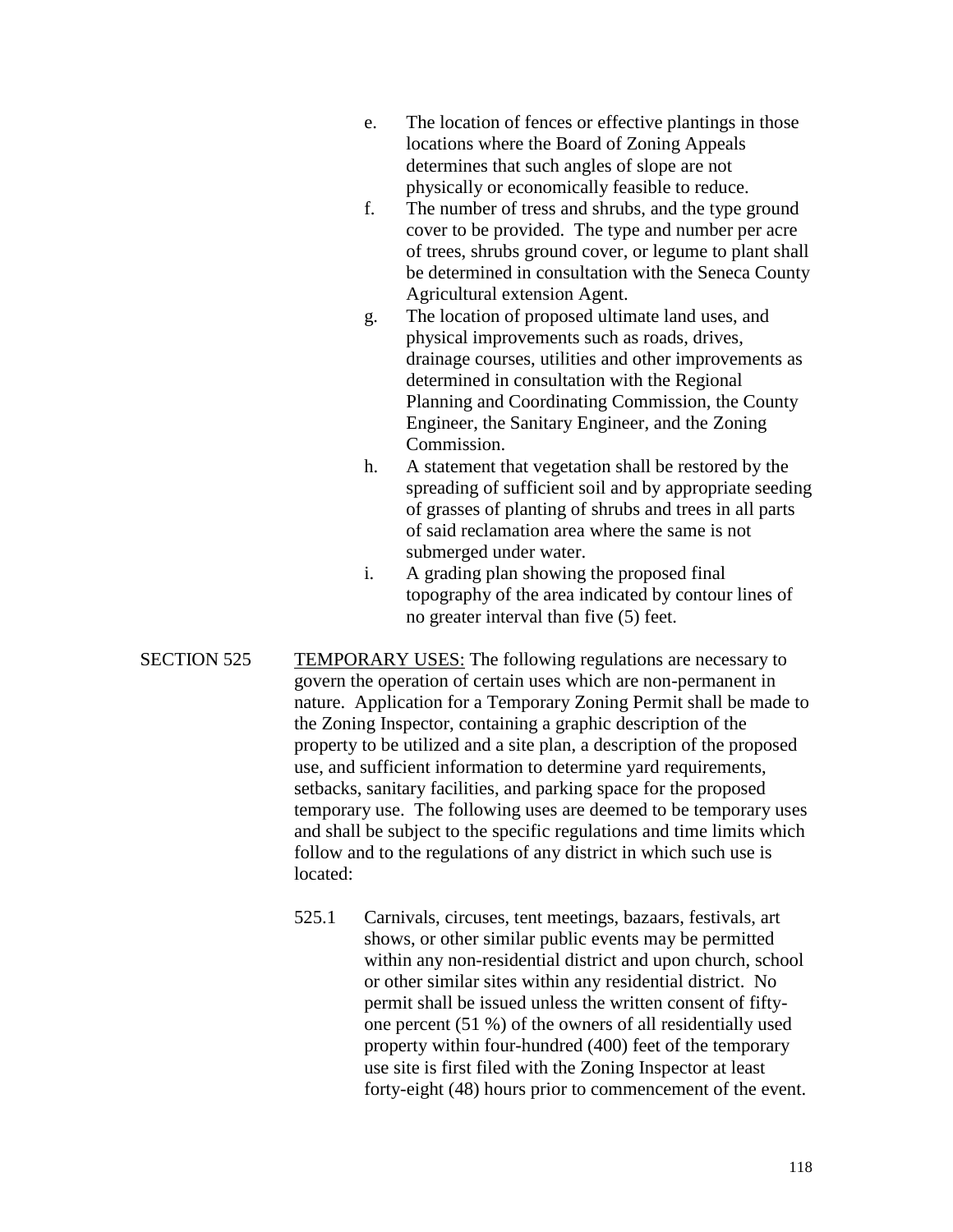e. The location of fences or effective plantings in those locations where the Board of Zoning Appeals determines that such angles of slope are not physically or economically feasible to reduce.

f. The number of tress and shrubs, and the type ground cover to be provided. The type and number per acre of trees, shrubs ground cover, or legume to plant shall be determined in consultation with the Seneca County Agricultural extension Agent.

g. The location of proposed ultimate land uses, and physical improvements such as roads, drives, drainage courses, utilities and other improvements as determined in consultation with the Regional Planning and Coordinating Commission, the County Engineer, the Sanitary Engineer, and the Zoning Commission.

h. A statement that vegetation shall be restored by the spreading of sufficient soil and by appropriate seeding of grasses of planting of shrubs and trees in all parts of said reclamation area where the same is not submerged under water.

i. A grading plan showing the proposed final topography of the area indicated by contour lines of no greater interval than five (5) feet.

SECTION 525 TEMPORARY USES: The following regulations are necessary to govern the operation of certain uses which are non-permanent in nature. Application for a Temporary Zoning Permit shall be made to the Zoning Inspector, containing a graphic description of the property to be utilized and a site plan, a description of the proposed use, and sufficient information to determine yard requirements, setbacks, sanitary facilities, and parking space for the proposed temporary use. The following uses are deemed to be temporary uses and shall be subject to the specific regulations and time limits which follow and to the regulations of any district in which such use is located:

525.1 Carnivals, circuses, tent meetings, bazaars, festivals, art shows, or other similar public events may be permitted within any non-residential district and upon church, school or other similar sites within any residential district. No permit shall be issued unless the written consent of fifty-one percent (51 %) of the owners of all residentially used property within four-hundred (400) feet of the temporary use site is first filed with the Zoning Inspector at least forty-eight (48) hours prior to commencement of the event.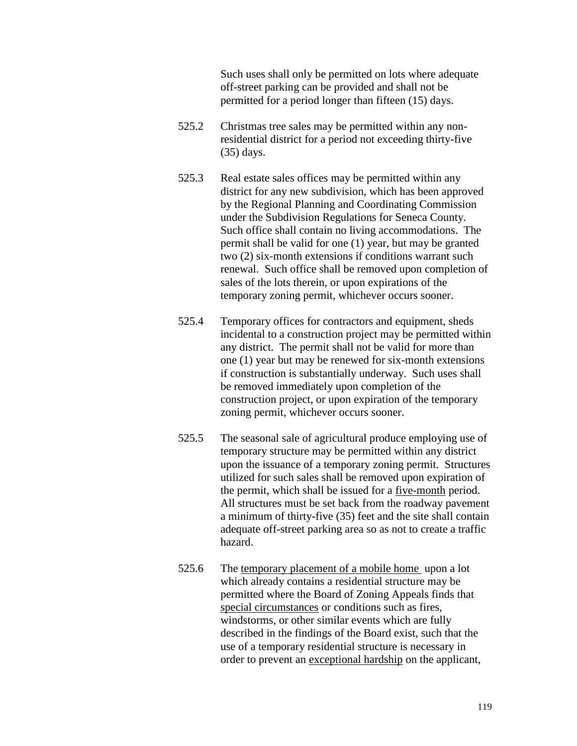Such uses shall only be permitted on lots where adequate off-street parking can be provided and shall not be permitted for a period longer than fifteen (15) days.

525.2 Christmas tree sales may be permitted within any non-residential district for a period not exceeding thirty-five (35) days.

525.3 Real estate sales offices may be permitted within any district for any new subdivision, which has been approved by the Regional Planning and Coordinating Commission under the Subdivision Regulations for Seneca County. Such office shall contain no living accommodations. The permit shall be valid for one (1) year, but may be granted two (2) six-month extensions if conditions warrant such renewal. Such office shall be removed upon completion of sales of the lots therein, or upon expirations of the temporary zoning permit, whichever occurs sooner.

525.4 Temporary offices for contractors and equipment, sheds incidental to a construction project may be permitted within any district. The permit shall not be valid for more than one (1) year but may be renewed for six-month extensions if construction is substantially underway. Such uses shall be removed immediately upon completion of the construction project, or upon expiration of the temporary zoning permit, whichever occurs sooner.

525.5 The seasonal sale of agricultural produce employing use of temporary structure may be permitted within any district upon the issuance of a temporary zoning permit. Structures utilized for such sales shall be removed upon expiration of the permit, which shall be issued for a <u>five-month</u> period. All structures must be set back from the roadway pavement a minimum of thirty-five (35) feet and the site shall contain adequate off-street parking area so as not to create a traffic hazard.

525.6 The <u>temporary placement of a mobile home</u> upon a lot which already contains a residential structure may be permitted where the Board of Zoning Appeals finds that <u>special circumstances</u> or conditions such as fires, windstorms, or other similar events which are fully described in the findings of the Board exist, such that the use of a temporary residential structure is necessary in order to prevent an <u>exceptional hardship</u> on the applicant,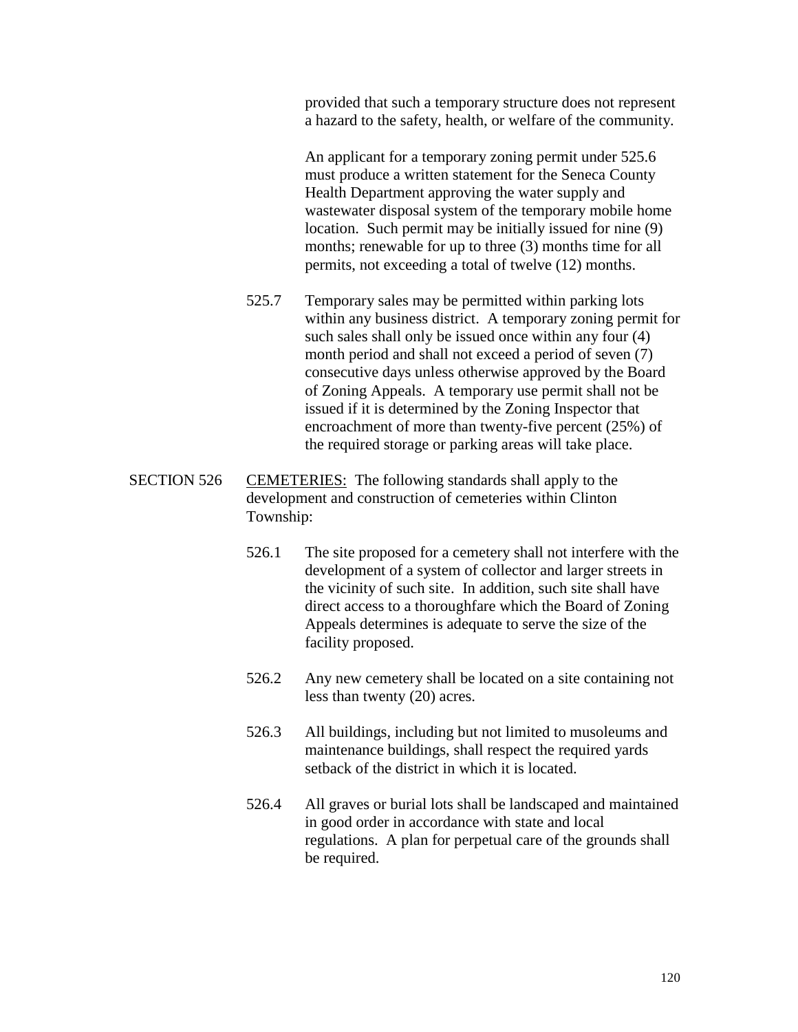provided that such a temporary structure does not represent a hazard to the safety, health, or welfare of the community.

An applicant for a temporary zoning permit under 525.6 must produce a written statement for the Seneca County Health Department approving the water supply and wastewater disposal system of the temporary mobile home location. Such permit may be initially issued for nine (9) months; renewable for up to three (3) months time for all permits, not exceeding a total of twelve (12) months.

525.7 Temporary sales may be permitted within parking lots within any business district. A temporary zoning permit for such sales shall only be issued once within any four (4) month period and shall not exceed a period of seven (7) consecutive days unless otherwise approved by the Board of Zoning Appeals. A temporary use permit shall not be issued if it is determined by the Zoning Inspector that encroachment of more than twenty-five percent (25%) of the required storage or parking areas will take place.

SECTION 526 CEMETERIES: The following standards shall apply to the development and construction of cemeteries within Clinton Township:

526.1 The site proposed for a cemetery shall not interfere with the development of a system of collector and larger streets in the vicinity of such site. In addition, such site shall have direct access to a thoroughfare which the Board of Zoning Appeals determines is adequate to serve the size of the facility proposed.

526.2 Any new cemetery shall be located on a site containing not less than twenty (20) acres.

526.3 All buildings, including but not limited to musoleums and maintenance buildings, shall respect the required yards setback of the district in which it is located.

526.4 All graves or burial lots shall be landscaped and maintained in good order in accordance with state and local regulations. A plan for perpetual care of the grounds shall be required.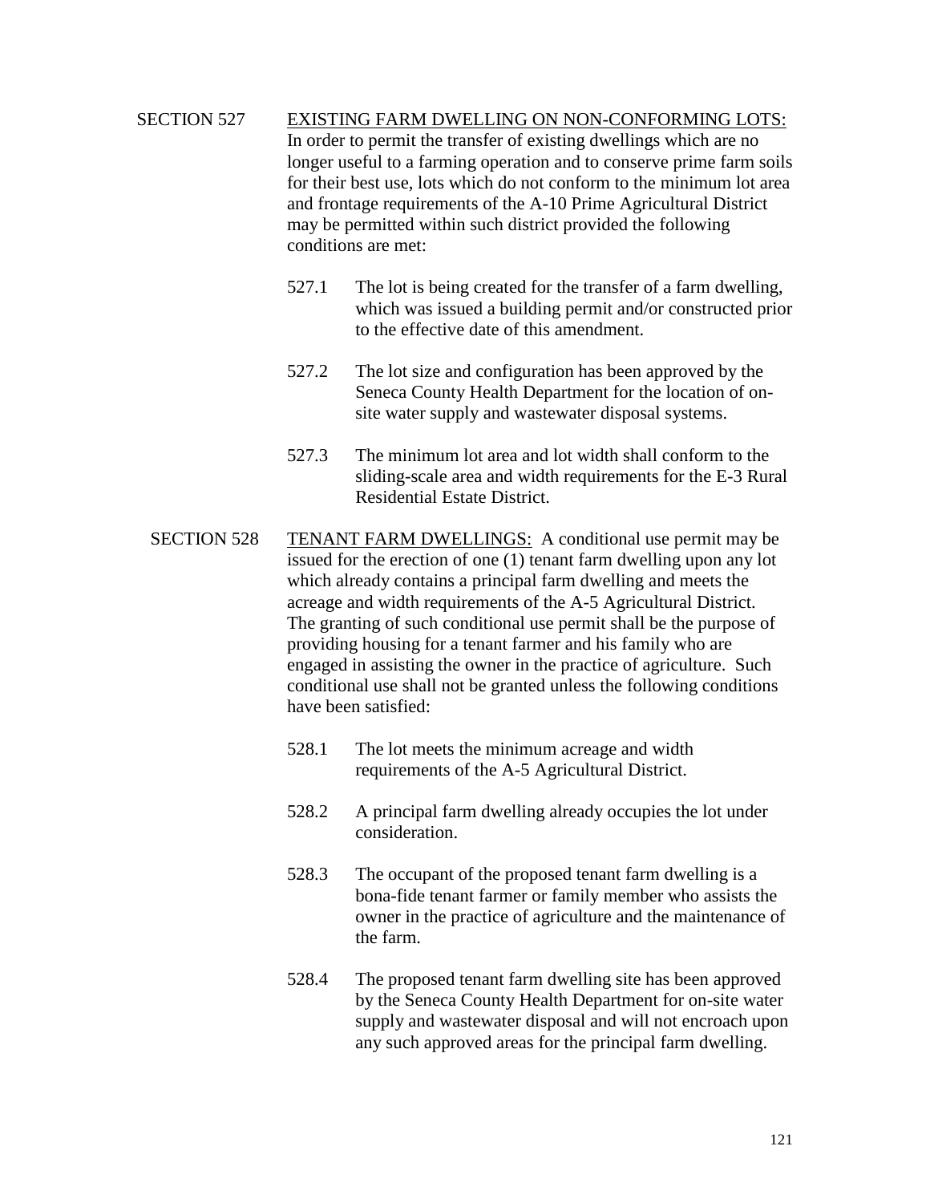SECTION 527 <u>EXISTING FARM DWELLING ON NON-CONFORMING LOTS:</u> In order to permit the transfer of existing dwellings which are no longer useful to a farming operation and to conserve prime farm soils for their best use, lots which do not conform to the minimum lot area and frontage requirements of the A-10 Prime Agricultural District may be permitted within such district provided the following conditions are met:

527.1 The lot is being created for the transfer of a farm dwelling, which was issued a building permit and/or constructed prior to the effective date of this amendment.

527.2 The lot size and configuration has been approved by the Seneca County Health Department for the location of on-site water supply and wastewater disposal systems.

527.3 The minimum lot area and lot width shall conform to the sliding-scale area and width requirements for the E-3 Rural Residential Estate District.

SECTION 528 <u>TENANT FARM DWELLINGS:</u> A conditional use permit may be issued for the erection of one (1) tenant farm dwelling upon any lot which already contains a principal farm dwelling and meets the acreage and width requirements of the A-5 Agricultural District. The granting of such conditional use permit shall be the purpose of providing housing for a tenant farmer and his family who are engaged in assisting the owner in the practice of agriculture. Such conditional use shall not be granted unless the following conditions have been satisfied:

528.1 The lot meets the minimum acreage and width requirements of the A-5 Agricultural District.

528.2 A principal farm dwelling already occupies the lot under consideration.

528.3 The occupant of the proposed tenant farm dwelling is a bona-fide tenant farmer or family member who assists the owner in the practice of agriculture and the maintenance of the farm.

528.4 The proposed tenant farm dwelling site has been approved by the Seneca County Health Department for on-site water supply and wastewater disposal and will not encroach upon any such approved areas for the principal farm dwelling.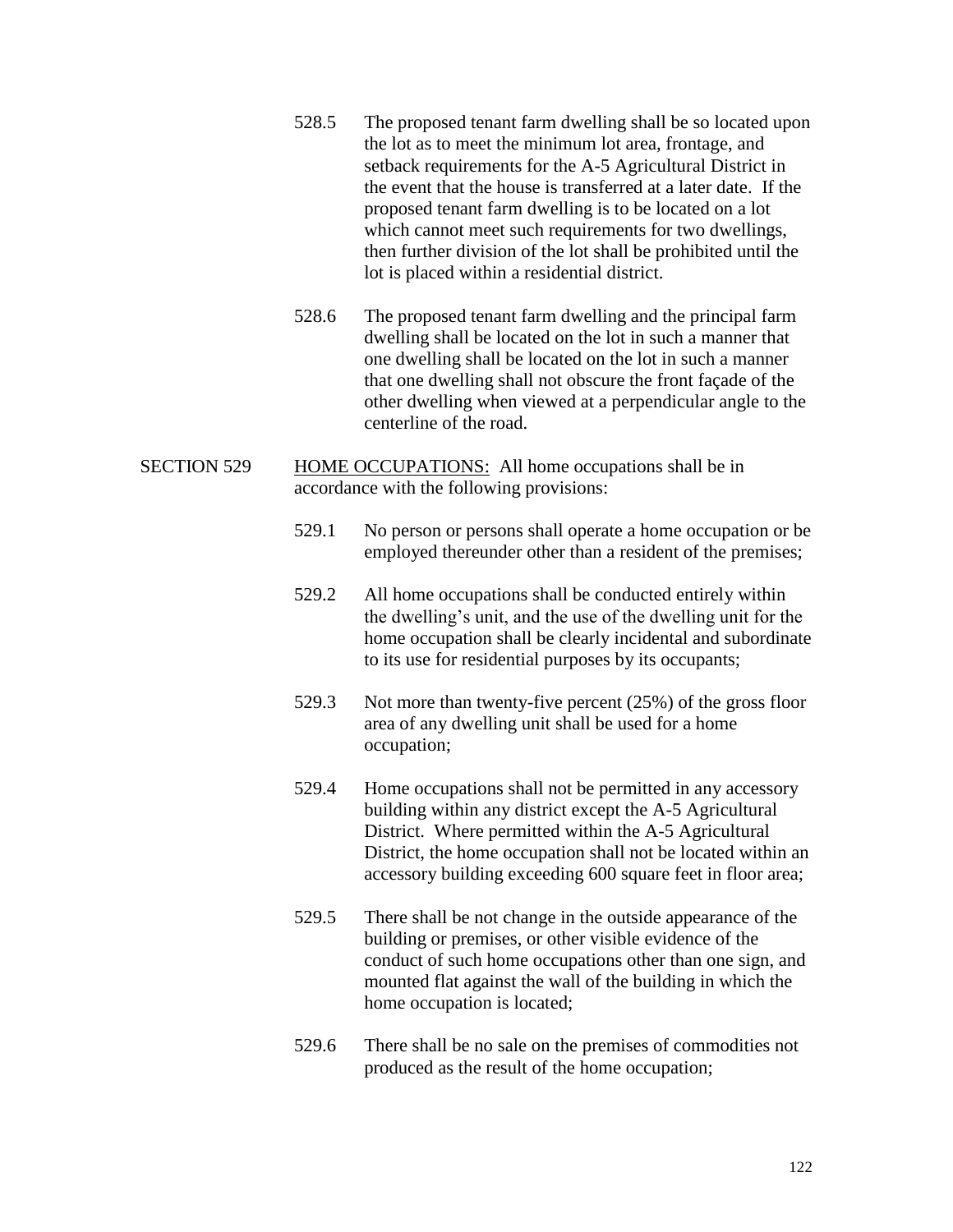528.5 The proposed tenant farm dwelling shall be so located upon the lot as to meet the minimum lot area, frontage, and setback requirements for the A-5 Agricultural District in the event that the house is transferred at a later date. If the proposed tenant farm dwelling is to be located on a lot which cannot meet such requirements for two dwellings, then further division of the lot shall be prohibited until the lot is placed within a residential district.

528.6 The proposed tenant farm dwelling and the principal farm dwelling shall be located on the lot in such a manner that one dwelling shall be located on the lot in such a manner that one dwelling shall not obscure the front façade of the other dwelling when viewed at a perpendicular angle to the centerline of the road.

SECTION 529 HOME OCCUPATIONS: All home occupations shall be in accordance with the following provisions:

529.1 No person or persons shall operate a home occupation or be employed thereunder other than a resident of the premises;

529.2 All home occupations shall be conducted entirely within the dwelling's unit, and the use of the dwelling unit for the home occupation shall be clearly incidental and subordinate to its use for residential purposes by its occupants;

529.3 Not more than twenty-five percent (25%) of the gross floor area of any dwelling unit shall be used for a home occupation;

529.4 Home occupations shall not be permitted in any accessory building within any district except the A-5 Agricultural District. Where permitted within the A-5 Agricultural District, the home occupation shall not be located within an accessory building exceeding 600 square feet in floor area;

529.5 There shall be not change in the outside appearance of the building or premises, or other visible evidence of the conduct of such home occupations other than one sign, and mounted flat against the wall of the building in which the home occupation is located;

529.6 There shall be no sale on the premises of commodities not produced as the result of the home occupation;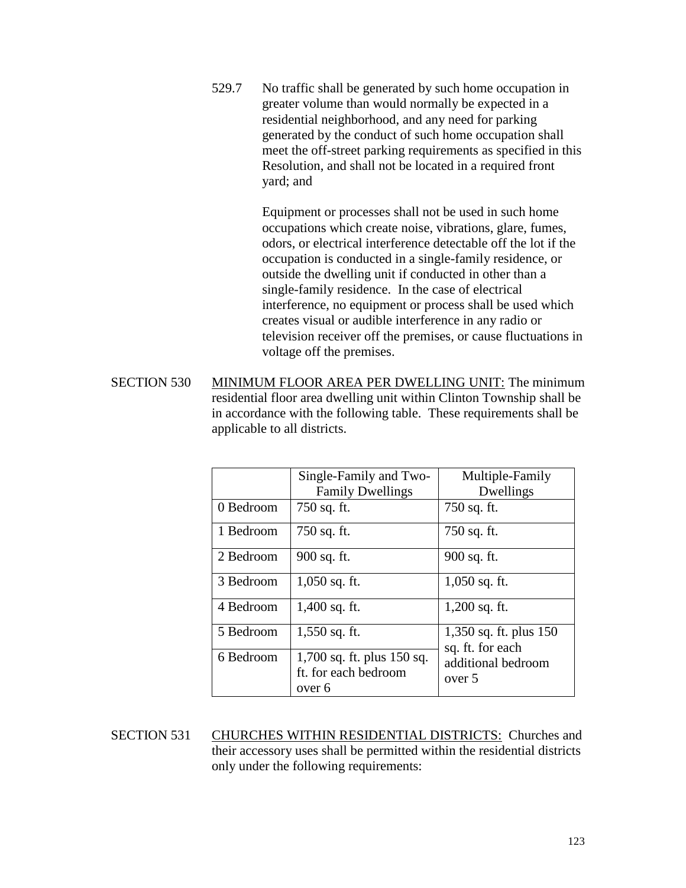529.7 No traffic shall be generated by such home occupation in greater volume than would normally be expected in a residential neighborhood, and any need for parking generated by the conduct of such home occupation shall meet the off-street parking requirements as specified in this Resolution, and shall not be located in a required front yard; and

Equipment or processes shall not be used in such home occupations which create noise, vibrations, glare, fumes, odors, or electrical interference detectable off the lot if the occupation is conducted in a single-family residence, or outside the dwelling unit if conducted in other than a single-family residence. In the case of electrical interference, no equipment or process shall be used which creates visual or audible interference in any radio or television receiver off the premises, or cause fluctuations in voltage off the premises.

SECTION 530 <u>MINIMUM FLOOR AREA PER DWELLING UNIT:</u> The minimum residential floor area dwelling unit within Clinton Township shall be in accordance with the following table. These requirements shall be applicable to all districts.

| | Single-Family and Two-Family Dwellings | Multiple-Family Dwellings |
|---|---|---|
| 0 Bedroom | 750 sq. ft. | 750 sq. ft. |
| 1 Bedroom | 750 sq. ft. | 750 sq. ft. |
| 2 Bedroom | 900 sq. ft. | 900 sq. ft. |
| 3 Bedroom | 1,050 sq. ft. | 1,050 sq. ft. |
| 4 Bedroom | 1,400 sq. ft. | 1,200 sq. ft. |
| 5 Bedroom | 1,550 sq. ft. | 1,350 sq. ft. plus 150 sq. ft. for each additional bedroom over 5 |
| 6 Bedroom | 1,700 sq. ft. plus 150 sq. ft. for each bedroom over 6 | |

SECTION 531 <u>CHURCHES WITHIN RESIDENTIAL DISTRICTS:</u> Churches and their accessory uses shall be permitted within the residential districts only under the following requirements: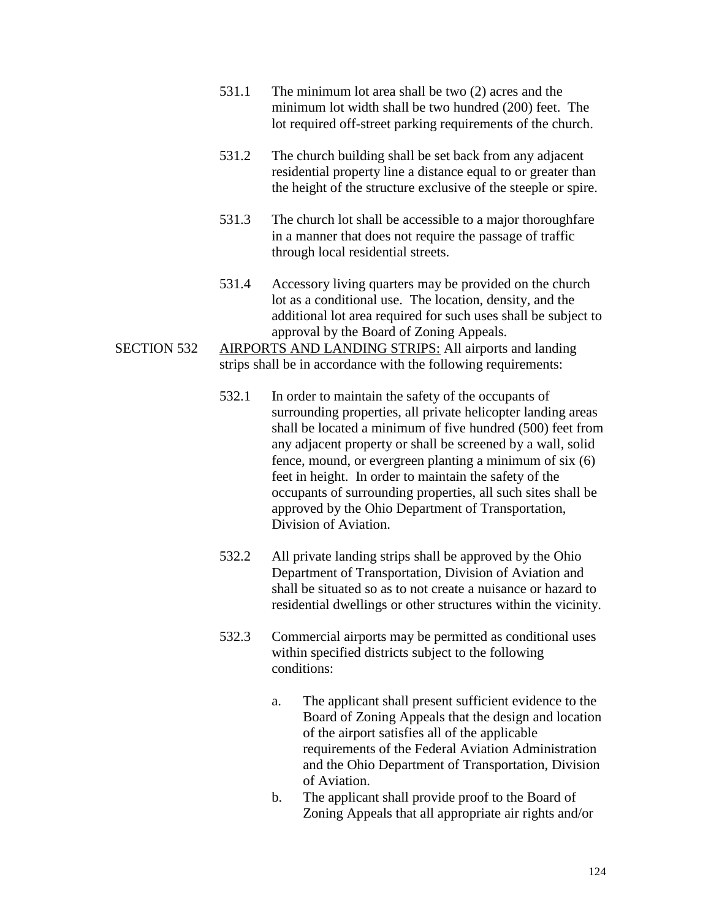531.1 The minimum lot area shall be two (2) acres and the minimum lot width shall be two hundred (200) feet. The lot required off-street parking requirements of the church.

531.2 The church building shall be set back from any adjacent residential property line a distance equal to or greater than the height of the structure exclusive of the steeple or spire.

531.3 The church lot shall be accessible to a major thoroughfare in a manner that does not require the passage of traffic through local residential streets.

531.4 Accessory living quarters may be provided on the church lot as a conditional use. The location, density, and the additional lot area required for such uses shall be subject to approval by the Board of Zoning Appeals.

SECTION 532 <u>AIRPORTS AND LANDING STRIPS:</u> All airports and landing strips shall be in accordance with the following requirements:

532.1 In order to maintain the safety of the occupants of surrounding properties, all private helicopter landing areas shall be located a minimum of five hundred (500) feet from any adjacent property or shall be screened by a wall, solid fence, mound, or evergreen planting a minimum of six (6) feet in height. In order to maintain the safety of the occupants of surrounding properties, all such sites shall be approved by the Ohio Department of Transportation, Division of Aviation.

532.2 All private landing strips shall be approved by the Ohio Department of Transportation, Division of Aviation and shall be situated so as to not create a nuisance or hazard to residential dwellings or other structures within the vicinity.

532.3 Commercial airports may be permitted as conditional uses within specified districts subject to the following conditions:

a. The applicant shall present sufficient evidence to the Board of Zoning Appeals that the design and location of the airport satisfies all of the applicable requirements of the Federal Aviation Administration and the Ohio Department of Transportation, Division of Aviation.

b. The applicant shall provide proof to the Board of Zoning Appeals that all appropriate air rights and/or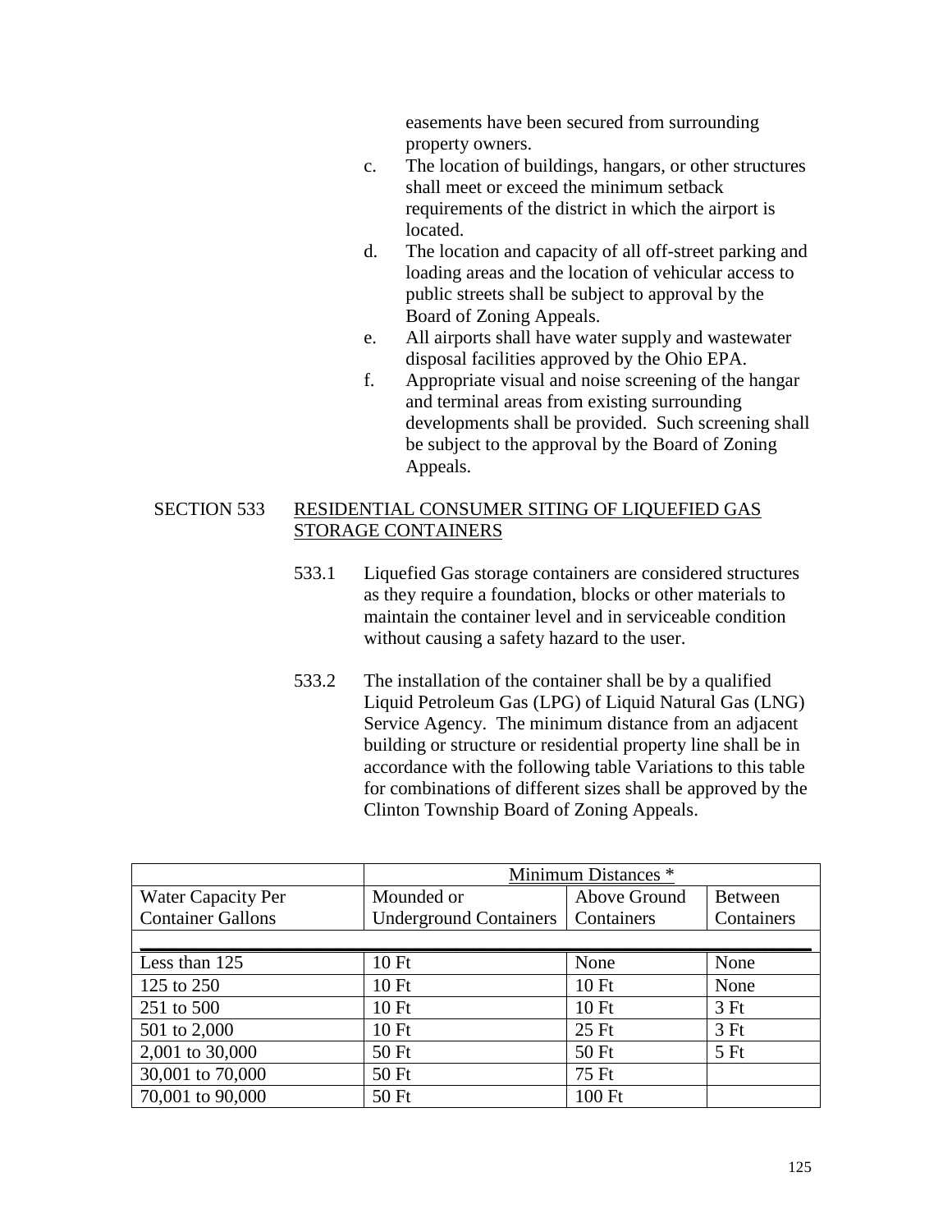easements have been secured from surrounding property owners.

c. The location of buildings, hangars, or other structures shall meet or exceed the minimum setback requirements of the district in which the airport is located.

d. The location and capacity of all off-street parking and loading areas and the location of vehicular access to public streets shall be subject to approval by the Board of Zoning Appeals.

e. All airports shall have water supply and wastewater disposal facilities approved by the Ohio EPA.

f. Appropriate visual and noise screening of the hangar and terminal areas from existing surrounding developments shall be provided. Such screening shall be subject to the approval by the Board of Zoning Appeals.

## SECTION 533 RESIDENTIAL CONSUMER SITING OF LIQUEFIED GAS STORAGE CONTAINERS

533.1 Liquefied Gas storage containers are considered structures as they require a foundation, blocks or other materials to maintain the container level and in serviceable condition without causing a safety hazard to the user.

533.2 The installation of the container shall be by a qualified Liquid Petroleum Gas (LPG) of Liquid Natural Gas (LNG) Service Agency. The minimum distance from an adjacent building or structure or residential property line shall be in accordance with the following table Variations to this table for combinations of different sizes shall be approved by the Clinton Township Board of Zoning Appeals.

| | Minimum Distances * | | |
|---|---|---|---|
| Water Capacity Per Container Gallons | Mounded or Underground Containers | Above Ground Containers | Between Containers |
| Less than 125 | 10 Ft | None | None |
| 125 to 250 | 10 Ft | 10 Ft | None |
| 251 to 500 | 10 Ft | 10 Ft | 3 Ft |
| 501 to 2,000 | 10 Ft | 25 Ft | 3 Ft |
| 2,001 to 30,000 | 50 Ft | 50 Ft | 5 Ft |
| 30,001 to 70,000 | 50 Ft | 75 Ft | |
| 70,001 to 90,000 | 50 Ft | 100 Ft | |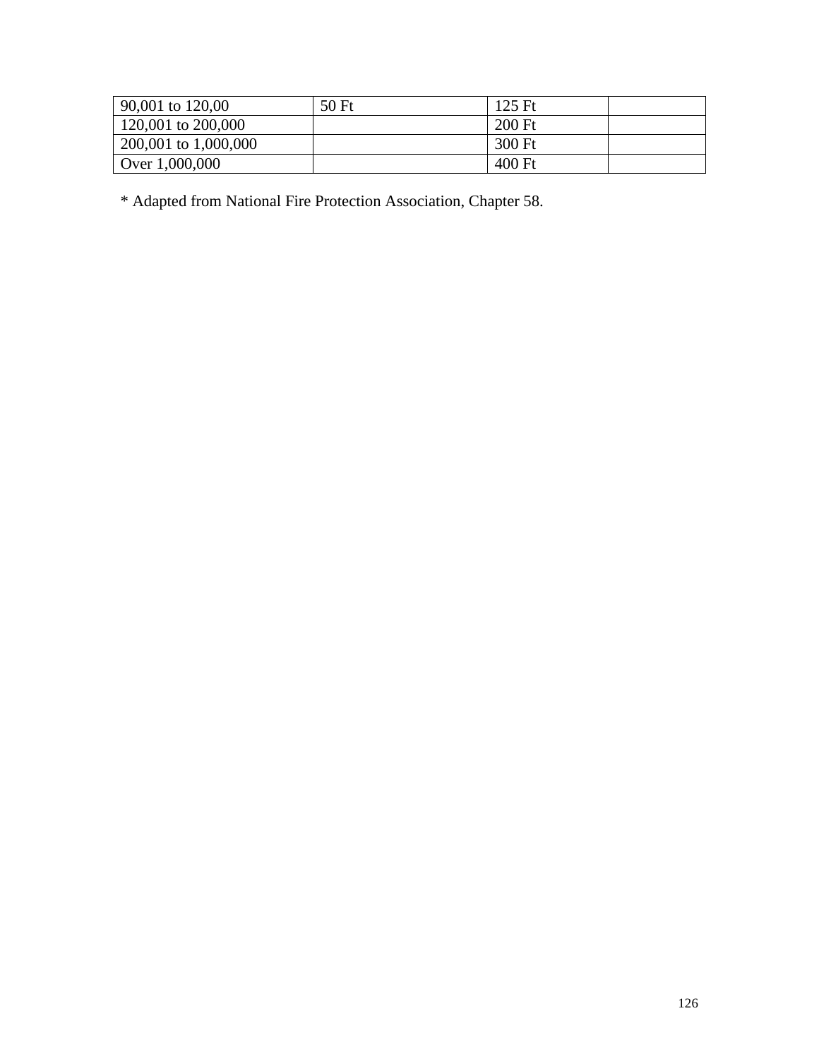| | | | |
|---|---|---|---|
| 90,001 to 120,00 | 50 Ft | 125 Ft | |
| 120,001 to 200,000 | | 200 Ft | |
| 200,001 to 1,000,000 | | 300 Ft | |
| Over 1,000,000 | | 400 Ft | |

* Adapted from National Fire Protection Association, Chapter 58.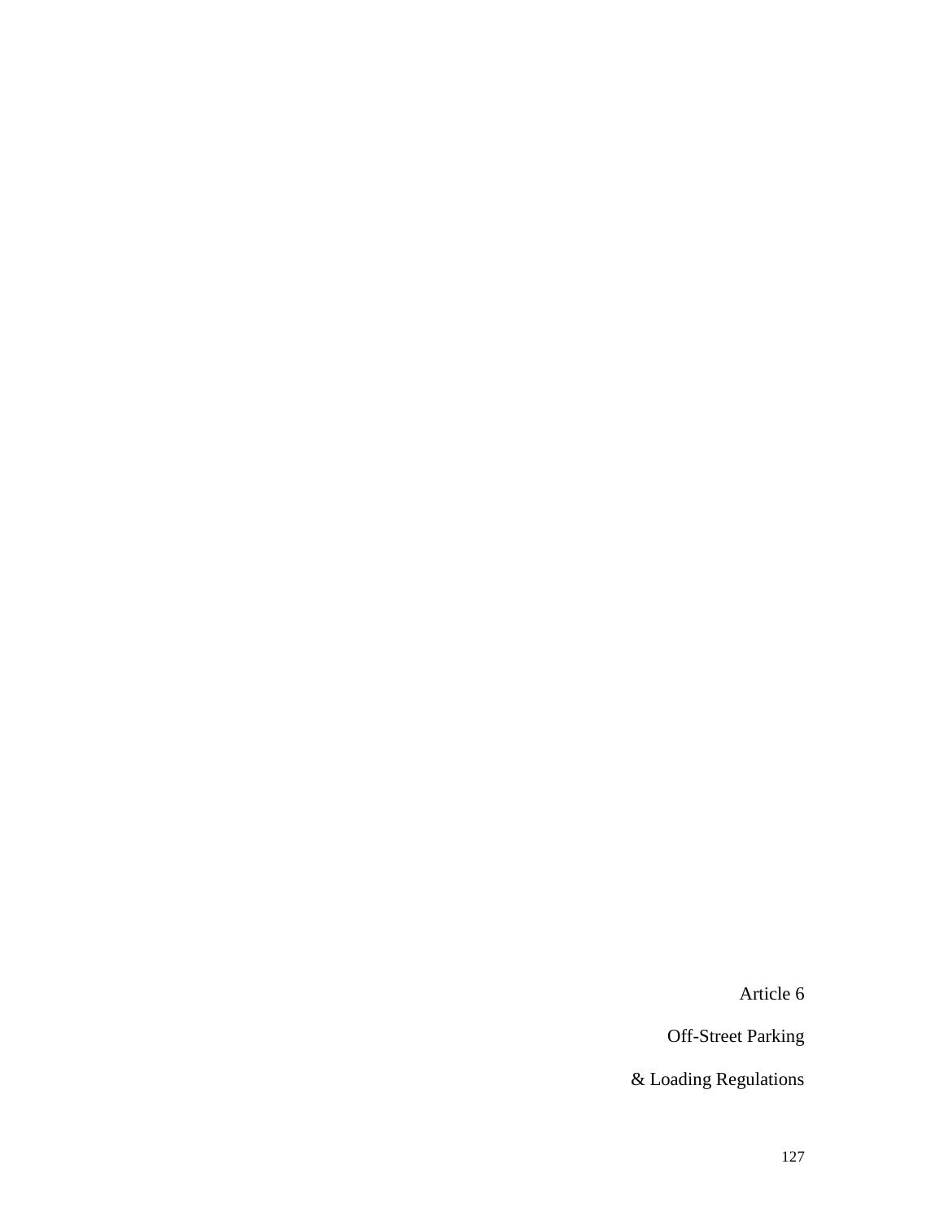# Article 6

# Off-Street Parking

# & Loading Regulations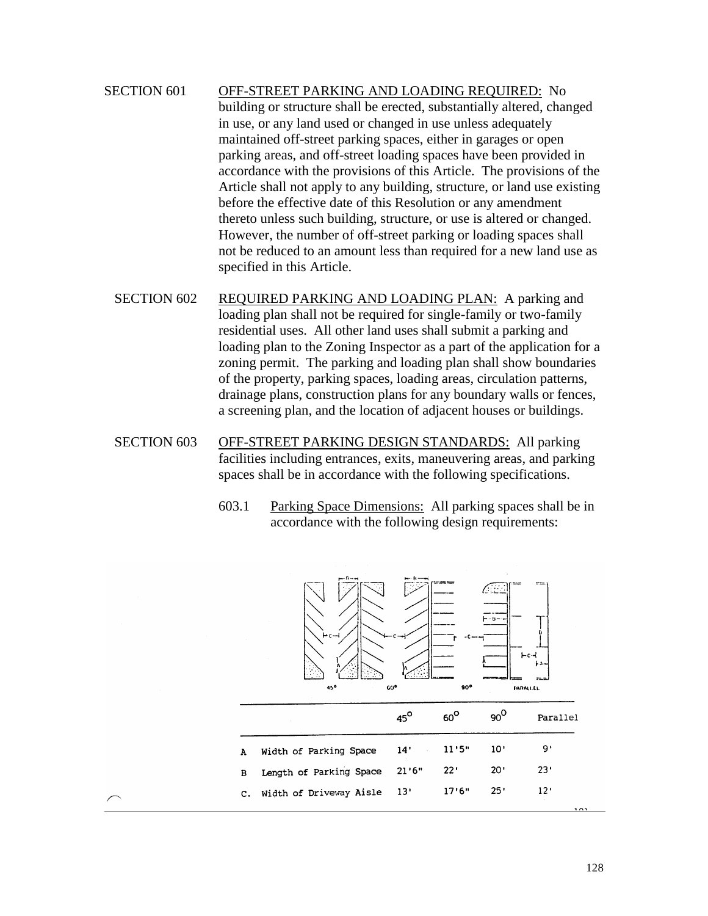SECTION 601 OFF-STREET PARKING AND LOADING REQUIRED: No building or structure shall be erected, substantially altered, changed in use, or any land used or changed in use unless adequately maintained off-street parking spaces, either in garages or open parking areas, and off-street loading spaces have been provided in accordance with the provisions of this Article. The provisions of the Article shall not apply to any building, structure, or land use existing before the effective date of this Resolution or any amendment thereto unless such building, structure, or use is altered or changed. However, the number of off-street parking or loading spaces shall not be reduced to an amount less than required for a new land use as specified in this Article.

SECTION 602 REQUIRED PARKING AND LOADING PLAN: A parking and loading plan shall not be required for single-family or two-family residential uses. All other land uses shall submit a parking and loading plan to the Zoning Inspector as a part of the application for a zoning permit. The parking and loading plan shall show boundaries of the property, parking spaces, loading areas, circulation patterns, drainage plans, construction plans for any boundary walls or fences, a screening plan, and the location of adjacent houses or buildings.

SECTION 603 OFF-STREET PARKING DESIGN STANDARDS: All parking facilities including entrances, exits, maneuvering areas, and parking spaces shall be in accordance with the following specifications.

603.1 Parking Space Dimensions: All parking spaces shall be in accordance with the following design requirements:

| | | 45° | 60° | 90° | Parallel |
|---|---|---|---|---|---|
| A | Width of Parking Space | 14' | 11'5" | 10' | 9' |
| B | Length of Parking Space | 21'6" | 22' | 20' | 23' |
| C. | Width of Driveway Aisle | 13' | 17'6" | 25' | 12' |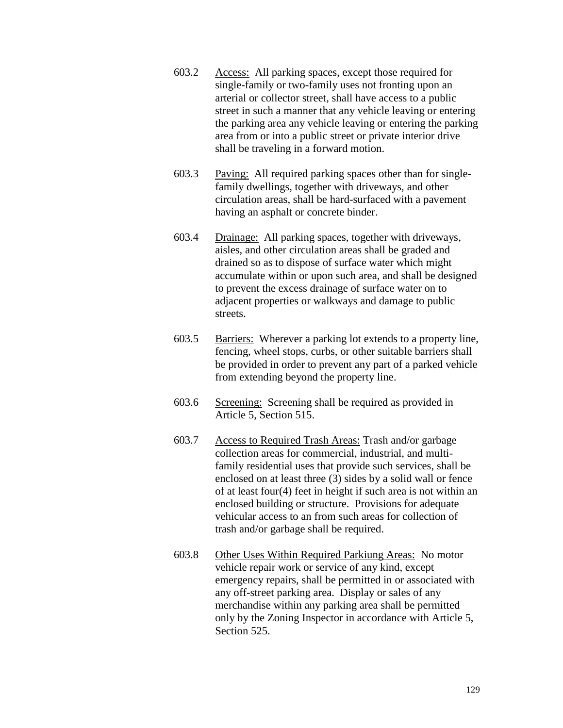603.2 Access: All parking spaces, except those required for single-family or two-family uses not fronting upon an arterial or collector street, shall have access to a public street in such a manner that any vehicle leaving or entering the parking area any vehicle leaving or entering the parking area from or into a public street or private interior drive shall be traveling in a forward motion.

603.3 Paving: All required parking spaces other than for single-family dwellings, together with driveways, and other circulation areas, shall be hard-surfaced with a pavement having an asphalt or concrete binder.

603.4 Drainage: All parking spaces, together with driveways, aisles, and other circulation areas shall be graded and drained so as to dispose of surface water which might accumulate within or upon such area, and shall be designed to prevent the excess drainage of surface water on to adjacent properties or walkways and damage to public streets.

603.5 Barriers: Wherever a parking lot extends to a property line, fencing, wheel stops, curbs, or other suitable barriers shall be provided in order to prevent any part of a parked vehicle from extending beyond the property line.

603.6 Screening: Screening shall be required as provided in Article 5, Section 515.

603.7 Access to Required Trash Areas: Trash and/or garbage collection areas for commercial, industrial, and multi-family residential uses that provide such services, shall be enclosed on at least three (3) sides by a solid wall or fence of at least four(4) feet in height if such area is not within an enclosed building or structure. Provisions for adequate vehicular access to an from such areas for collection of trash and/or garbage shall be required.

603.8 Other Uses Within Required Parkiung Areas: No motor vehicle repair work or service of any kind, except emergency repairs, shall be permitted in or associated with any off-street parking area. Display or sales of any merchandise within any parking area shall be permitted only by the Zoning Inspector in accordance with Article 5, Section 525.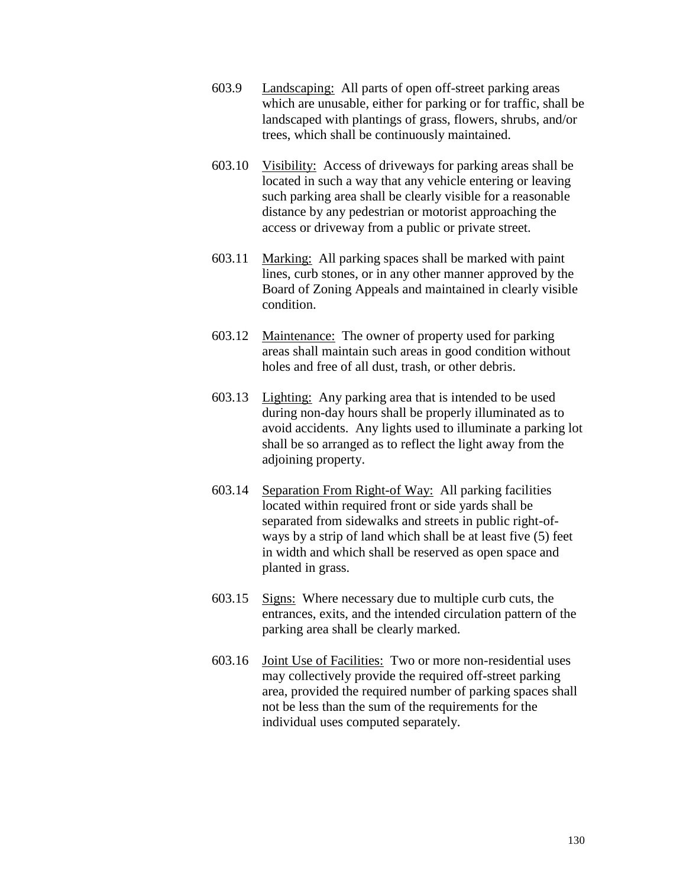603.9 Landscaping: All parts of open off-street parking areas which are unusable, either for parking or for traffic, shall be landscaped with plantings of grass, flowers, shrubs, and/or trees, which shall be continuously maintained.

603.10 Visibility: Access of driveways for parking areas shall be located in such a way that any vehicle entering or leaving such parking area shall be clearly visible for a reasonable distance by any pedestrian or motorist approaching the access or driveway from a public or private street.

603.11 Marking: All parking spaces shall be marked with paint lines, curb stones, or in any other manner approved by the Board of Zoning Appeals and maintained in clearly visible condition.

603.12 Maintenance: The owner of property used for parking areas shall maintain such areas in good condition without holes and free of all dust, trash, or other debris.

603.13 Lighting: Any parking area that is intended to be used during non-day hours shall be properly illuminated as to avoid accidents. Any lights used to illuminate a parking lot shall be so arranged as to reflect the light away from the adjoining property.

603.14 Separation From Right-of Way: All parking facilities located within required front or side yards shall be separated from sidewalks and streets in public right-of-ways by a strip of land which shall be at least five (5) feet in width and which shall be reserved as open space and planted in grass.

603.15 Signs: Where necessary due to multiple curb cuts, the entrances, exits, and the intended circulation pattern of the parking area shall be clearly marked.

603.16 Joint Use of Facilities: Two or more non-residential uses may collectively provide the required off-street parking area, provided the required number of parking spaces shall not be less than the sum of the requirements for the individual uses computed separately.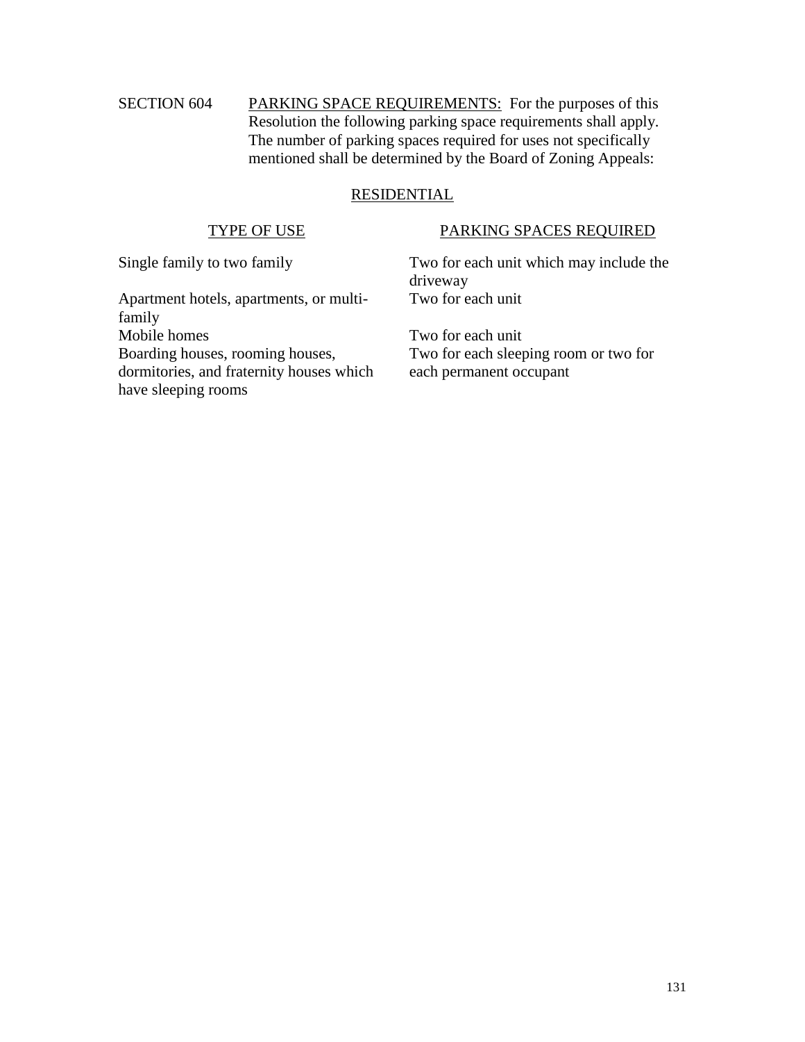SECTION 604 PARKING SPACE REQUIREMENTS: For the purposes of this Resolution the following parking space requirements shall apply. The number of parking spaces required for uses not specifically mentioned shall be determined by the Board of Zoning Appeals:

## RESIDENTIAL

| TYPE OF USE | PARKING SPACES REQUIRED |
| --- | --- |
| Single family to two family | Two for each unit which may include the driveway |
| Apartment hotels, apartments, or multi-family | Two for each unit |
| Mobile homes | Two for each unit |
| Boarding houses, rooming houses, dormitories, and fraternity houses which have sleeping rooms | Two for each sleeping room or two for each permanent occupant |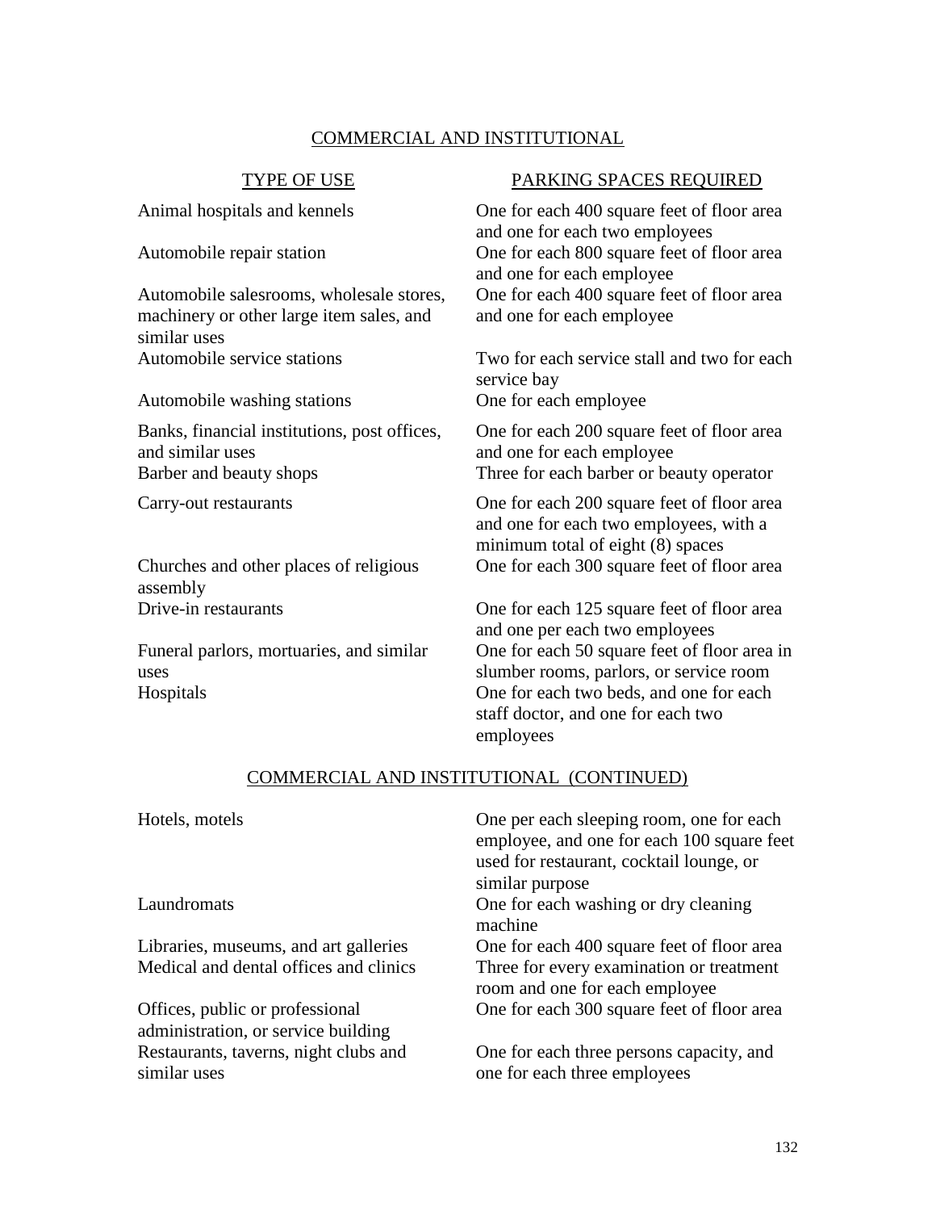## COMMERCIAL AND INSTITUTIONAL

| TYPE OF USE | PARKING SPACES REQUIRED |
|---|---|
| Animal hospitals and kennels | One for each 400 square feet of floor area and one for each two employees |
| Automobile repair station | One for each 800 square feet of floor area and one for each employee |
| Automobile salesrooms, wholesale stores, machinery or other large item sales, and similar uses | One for each 400 square feet of floor area and one for each employee |
| Automobile service stations | Two for each service stall and two for each service bay |
| Automobile washing stations | One for each employee |
| Banks, financial institutions, post offices, and similar uses | One for each 200 square feet of floor area and one for each employee |
| Barber and beauty shops | Three for each barber or beauty operator |
| Carry-out restaurants | One for each 200 square feet of floor area and one for each two employees, with a minimum total of eight (8) spaces |
| Churches and other places of religious assembly | One for each 300 square feet of floor area |
| Drive-in restaurants | One for each 125 square feet of floor area and one per each two employees |
| Funeral parlors, mortuaries, and similar uses | One for each 50 square feet of floor area in slumber rooms, parlors, or service room |
| Hospitals | One for each two beds, and one for each staff doctor, and one for each two employees |

## COMMERCIAL AND INSTITUTIONAL (CONTINUED)

| TYPE OF USE | PARKING SPACES REQUIRED |
|---|---|
| Hotels, motels | One per each sleeping room, one for each employee, and one for each 100 square feet used for restaurant, cocktail lounge, or similar purpose |
| Laundromats | One for each washing or dry cleaning machine |
| Libraries, museums, and art galleries | One for each 400 square feet of floor area |
| Medical and dental offices and clinics | Three for every examination or treatment room and one for each employee |
| Offices, public or professional administration, or service building | One for each 300 square feet of floor area |
| Restaurants, taverns, night clubs and similar uses | One for each three persons capacity, and one for each three employees |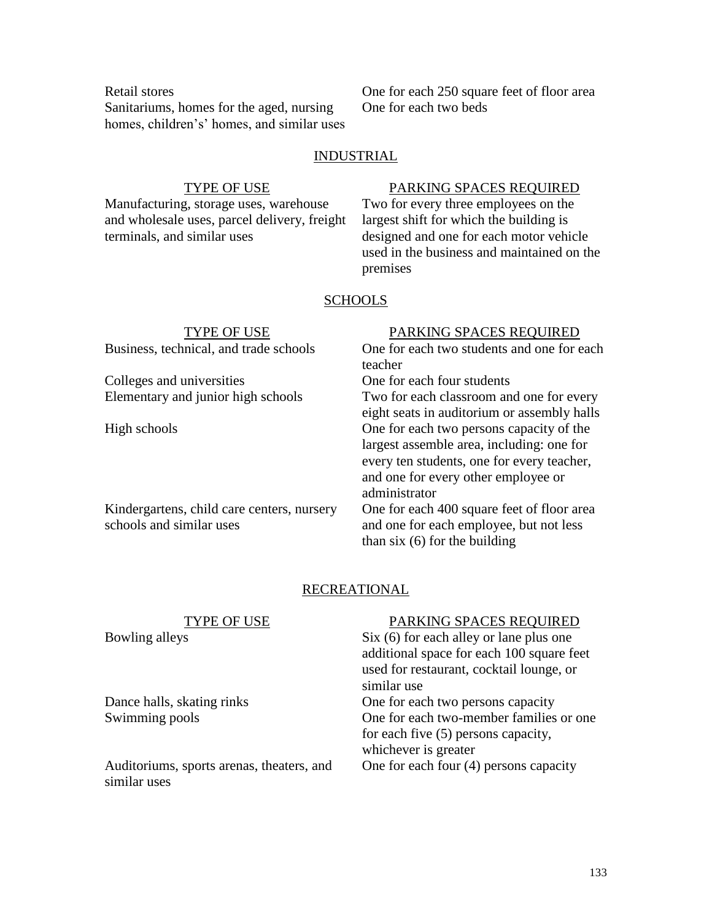| | |
|---|---|
| Retail stores | One for each 250 square feet of floor area |
| Sanitariums, homes for the aged, nursing homes, children's' homes, and similar uses | One for each two beds |

## INDUSTRIAL

| TYPE OF USE | PARKING SPACES REQUIRED |
|---|---|
| Manufacturing, storage uses, warehouse and wholesale uses, parcel delivery, freight terminals, and similar uses | Two for every three employees on the largest shift for which the building is designed and one for each motor vehicle used in the business and maintained on the premises |

## SCHOOLS

| TYPE OF USE | PARKING SPACES REQUIRED |
|---|---|
| Business, technical, and trade schools | One for each two students and one for each teacher |
| Colleges and universities | One for each four students |
| Elementary and junior high schools | Two for each classroom and one for every eight seats in auditorium or assembly halls |
| High schools | One for each two persons capacity of the largest assemble area, including: one for every ten students, one for every teacher, and one for every other employee or administrator |
| Kindergartens, child care centers, nursery schools and similar uses | One for each 400 square feet of floor area and one for each employee, but not less than six (6) for the building |

## RECREATIONAL

| TYPE OF USE | PARKING SPACES REQUIRED |
|---|---|
| Bowling alleys | Six (6) for each alley or lane plus one additional space for each 100 square feet used for restaurant, cocktail lounge, or similar use |
| Dance halls, skating rinks | One for each two persons capacity |
| Swimming pools | One for each two-member families or one for each five (5) persons capacity, whichever is greater |
| Auditoriums, sports arenas, theaters, and similar uses | One for each four (4) persons capacity |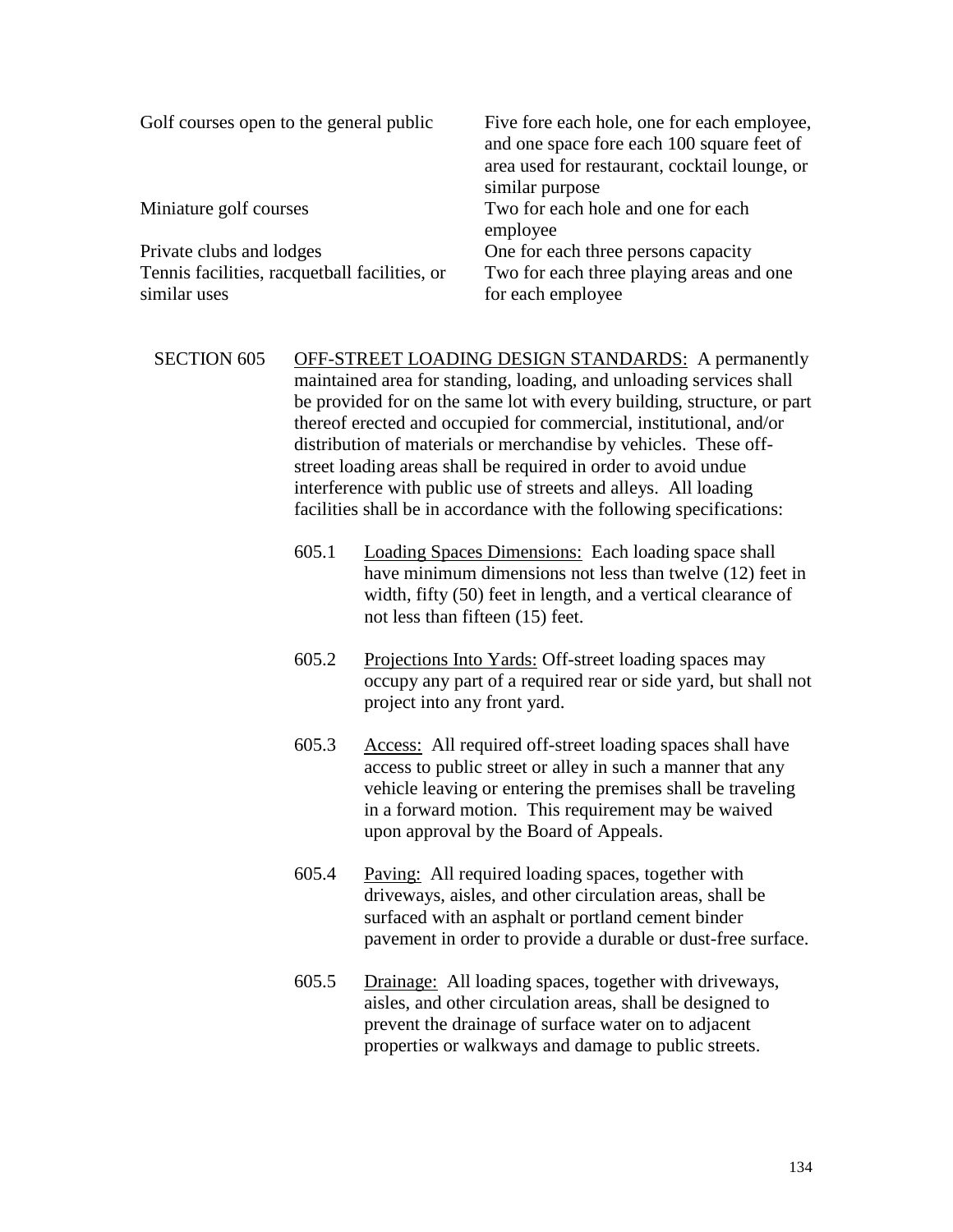| | |
|---|---|
| Golf courses open to the general public | Five fore each hole, one for each employee, and one space fore each 100 square feet of area used for restaurant, cocktail lounge, or similar purpose |
| Miniature golf courses | Two for each hole and one for each employee |
| Private clubs and lodges | One for each three persons capacity |
| Tennis facilities, racquetball facilities, or similar uses | Two for each three playing areas and one for each employee |

SECTION 605 OFF-STREET LOADING DESIGN STANDARDS: A permanently maintained area for standing, loading, and unloading services shall be provided for on the same lot with every building, structure, or part thereof erected and occupied for commercial, institutional, and/or distribution of materials or merchandise by vehicles. These off-street loading areas shall be required in order to avoid undue interference with public use of streets and alleys. All loading facilities shall be in accordance with the following specifications:

605.1 Loading Spaces Dimensions: Each loading space shall have minimum dimensions not less than twelve (12) feet in width, fifty (50) feet in length, and a vertical clearance of not less than fifteen (15) feet.

605.2 Projections Into Yards: Off-street loading spaces may occupy any part of a required rear or side yard, but shall not project into any front yard.

605.3 Access: All required off-street loading spaces shall have access to public street or alley in such a manner that any vehicle leaving or entering the premises shall be traveling in a forward motion. This requirement may be waived upon approval by the Board of Appeals.

605.4 Paving: All required loading spaces, together with driveways, aisles, and other circulation areas, shall be surfaced with an asphalt or portland cement binder pavement in order to provide a durable or dust-free surface.

605.5 Drainage: All loading spaces, together with driveways, aisles, and other circulation areas, shall be designed to prevent the drainage of surface water on to adjacent properties or walkways and damage to public streets.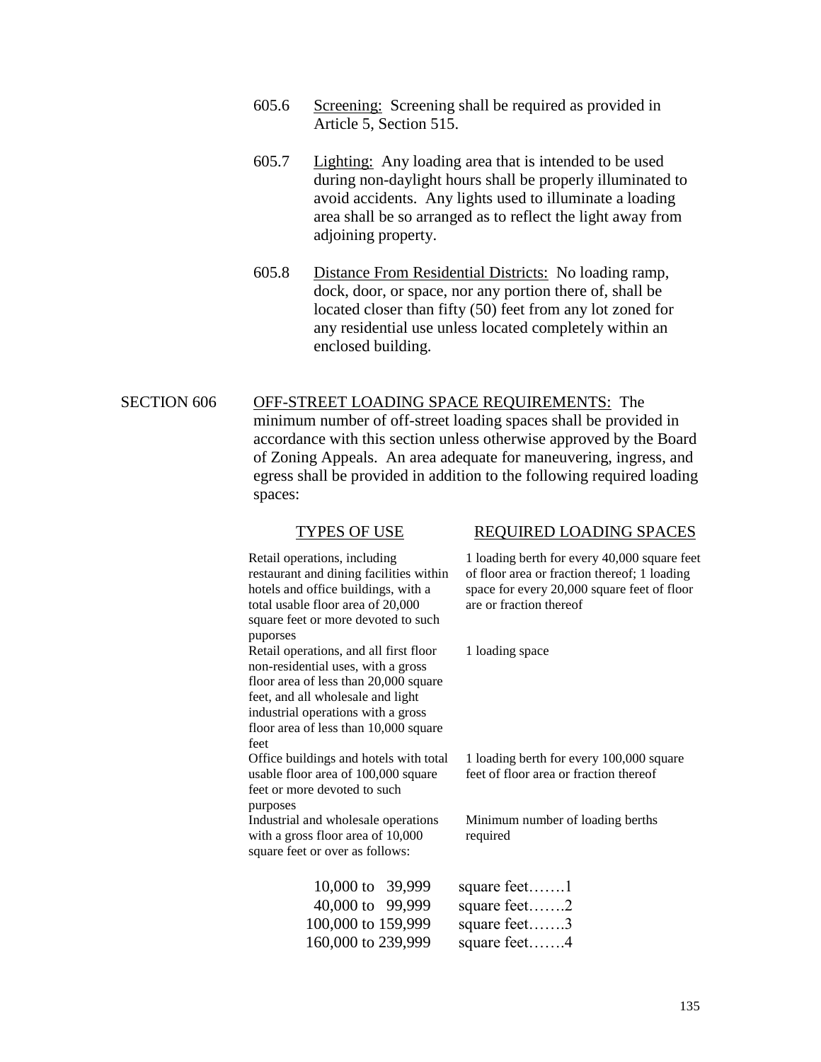605.6 Screening: Screening shall be required as provided in Article 5, Section 515.

605.7 Lighting: Any loading area that is intended to be used during non-daylight hours shall be properly illuminated to avoid accidents. Any lights used to illuminate a loading area shall be so arranged as to reflect the light away from adjoining property.

605.8 Distance From Residential Districts: No loading ramp, dock, door, or space, nor any portion there of, shall be located closer than fifty (50) feet from any lot zoned for any residential use unless located completely within an enclosed building.

SECTION 606 OFF-STREET LOADING SPACE REQUIREMENTS: The minimum number of off-street loading spaces shall be provided in accordance with this section unless otherwise approved by the Board of Zoning Appeals. An area adequate for maneuvering, ingress, and egress shall be provided in addition to the following required loading spaces:

| TYPES OF USE | REQUIRED LOADING SPACES |
|---|---|
| Retail operations, including restaurant and dining facilities within hotels and office buildings, with a total usable floor area of 20,000 square feet or more devoted to such puporses | 1 loading berth for every 40,000 square feet of floor area or fraction thereof; 1 loading space for every 20,000 square feet of floor are or fraction thereof |
| Retail operations, and all first floor non-residential uses, with a gross floor area of less than 20,000 square feet, and all wholesale and light industrial operations with a gross floor area of less than 10,000 square feet | 1 loading space |
| Office buildings and hotels with total usable floor area of 100,000 square feet or more devoted to such purposes | 1 loading berth for every 100,000 square feet of floor area or fraction thereof |
| Industrial and wholesale operations with a gross floor area of 10,000 square feet or over as follows: | Minimum number of loading berths required |

10,000 to 39,999 square feet…….1
40,000 to 99,999 square feet…….2
100,000 to 159,999 square feet…….3
160,000 to 239,999 square feet…….4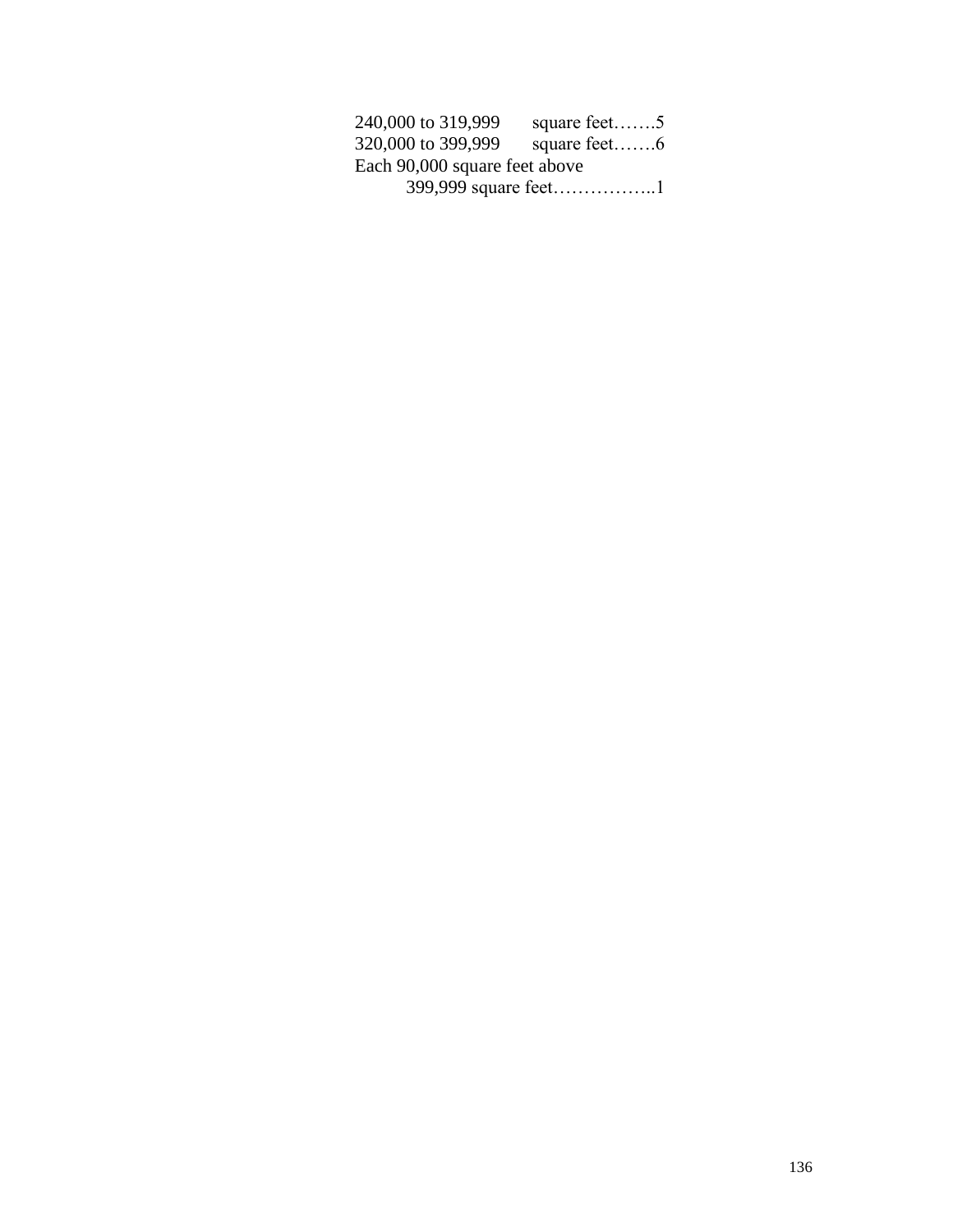240,000 to 319,999 square feet…….5
320,000 to 399,999 square feet…….6
Each 90,000 square feet above
399,999 square feet……………..1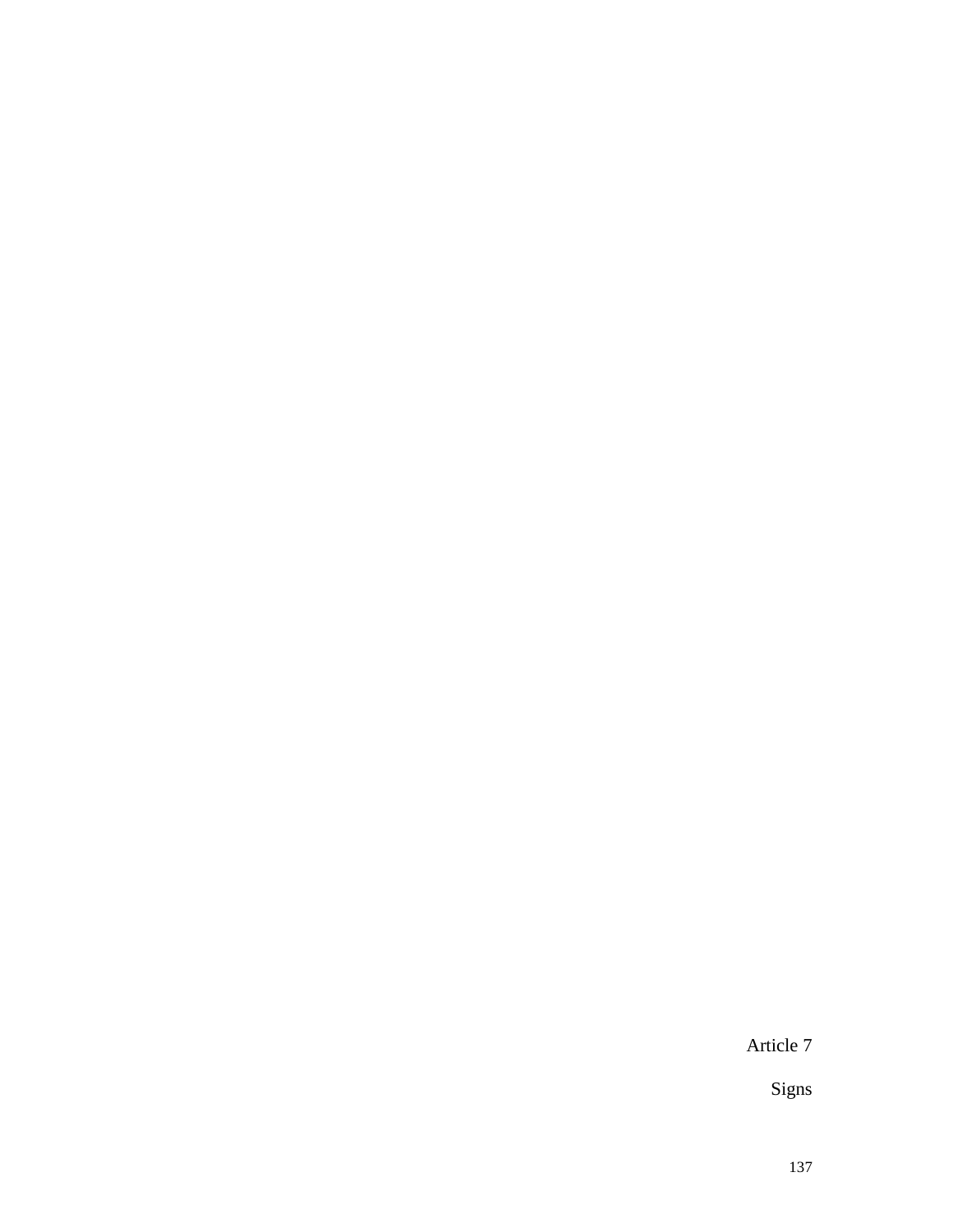# Article 7

## Signs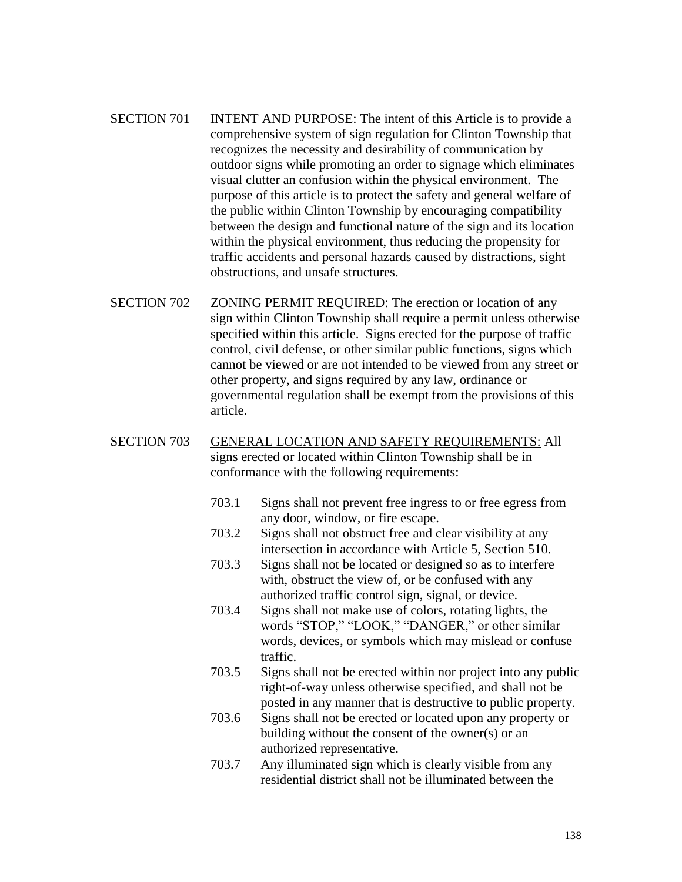SECTION 701 <u>INTENT AND PURPOSE:</u> The intent of this Article is to provide a comprehensive system of sign regulation for Clinton Township that recognizes the necessity and desirability of communication by outdoor signs while promoting an order to signage which eliminates visual clutter an confusion within the physical environment. The purpose of this article is to protect the safety and general welfare of the public within Clinton Township by encouraging compatibility between the design and functional nature of the sign and its location within the physical environment, thus reducing the propensity for traffic accidents and personal hazards caused by distractions, sight obstructions, and unsafe structures.

SECTION 702 <u>ZONING PERMIT REQUIRED:</u> The erection or location of any sign within Clinton Township shall require a permit unless otherwise specified within this article. Signs erected for the purpose of traffic control, civil defense, or other similar public functions, signs which cannot be viewed or are not intended to be viewed from any street or other property, and signs required by any law, ordinance or governmental regulation shall be exempt from the provisions of this article.

SECTION 703 <u>GENERAL LOCATION AND SAFETY REQUIREMENTS:</u> All signs erected or located within Clinton Township shall be in conformance with the following requirements:

703.1 Signs shall not prevent free ingress to or free egress from any door, window, or fire escape.

703.2 Signs shall not obstruct free and clear visibility at any intersection in accordance with Article 5, Section 510.

703.3 Signs shall not be located or designed so as to interfere with, obstruct the view of, or be confused with any authorized traffic control sign, signal, or device.

703.4 Signs shall not make use of colors, rotating lights, the words "STOP," "LOOK," "DANGER," or other similar words, devices, or symbols which may mislead or confuse traffic.

703.5 Signs shall not be erected within nor project into any public right-of-way unless otherwise specified, and shall not be posted in any manner that is destructive to public property.

703.6 Signs shall not be erected or located upon any property or building without the consent of the owner(s) or an authorized representative.

703.7 Any illuminated sign which is clearly visible from any residential district shall not be illuminated between the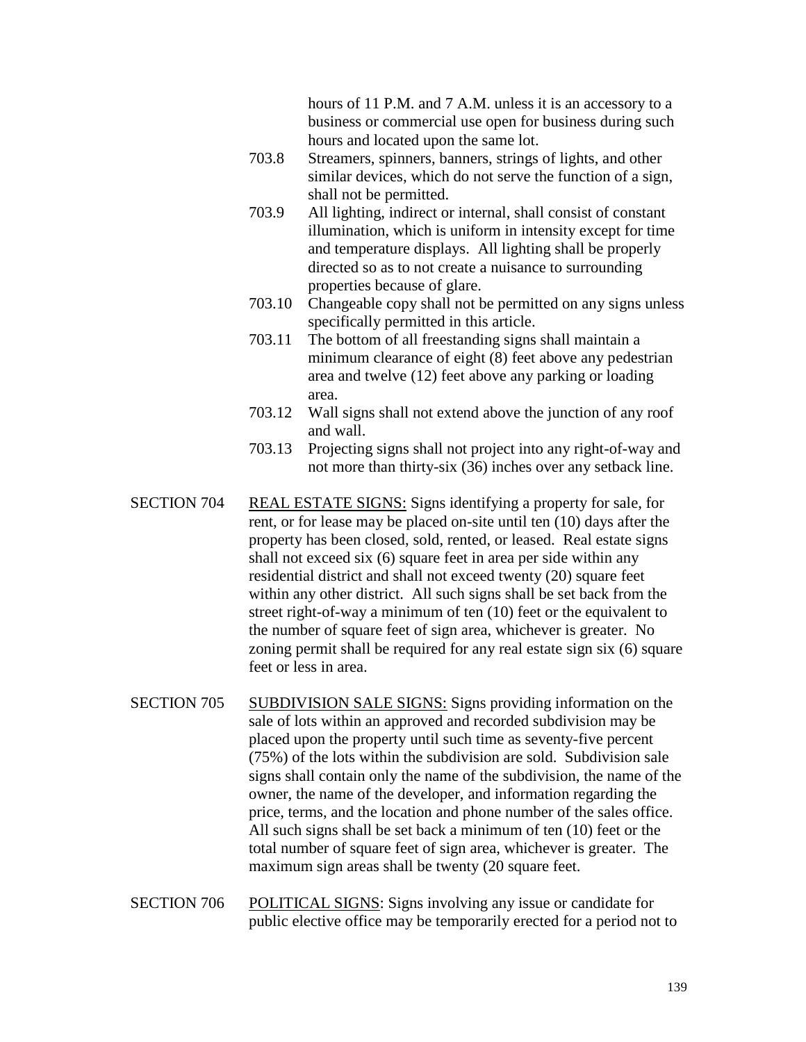hours of 11 P.M. and 7 A.M. unless it is an accessory to a business or commercial use open for business during such hours and located upon the same lot.

703.8 Streamers, spinners, banners, strings of lights, and other similar devices, which do not serve the function of a sign, shall not be permitted.

703.9 All lighting, indirect or internal, shall consist of constant illumination, which is uniform in intensity except for time and temperature displays. All lighting shall be properly directed so as to not create a nuisance to surrounding properties because of glare.

703.10 Changeable copy shall not be permitted on any signs unless specifically permitted in this article.

703.11 The bottom of all freestanding signs shall maintain a minimum clearance of eight (8) feet above any pedestrian area and twelve (12) feet above any parking or loading area.

703.12 Wall signs shall not extend above the junction of any roof and wall.

703.13 Projecting signs shall not project into any right-of-way and not more than thirty-six (36) inches over any setback line.

SECTION 704 <u>REAL ESTATE SIGNS:</u> Signs identifying a property for sale, for rent, or for lease may be placed on-site until ten (10) days after the property has been closed, sold, rented, or leased. Real estate signs shall not exceed six (6) square feet in area per side within any residential district and shall not exceed twenty (20) square feet within any other district. All such signs shall be set back from the street right-of-way a minimum of ten (10) feet or the equivalent to the number of square feet of sign area, whichever is greater. No zoning permit shall be required for any real estate sign six (6) square feet or less in area.

SECTION 705 <u>SUBDIVISION SALE SIGNS:</u> Signs providing information on the sale of lots within an approved and recorded subdivision may be placed upon the property until such time as seventy-five percent (75%) of the lots within the subdivision are sold. Subdivision sale signs shall contain only the name of the subdivision, the name of the owner, the name of the developer, and information regarding the price, terms, and the location and phone number of the sales office. All such signs shall be set back a minimum of ten (10) feet or the total number of square feet of sign area, whichever is greater. The maximum sign areas shall be twenty (20 square feet.

SECTION 706 <u>POLITICAL SIGNS</u>: Signs involving any issue or candidate for public elective office may be temporarily erected for a period not to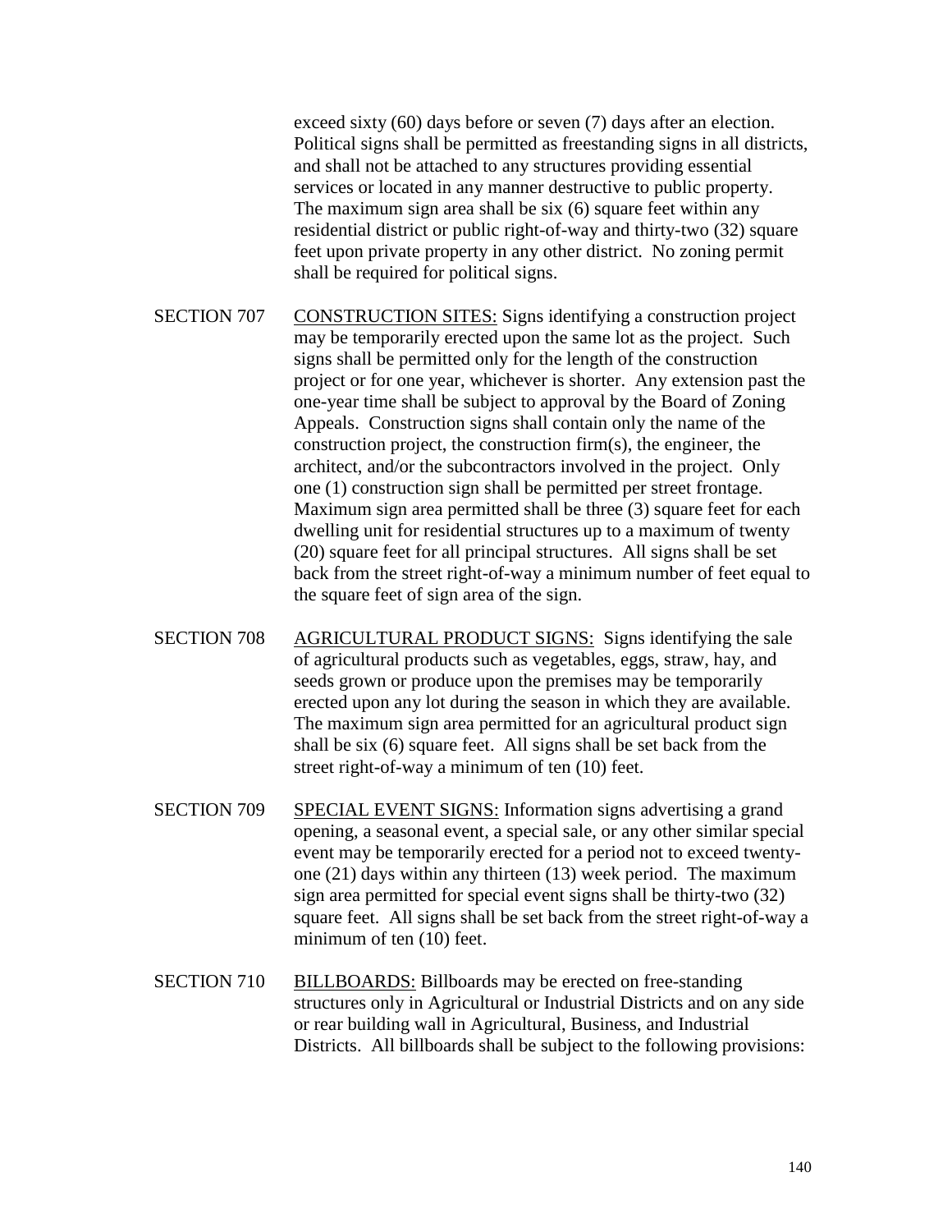exceed sixty (60) days before or seven (7) days after an election. Political signs shall be permitted as freestanding signs in all districts, and shall not be attached to any structures providing essential services or located in any manner destructive to public property. The maximum sign area shall be six (6) square feet within any residential district or public right-of-way and thirty-two (32) square feet upon private property in any other district. No zoning permit shall be required for political signs.

SECTION 707 CONSTRUCTION SITES: Signs identifying a construction project may be temporarily erected upon the same lot as the project. Such signs shall be permitted only for the length of the construction project or for one year, whichever is shorter. Any extension past the one-year time shall be subject to approval by the Board of Zoning Appeals. Construction signs shall contain only the name of the construction project, the construction firm(s), the engineer, the architect, and/or the subcontractors involved in the project. Only one (1) construction sign shall be permitted per street frontage. Maximum sign area permitted shall be three (3) square feet for each dwelling unit for residential structures up to a maximum of twenty (20) square feet for all principal structures. All signs shall be set back from the street right-of-way a minimum number of feet equal to the square feet of sign area of the sign.

SECTION 708 AGRICULTURAL PRODUCT SIGNS: Signs identifying the sale of agricultural products such as vegetables, eggs, straw, hay, and seeds grown or produce upon the premises may be temporarily erected upon any lot during the season in which they are available. The maximum sign area permitted for an agricultural product sign shall be six (6) square feet. All signs shall be set back from the street right-of-way a minimum of ten (10) feet.

SECTION 709 SPECIAL EVENT SIGNS: Information signs advertising a grand opening, a seasonal event, a special sale, or any other similar special event may be temporarily erected for a period not to exceed twenty-one (21) days within any thirteen (13) week period. The maximum sign area permitted for special event signs shall be thirty-two (32) square feet. All signs shall be set back from the street right-of-way a minimum of ten (10) feet.

SECTION 710 BILLBOARDS: Billboards may be erected on free-standing structures only in Agricultural or Industrial Districts and on any side or rear building wall in Agricultural, Business, and Industrial Districts. All billboards shall be subject to the following provisions: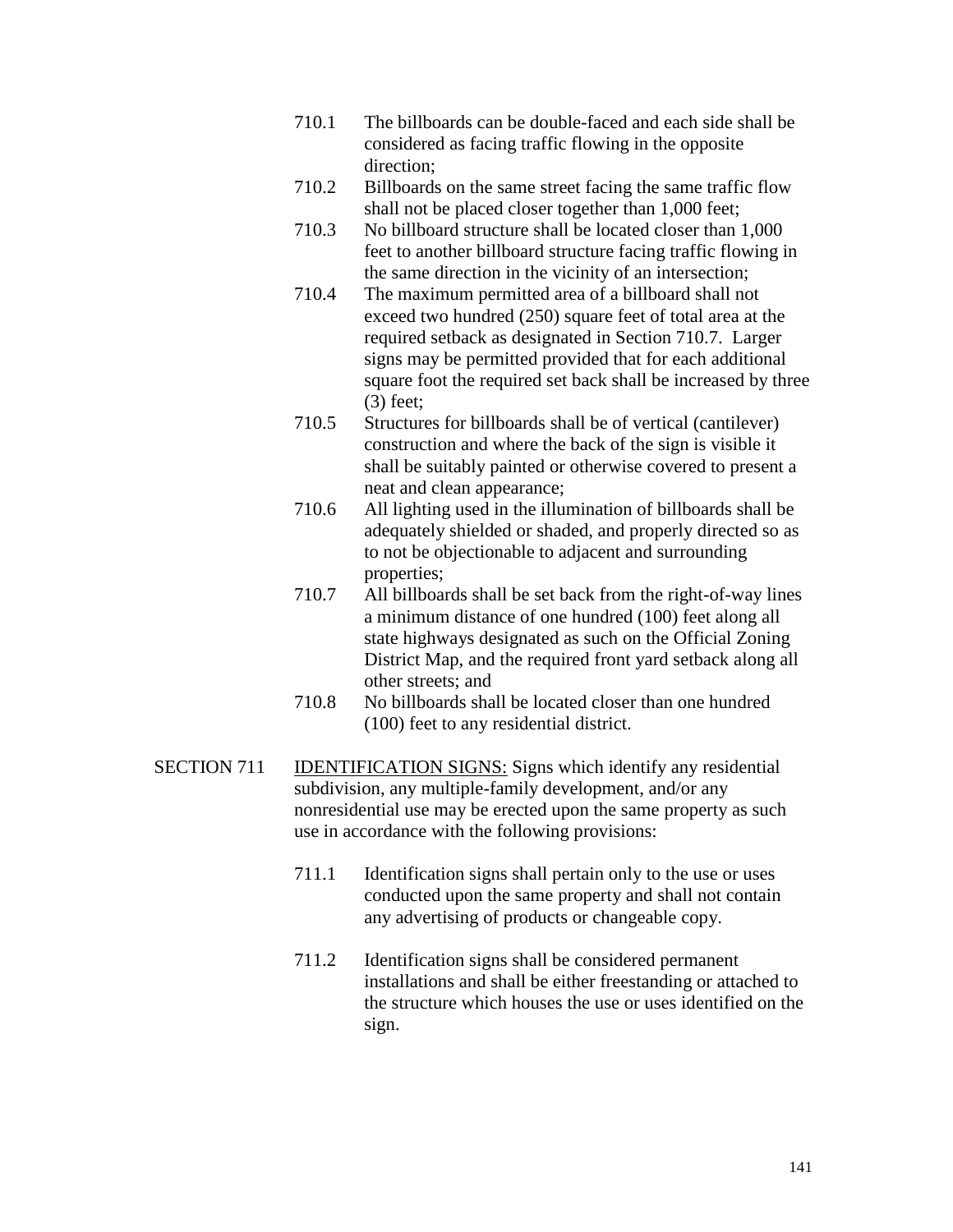710.1 The billboards can be double-faced and each side shall be considered as facing traffic flowing in the opposite direction;

710.2 Billboards on the same street facing the same traffic flow shall not be placed closer together than 1,000 feet;

710.3 No billboard structure shall be located closer than 1,000 feet to another billboard structure facing traffic flowing in the same direction in the vicinity of an intersection;

710.4 The maximum permitted area of a billboard shall not exceed two hundred (250) square feet of total area at the required setback as designated in Section 710.7. Larger signs may be permitted provided that for each additional square foot the required set back shall be increased by three (3) feet;

710.5 Structures for billboards shall be of vertical (cantilever) construction and where the back of the sign is visible it shall be suitably painted or otherwise covered to present a neat and clean appearance;

710.6 All lighting used in the illumination of billboards shall be adequately shielded or shaded, and properly directed so as to not be objectionable to adjacent and surrounding properties;

710.7 All billboards shall be set back from the right-of-way lines a minimum distance of one hundred (100) feet along all state highways designated as such on the Official Zoning District Map, and the required front yard setback along all other streets; and

710.8 No billboards shall be located closer than one hundred (100) feet to any residential district.

SECTION 711 IDENTIFICATION SIGNS: Signs which identify any residential subdivision, any multiple-family development, and/or any nonresidential use may be erected upon the same property as such use in accordance with the following provisions:

711.1 Identification signs shall pertain only to the use or uses conducted upon the same property and shall not contain any advertising of products or changeable copy.

711.2 Identification signs shall be considered permanent installations and shall be either freestanding or attached to the structure which houses the use or uses identified on the sign.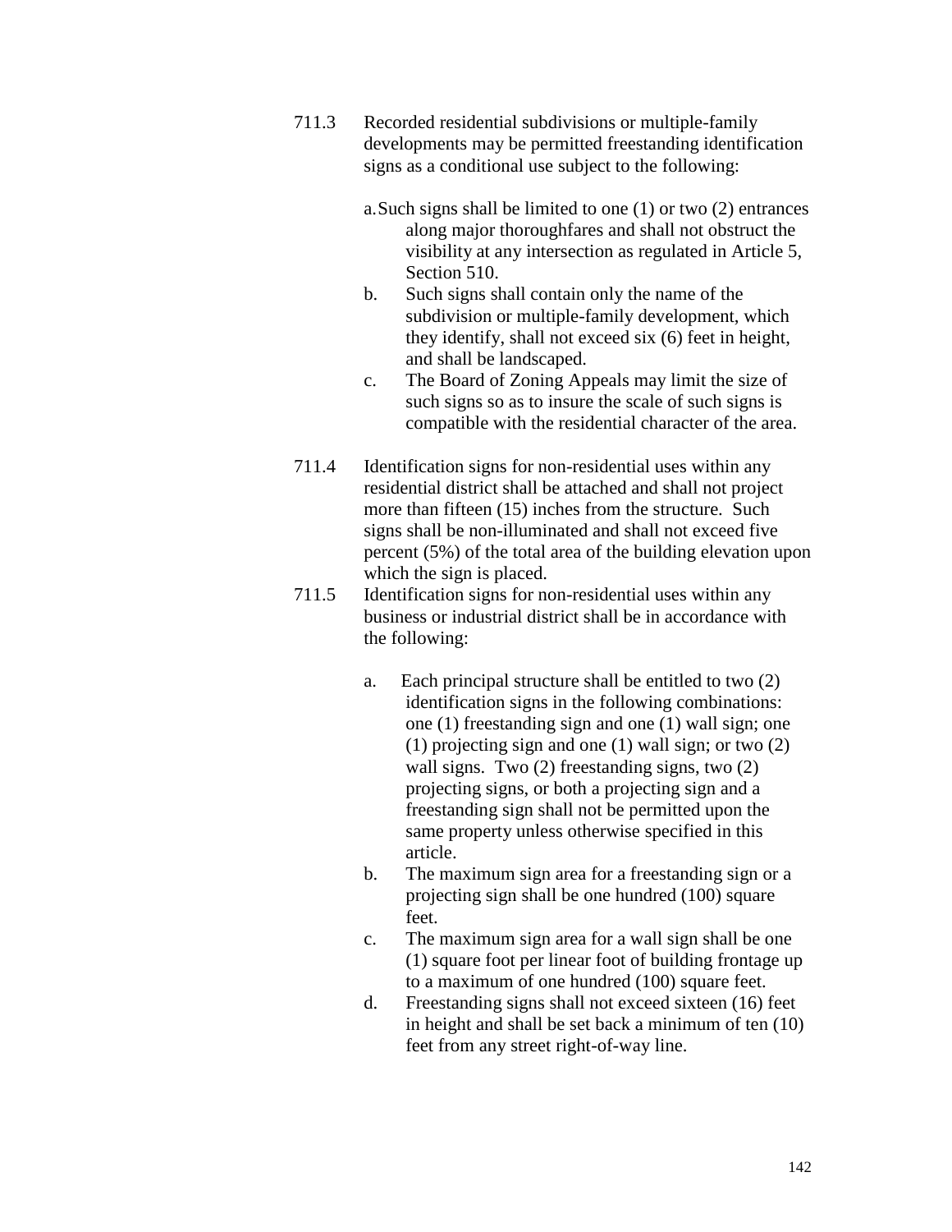711.3 Recorded residential subdivisions or multiple-family developments may be permitted freestanding identification signs as a conditional use subject to the following:

a. Such signs shall be limited to one (1) or two (2) entrances along major thoroughfares and shall not obstruct the visibility at any intersection as regulated in Article 5, Section 510.

b. Such signs shall contain only the name of the subdivision or multiple-family development, which they identify, shall not exceed six (6) feet in height, and shall be landscaped.

c. The Board of Zoning Appeals may limit the size of such signs so as to insure the scale of such signs is compatible with the residential character of the area.

711.4 Identification signs for non-residential uses within any residential district shall be attached and shall not project more than fifteen (15) inches from the structure. Such signs shall be non-illuminated and shall not exceed five percent (5%) of the total area of the building elevation upon which the sign is placed.

711.5 Identification signs for non-residential uses within any business or industrial district shall be in accordance with the following:

a. Each principal structure shall be entitled to two (2) identification signs in the following combinations: one (1) freestanding sign and one (1) wall sign; one (1) projecting sign and one (1) wall sign; or two (2) wall signs. Two (2) freestanding signs, two (2) projecting signs, or both a projecting sign and a freestanding sign shall not be permitted upon the same property unless otherwise specified in this article.

b. The maximum sign area for a freestanding sign or a projecting sign shall be one hundred (100) square feet.

c. The maximum sign area for a wall sign shall be one (1) square foot per linear foot of building frontage up to a maximum of one hundred (100) square feet.

d. Freestanding signs shall not exceed sixteen (16) feet in height and shall be set back a minimum of ten (10) feet from any street right-of-way line.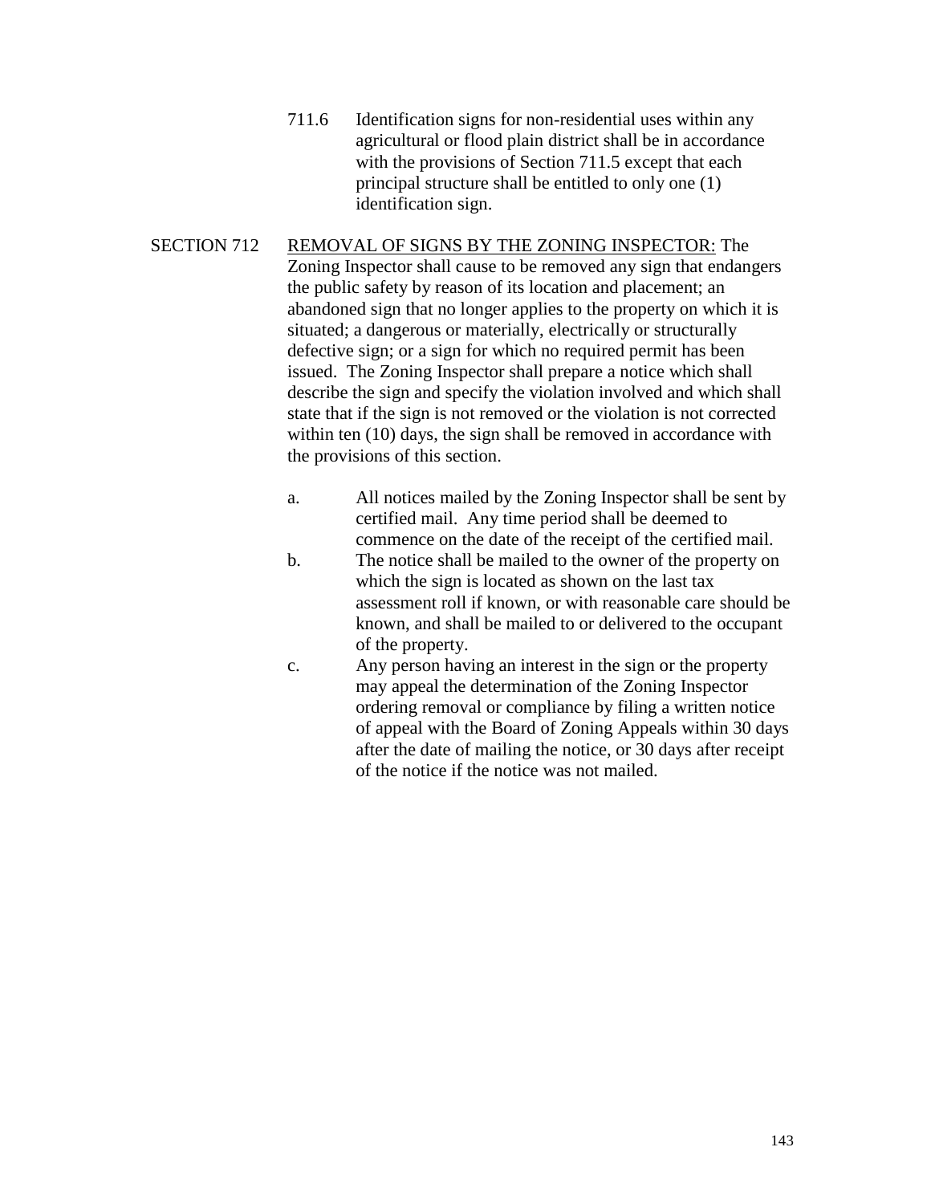711.6 Identification signs for non-residential uses within any agricultural or flood plain district shall be in accordance with the provisions of Section 711.5 except that each principal structure shall be entitled to only one (1) identification sign.

SECTION 712 REMOVAL OF SIGNS BY THE ZONING INSPECTOR: The Zoning Inspector shall cause to be removed any sign that endangers the public safety by reason of its location and placement; an abandoned sign that no longer applies to the property on which it is situated; a dangerous or materially, electrically or structurally defective sign; or a sign for which no required permit has been issued. The Zoning Inspector shall prepare a notice which shall describe the sign and specify the violation involved and which shall state that if the sign is not removed or the violation is not corrected within ten (10) days, the sign shall be removed in accordance with the provisions of this section.

a. All notices mailed by the Zoning Inspector shall be sent by certified mail. Any time period shall be deemed to commence on the date of the receipt of the certified mail.

b. The notice shall be mailed to the owner of the property on which the sign is located as shown on the last tax assessment roll if known, or with reasonable care should be known, and shall be mailed to or delivered to the occupant of the property.

c. Any person having an interest in the sign or the property may appeal the determination of the Zoning Inspector ordering removal or compliance by filing a written notice of appeal with the Board of Zoning Appeals within 30 days after the date of mailing the notice, or 30 days after receipt of the notice if the notice was not mailed.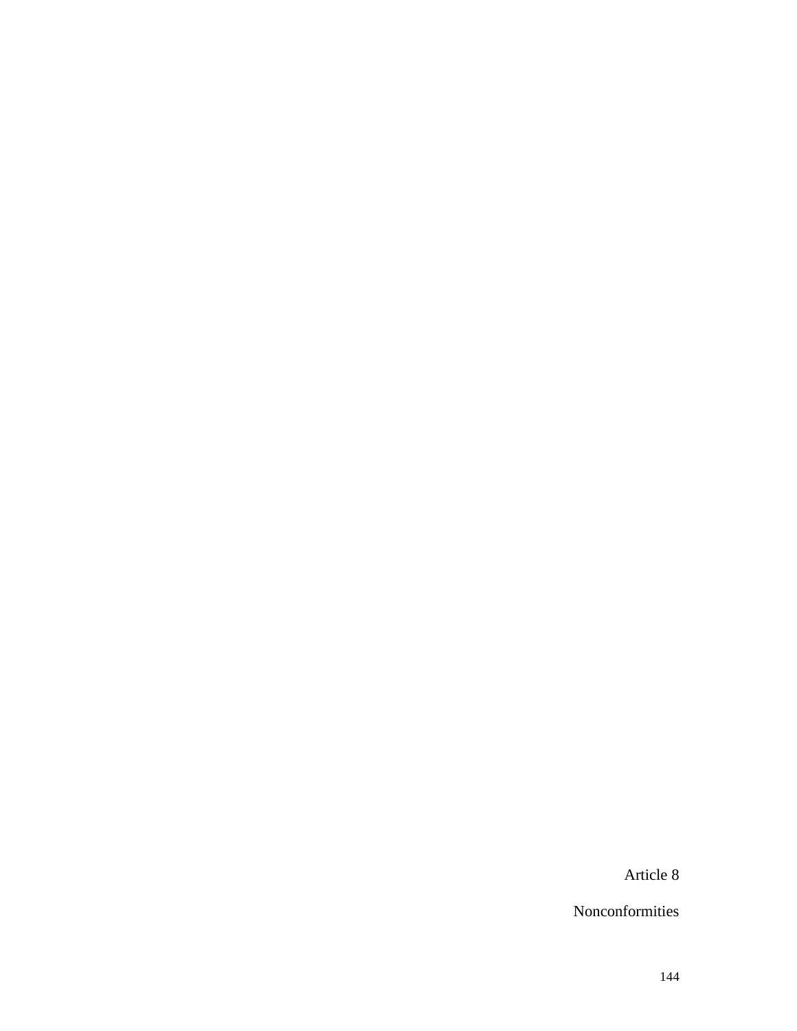# Article 8

## Nonconformities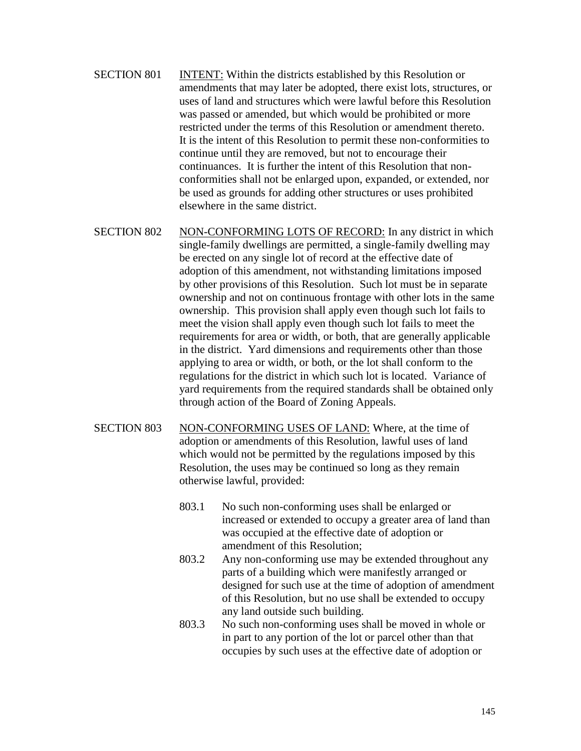SECTION 801 INTENT: Within the districts established by this Resolution or amendments that may later be adopted, there exist lots, structures, or uses of land and structures which were lawful before this Resolution was passed or amended, but which would be prohibited or more restricted under the terms of this Resolution or amendment thereto. It is the intent of this Resolution to permit these non-conformities to continue until they are removed, but not to encourage their continuances. It is further the intent of this Resolution that non-conformities shall not be enlarged upon, expanded, or extended, nor be used as grounds for adding other structures or uses prohibited elsewhere in the same district.

SECTION 802 NON-CONFORMING LOTS OF RECORD: In any district in which single-family dwellings are permitted, a single-family dwelling may be erected on any single lot of record at the effective date of adoption of this amendment, not withstanding limitations imposed by other provisions of this Resolution. Such lot must be in separate ownership and not on continuous frontage with other lots in the same ownership. This provision shall apply even though such lot fails to meet the vision shall apply even though such lot fails to meet the requirements for area or width, or both, that are generally applicable in the district. Yard dimensions and requirements other than those applying to area or width, or both, or the lot shall conform to the regulations for the district in which such lot is located. Variance of yard requirements from the required standards shall be obtained only through action of the Board of Zoning Appeals.

SECTION 803 NON-CONFORMING USES OF LAND: Where, at the time of adoption or amendments of this Resolution, lawful uses of land which would not be permitted by the regulations imposed by this Resolution, the uses may be continued so long as they remain otherwise lawful, provided:

803.1 No such non-conforming uses shall be enlarged or increased or extended to occupy a greater area of land than was occupied at the effective date of adoption or amendment of this Resolution;

803.2 Any non-conforming use may be extended throughout any parts of a building which were manifestly arranged or designed for such use at the time of adoption of amendment of this Resolution, but no use shall be extended to occupy any land outside such building.

803.3 No such non-conforming uses shall be moved in whole or in part to any portion of the lot or parcel other than that occupies by such uses at the effective date of adoption or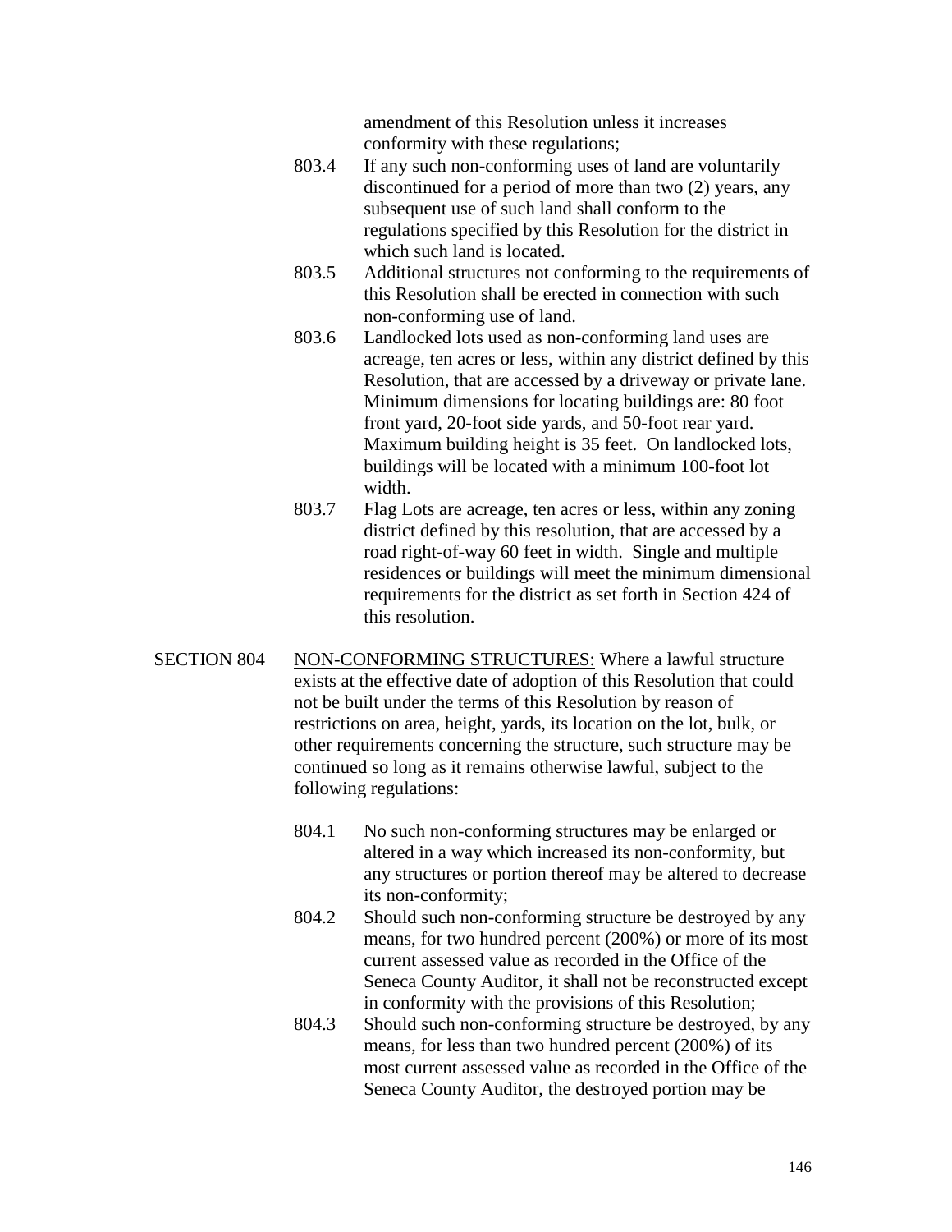amendment of this Resolution unless it increases conformity with these regulations;

803.4 If any such non-conforming uses of land are voluntarily discontinued for a period of more than two (2) years, any subsequent use of such land shall conform to the regulations specified by this Resolution for the district in which such land is located.

803.5 Additional structures not conforming to the requirements of this Resolution shall be erected in connection with such non-conforming use of land.

803.6 Landlocked lots used as non-conforming land uses are acreage, ten acres or less, within any district defined by this Resolution, that are accessed by a driveway or private lane. Minimum dimensions for locating buildings are: 80 foot front yard, 20-foot side yards, and 50-foot rear yard. Maximum building height is 35 feet. On landlocked lots, buildings will be located with a minimum 100-foot lot width.

803.7 Flag Lots are acreage, ten acres or less, within any zoning district defined by this resolution, that are accessed by a road right-of-way 60 feet in width. Single and multiple residences or buildings will meet the minimum dimensional requirements for the district as set forth in Section 424 of this resolution.

SECTION 804 NON-CONFORMING STRUCTURES: Where a lawful structure exists at the effective date of adoption of this Resolution that could not be built under the terms of this Resolution by reason of restrictions on area, height, yards, its location on the lot, bulk, or other requirements concerning the structure, such structure may be continued so long as it remains otherwise lawful, subject to the following regulations:

804.1 No such non-conforming structures may be enlarged or altered in a way which increased its non-conformity, but any structures or portion thereof may be altered to decrease its non-conformity;

804.2 Should such non-conforming structure be destroyed by any means, for two hundred percent (200%) or more of its most current assessed value as recorded in the Office of the Seneca County Auditor, it shall not be reconstructed except in conformity with the provisions of this Resolution;

804.3 Should such non-conforming structure be destroyed, by any means, for less than two hundred percent (200%) of its most current assessed value as recorded in the Office of the Seneca County Auditor, the destroyed portion may be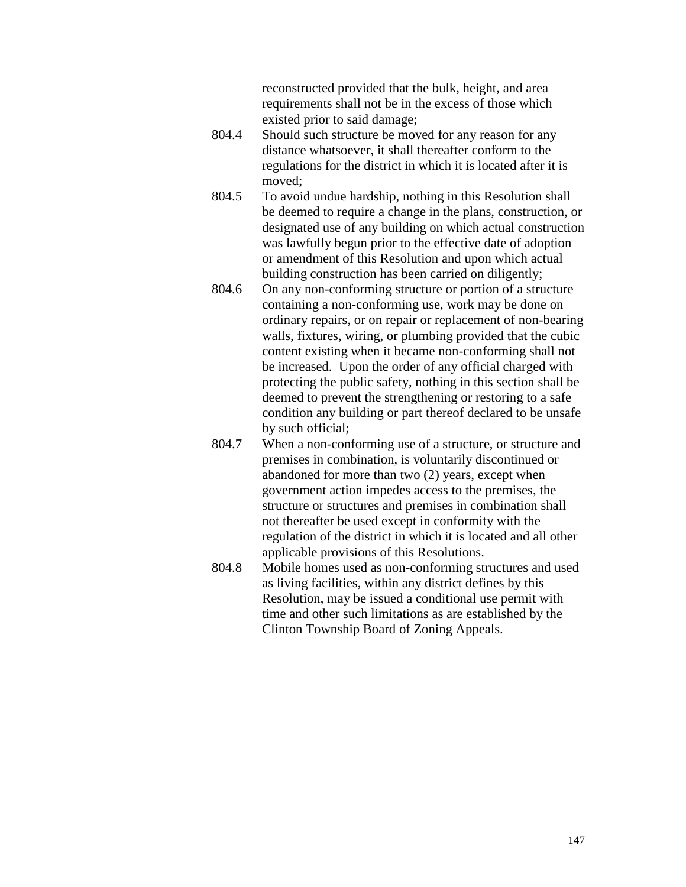reconstructed provided that the bulk, height, and area requirements shall not be in the excess of those which existed prior to said damage;

804.4 Should such structure be moved for any reason for any distance whatsoever, it shall thereafter conform to the regulations for the district in which it is located after it is moved;

804.5 To avoid undue hardship, nothing in this Resolution shall be deemed to require a change in the plans, construction, or designated use of any building on which actual construction was lawfully begun prior to the effective date of adoption or amendment of this Resolution and upon which actual building construction has been carried on diligently;

804.6 On any non-conforming structure or portion of a structure containing a non-conforming use, work may be done on ordinary repairs, or on repair or replacement of non-bearing walls, fixtures, wiring, or plumbing provided that the cubic content existing when it became non-conforming shall not be increased. Upon the order of any official charged with protecting the public safety, nothing in this section shall be deemed to prevent the strengthening or restoring to a safe condition any building or part thereof declared to be unsafe by such official;

804.7 When a non-conforming use of a structure, or structure and premises in combination, is voluntarily discontinued or abandoned for more than two (2) years, except when government action impedes access to the premises, the structure or structures and premises in combination shall not thereafter be used except in conformity with the regulation of the district in which it is located and all other applicable provisions of this Resolutions.

804.8 Mobile homes used as non-conforming structures and used as living facilities, within any district defines by this Resolution, may be issued a conditional use permit with time and other such limitations as are established by the Clinton Township Board of Zoning Appeals.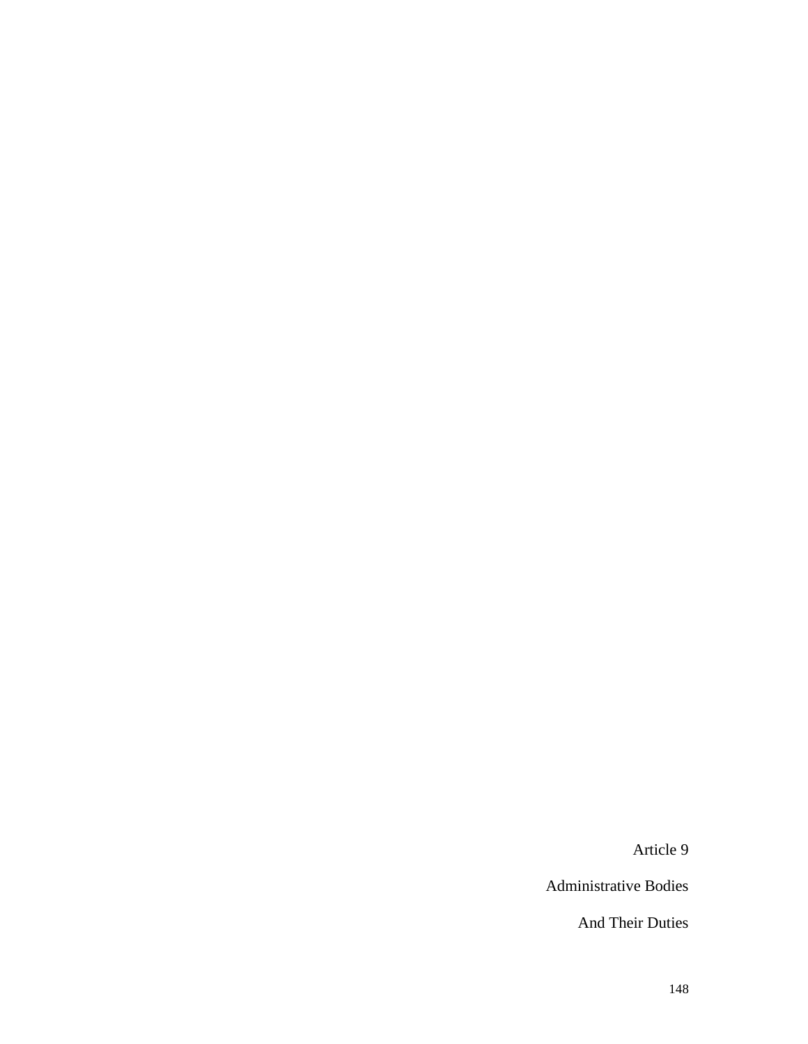# Article 9

## Administrative Bodies

## And Their Duties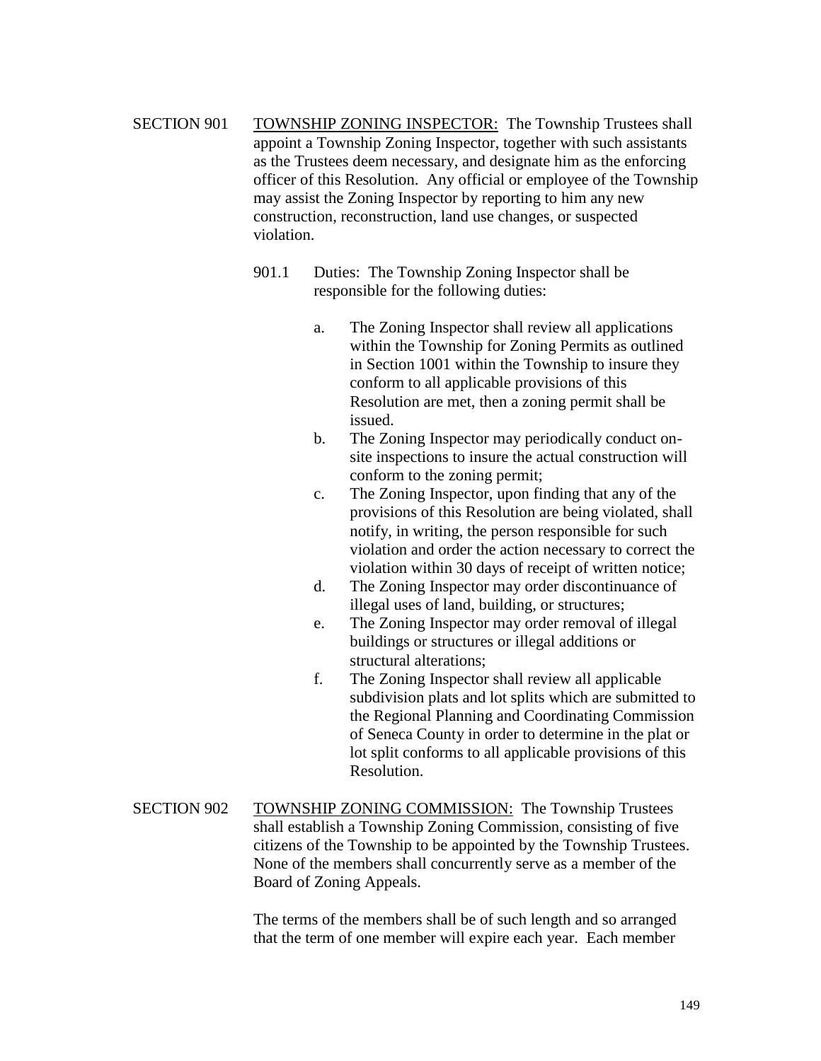SECTION 901 <u>TOWNSHIP ZONING INSPECTOR:</u> The Township Trustees shall appoint a Township Zoning Inspector, together with such assistants as the Trustees deem necessary, and designate him as the enforcing officer of this Resolution. Any official or employee of the Township may assist the Zoning Inspector by reporting to him any new construction, reconstruction, land use changes, or suspected violation.

901.1 Duties: The Township Zoning Inspector shall be responsible for the following duties:

a. The Zoning Inspector shall review all applications within the Township for Zoning Permits as outlined in Section 1001 within the Township to insure they conform to all applicable provisions of this Resolution are met, then a zoning permit shall be issued.

b. The Zoning Inspector may periodically conduct on-site inspections to insure the actual construction will conform to the zoning permit;

c. The Zoning Inspector, upon finding that any of the provisions of this Resolution are being violated, shall notify, in writing, the person responsible for such violation and order the action necessary to correct the violation within 30 days of receipt of written notice;

d. The Zoning Inspector may order discontinuance of illegal uses of land, building, or structures;

e. The Zoning Inspector may order removal of illegal buildings or structures or illegal additions or structural alterations;

f. The Zoning Inspector shall review all applicable subdivision plats and lot splits which are submitted to the Regional Planning and Coordinating Commission of Seneca County in order to determine in the plat or lot split conforms to all applicable provisions of this Resolution.

SECTION 902 <u>TOWNSHIP ZONING COMMISSION:</u> The Township Trustees shall establish a Township Zoning Commission, consisting of five citizens of the Township to be appointed by the Township Trustees. None of the members shall concurrently serve as a member of the Board of Zoning Appeals.

The terms of the members shall be of such length and so arranged that the term of one member will expire each year. Each member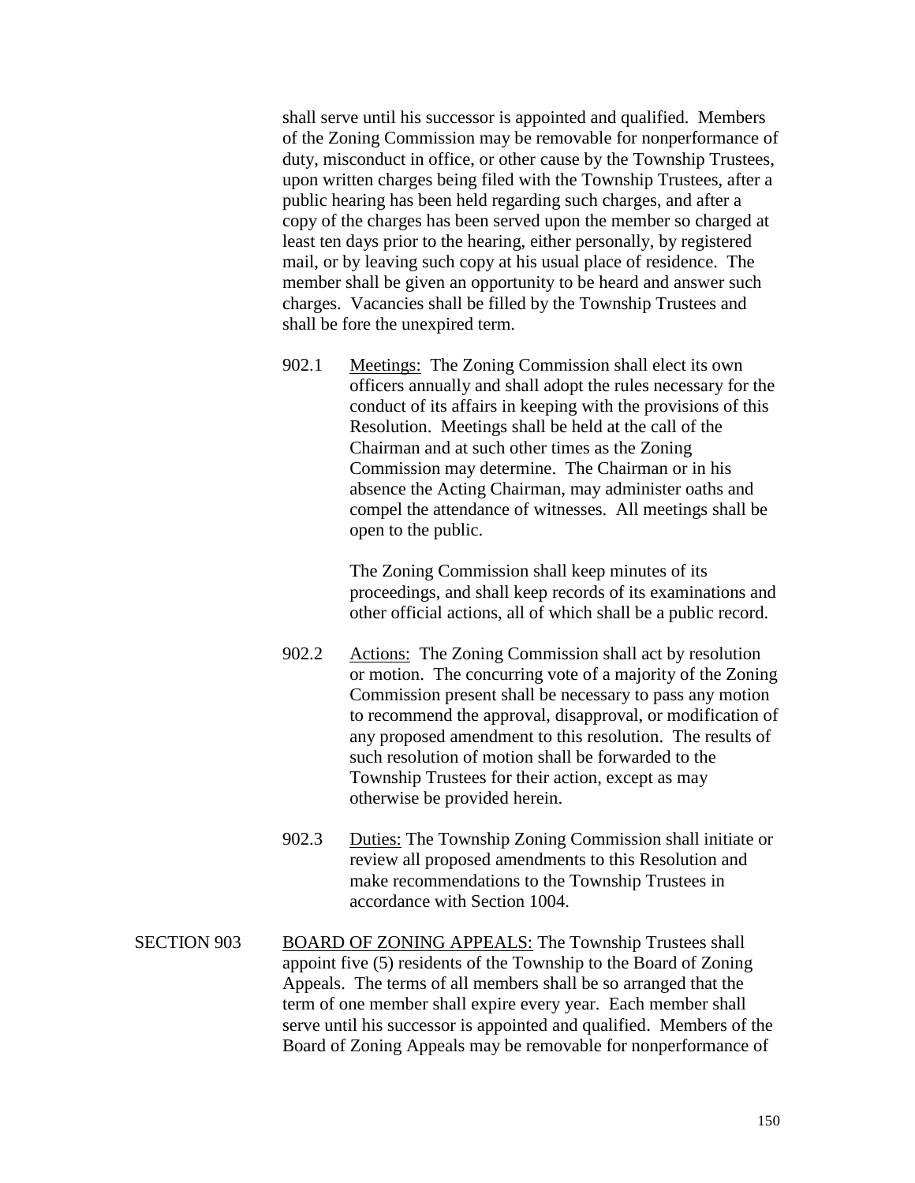shall serve until his successor is appointed and qualified. Members of the Zoning Commission may be removable for nonperformance of duty, misconduct in office, or other cause by the Township Trustees, upon written charges being filed with the Township Trustees, after a public hearing has been held regarding such charges, and after a copy of the charges has been served upon the member so charged at least ten days prior to the hearing, either personally, by registered mail, or by leaving such copy at his usual place of residence. The member shall be given an opportunity to be heard and answer such charges. Vacancies shall be filled by the Township Trustees and shall be fore the unexpired term.

902.1 Meetings: The Zoning Commission shall elect its own officers annually and shall adopt the rules necessary for the conduct of its affairs in keeping with the provisions of this Resolution. Meetings shall be held at the call of the Chairman and at such other times as the Zoning Commission may determine. The Chairman or in his absence the Acting Chairman, may administer oaths and compel the attendance of witnesses. All meetings shall be open to the public.

The Zoning Commission shall keep minutes of its proceedings, and shall keep records of its examinations and other official actions, all of which shall be a public record.

902.2 Actions: The Zoning Commission shall act by resolution or motion. The concurring vote of a majority of the Zoning Commission present shall be necessary to pass any motion to recommend the approval, disapproval, or modification of any proposed amendment to this resolution. The results of such resolution of motion shall be forwarded to the Township Trustees for their action, except as may otherwise be provided herein.

902.3 Duties: The Township Zoning Commission shall initiate or review all proposed amendments to this Resolution and make recommendations to the Township Trustees in accordance with Section 1004.

SECTION 903 BOARD OF ZONING APPEALS: The Township Trustees shall appoint five (5) residents of the Township to the Board of Zoning Appeals. The terms of all members shall be so arranged that the term of one member shall expire every year. Each member shall serve until his successor is appointed and qualified. Members of the Board of Zoning Appeals may be removable for nonperformance of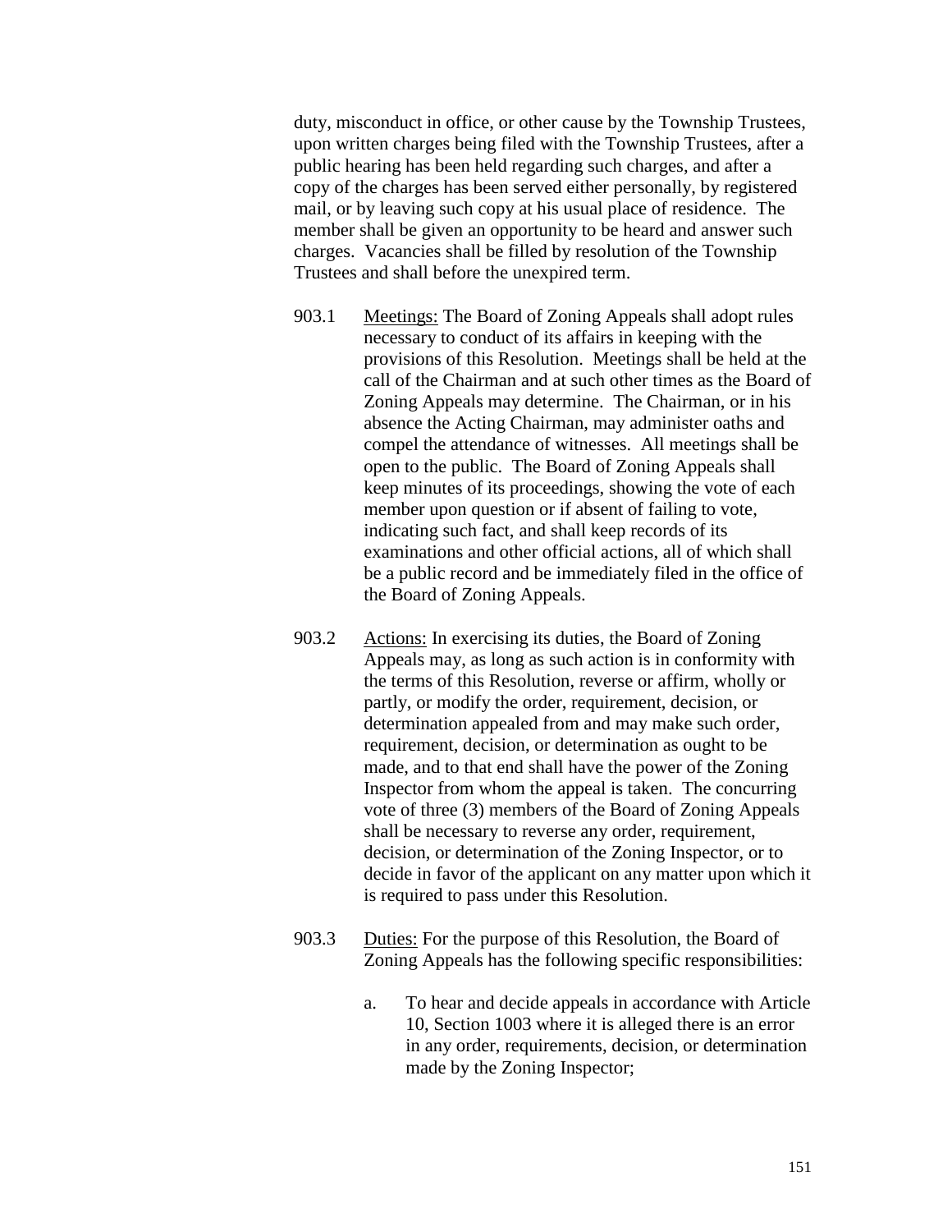duty, misconduct in office, or other cause by the Township Trustees, upon written charges being filed with the Township Trustees, after a public hearing has been held regarding such charges, and after a copy of the charges has been served either personally, by registered mail, or by leaving such copy at his usual place of residence. The member shall be given an opportunity to be heard and answer such charges. Vacancies shall be filled by resolution of the Township Trustees and shall before the unexpired term.

903.1 Meetings: The Board of Zoning Appeals shall adopt rules necessary to conduct of its affairs in keeping with the provisions of this Resolution. Meetings shall be held at the call of the Chairman and at such other times as the Board of Zoning Appeals may determine. The Chairman, or in his absence the Acting Chairman, may administer oaths and compel the attendance of witnesses. All meetings shall be open to the public. The Board of Zoning Appeals shall keep minutes of its proceedings, showing the vote of each member upon question or if absent of failing to vote, indicating such fact, and shall keep records of its examinations and other official actions, all of which shall be a public record and be immediately filed in the office of the Board of Zoning Appeals.

903.2 Actions: In exercising its duties, the Board of Zoning Appeals may, as long as such action is in conformity with the terms of this Resolution, reverse or affirm, wholly or partly, or modify the order, requirement, decision, or determination appealed from and may make such order, requirement, decision, or determination as ought to be made, and to that end shall have the power of the Zoning Inspector from whom the appeal is taken. The concurring vote of three (3) members of the Board of Zoning Appeals shall be necessary to reverse any order, requirement, decision, or determination of the Zoning Inspector, or to decide in favor of the applicant on any matter upon which it is required to pass under this Resolution.

903.3 Duties: For the purpose of this Resolution, the Board of Zoning Appeals has the following specific responsibilities:

a. To hear and decide appeals in accordance with Article 10, Section 1003 where it is alleged there is an error in any order, requirements, decision, or determination made by the Zoning Inspector;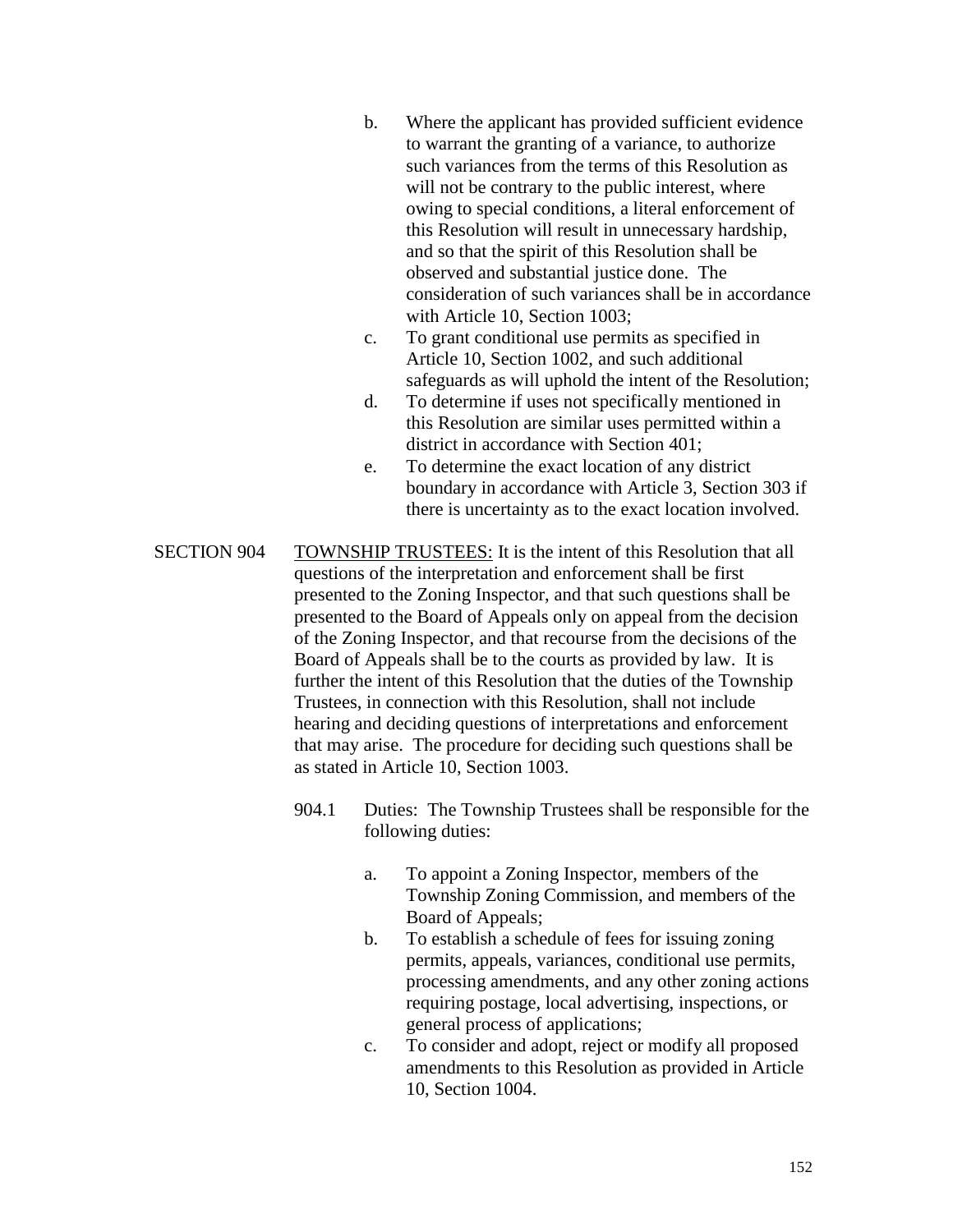b. Where the applicant has provided sufficient evidence to warrant the granting of a variance, to authorize such variances from the terms of this Resolution as will not be contrary to the public interest, where owing to special conditions, a literal enforcement of this Resolution will result in unnecessary hardship, and so that the spirit of this Resolution shall be observed and substantial justice done. The consideration of such variances shall be in accordance with Article 10, Section 1003;

c. To grant conditional use permits as specified in Article 10, Section 1002, and such additional safeguards as will uphold the intent of the Resolution;

d. To determine if uses not specifically mentioned in this Resolution are similar uses permitted within a district in accordance with Section 401;

e. To determine the exact location of any district boundary in accordance with Article 3, Section 303 if there is uncertainty as to the exact location involved.

SECTION 904 TOWNSHIP TRUSTEES: It is the intent of this Resolution that all questions of the interpretation and enforcement shall be first presented to the Zoning Inspector, and that such questions shall be presented to the Board of Appeals only on appeal from the decision of the Zoning Inspector, and that recourse from the decisions of the Board of Appeals shall be to the courts as provided by law. It is further the intent of this Resolution that the duties of the Township Trustees, in connection with this Resolution, shall not include hearing and deciding questions of interpretations and enforcement that may arise. The procedure for deciding such questions shall be as stated in Article 10, Section 1003.

904.1 Duties: The Township Trustees shall be responsible for the following duties:

a. To appoint a Zoning Inspector, members of the Township Zoning Commission, and members of the Board of Appeals;

b. To establish a schedule of fees for issuing zoning permits, appeals, variances, conditional use permits, processing amendments, and any other zoning actions requiring postage, local advertising, inspections, or general process of applications;

c. To consider and adopt, reject or modify all proposed amendments to this Resolution as provided in Article 10, Section 1004.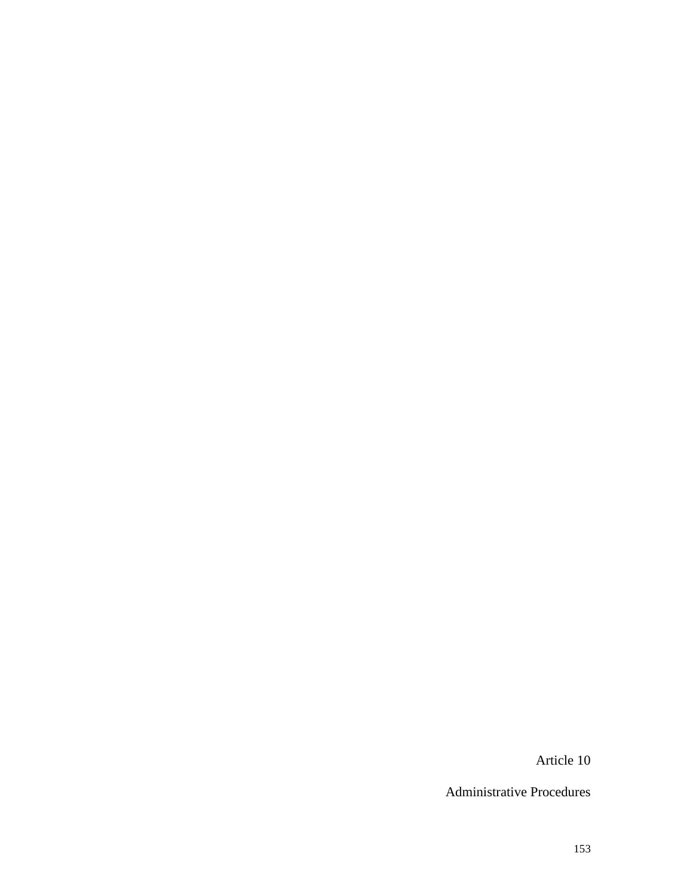# Article 10

## Administrative Procedures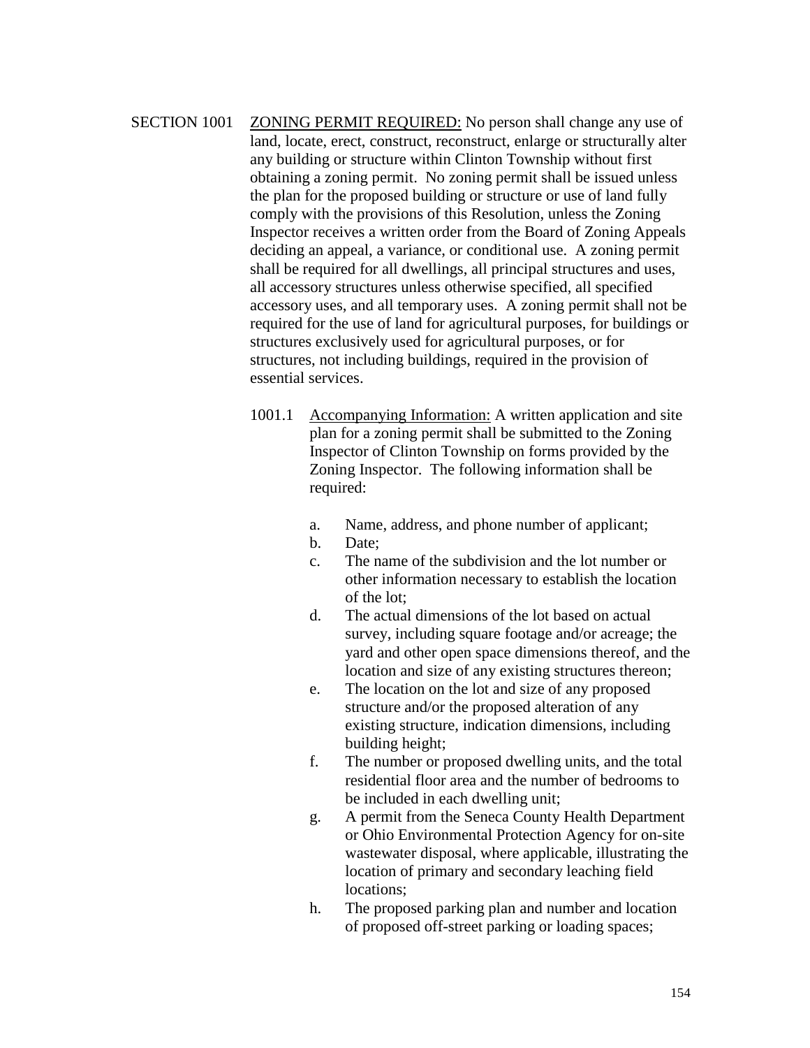SECTION 1001 <u>ZONING PERMIT REQUIRED:</u> No person shall change any use of land, locate, erect, construct, reconstruct, enlarge or structurally alter any building or structure within Clinton Township without first obtaining a zoning permit. No zoning permit shall be issued unless the plan for the proposed building or structure or use of land fully comply with the provisions of this Resolution, unless the Zoning Inspector receives a written order from the Board of Zoning Appeals deciding an appeal, a variance, or conditional use. A zoning permit shall be required for all dwellings, all principal structures and uses, all accessory structures unless otherwise specified, all specified accessory uses, and all temporary uses. A zoning permit shall not be required for the use of land for agricultural purposes, for buildings or structures exclusively used for agricultural purposes, or for structures, not including buildings, required in the provision of essential services.

1001.1 <u>Accompanying Information:</u> A written application and site plan for a zoning permit shall be submitted to the Zoning Inspector of Clinton Township on forms provided by the Zoning Inspector. The following information shall be required:

a. Name, address, and phone number of applicant;
b. Date;
c. The name of the subdivision and the lot number or other information necessary to establish the location of the lot;
d. The actual dimensions of the lot based on actual survey, including square footage and/or acreage; the yard and other open space dimensions thereof, and the location and size of any existing structures thereon;
e. The location on the lot and size of any proposed structure and/or the proposed alteration of any existing structure, indication dimensions, including building height;
f. The number or proposed dwelling units, and the total residential floor area and the number of bedrooms to be included in each dwelling unit;
g. A permit from the Seneca County Health Department or Ohio Environmental Protection Agency for on-site wastewater disposal, where applicable, illustrating the location of primary and secondary leaching field locations;
h. The proposed parking plan and number and location of proposed off-street parking or loading spaces;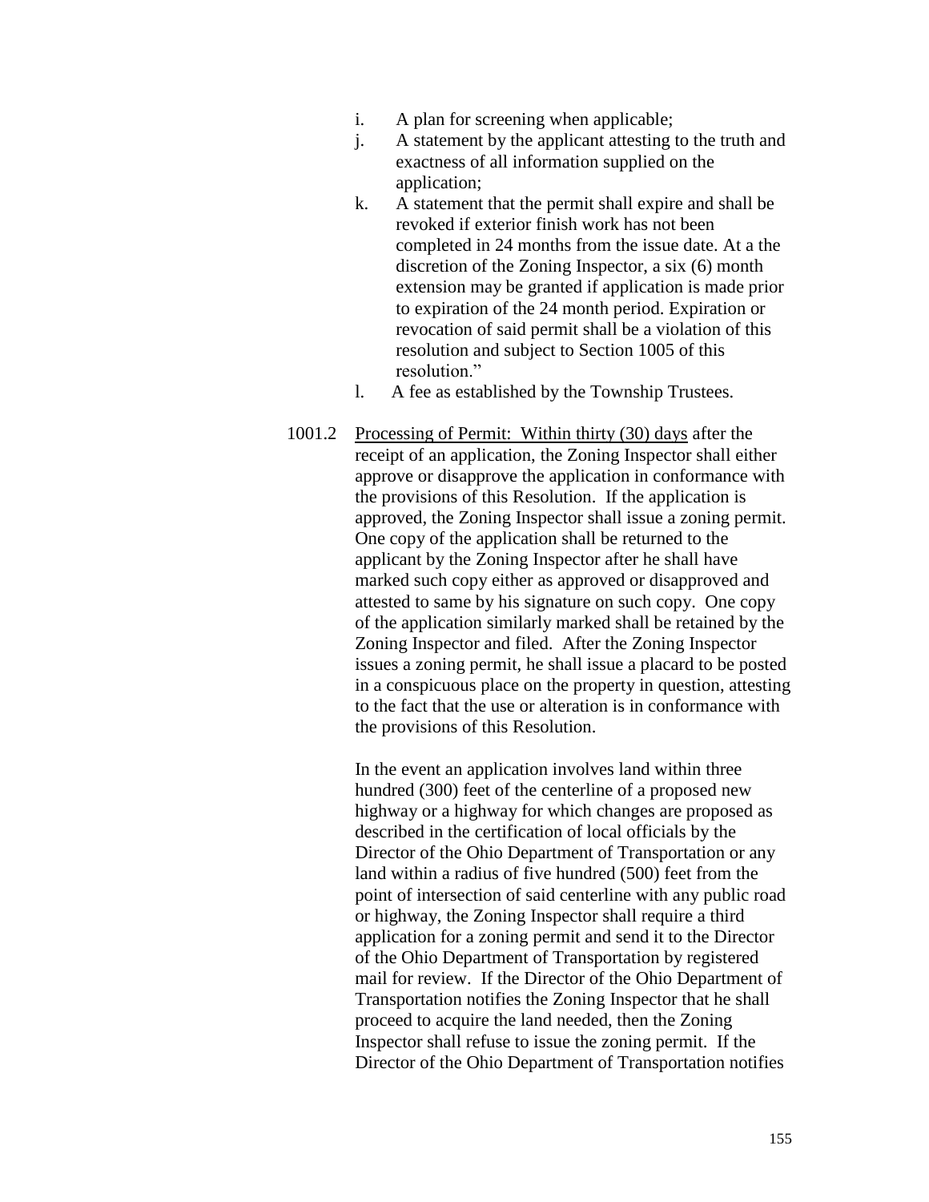i. A plan for screening when applicable;

j. A statement by the applicant attesting to the truth and exactness of all information supplied on the application;

k. A statement that the permit shall expire and shall be revoked if exterior finish work has not been completed in 24 months from the issue date. At a the discretion of the Zoning Inspector, a six (6) month extension may be granted if application is made prior to expiration of the 24 month period. Expiration or revocation of said permit shall be a violation of this resolution and subject to Section 1005 of this resolution."

l. A fee as established by the Township Trustees.

1001.2 Processing of Permit: Within thirty (30) days after the receipt of an application, the Zoning Inspector shall either approve or disapprove the application in conformance with the provisions of this Resolution. If the application is approved, the Zoning Inspector shall issue a zoning permit. One copy of the application shall be returned to the applicant by the Zoning Inspector after he shall have marked such copy either as approved or disapproved and attested to same by his signature on such copy. One copy of the application similarly marked shall be retained by the Zoning Inspector and filed. After the Zoning Inspector issues a zoning permit, he shall issue a placard to be posted in a conspicuous place on the property in question, attesting to the fact that the use or alteration is in conformance with the provisions of this Resolution.

In the event an application involves land within three hundred (300) feet of the centerline of a proposed new highway or a highway for which changes are proposed as described in the certification of local officials by the Director of the Ohio Department of Transportation or any land within a radius of five hundred (500) feet from the point of intersection of said centerline with any public road or highway, the Zoning Inspector shall require a third application for a zoning permit and send it to the Director of the Ohio Department of Transportation by registered mail for review. If the Director of the Ohio Department of Transportation notifies the Zoning Inspector that he shall proceed to acquire the land needed, then the Zoning Inspector shall refuse to issue the zoning permit. If the Director of the Ohio Department of Transportation notifies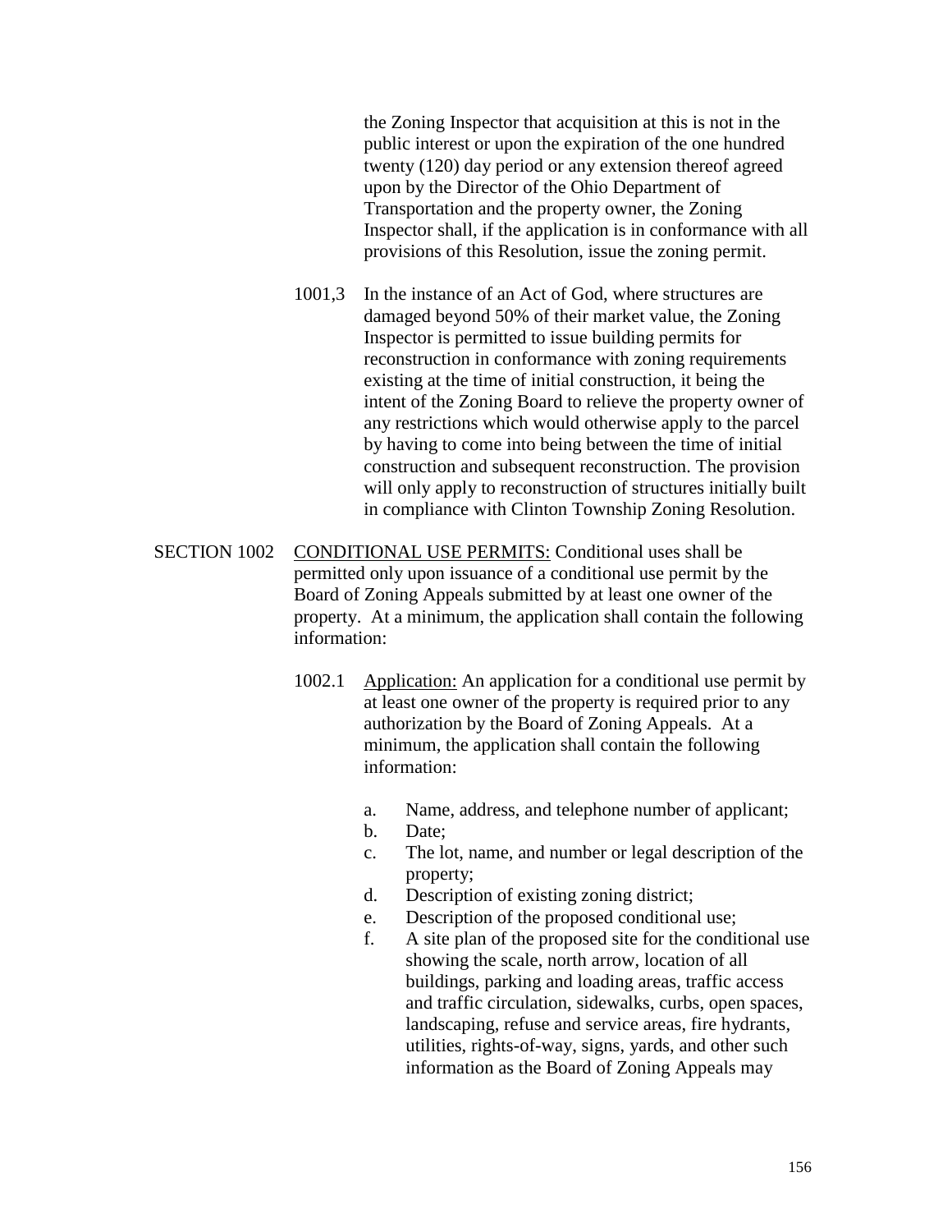the Zoning Inspector that acquisition at this is not in the public interest or upon the expiration of the one hundred twenty (120) day period or any extension thereof agreed upon by the Director of the Ohio Department of Transportation and the property owner, the Zoning Inspector shall, if the application is in conformance with all provisions of this Resolution, issue the zoning permit.

1001,3 In the instance of an Act of God, where structures are damaged beyond 50% of their market value, the Zoning Inspector is permitted to issue building permits for reconstruction in conformance with zoning requirements existing at the time of initial construction, it being the intent of the Zoning Board to relieve the property owner of any restrictions which would otherwise apply to the parcel by having to come into being between the time of initial construction and subsequent reconstruction. The provision will only apply to reconstruction of structures initially built in compliance with Clinton Township Zoning Resolution.

SECTION 1002 CONDITIONAL USE PERMITS: Conditional uses shall be permitted only upon issuance of a conditional use permit by the Board of Zoning Appeals submitted by at least one owner of the property. At a minimum, the application shall contain the following information:

1002.1 Application: An application for a conditional use permit by at least one owner of the property is required prior to any authorization by the Board of Zoning Appeals. At a minimum, the application shall contain the following information:

a. Name, address, and telephone number of applicant;
b. Date;
c. The lot, name, and number or legal description of the property;
d. Description of existing zoning district;
e. Description of the proposed conditional use;
f. A site plan of the proposed site for the conditional use showing the scale, north arrow, location of all buildings, parking and loading areas, traffic access and traffic circulation, sidewalks, curbs, open spaces, landscaping, refuse and service areas, fire hydrants, utilities, rights-of-way, signs, yards, and other such information as the Board of Zoning Appeals may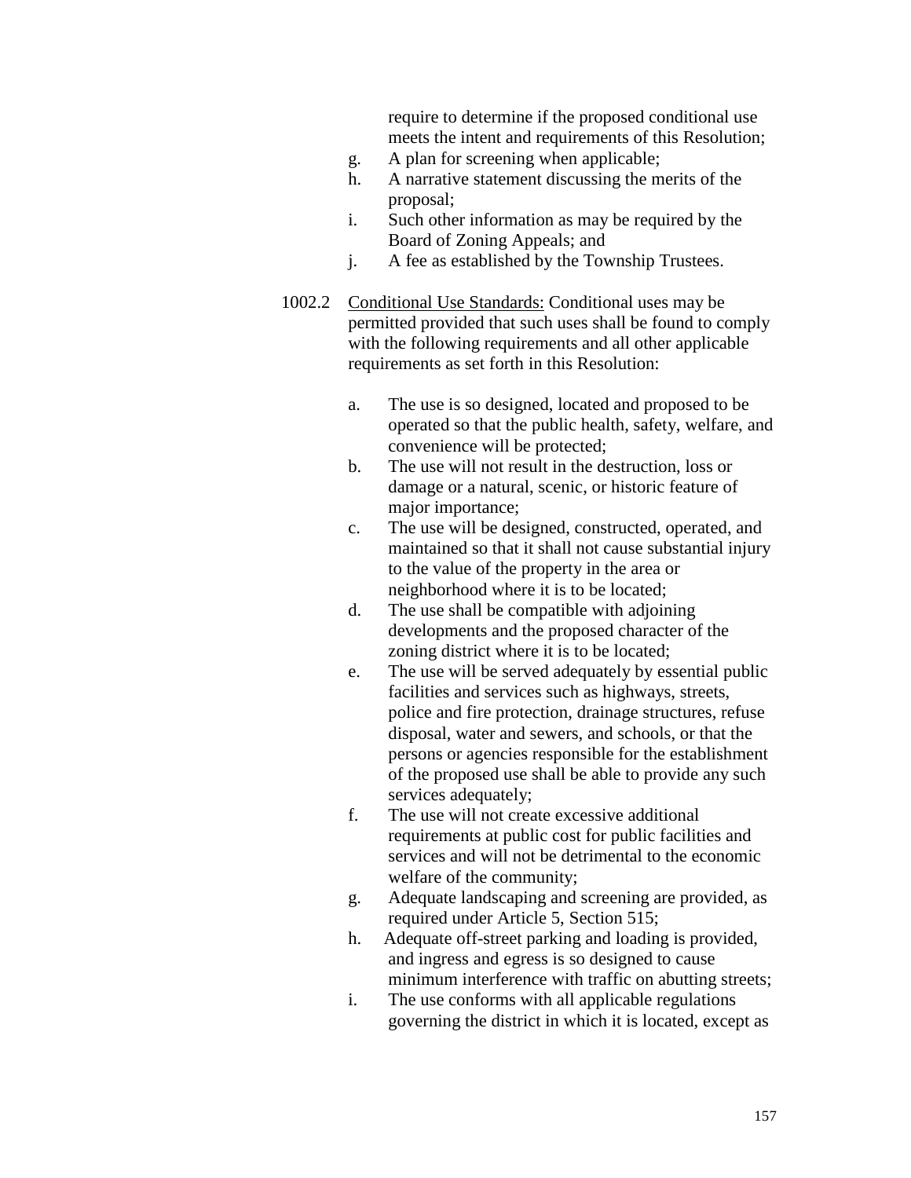require to determine if the proposed conditional use meets the intent and requirements of this Resolution;

g. A plan for screening when applicable;
h. A narrative statement discussing the merits of the proposal;
i. Such other information as may be required by the Board of Zoning Appeals; and
j. A fee as established by the Township Trustees.

1002.2 <u>Conditional Use Standards:</u> Conditional uses may be permitted provided that such uses shall be found to comply with the following requirements and all other applicable requirements as set forth in this Resolution:

a. The use is so designed, located and proposed to be operated so that the public health, safety, welfare, and convenience will be protected;
b. The use will not result in the destruction, loss or damage or a natural, scenic, or historic feature of major importance;
c. The use will be designed, constructed, operated, and maintained so that it shall not cause substantial injury to the value of the property in the area or neighborhood where it is to be located;
d. The use shall be compatible with adjoining developments and the proposed character of the zoning district where it is to be located;
e. The use will be served adequately by essential public facilities and services such as highways, streets, police and fire protection, drainage structures, refuse disposal, water and sewers, and schools, or that the persons or agencies responsible for the establishment of the proposed use shall be able to provide any such services adequately;
f. The use will not create excessive additional requirements at public cost for public facilities and services and will not be detrimental to the economic welfare of the community;
g. Adequate landscaping and screening are provided, as required under Article 5, Section 515;
h. Adequate off-street parking and loading is provided, and ingress and egress is so designed to cause minimum interference with traffic on abutting streets;
i. The use conforms with all applicable regulations governing the district in which it is located, except as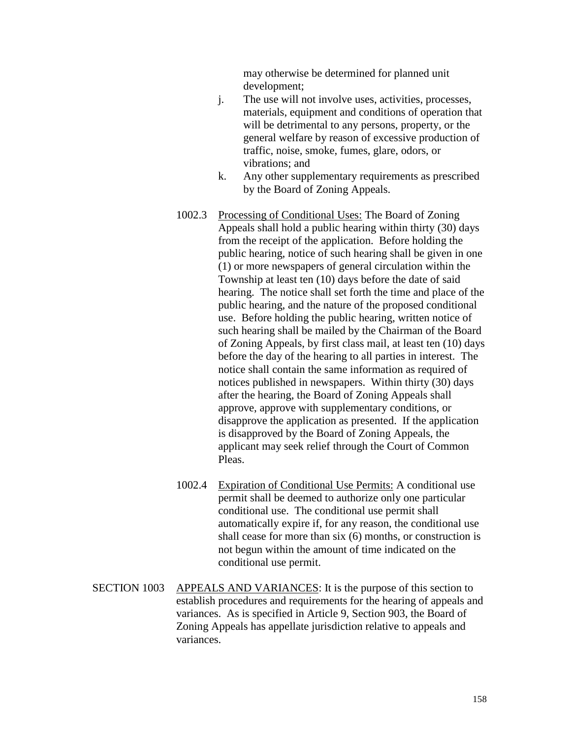may otherwise be determined for planned unit development;

j. The use will not involve uses, activities, processes, materials, equipment and conditions of operation that will be detrimental to any persons, property, or the general welfare by reason of excessive production of traffic, noise, smoke, fumes, glare, odors, or vibrations; and

k. Any other supplementary requirements as prescribed by the Board of Zoning Appeals.

1002.3 Processing of Conditional Uses: The Board of Zoning Appeals shall hold a public hearing within thirty (30) days from the receipt of the application. Before holding the public hearing, notice of such hearing shall be given in one (1) or more newspapers of general circulation within the Township at least ten (10) days before the date of said hearing. The notice shall set forth the time and place of the public hearing, and the nature of the proposed conditional use. Before holding the public hearing, written notice of such hearing shall be mailed by the Chairman of the Board of Zoning Appeals, by first class mail, at least ten (10) days before the day of the hearing to all parties in interest. The notice shall contain the same information as required of notices published in newspapers. Within thirty (30) days after the hearing, the Board of Zoning Appeals shall approve, approve with supplementary conditions, or disapprove the application as presented. If the application is disapproved by the Board of Zoning Appeals, the applicant may seek relief through the Court of Common Pleas.

1002.4 Expiration of Conditional Use Permits: A conditional use permit shall be deemed to authorize only one particular conditional use. The conditional use permit shall automatically expire if, for any reason, the conditional use shall cease for more than six (6) months, or construction is not begun within the amount of time indicated on the conditional use permit.

SECTION 1003 APPEALS AND VARIANCES: It is the purpose of this section to establish procedures and requirements for the hearing of appeals and variances. As is specified in Article 9, Section 903, the Board of Zoning Appeals has appellate jurisdiction relative to appeals and variances.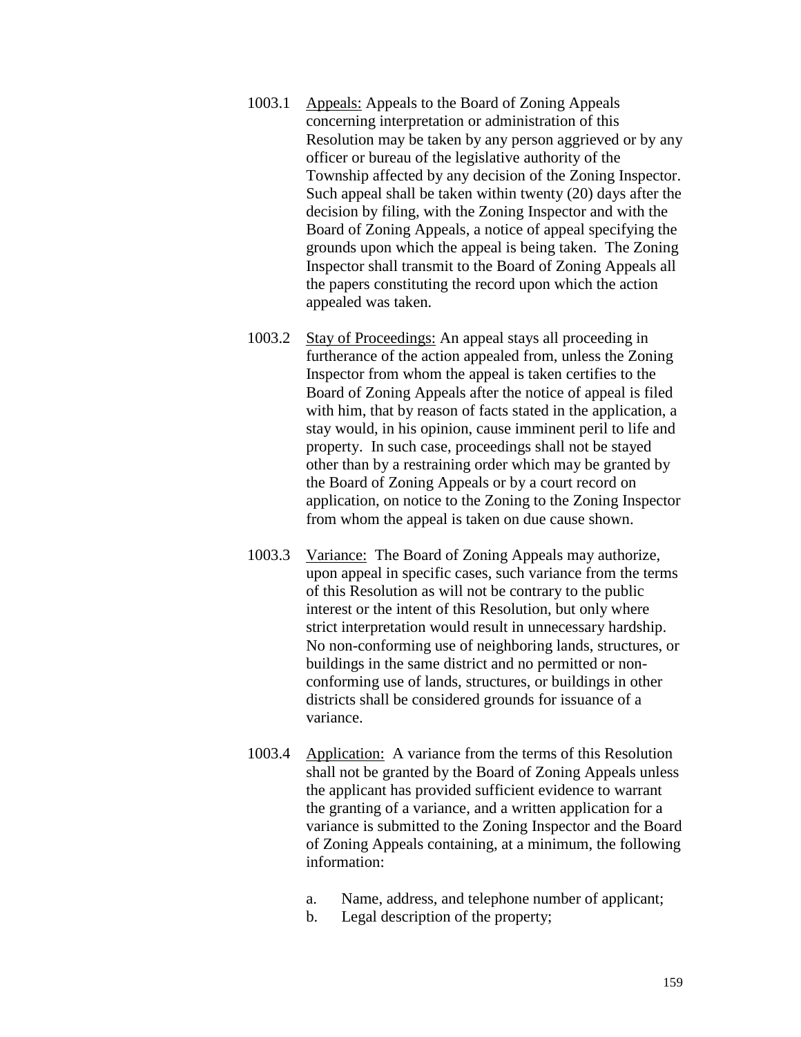1003.1 Appeals: Appeals to the Board of Zoning Appeals concerning interpretation or administration of this Resolution may be taken by any person aggrieved or by any officer or bureau of the legislative authority of the Township affected by any decision of the Zoning Inspector. Such appeal shall be taken within twenty (20) days after the decision by filing, with the Zoning Inspector and with the Board of Zoning Appeals, a notice of appeal specifying the grounds upon which the appeal is being taken. The Zoning Inspector shall transmit to the Board of Zoning Appeals all the papers constituting the record upon which the action appealed was taken.

1003.2 Stay of Proceedings: An appeal stays all proceeding in furtherance of the action appealed from, unless the Zoning Inspector from whom the appeal is taken certifies to the Board of Zoning Appeals after the notice of appeal is filed with him, that by reason of facts stated in the application, a stay would, in his opinion, cause imminent peril to life and property. In such case, proceedings shall not be stayed other than by a restraining order which may be granted by the Board of Zoning Appeals or by a court record on application, on notice to the Zoning to the Zoning Inspector from whom the appeal is taken on due cause shown.

1003.3 Variance: The Board of Zoning Appeals may authorize, upon appeal in specific cases, such variance from the terms of this Resolution as will not be contrary to the public interest or the intent of this Resolution, but only where strict interpretation would result in unnecessary hardship. No non-conforming use of neighboring lands, structures, or buildings in the same district and no permitted or non-conforming use of lands, structures, or buildings in other districts shall be considered grounds for issuance of a variance.

1003.4 Application: A variance from the terms of this Resolution shall not be granted by the Board of Zoning Appeals unless the applicant has provided sufficient evidence to warrant the granting of a variance, and a written application for a variance is submitted to the Zoning Inspector and the Board of Zoning Appeals containing, at a minimum, the following information:

a. Name, address, and telephone number of applicant;
b. Legal description of the property;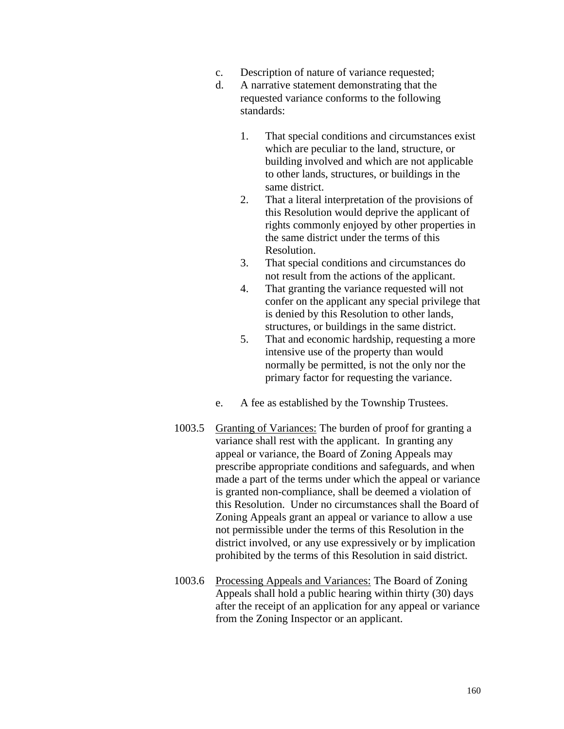c. Description of nature of variance requested;

d. A narrative statement demonstrating that the requested variance conforms to the following standards:

    1. That special conditions and circumstances exist which are peculiar to the land, structure, or building involved and which are not applicable to other lands, structures, or buildings in the same district.
    2. That a literal interpretation of the provisions of this Resolution would deprive the applicant of rights commonly enjoyed by other properties in the same district under the terms of this Resolution.
    3. That special conditions and circumstances do not result from the actions of the applicant.
    4. That granting the variance requested will not confer on the applicant any special privilege that is denied by this Resolution to other lands, structures, or buildings in the same district.
    5. That and economic hardship, requesting a more intensive use of the property than would normally be permitted, is not the only nor the primary factor for requesting the variance.

e. A fee as established by the Township Trustees.

1003.5 Granting of Variances: The burden of proof for granting a variance shall rest with the applicant. In granting any appeal or variance, the Board of Zoning Appeals may prescribe appropriate conditions and safeguards, and when made a part of the terms under which the appeal or variance is granted non-compliance, shall be deemed a violation of this Resolution. Under no circumstances shall the Board of Zoning Appeals grant an appeal or variance to allow a use not permissible under the terms of this Resolution in the district involved, or any use expressively or by implication prohibited by the terms of this Resolution in said district.

1003.6 Processing Appeals and Variances: The Board of Zoning Appeals shall hold a public hearing within thirty (30) days after the receipt of an application for any appeal or variance from the Zoning Inspector or an applicant.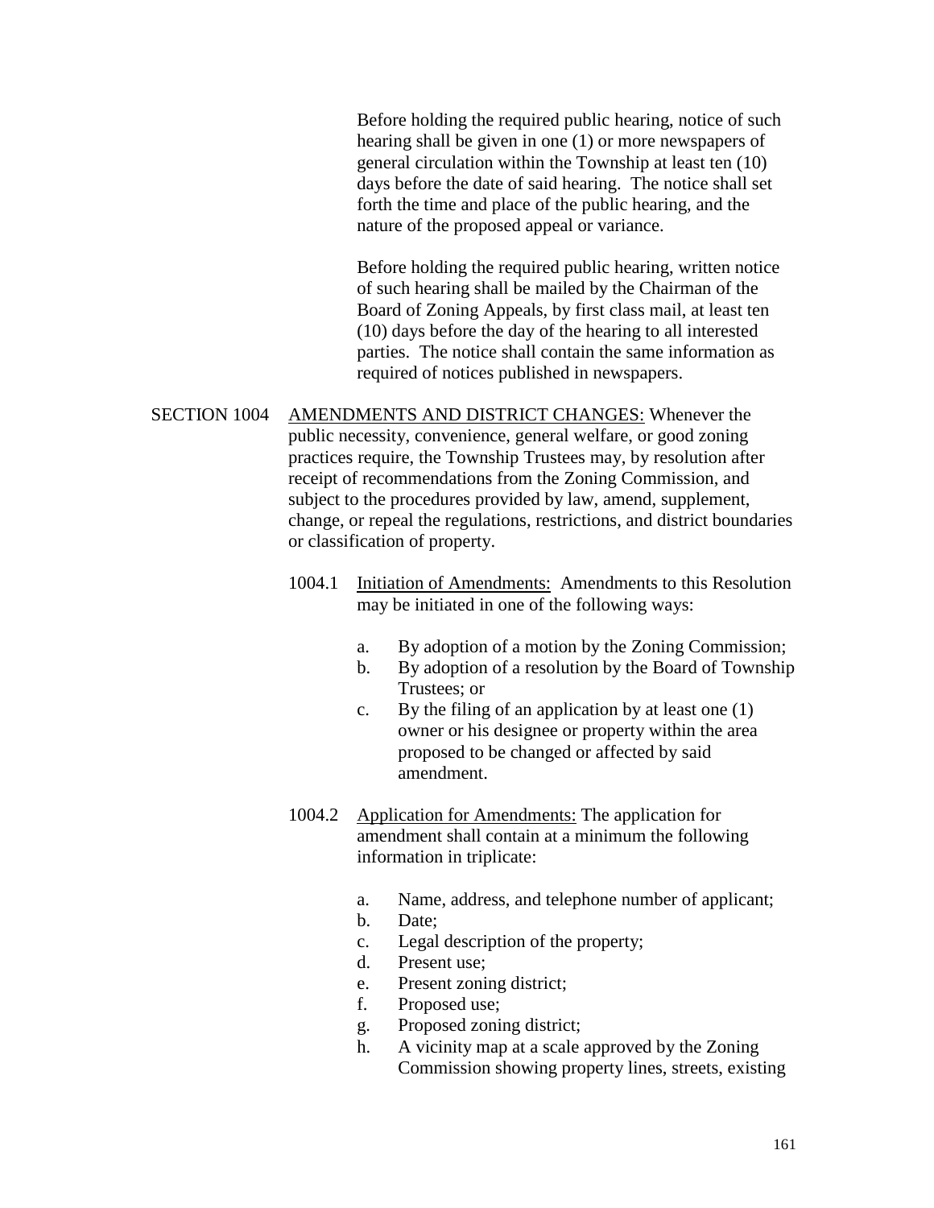Before holding the required public hearing, notice of such hearing shall be given in one (1) or more newspapers of general circulation within the Township at least ten (10) days before the date of said hearing. The notice shall set forth the time and place of the public hearing, and the nature of the proposed appeal or variance.

Before holding the required public hearing, written notice of such hearing shall be mailed by the Chairman of the Board of Zoning Appeals, by first class mail, at least ten (10) days before the day of the hearing to all interested parties. The notice shall contain the same information as required of notices published in newspapers.

SECTION 1004 AMENDMENTS AND DISTRICT CHANGES: Whenever the public necessity, convenience, general welfare, or good zoning practices require, the Township Trustees may, by resolution after receipt of recommendations from the Zoning Commission, and subject to the procedures provided by law, amend, supplement, change, or repeal the regulations, restrictions, and district boundaries or classification of property.

1004.1 Initiation of Amendments: Amendments to this Resolution may be initiated in one of the following ways:

a. By adoption of a motion by the Zoning Commission;
b. By adoption of a resolution by the Board of Township Trustees; or
c. By the filing of an application by at least one (1) owner or his designee or property within the area proposed to be changed or affected by said amendment.

1004.2 Application for Amendments: The application for amendment shall contain at a minimum the following information in triplicate:

a. Name, address, and telephone number of applicant;
b. Date;
c. Legal description of the property;
d. Present use;
e. Present zoning district;
f. Proposed use;
g. Proposed zoning district;
h. A vicinity map at a scale approved by the Zoning Commission showing property lines, streets, existing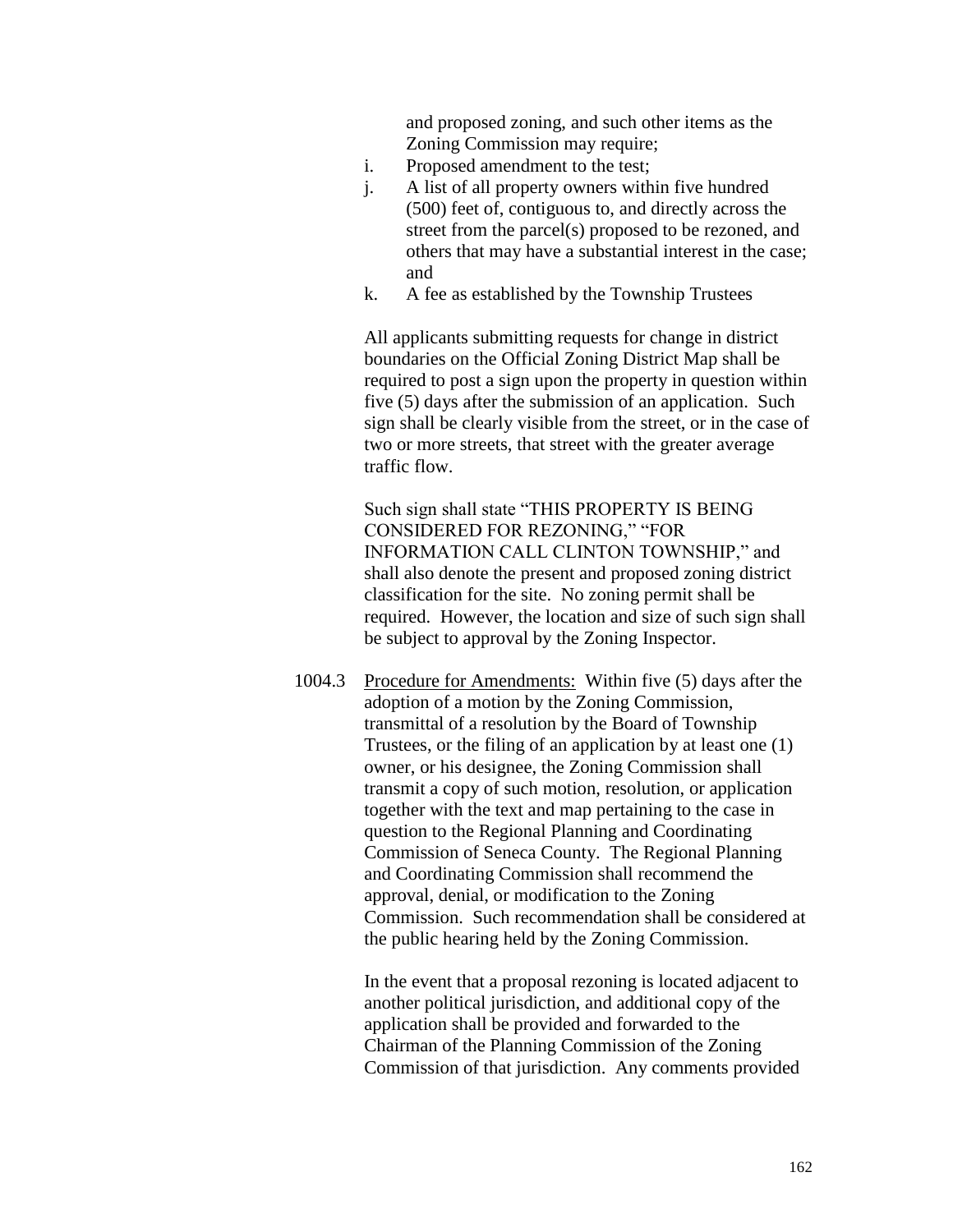and proposed zoning, and such other items as the Zoning Commission may require;

i. Proposed amendment to the test;
j. A list of all property owners within five hundred (500) feet of, contiguous to, and directly across the street from the parcel(s) proposed to be rezoned, and others that may have a substantial interest in the case; and
k. A fee as established by the Township Trustees

All applicants submitting requests for change in district boundaries on the Official Zoning District Map shall be required to post a sign upon the property in question within five (5) days after the submission of an application. Such sign shall be clearly visible from the street, or in the case of two or more streets, that street with the greater average traffic flow.

Such sign shall state "THIS PROPERTY IS BEING CONSIDERED FOR REZONING," "FOR INFORMATION CALL CLINTON TOWNSHIP," and shall also denote the present and proposed zoning district classification for the site. No zoning permit shall be required. However, the location and size of such sign shall be subject to approval by the Zoning Inspector.

1004.3 Procedure for Amendments: Within five (5) days after the adoption of a motion by the Zoning Commission, transmittal of a resolution by the Board of Township Trustees, or the filing of an application by at least one (1) owner, or his designee, the Zoning Commission shall transmit a copy of such motion, resolution, or application together with the text and map pertaining to the case in question to the Regional Planning and Coordinating Commission of Seneca County. The Regional Planning and Coordinating Commission shall recommend the approval, denial, or modification to the Zoning Commission. Such recommendation shall be considered at the public hearing held by the Zoning Commission.

In the event that a proposal rezoning is located adjacent to another political jurisdiction, and additional copy of the application shall be provided and forwarded to the Chairman of the Planning Commission of the Zoning Commission of that jurisdiction. Any comments provided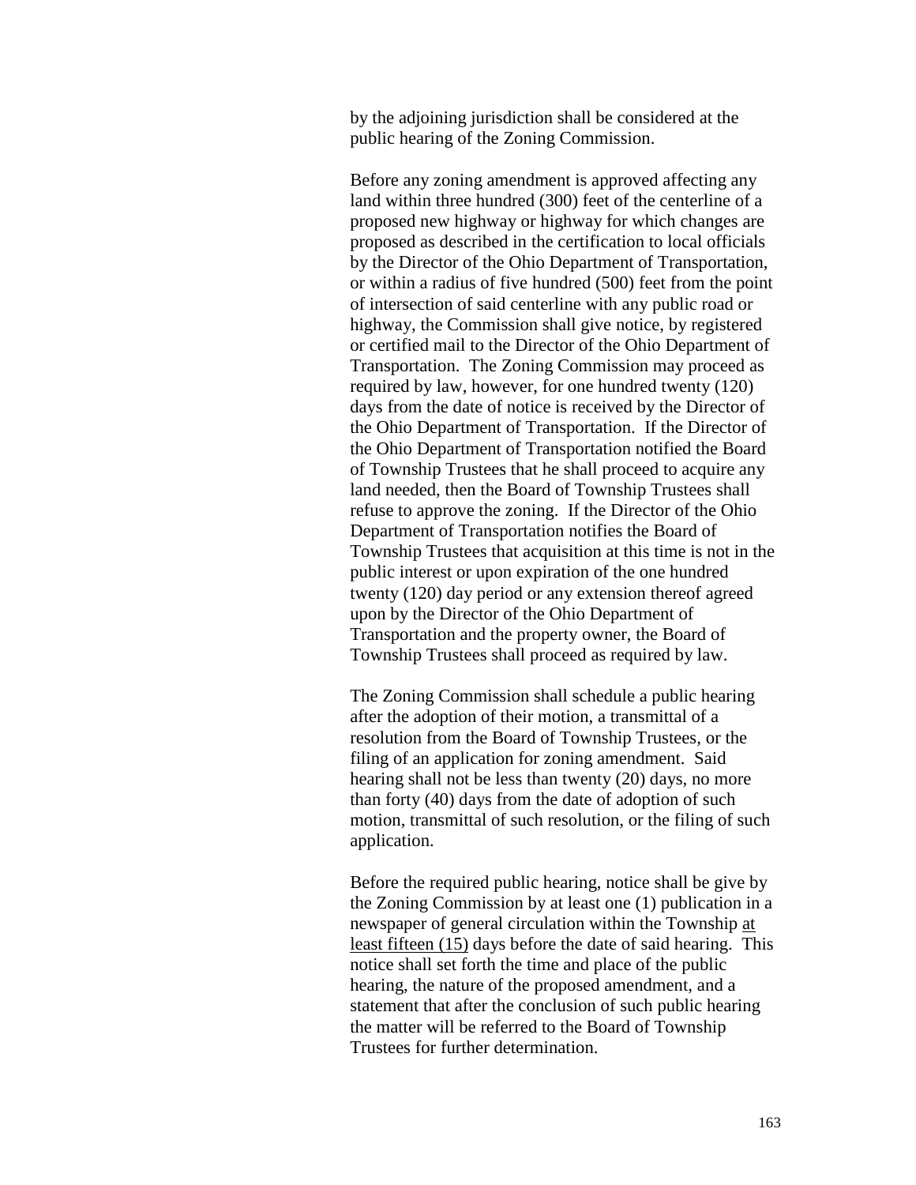by the adjoining jurisdiction shall be considered at the public hearing of the Zoning Commission.

Before any zoning amendment is approved affecting any land within three hundred (300) feet of the centerline of a proposed new highway or highway for which changes are proposed as described in the certification to local officials by the Director of the Ohio Department of Transportation, or within a radius of five hundred (500) feet from the point of intersection of said centerline with any public road or highway, the Commission shall give notice, by registered or certified mail to the Director of the Ohio Department of Transportation. The Zoning Commission may proceed as required by law, however, for one hundred twenty (120) days from the date of notice is received by the Director of the Ohio Department of Transportation. If the Director of the Ohio Department of Transportation notified the Board of Township Trustees that he shall proceed to acquire any land needed, then the Board of Township Trustees shall refuse to approve the zoning. If the Director of the Ohio Department of Transportation notifies the Board of Township Trustees that acquisition at this time is not in the public interest or upon expiration of the one hundred twenty (120) day period or any extension thereof agreed upon by the Director of the Ohio Department of Transportation and the property owner, the Board of Township Trustees shall proceed as required by law.

The Zoning Commission shall schedule a public hearing after the adoption of their motion, a transmittal of a resolution from the Board of Township Trustees, or the filing of an application for zoning amendment. Said hearing shall not be less than twenty (20) days, no more than forty (40) days from the date of adoption of such motion, transmittal of such resolution, or the filing of such application.

Before the required public hearing, notice shall be give by the Zoning Commission by at least one (1) publication in a newspaper of general circulation within the Township at least fifteen (15) days before the date of said hearing. This notice shall set forth the time and place of the public hearing, the nature of the proposed amendment, and a statement that after the conclusion of such public hearing the matter will be referred to the Board of Township Trustees for further determination.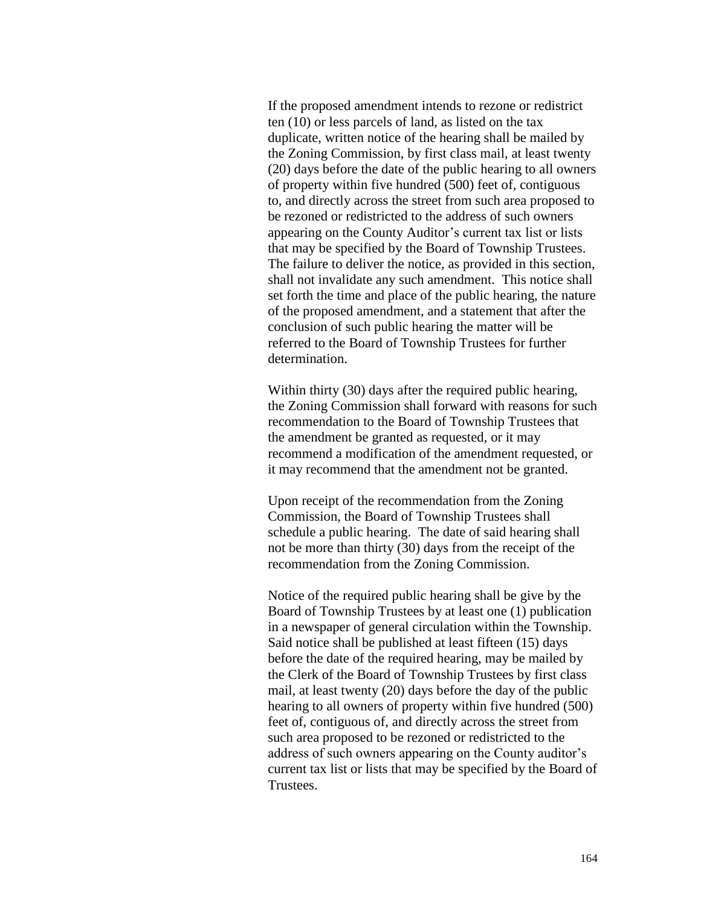If the proposed amendment intends to rezone or redistrict ten (10) or less parcels of land, as listed on the tax duplicate, written notice of the hearing shall be mailed by the Zoning Commission, by first class mail, at least twenty (20) days before the date of the public hearing to all owners of property within five hundred (500) feet of, contiguous to, and directly across the street from such area proposed to be rezoned or redistricted to the address of such owners appearing on the County Auditor's current tax list or lists that may be specified by the Board of Township Trustees. The failure to deliver the notice, as provided in this section, shall not invalidate any such amendment. This notice shall set forth the time and place of the public hearing, the nature of the proposed amendment, and a statement that after the conclusion of such public hearing the matter will be referred to the Board of Township Trustees for further determination.

Within thirty (30) days after the required public hearing, the Zoning Commission shall forward with reasons for such recommendation to the Board of Township Trustees that the amendment be granted as requested, or it may recommend a modification of the amendment requested, or it may recommend that the amendment not be granted.

Upon receipt of the recommendation from the Zoning Commission, the Board of Township Trustees shall schedule a public hearing. The date of said hearing shall not be more than thirty (30) days from the receipt of the recommendation from the Zoning Commission.

Notice of the required public hearing shall be give by the Board of Township Trustees by at least one (1) publication in a newspaper of general circulation within the Township. Said notice shall be published at least fifteen (15) days before the date of the required hearing, may be mailed by the Clerk of the Board of Township Trustees by first class mail, at least twenty (20) days before the day of the public hearing to all owners of property within five hundred (500) feet of, contiguous of, and directly across the street from such area proposed to be rezoned or redistricted to the address of such owners appearing on the County auditor's current tax list or lists that may be specified by the Board of Trustees.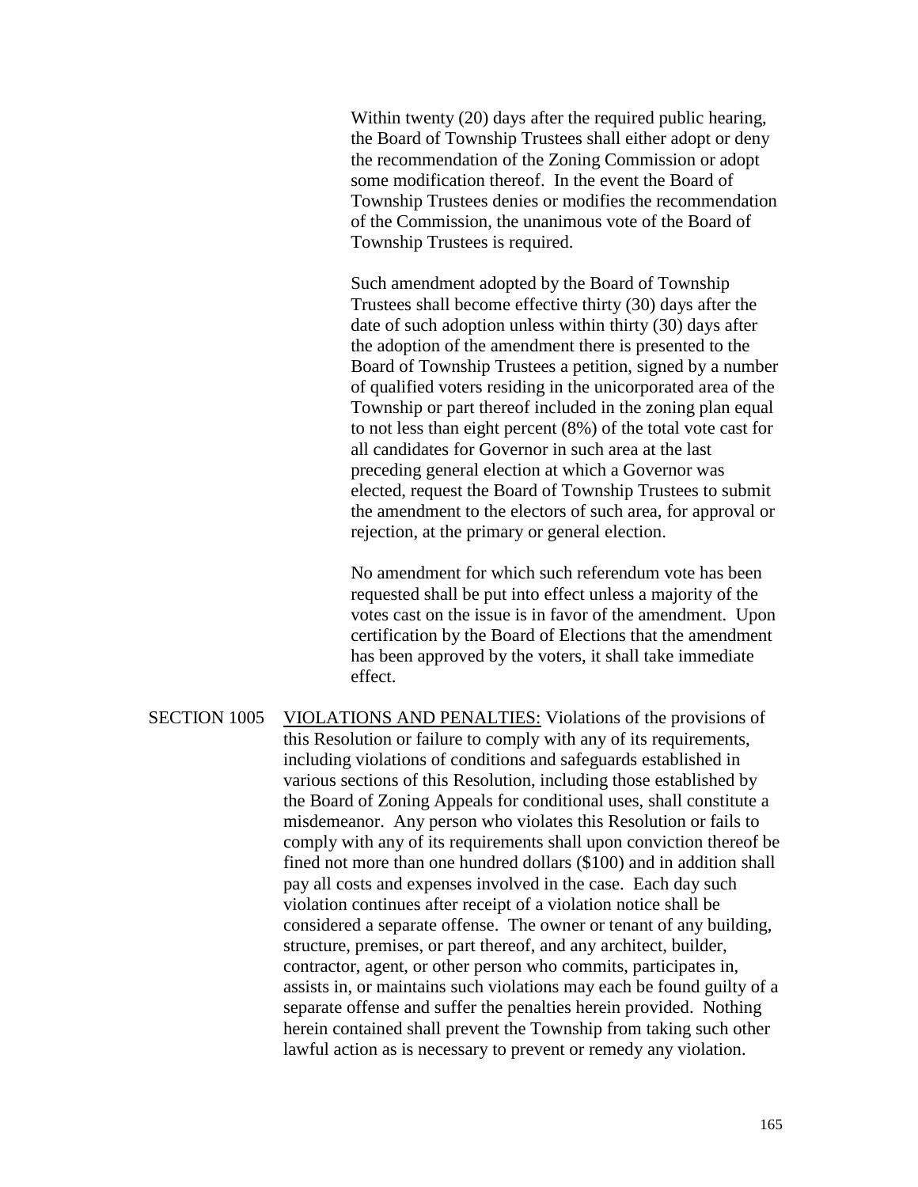Within twenty (20) days after the required public hearing, the Board of Township Trustees shall either adopt or deny the recommendation of the Zoning Commission or adopt some modification thereof. In the event the Board of Township Trustees denies or modifies the recommendation of the Commission, the unanimous vote of the Board of Township Trustees is required.

Such amendment adopted by the Board of Township Trustees shall become effective thirty (30) days after the date of such adoption unless within thirty (30) days after the adoption of the amendment there is presented to the Board of Township Trustees a petition, signed by a number of qualified voters residing in the unicorporated area of the Township or part thereof included in the zoning plan equal to not less than eight percent (8%) of the total vote cast for all candidates for Governor in such area at the last preceding general election at which a Governor was elected, request the Board of Township Trustees to submit the amendment to the electors of such area, for approval or rejection, at the primary or general election.

No amendment for which such referendum vote has been requested shall be put into effect unless a majority of the votes cast on the issue is in favor of the amendment. Upon certification by the Board of Elections that the amendment has been approved by the voters, it shall take immediate effect.

SECTION 1005 VIOLATIONS AND PENALTIES: Violations of the provisions of this Resolution or failure to comply with any of its requirements, including violations of conditions and safeguards established in various sections of this Resolution, including those established by the Board of Zoning Appeals for conditional uses, shall constitute a misdemeanor. Any person who violates this Resolution or fails to comply with any of its requirements shall upon conviction thereof be fined not more than one hundred dollars ($100) and in addition shall pay all costs and expenses involved in the case. Each day such violation continues after receipt of a violation notice shall be considered a separate offense. The owner or tenant of any building, structure, premises, or part thereof, and any architect, builder, contractor, agent, or other person who commits, participates in, assists in, or maintains such violations may each be found guilty of a separate offense and suffer the penalties herein provided. Nothing herein contained shall prevent the Township from taking such other lawful action as is necessary to prevent or remedy any violation.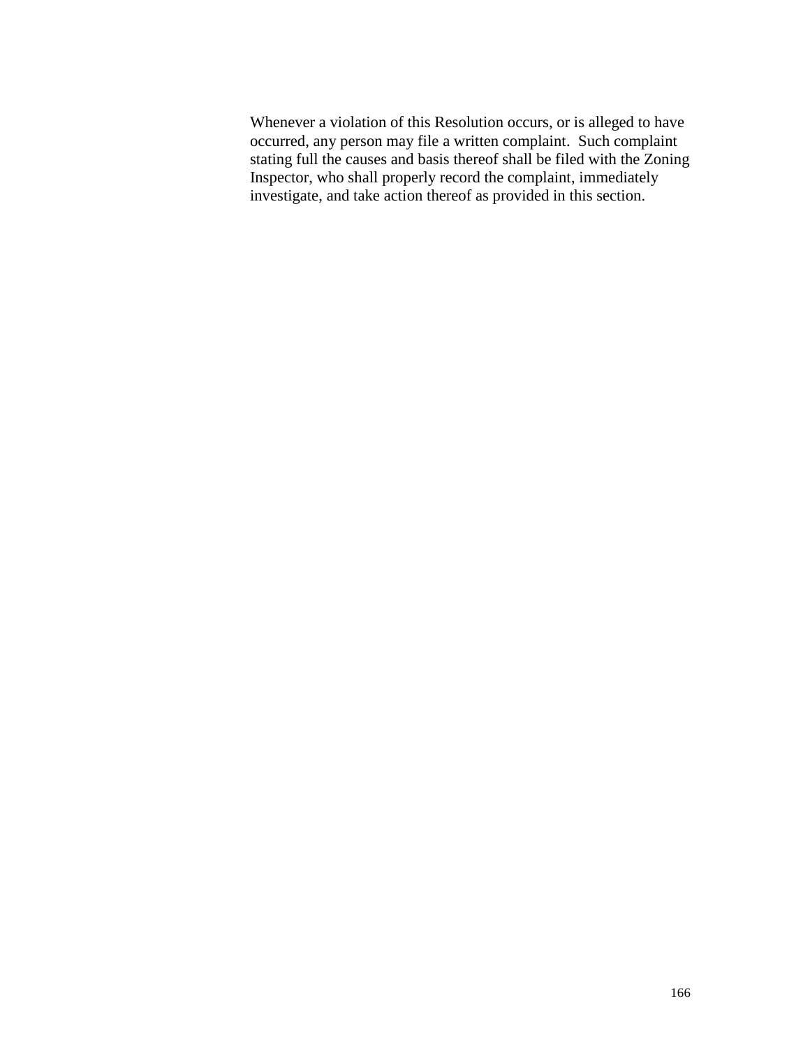Whenever a violation of this Resolution occurs, or is alleged to have occurred, any person may file a written complaint. Such complaint stating full the causes and basis thereof shall be filed with the Zoning Inspector, who shall properly record the complaint, immediately investigate, and take action thereof as provided in this section.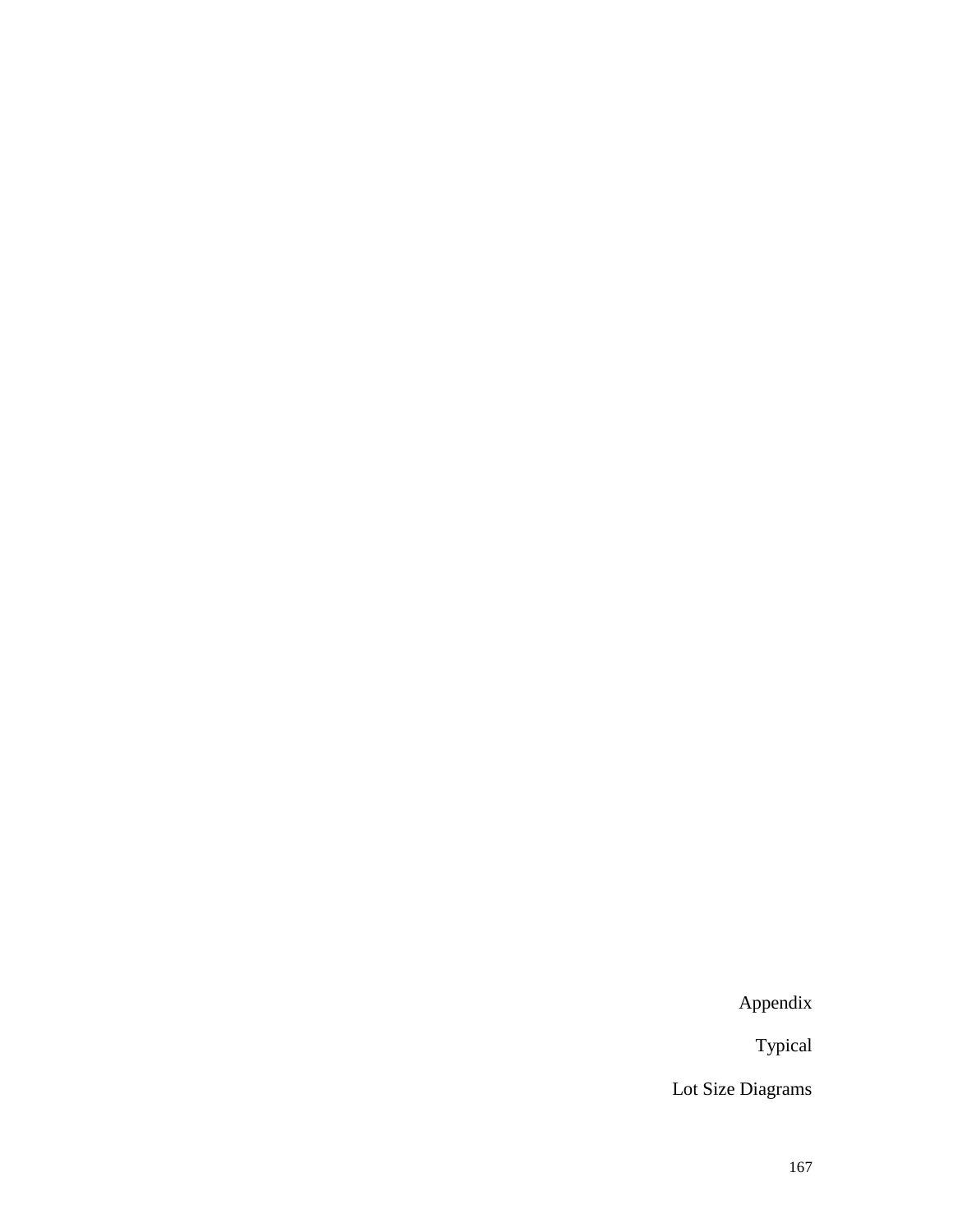Appendix

Typical

Lot Size Diagrams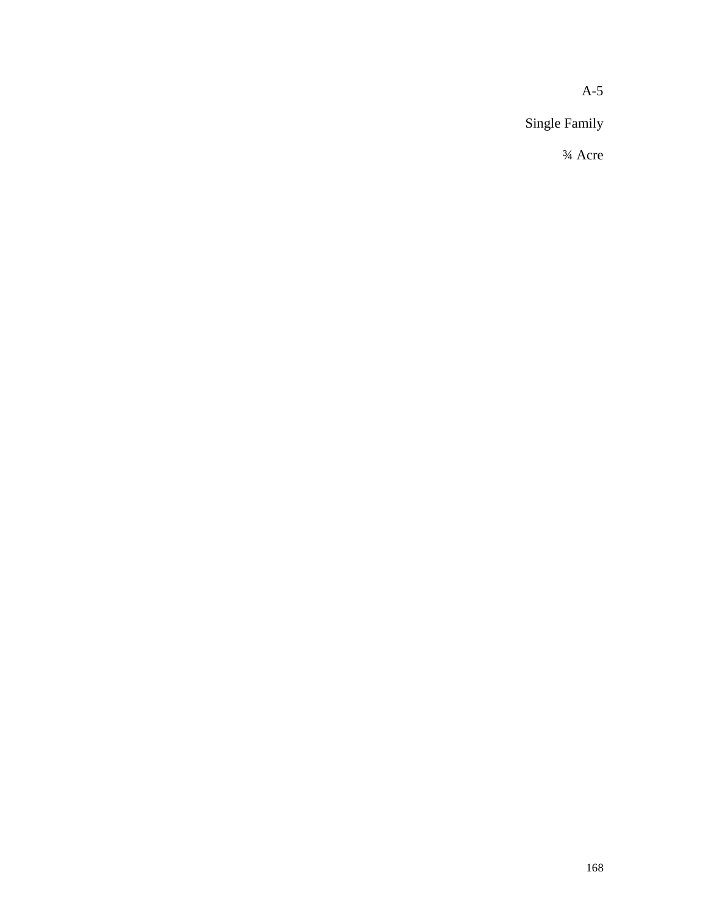A-5

Single Family

¾ Acre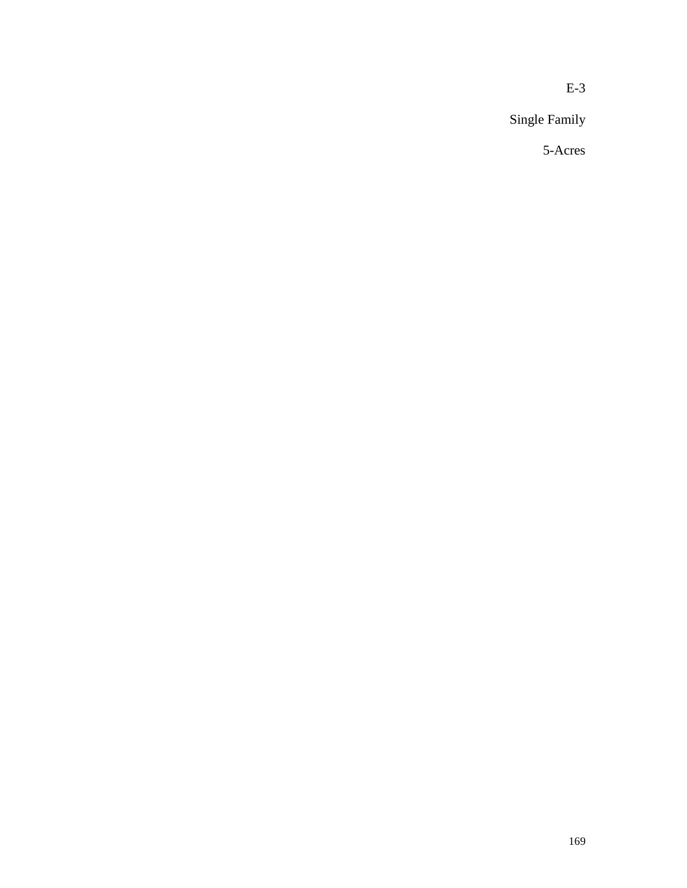E-3

Single Family

5-Acres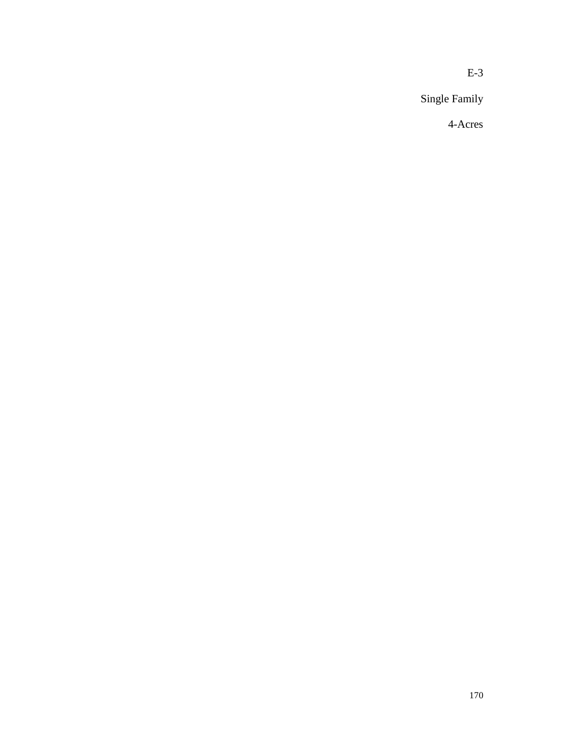E-3

Single Family

4-Acres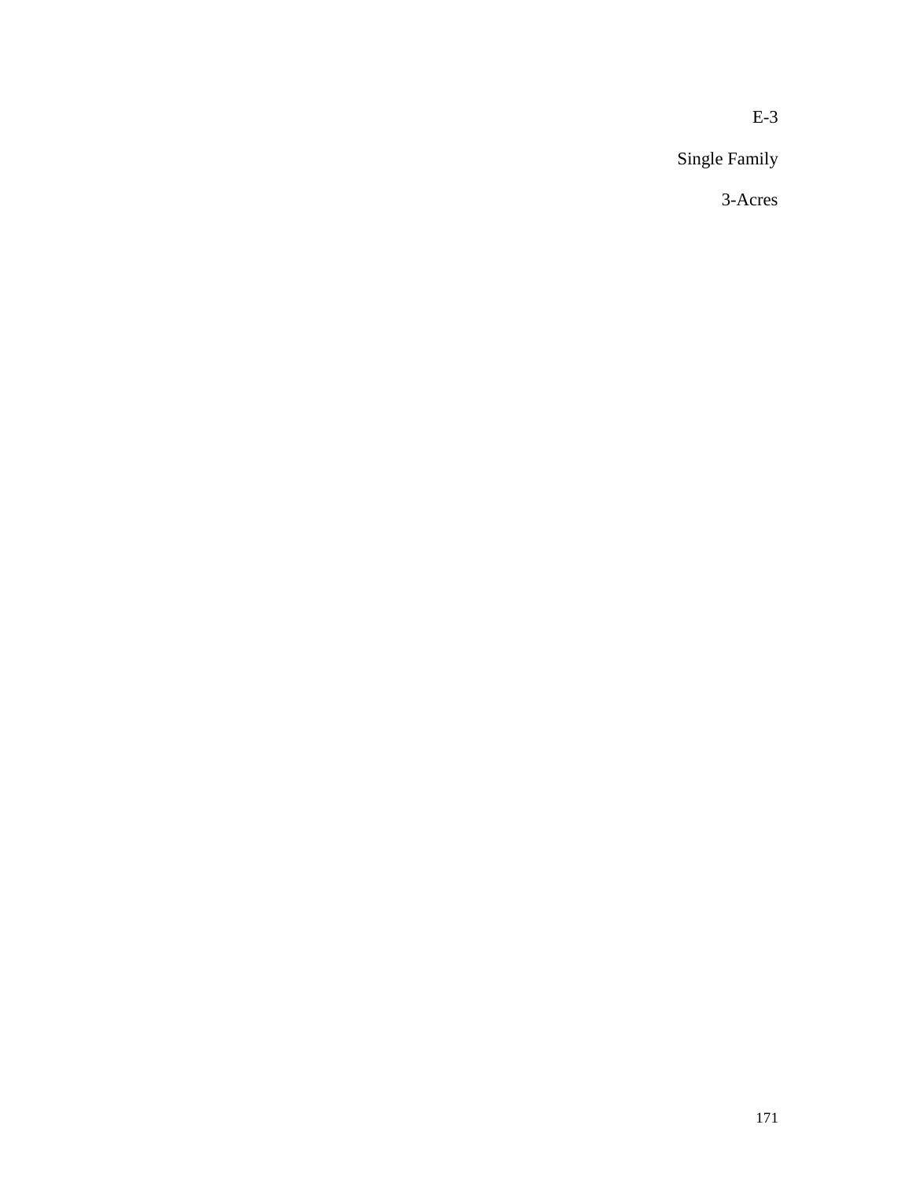E-3

Single Family

3-Acres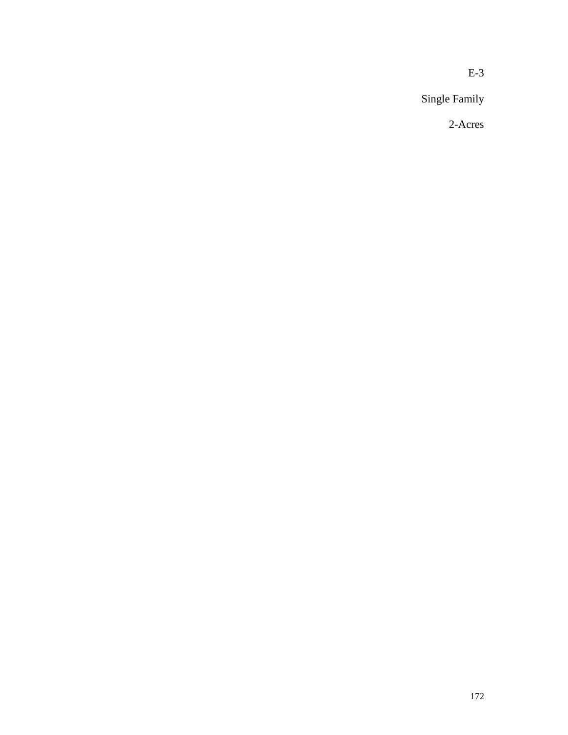E-3

Single Family

2-Acres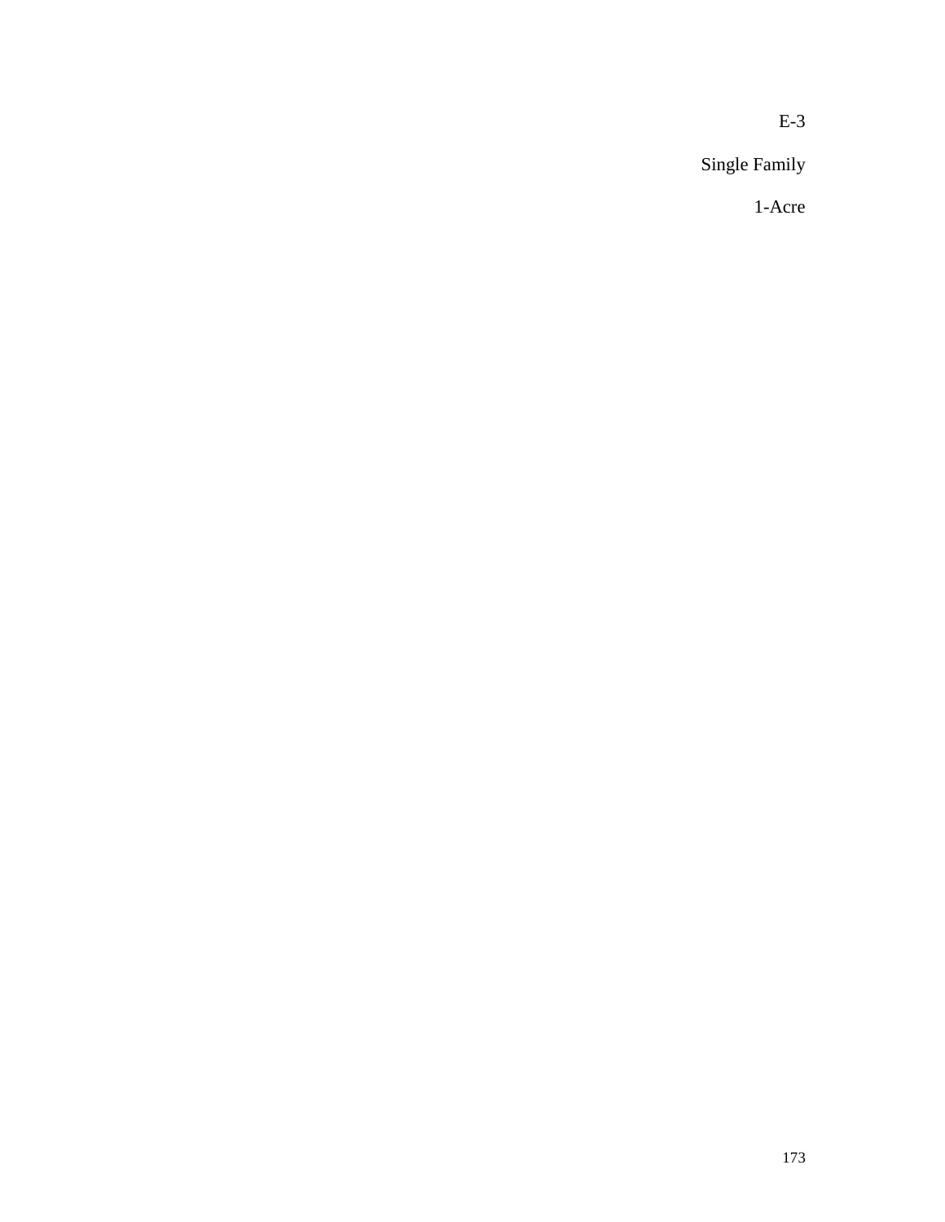E-3

Single Family

1-Acre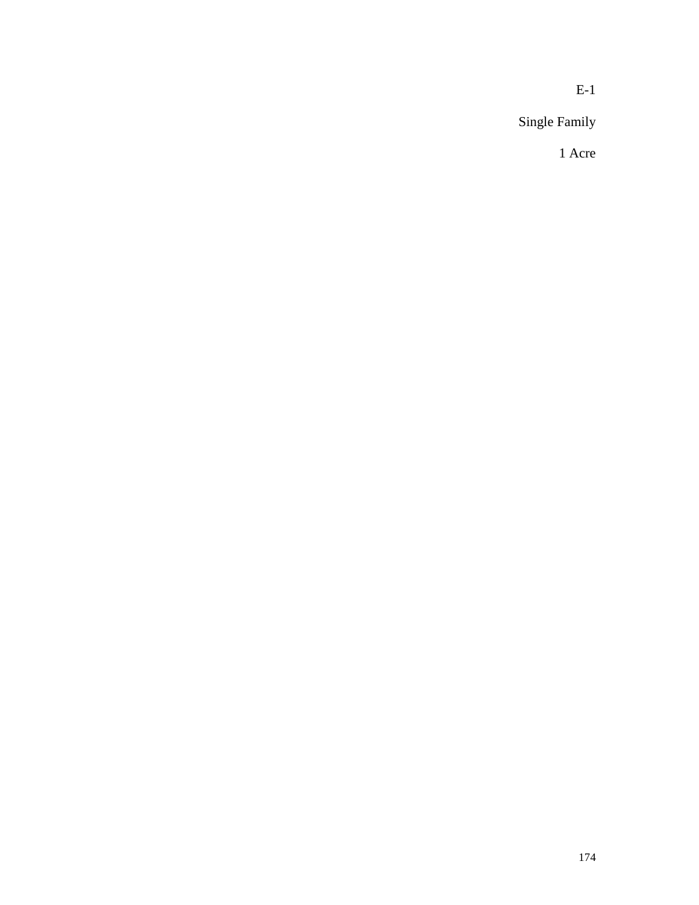E-1

Single Family

1 Acre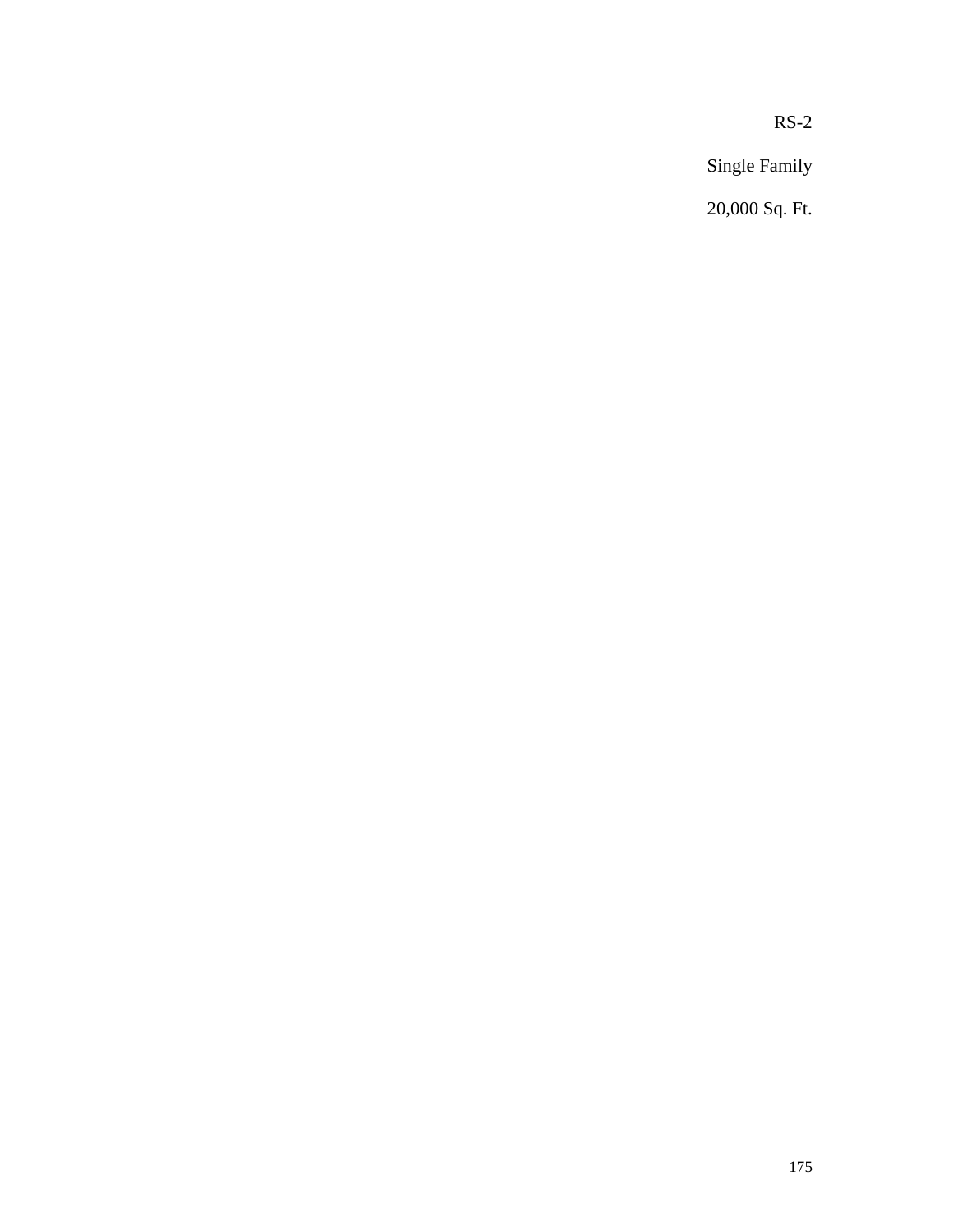RS-2

Single Family

20,000 Sq. Ft.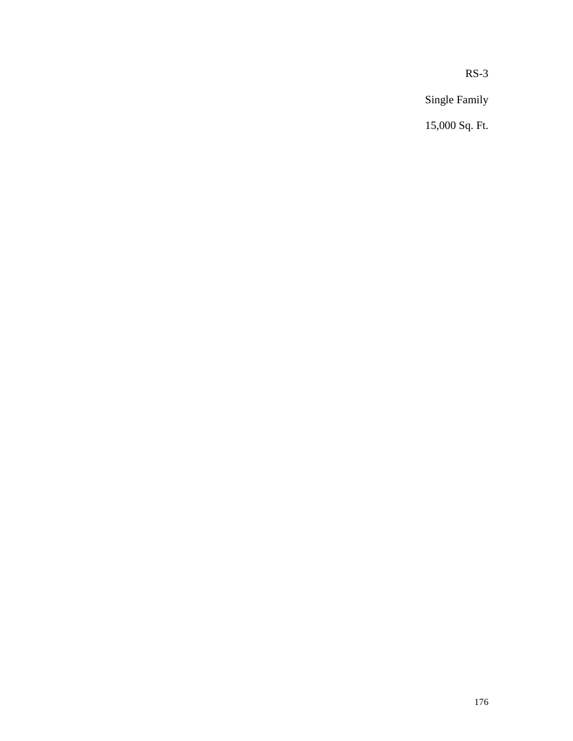RS-3

Single Family

15,000 Sq. Ft.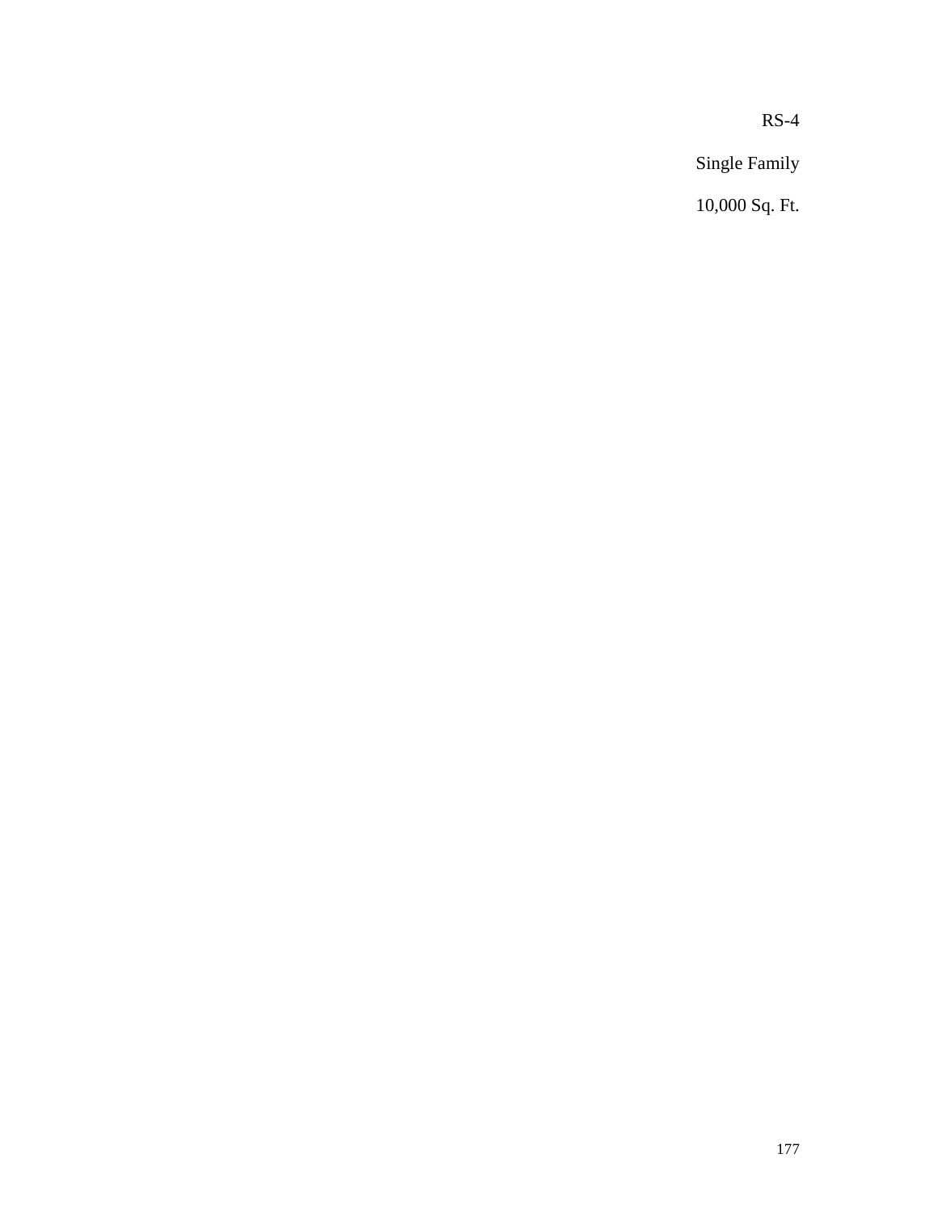RS-4

Single Family

10,000 Sq. Ft.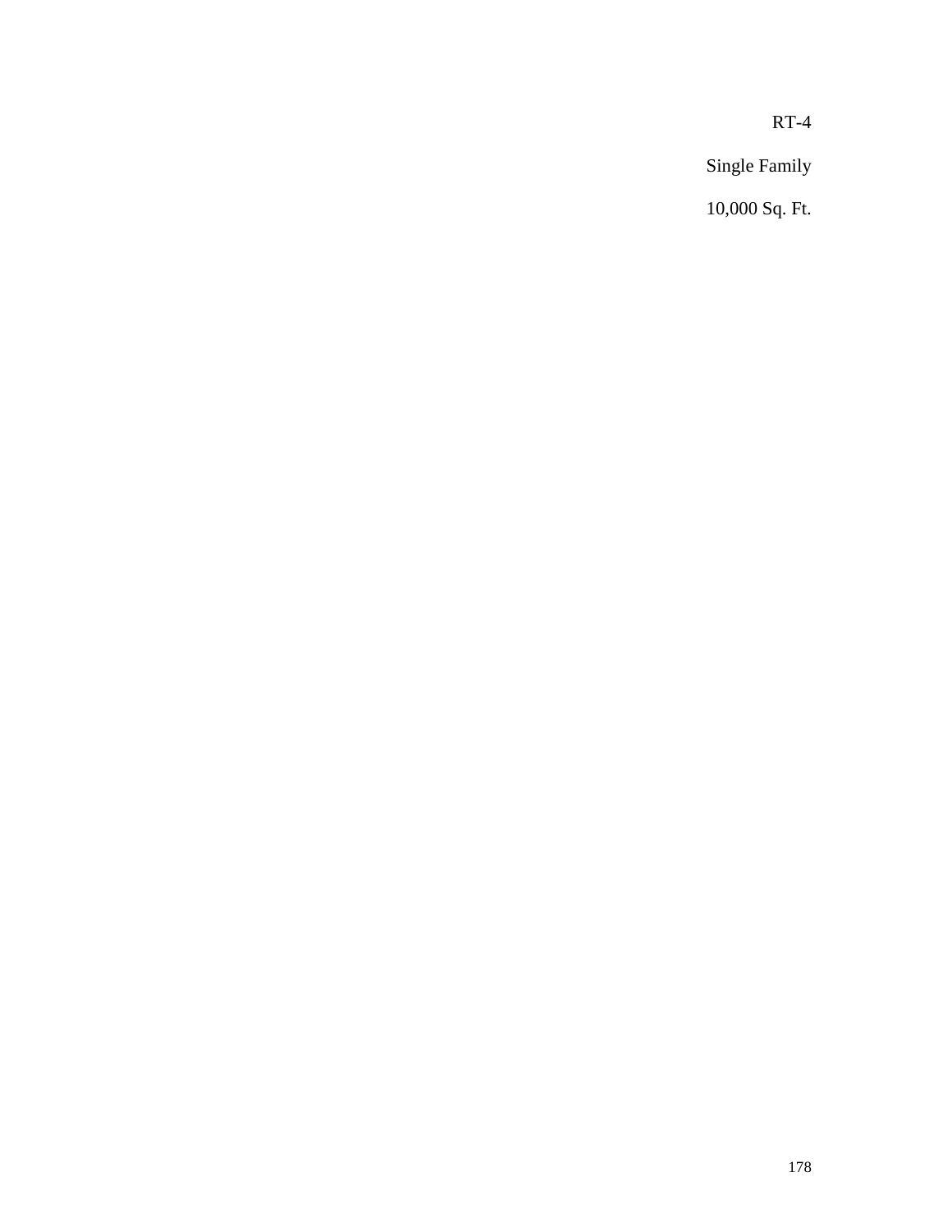RT-4

Single Family

10,000 Sq. Ft.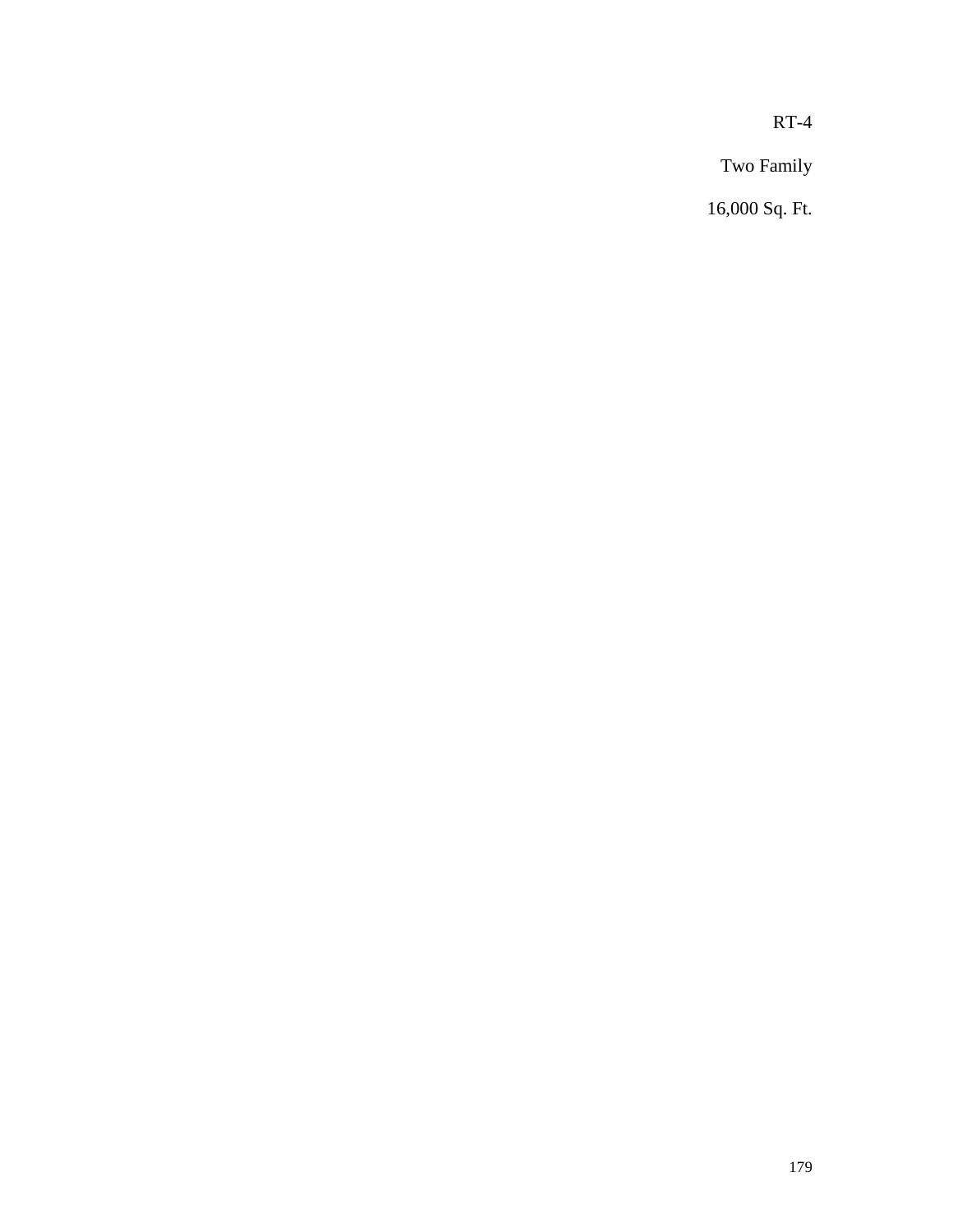RT-4

Two Family

16,000 Sq. Ft.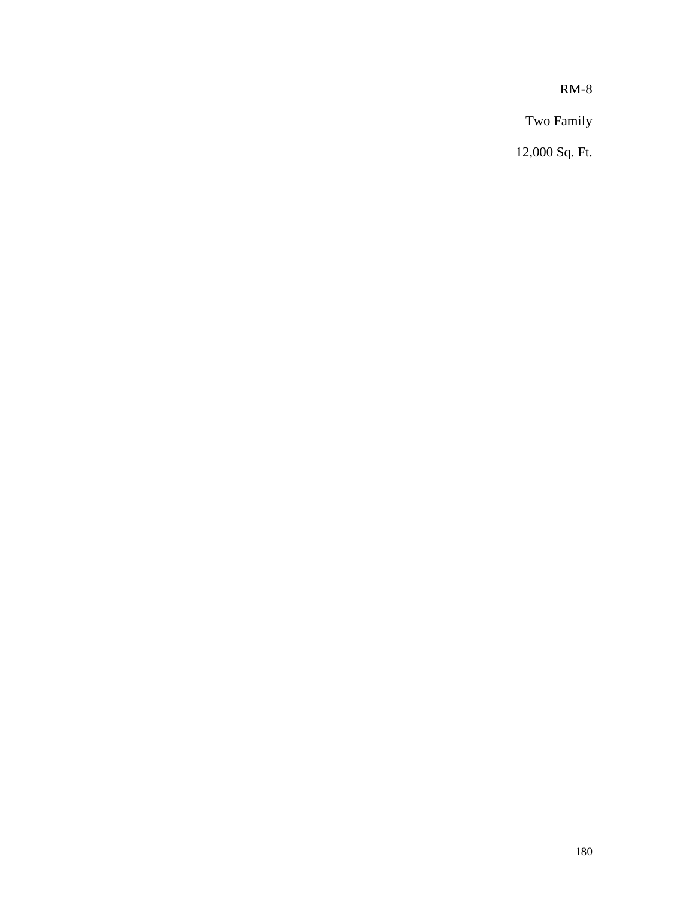RM-8

Two Family

12,000 Sq. Ft.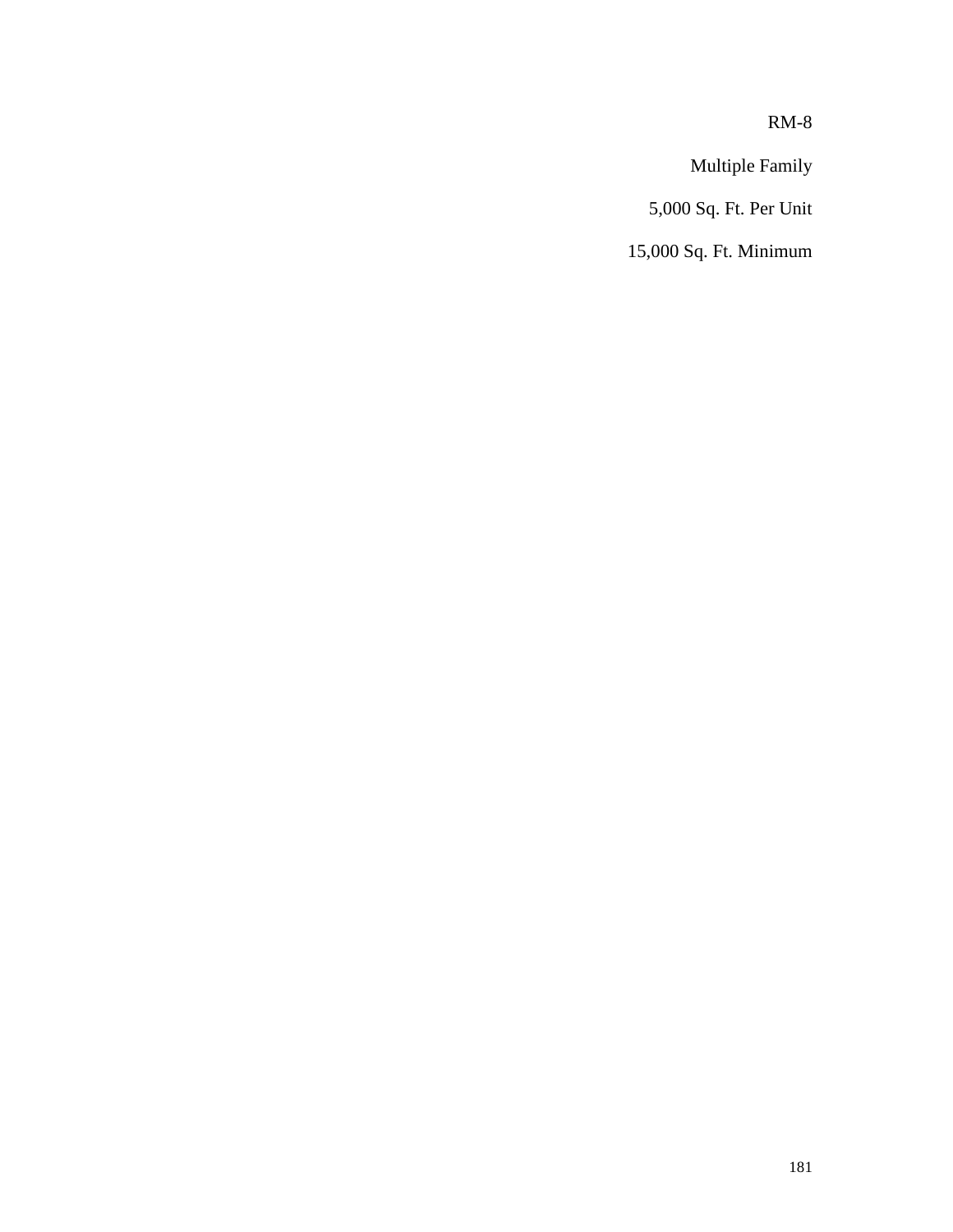RM-8

Multiple Family

5,000 Sq. Ft. Per Unit

15,000 Sq. Ft. Minimum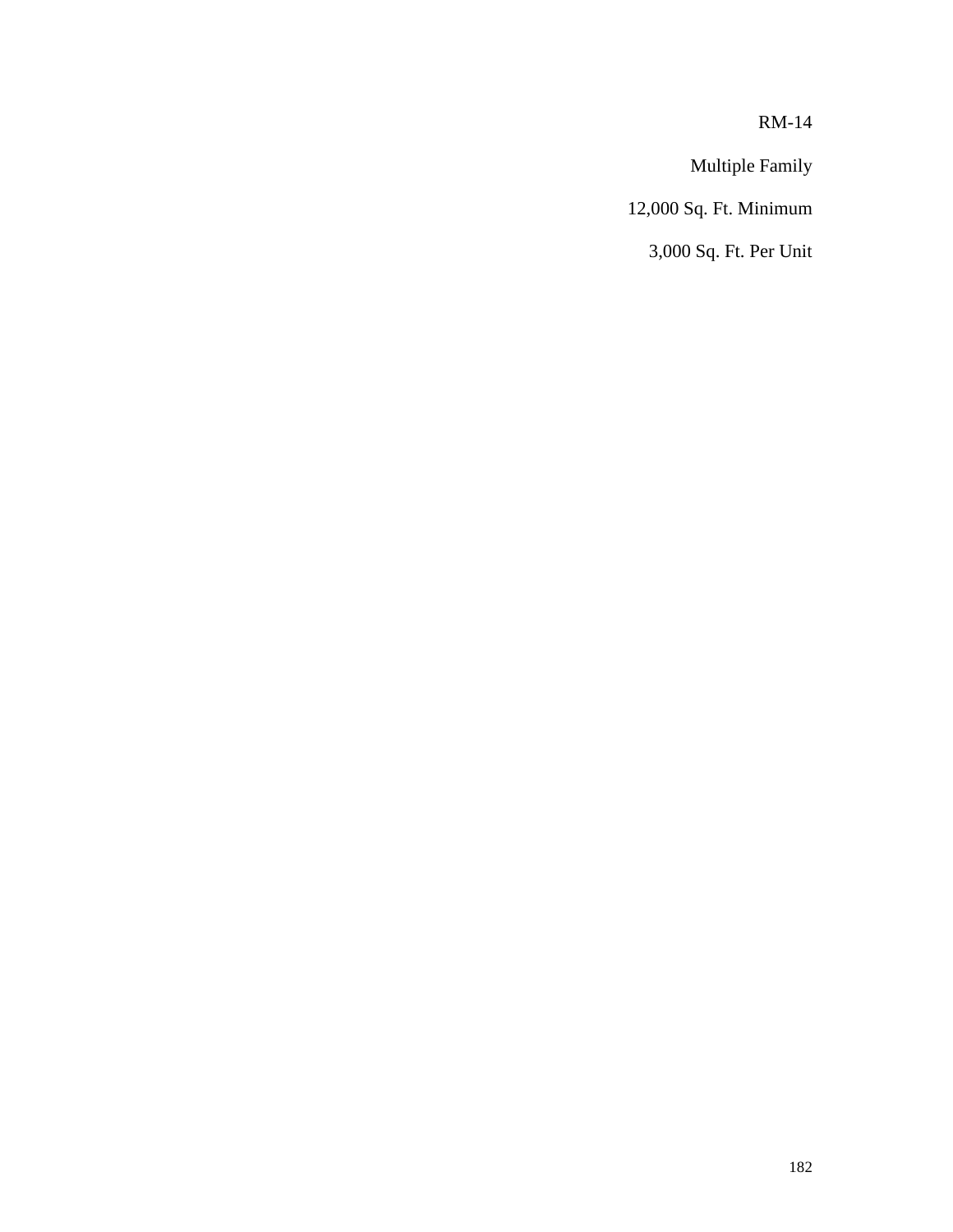RM-14

Multiple Family

12,000 Sq. Ft. Minimum

3,000 Sq. Ft. Per Unit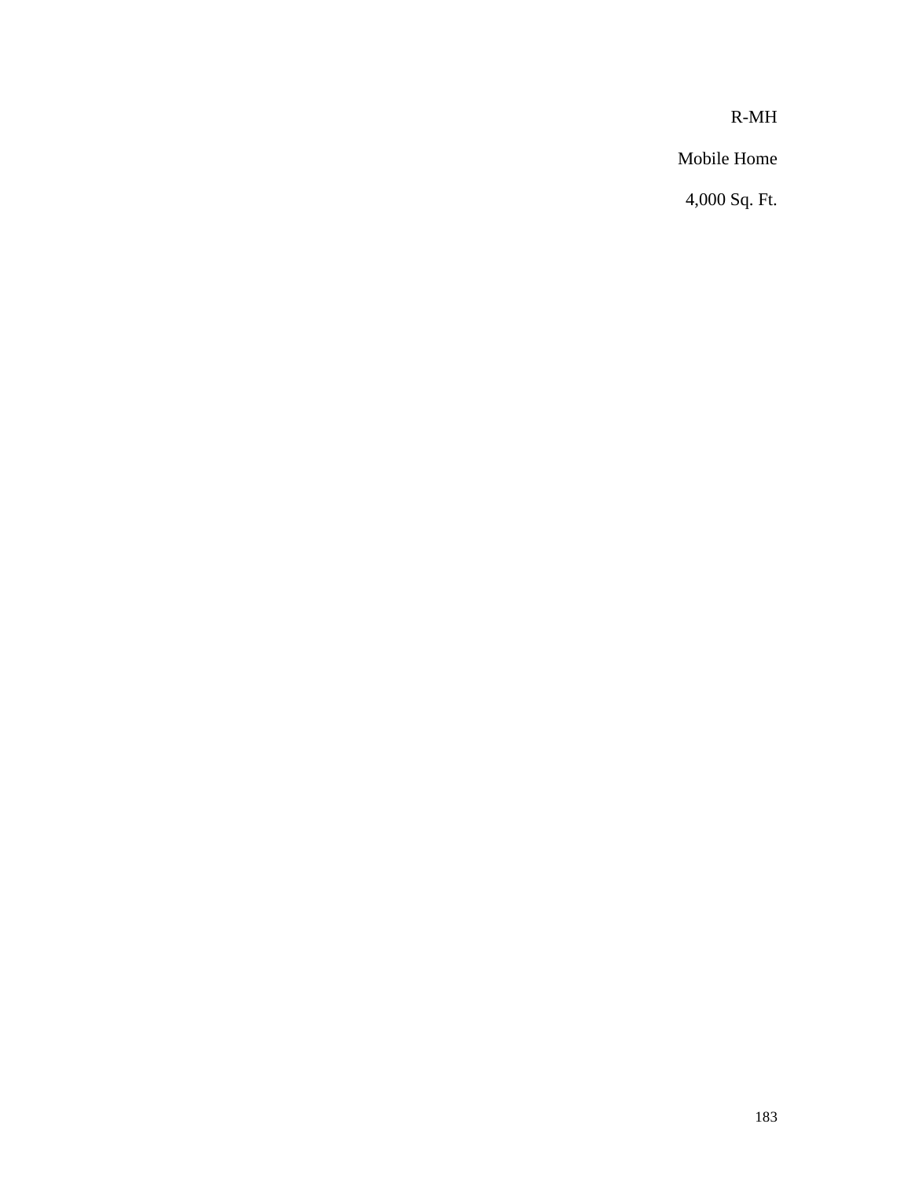R-MH

Mobile Home

4,000 Sq. Ft.